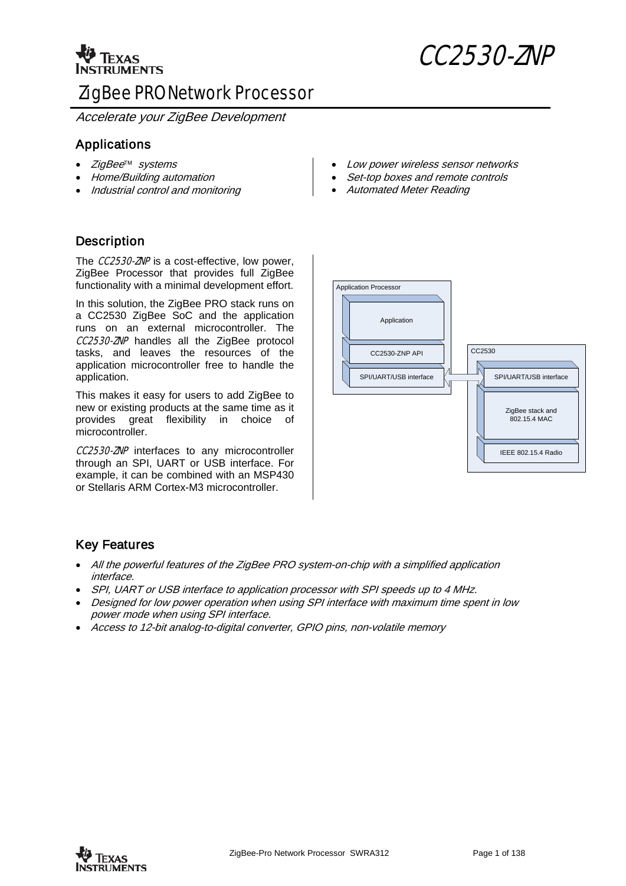# CC2530-ZNP

## ZigBee PRO Network Processor

*Accelerate your ZigBee Development*

### Applications

- *ZigBee™ systems*
- *Home/Building automation*
- *Industrial control and monitoring*
- *Low power wireless sensor networks*
- *Set-top boxes and remote controls*
- *Automated Meter Reading*

### Description

The *CC2530-ZNP* is a cost-effective, low power, ZigBee Processor that provides full ZigBee functionality with a minimal development effort.

In this solution, the ZigBee PRO stack runs on a CC2530 ZigBee SoC and the application runs on an external microcontroller. The *CC2530-ZNP* handles all the ZigBee protocol tasks, and leaves the resources of the application microcontroller free to handle the application.

This makes it easy for users to add ZigBee to new or existing products at the same time as it provides great flexibility in choice of microcontroller.

*CC2530-ZNP* interfaces to any microcontroller through an SPI, UART or USB interface. For example, it can be combined with an MSP430 or Stellaris ARM Cortex-M3 microcontroller.

Application Processor: Application; CC2530-ZNP API; SPI/UART/USB interface

CC2530: SPI/UART/USB interface; ZigBee stack and 802.15.4 MAC; IEEE 802.15.4 Radio

### Key Features

- *All the powerful features of the ZigBee PRO system-on-chip with a simplified application interface.*
- *SPI, UART or USB interface to application processor with SPI speeds up to 4 MHz.*
- *Designed for low power operation when using SPI interface with maximum time spent in low power mode when using SPI interface.*
- *Access to 12-bit analog-to-digital converter, GPIO pins, non-volatile memory*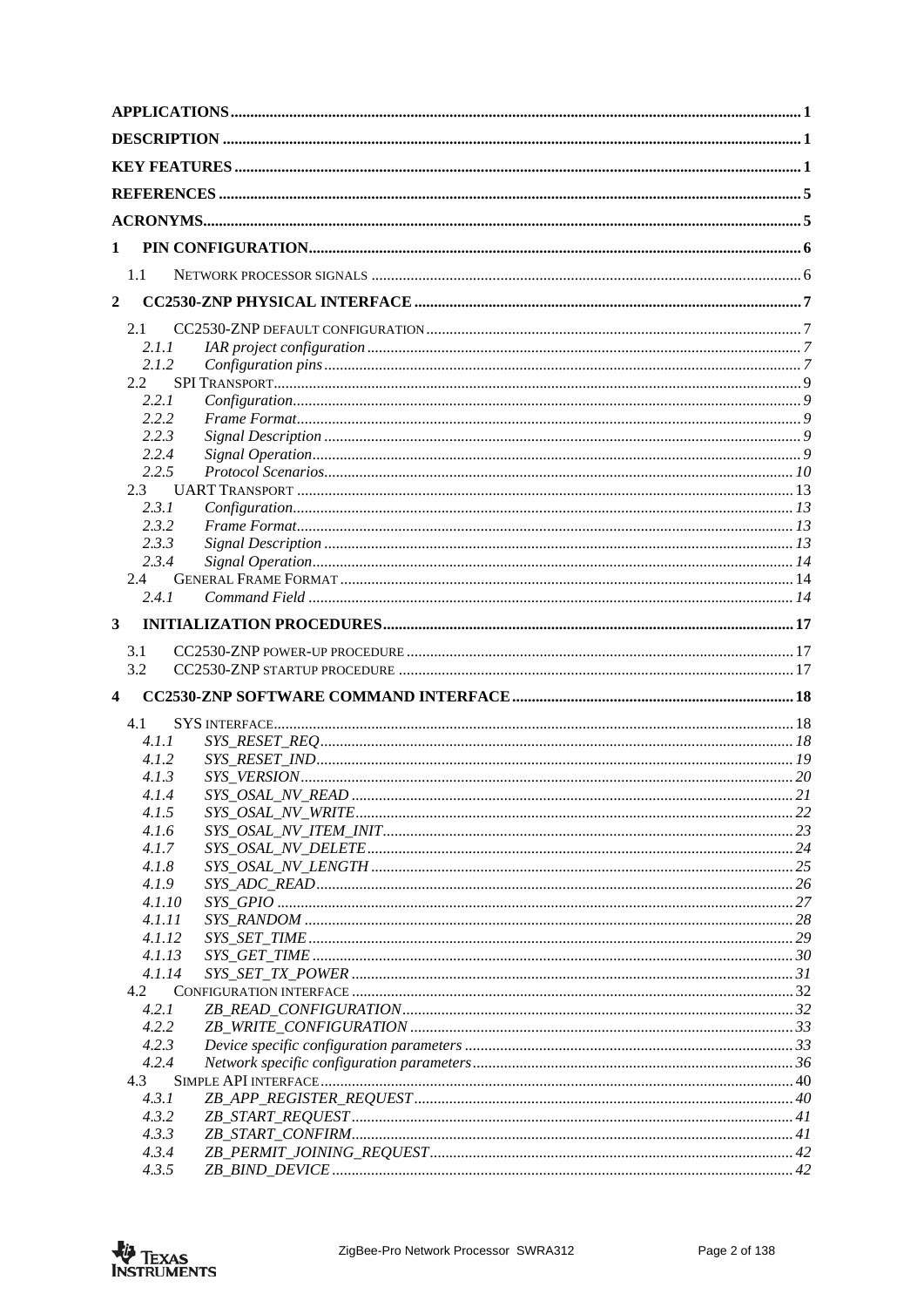APPLICATIONS ............................................................ 1
DESCRIPTION ............................................................ 1
KEY FEATURES ............................................................ 1
REFERENCES ............................................................ 5
ACRONYMS ............................................................ 5

1 PIN CONFIGURATION ............................................................ 6
- 1.1 NETWORK PROCESSOR SIGNALS ............................................................ 6

2 CC2530-ZNP PHYSICAL INTERFACE ............................................................ 7
- 2.1 CC2530-ZNP DEFAULT CONFIGURATION ............................................................ 7
  - *2.1.1 IAR project configuration* ............................................................ 7
  - *2.1.2 Configuration pins* ............................................................ 7
- 2.2 SPI TRANSPORT ............................................................ 9
  - *2.2.1 Configuration* ............................................................ 9
  - *2.2.2 Frame Format* ............................................................ 9
  - *2.2.3 Signal Description* ............................................................ 9
  - *2.2.4 Signal Operation* ............................................................ 9
  - *2.2.5 Protocol Scenarios* ............................................................ 10
- 2.3 UART TRANSPORT ............................................................ 13
  - *2.3.1 Configuration* ............................................................ 13
  - *2.3.2 Frame Format* ............................................................ 13
  - *2.3.3 Signal Description* ............................................................ 13
  - *2.3.4 Signal Operation* ............................................................ 14
- 2.4 GENERAL FRAME FORMAT ............................................................ 14
  - *2.4.1 Command Field* ............................................................ 14

3 INITIALIZATION PROCEDURES ............................................................ 17
- 3.1 CC2530-ZNP POWER-UP PROCEDURE ............................................................ 17
- 3.2 CC2530-ZNP STARTUP PROCEDURE ............................................................ 17

4 CC2530-ZNP SOFTWARE COMMAND INTERFACE ............................................................ 18
- 4.1 SYS INTERFACE ............................................................ 18
  - *4.1.1 SYS_RESET_REQ* ............................................................ 18
  - *4.1.2 SYS_RESET_IND* ............................................................ 19
  - *4.1.3 SYS_VERSION* ............................................................ 20
  - *4.1.4 SYS_OSAL_NV_READ* ............................................................ 21
  - *4.1.5 SYS_OSAL_NV_WRITE* ............................................................ 22
  - *4.1.6 SYS_OSAL_NV_ITEM_INIT* ............................................................ 23
  - *4.1.7 SYS_OSAL_NV_DELETE* ............................................................ 24
  - *4.1.8 SYS_OSAL_NV_LENGTH* ............................................................ 25
  - *4.1.9 SYS_ADC_READ* ............................................................ 26
  - *4.1.10 SYS_GPIO* ............................................................ 27
  - *4.1.11 SYS_RANDOM* ............................................................ 28
  - *4.1.12 SYS_SET_TIME* ............................................................ 29
  - *4.1.13 SYS_GET_TIME* ............................................................ 30
  - *4.1.14 SYS_SET_TX_POWER* ............................................................ 31
- 4.2 CONFIGURATION INTERFACE ............................................................ 32
  - *4.2.1 ZB_READ_CONFIGURATION* ............................................................ 32
  - *4.2.2 ZB_WRITE_CONFIGURATION* ............................................................ 33
  - *4.2.3 Device specific configuration parameters* ............................................................ 33
  - *4.2.4 Network specific configuration parameters* ............................................................ 36
- 4.3 SIMPLE API INTERFACE ............................................................ 40
  - *4.3.1 ZB_APP_REGISTER_REQUEST* ............................................................ 40
  - *4.3.2 ZB_START_REQUEST* ............................................................ 41
  - *4.3.3 ZB_START_CONFIRM* ............................................................ 41
  - *4.3.4 ZB_PERMIT_JOINING_REQUEST* ............................................................ 42
  - *4.3.5 ZB_BIND_DEVICE* ............................................................ 42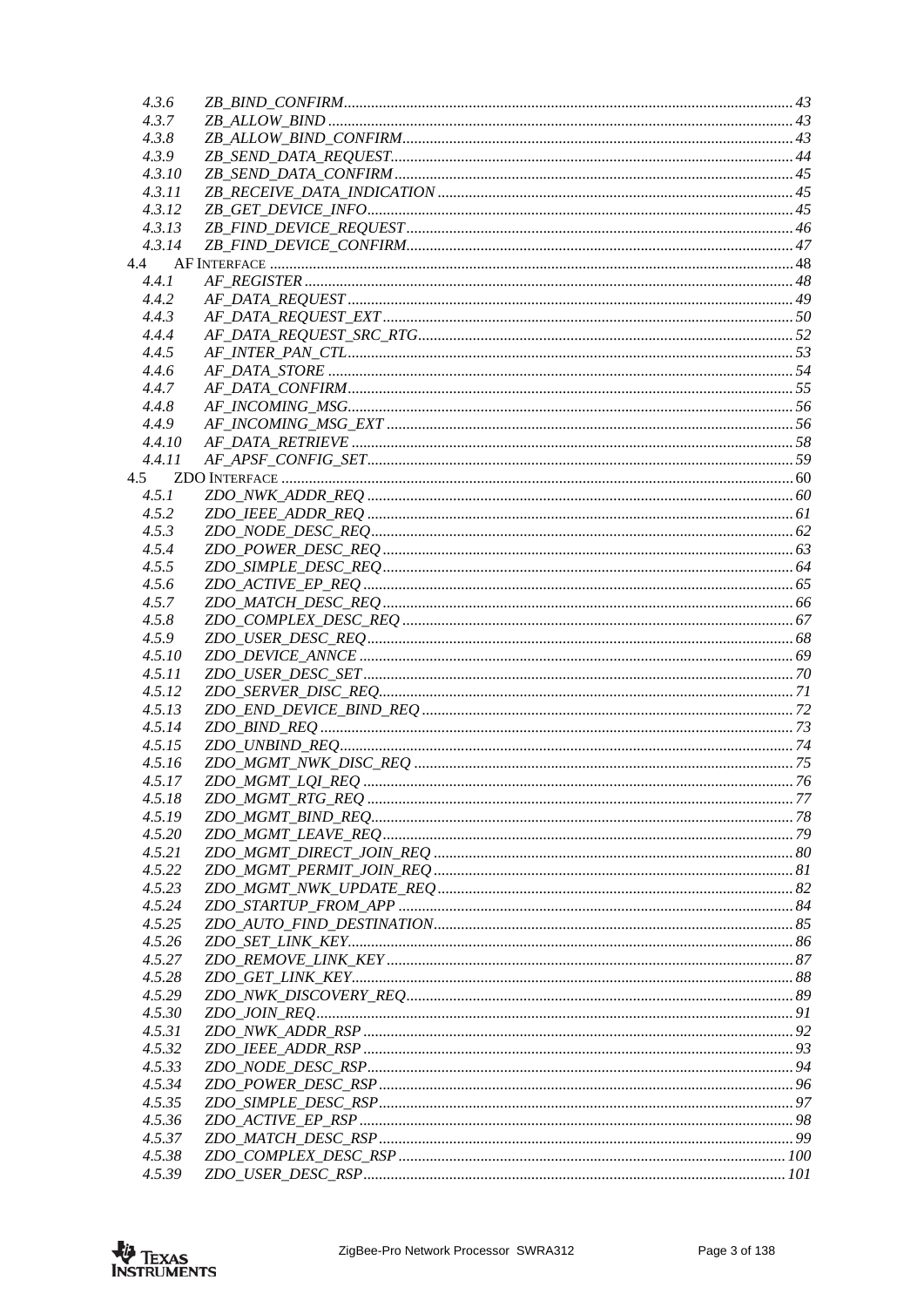4.3.6 ZB_BIND_CONFIRM ........ 43
4.3.7 ZB_ALLOW_BIND ........ 43
4.3.8 ZB_ALLOW_BIND_CONFIRM ........ 43
4.3.9 ZB_SEND_DATA_REQUEST ........ 44
4.3.10 ZB_SEND_DATA_CONFIRM ........ 45
4.3.11 ZB_RECEIVE_DATA_INDICATION ........ 45
4.3.12 ZB_GET_DEVICE_INFO ........ 45
4.3.13 ZB_FIND_DEVICE_REQUEST ........ 46
4.3.14 ZB_FIND_DEVICE_CONFIRM ........ 47

4.4 AF INTERFACE ........ 48
4.4.1 AF_REGISTER ........ 48
4.4.2 AF_DATA_REQUEST ........ 49
4.4.3 AF_DATA_REQUEST_EXT ........ 50
4.4.4 AF_DATA_REQUEST_SRC_RTG ........ 52
4.4.5 AF_INTER_PAN_CTL ........ 53
4.4.6 AF_DATA_STORE ........ 54
4.4.7 AF_DATA_CONFIRM ........ 55
4.4.8 AF_INCOMING_MSG ........ 56
4.4.9 AF_INCOMING_MSG_EXT ........ 56
4.4.10 AF_DATA_RETRIEVE ........ 58
4.4.11 AF_APSF_CONFIG_SET ........ 59

4.5 ZDO INTERFACE ........ 60
4.5.1 ZDO_NWK_ADDR_REQ ........ 60
4.5.2 ZDO_IEEE_ADDR_REQ ........ 61
4.5.3 ZDO_NODE_DESC_REQ ........ 62
4.5.4 ZDO_POWER_DESC_REQ ........ 63
4.5.5 ZDO_SIMPLE_DESC_REQ ........ 64
4.5.6 ZDO_ACTIVE_EP_REQ ........ 65
4.5.7 ZDO_MATCH_DESC_REQ ........ 66
4.5.8 ZDO_COMPLEX_DESC_REQ ........ 67
4.5.9 ZDO_USER_DESC_REQ ........ 68
4.5.10 ZDO_DEVICE_ANNCE ........ 69
4.5.11 ZDO_USER_DESC_SET ........ 70
4.5.12 ZDO_SERVER_DISC_REQ ........ 71
4.5.13 ZDO_END_DEVICE_BIND_REQ ........ 72
4.5.14 ZDO_BIND_REQ ........ 73
4.5.15 ZDO_UNBIND_REQ ........ 74
4.5.16 ZDO_MGMT_NWK_DISC_REQ ........ 75
4.5.17 ZDO_MGMT_LQI_REQ ........ 76
4.5.18 ZDO_MGMT_RTG_REQ ........ 77
4.5.19 ZDO_MGMT_BIND_REQ ........ 78
4.5.20 ZDO_MGMT_LEAVE_REQ ........ 79
4.5.21 ZDO_MGMT_DIRECT_JOIN_REQ ........ 80
4.5.22 ZDO_MGMT_PERMIT_JOIN_REQ ........ 81
4.5.23 ZDO_MGMT_NWK_UPDATE_REQ ........ 82
4.5.24 ZDO_STARTUP_FROM_APP ........ 84
4.5.25 ZDO_AUTO_FIND_DESTINATION ........ 85
4.5.26 ZDO_SET_LINK_KEY ........ 86
4.5.27 ZDO_REMOVE_LINK_KEY ........ 87
4.5.28 ZDO_GET_LINK_KEY ........ 88
4.5.29 ZDO_NWK_DISCOVERY_REQ ........ 89
4.5.30 ZDO_JOIN_REQ ........ 91
4.5.31 ZDO_NWK_ADDR_RSP ........ 92
4.5.32 ZDO_IEEE_ADDR_RSP ........ 93
4.5.33 ZDO_NODE_DESC_RSP ........ 94
4.5.34 ZDO_POWER_DESC_RSP ........ 96
4.5.35 ZDO_SIMPLE_DESC_RSP ........ 97
4.5.36 ZDO_ACTIVE_EP_RSP ........ 98
4.5.37 ZDO_MATCH_DESC_RSP ........ 99
4.5.38 ZDO_COMPLEX_DESC_RSP ........ 100
4.5.39 ZDO_USER_DESC_RSP ........ 101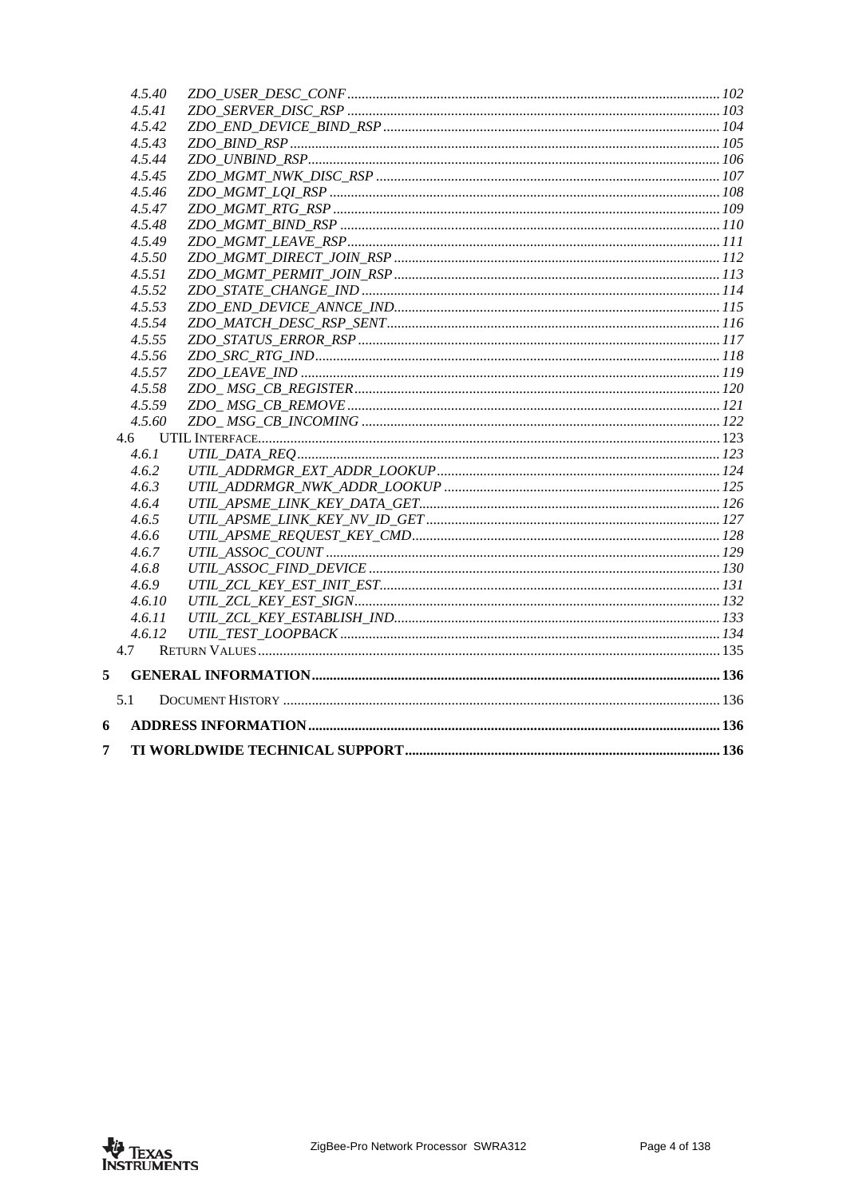4.5.40 ZDO_USER_DESC_CONF ........ 102
4.5.41 ZDO_SERVER_DISC_RSP ........ 103
4.5.42 ZDO_END_DEVICE_BIND_RSP ........ 104
4.5.43 ZDO_BIND_RSP ........ 105
4.5.44 ZDO_UNBIND_RSP ........ 106
4.5.45 ZDO_MGMT_NWK_DISC_RSP ........ 107
4.5.46 ZDO_MGMT_LQI_RSP ........ 108
4.5.47 ZDO_MGMT_RTG_RSP ........ 109
4.5.48 ZDO_MGMT_BIND_RSP ........ 110
4.5.49 ZDO_MGMT_LEAVE_RSP ........ 111
4.5.50 ZDO_MGMT_DIRECT_JOIN_RSP ........ 112
4.5.51 ZDO_MGMT_PERMIT_JOIN_RSP ........ 113
4.5.52 ZDO_STATE_CHANGE_IND ........ 114
4.5.53 ZDO_END_DEVICE_ANNCE_IND ........ 115
4.5.54 ZDO_MATCH_DESC_RSP_SENT ........ 116
4.5.55 ZDO_STATUS_ERROR_RSP ........ 117
4.5.56 ZDO_SRC_RTG_IND ........ 118
4.5.57 ZDO_LEAVE_IND ........ 119
4.5.58 ZDO_ MSG_CB_REGISTER ........ 120
4.5.59 ZDO_ MSG_CB_REMOVE ........ 121
4.5.60 ZDO_ MSG_CB_INCOMING ........ 122

4.6 UTIL INTERFACE ........ 123
4.6.1 UTIL_DATA_REQ ........ 123
4.6.2 UTIL_ADDRMGR_EXT_ADDR_LOOKUP ........ 124
4.6.3 UTIL_ADDRMGR_NWK_ADDR_LOOKUP ........ 125
4.6.4 UTIL_APSME_LINK_KEY_DATA_GET ........ 126
4.6.5 UTIL_APSME_LINK_KEY_NV_ID_GET ........ 127
4.6.6 UTIL_APSME_REQUEST_KEY_CMD ........ 128
4.6.7 UTIL_ASSOC_COUNT ........ 129
4.6.8 UTIL_ASSOC_FIND_DEVICE ........ 130
4.6.9 UTIL_ZCL_KEY_EST_INIT_EST ........ 131
4.6.10 UTIL_ZCL_KEY_EST_SIGN ........ 132
4.6.11 UTIL_ZCL_KEY_ESTABLISH_IND ........ 133
4.6.12 UTIL_TEST_LOOPBACK ........ 134

4.7 RETURN VALUES ........ 135

**5 GENERAL INFORMATION ........ 136**

5.1 DOCUMENT HISTORY ........ 136

**6 ADDRESS INFORMATION ........ 136**

**7 TI WORLDWIDE TECHNICAL SUPPORT ........ 136**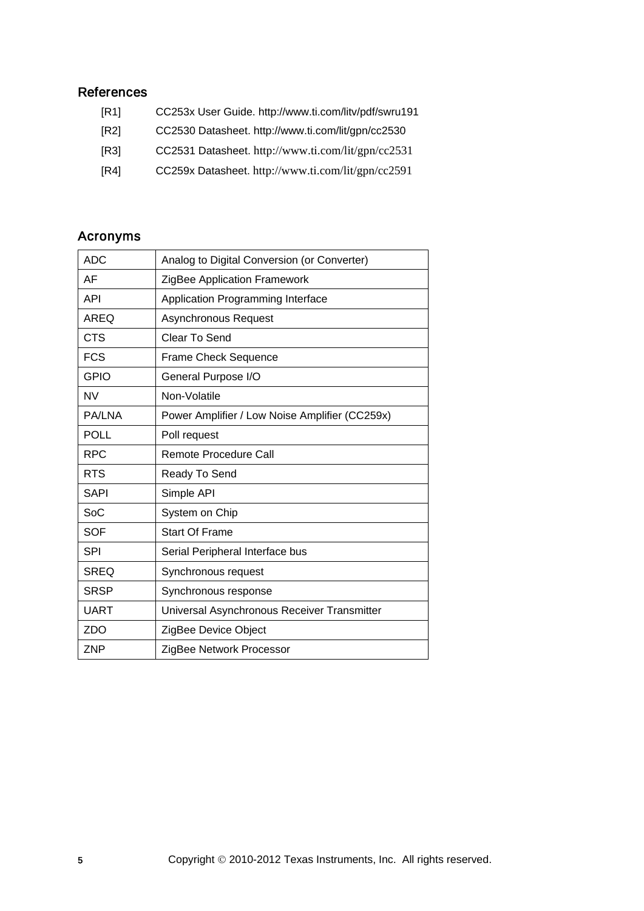## References

[R1] CC253x User Guide. http://www.ti.com/litv/pdf/swru191

[R2] CC2530 Datasheet. http://www.ti.com/lit/gpn/cc2530

[R3] CC2531 Datasheet. http://www.ti.com/lit/gpn/cc2531

[R4] CC259x Datasheet. http://www.ti.com/lit/gpn/cc2591

## Acronyms

| | |
|---|---|
| ADC | Analog to Digital Conversion (or Converter) |
| AF | ZigBee Application Framework |
| API | Application Programming Interface |
| AREQ | Asynchronous Request |
| CTS | Clear To Send |
| FCS | Frame Check Sequence |
| GPIO | General Purpose I/O |
| NV | Non-Volatile |
| PA/LNA | Power Amplifier / Low Noise Amplifier (CC259x) |
| POLL | Poll request |
| RPC | Remote Procedure Call |
| RTS | Ready To Send |
| SAPI | Simple API |
| SoC | System on Chip |
| SOF | Start Of Frame |
| SPI | Serial Peripheral Interface bus |
| SREQ | Synchronous request |
| SRSP | Synchronous response |
| UART | Universal Asynchronous Receiver Transmitter |
| ZDO | ZigBee Device Object |
| ZNP | ZigBee Network Processor |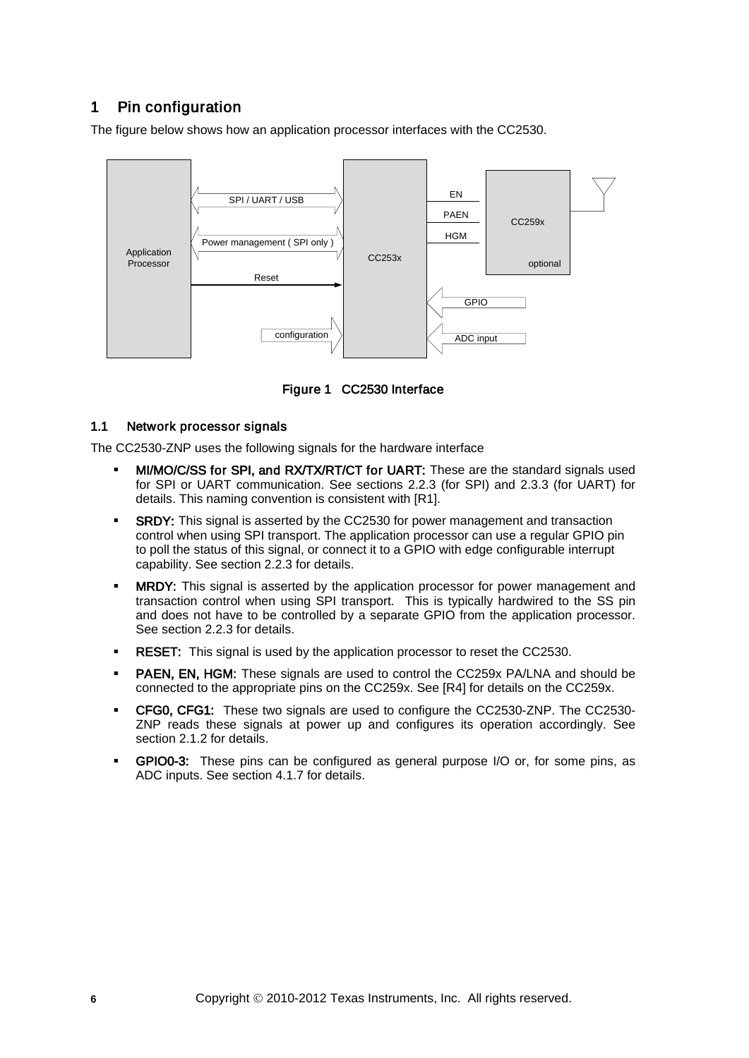# 1 Pin configuration

The figure below shows how an application processor interfaces with the CC2530.

Figure 1 CC2530 Interface

## 1.1 Network processor signals

The CC2530-ZNP uses the following signals for the hardware interface

- **MI/MO/C/SS for SPI, and RX/TX/RT/CT for UART:** These are the standard signals used for SPI or UART communication. See sections 2.2.3 (for SPI) and 2.3.3 (for UART) for details. This naming convention is consistent with [R1].
- **SRDY:** This signal is asserted by the CC2530 for power management and transaction control when using SPI transport. The application processor can use a regular GPIO pin to poll the status of this signal, or connect it to a GPIO with edge configurable interrupt capability. See section 2.2.3 for details.
- **MRDY:** This signal is asserted by the application processor for power management and transaction control when using SPI transport. This is typically hardwired to the SS pin and does not have to be controlled by a separate GPIO from the application processor. See section 2.2.3 for details.
- **RESET:** This signal is used by the application processor to reset the CC2530.
- **PAEN, EN, HGM:** These signals are used to control the CC259x PA/LNA and should be connected to the appropriate pins on the CC259x. See [R4] for details on the CC259x.
- **CFG0, CFG1:** These two signals are used to configure the CC2530-ZNP. The CC2530-ZNP reads these signals at power up and configures its operation accordingly. See section 2.1.2 for details.
- **GPIO0-3:** These pins can be configured as general purpose I/O or, for some pins, as ADC inputs. See section 4.1.7 for details.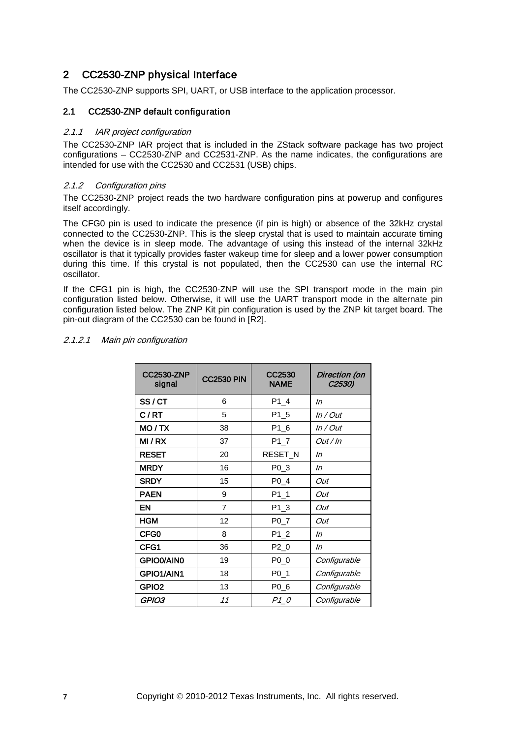## 2 CC2530-ZNP physical Interface

The CC2530-ZNP supports SPI, UART, or USB interface to the application processor.

### 2.1 CC2530-ZNP default configuration

#### *2.1.1 IAR project configuration*

The CC2530-ZNP IAR project that is included in the ZStack software package has two project configurations – CC2530-ZNP and CC2531-ZNP. As the name indicates, the configurations are intended for use with the CC2530 and CC2531 (USB) chips.

#### *2.1.2 Configuration pins*

The CC2530-ZNP project reads the two hardware configuration pins at powerup and configures itself accordingly.

The CFG0 pin is used to indicate the presence (if pin is high) or absence of the 32kHz crystal connected to the CC2530-ZNP. This is the sleep crystal that is used to maintain accurate timing when the device is in sleep mode. The advantage of using this instead of the internal 32kHz oscillator is that it typically provides faster wakeup time for sleep and a lower power consumption during this time. If this crystal is not populated, then the CC2530 can use the internal RC oscillator.

If the CFG1 pin is high, the CC2530-ZNP will use the SPI transport mode in the main pin configuration listed below. Otherwise, it will use the UART transport mode in the alternate pin configuration listed below. The ZNP Kit pin configuration is used by the ZNP kit target board. The pin-out diagram of the CC2530 can be found in [R2].

##### *2.1.2.1 Main pin configuration*

| CC2530-ZNP signal | CC2530 PIN | CC2530 NAME | *Direction (on C2530)* |
|---|---|---|---|
| **SS / CT** | 6 | P1_4 | *In* |
| **C / RT** | 5 | P1_5 | *In / Out* |
| **MO / TX** | 38 | P1_6 | *In / Out* |
| **MI / RX** | 37 | P1_7 | *Out / In* |
| **RESET** | 20 | RESET_N | *In* |
| **MRDY** | 16 | P0_3 | *In* |
| **SRDY** | 15 | P0_4 | *Out* |
| **PAEN** | 9 | P1_1 | *Out* |
| **EN** | 7 | P1_3 | *Out* |
| **HGM** | 12 | P0_7 | *Out* |
| **CFG0** | 8 | P1_2 | *In* |
| **CFG1** | 36 | P2_0 | *In* |
| **GPIO0/AIN0** | 19 | P0_0 | *Configurable* |
| **GPIO1/AIN1** | 18 | P0_1 | *Configurable* |
| **GPIO2** | 13 | P0_6 | *Configurable* |
| ***GPIO3*** | *11* | *P1_0* | *Configurable* |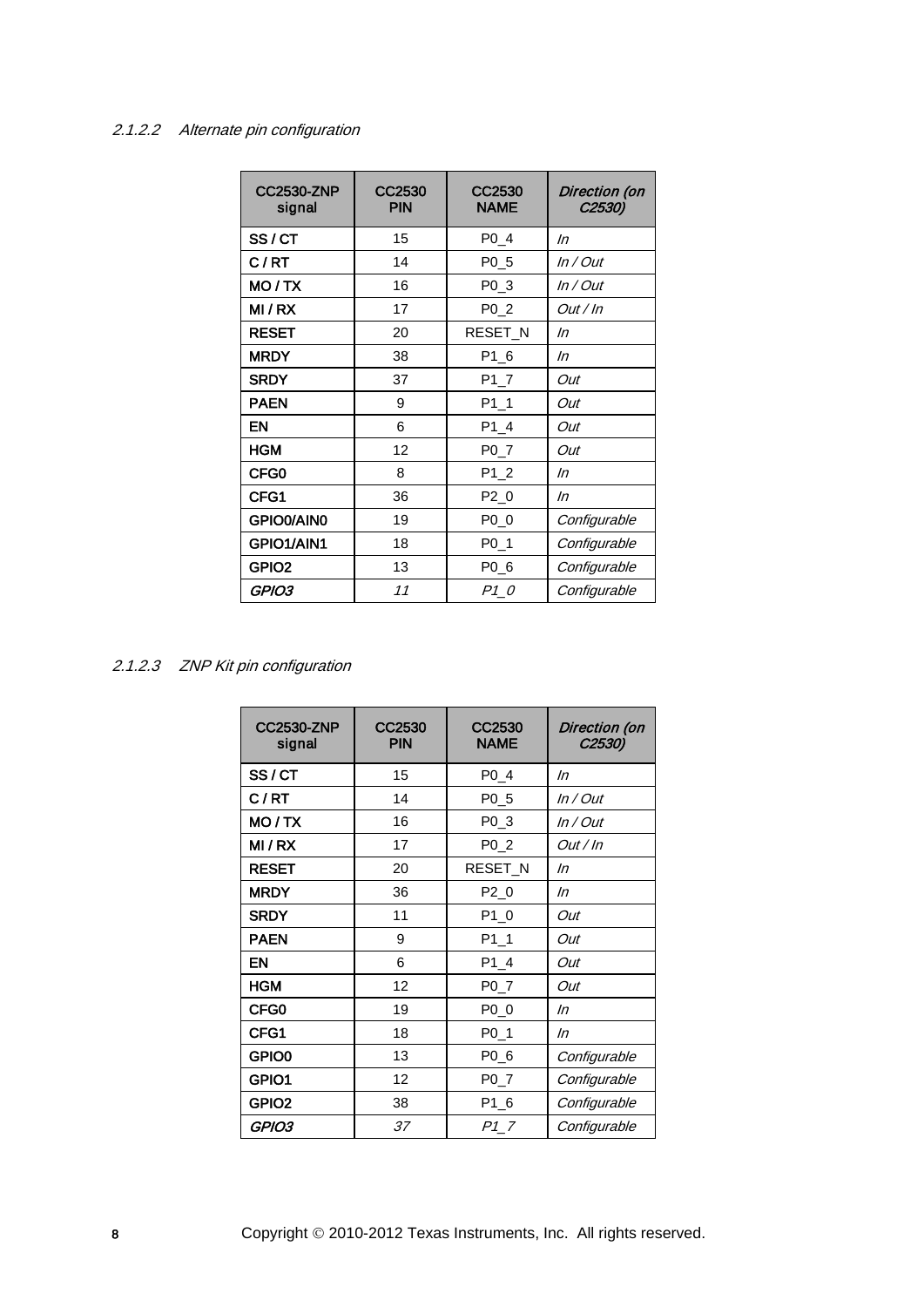#### 2.1.2.2 Alternate pin configuration

| CC2530-ZNP signal | CC2530 PIN | CC2530 NAME | *Direction (on C2530)* |
|---|---|---|---|
| **SS / CT** | 15 | P0_4 | *In* |
| **C / RT** | 14 | P0_5 | *In / Out* |
| **MO / TX** | 16 | P0_3 | *In / Out* |
| **MI / RX** | 17 | P0_2 | *Out / In* |
| **RESET** | 20 | RESET_N | *In* |
| **MRDY** | 38 | P1_6 | *In* |
| **SRDY** | 37 | P1_7 | *Out* |
| **PAEN** | 9 | P1_1 | *Out* |
| **EN** | 6 | P1_4 | *Out* |
| **HGM** | 12 | P0_7 | *Out* |
| **CFG0** | 8 | P1_2 | *In* |
| **CFG1** | 36 | P2_0 | *In* |
| **GPIO0/AIN0** | 19 | P0_0 | *Configurable* |
| **GPIO1/AIN1** | 18 | P0_1 | *Configurable* |
| **GPIO2** | 13 | P0_6 | *Configurable* |
| ***GPIO3*** | *11* | *P1_0* | *Configurable* |

#### 2.1.2.3 ZNP Kit pin configuration

| CC2530-ZNP signal | CC2530 PIN | CC2530 NAME | *Direction (on C2530)* |
|---|---|---|---|
| **SS / CT** | 15 | P0_4 | *In* |
| **C / RT** | 14 | P0_5 | *In / Out* |
| **MO / TX** | 16 | P0_3 | *In / Out* |
| **MI / RX** | 17 | P0_2 | *Out / In* |
| **RESET** | 20 | RESET_N | *In* |
| **MRDY** | 36 | P2_0 | *In* |
| **SRDY** | 11 | P1_0 | *Out* |
| **PAEN** | 9 | P1_1 | *Out* |
| **EN** | 6 | P1_4 | *Out* |
| **HGM** | 12 | P0_7 | *Out* |
| **CFG0** | 19 | P0_0 | *In* |
| **CFG1** | 18 | P0_1 | *In* |
| **GPIO0** | 13 | P0_6 | *Configurable* |
| **GPIO1** | 12 | P0_7 | *Configurable* |
| **GPIO2** | 38 | P1_6 | *Configurable* |
| ***GPIO3*** | *37* | *P1_7* | *Configurable* |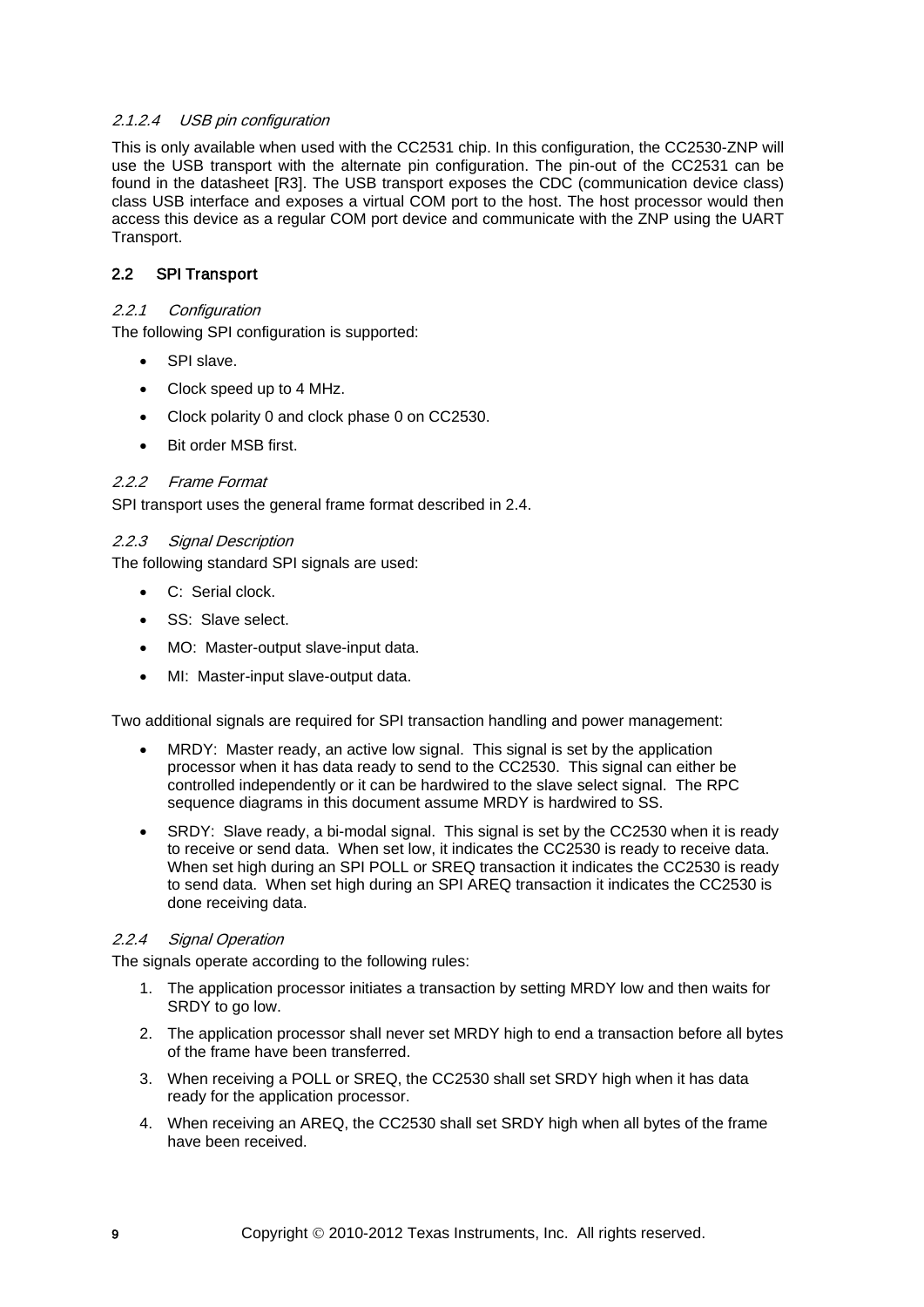#### 2.1.2.4 USB pin configuration

This is only available when used with the CC2531 chip. In this configuration, the CC2530-ZNP will use the USB transport with the alternate pin configuration. The pin-out of the CC2531 can be found in the datasheet [R3]. The USB transport exposes the CDC (communication device class) class USB interface and exposes a virtual COM port to the host. The host processor would then access this device as a regular COM port device and communicate with the ZNP using the UART Transport.

## 2.2 SPI Transport

### 2.2.1 Configuration

The following SPI configuration is supported:

- SPI slave.
- Clock speed up to 4 MHz.
- Clock polarity 0 and clock phase 0 on CC2530.
- Bit order MSB first.

### 2.2.2 Frame Format

SPI transport uses the general frame format described in 2.4.

### 2.2.3 Signal Description

The following standard SPI signals are used:

- C: Serial clock.
- SS: Slave select.
- MO: Master-output slave-input data.
- MI: Master-input slave-output data.

Two additional signals are required for SPI transaction handling and power management:

- MRDY: Master ready, an active low signal. This signal is set by the application processor when it has data ready to send to the CC2530. This signal can either be controlled independently or it can be hardwired to the slave select signal. The RPC sequence diagrams in this document assume MRDY is hardwired to SS.
- SRDY: Slave ready, a bi-modal signal. This signal is set by the CC2530 when it is ready to receive or send data. When set low, it indicates the CC2530 is ready to receive data. When set high during an SPI POLL or SREQ transaction it indicates the CC2530 is ready to send data. When set high during an SPI AREQ transaction it indicates the CC2530 is done receiving data.

### 2.2.4 Signal Operation

The signals operate according to the following rules:

1. The application processor initiates a transaction by setting MRDY low and then waits for SRDY to go low.
2. The application processor shall never set MRDY high to end a transaction before all bytes of the frame have been transferred.
3. When receiving a POLL or SREQ, the CC2530 shall set SRDY high when it has data ready for the application processor.
4. When receiving an AREQ, the CC2530 shall set SRDY high when all bytes of the frame have been received.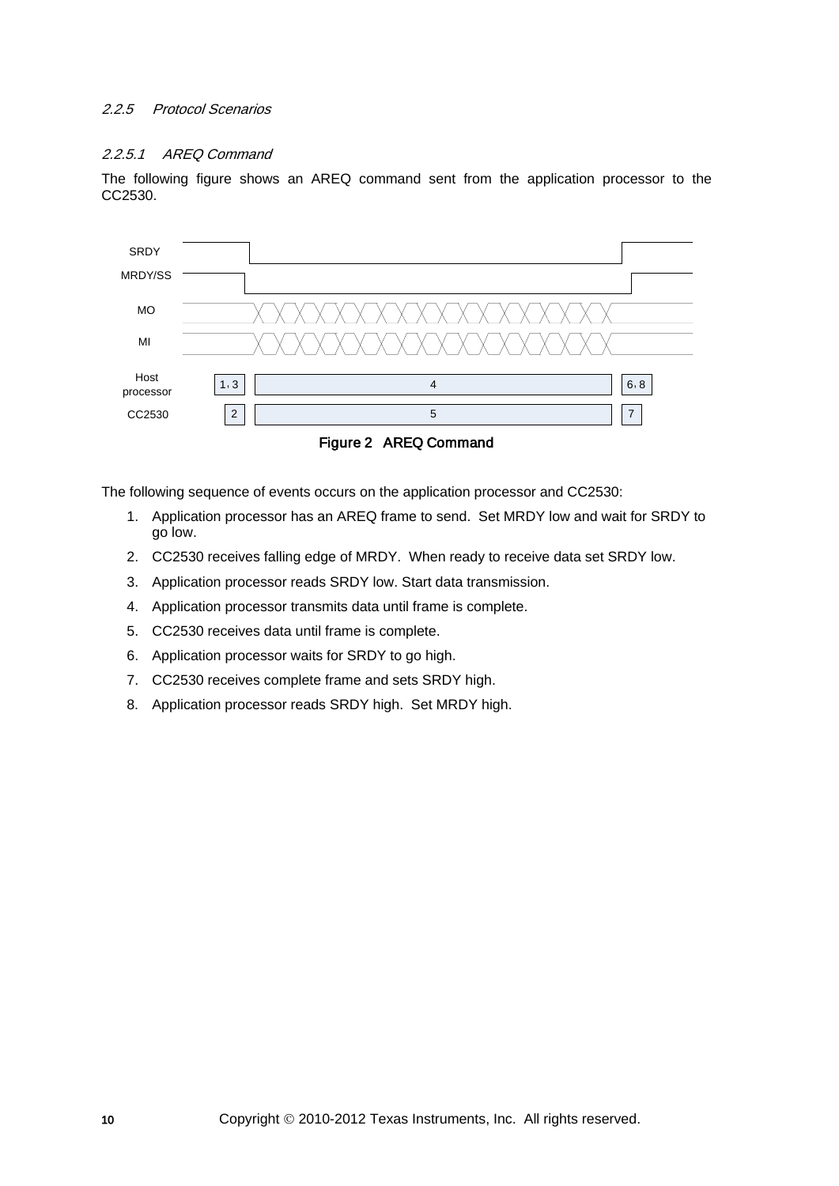#### 2.2.5 Protocol Scenarios

##### 2.2.5.1 AREQ Command

The following figure shows an AREQ command sent from the application processor to the CC2530.

Figure 2 AREQ Command

The following sequence of events occurs on the application processor and CC2530:

1. Application processor has an AREQ frame to send. Set MRDY low and wait for SRDY to go low.
2. CC2530 receives falling edge of MRDY. When ready to receive data set SRDY low.
3. Application processor reads SRDY low. Start data transmission.
4. Application processor transmits data until frame is complete.
5. CC2530 receives data until frame is complete.
6. Application processor waits for SRDY to go high.
7. CC2530 receives complete frame and sets SRDY high.
8. Application processor reads SRDY high. Set MRDY high.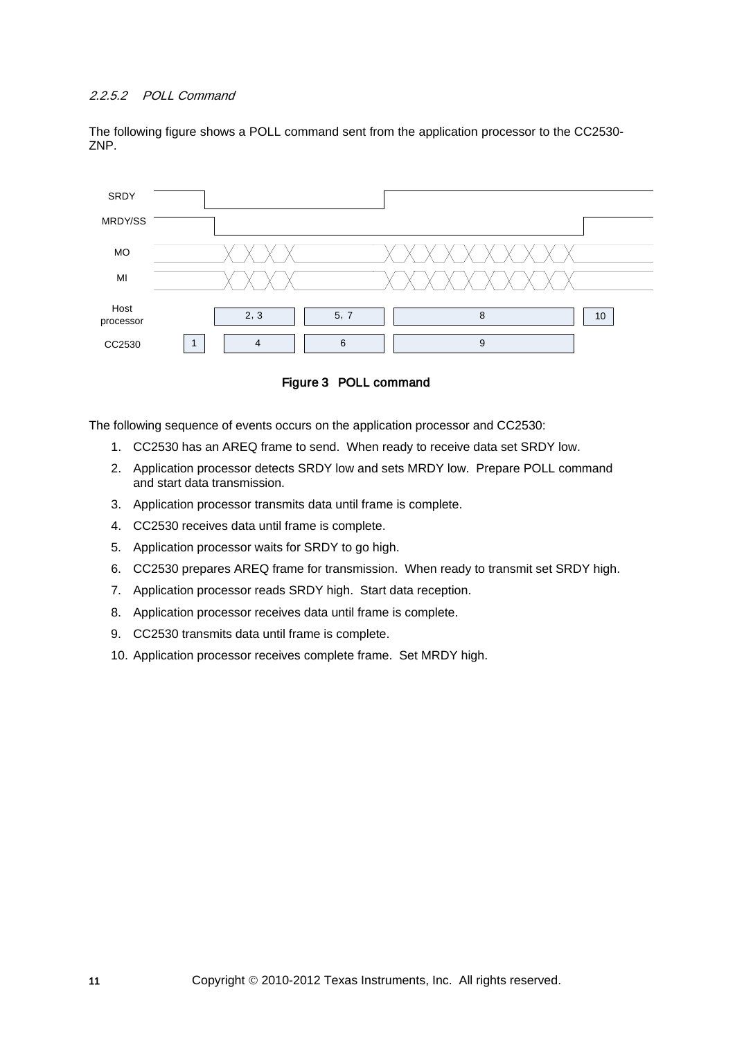#### 2.2.5.2 POLL Command

The following figure shows a POLL command sent from the application processor to the CC2530-ZNP.

Figure 3 POLL command

The following sequence of events occurs on the application processor and CC2530:

1. CC2530 has an AREQ frame to send. When ready to receive data set SRDY low.
2. Application processor detects SRDY low and sets MRDY low. Prepare POLL command and start data transmission.
3. Application processor transmits data until frame is complete.
4. CC2530 receives data until frame is complete.
5. Application processor waits for SRDY to go high.
6. CC2530 prepares AREQ frame for transmission. When ready to transmit set SRDY high.
7. Application processor reads SRDY high. Start data reception.
8. Application processor receives data until frame is complete.
9. CC2530 transmits data until frame is complete.
10. Application processor receives complete frame. Set MRDY high.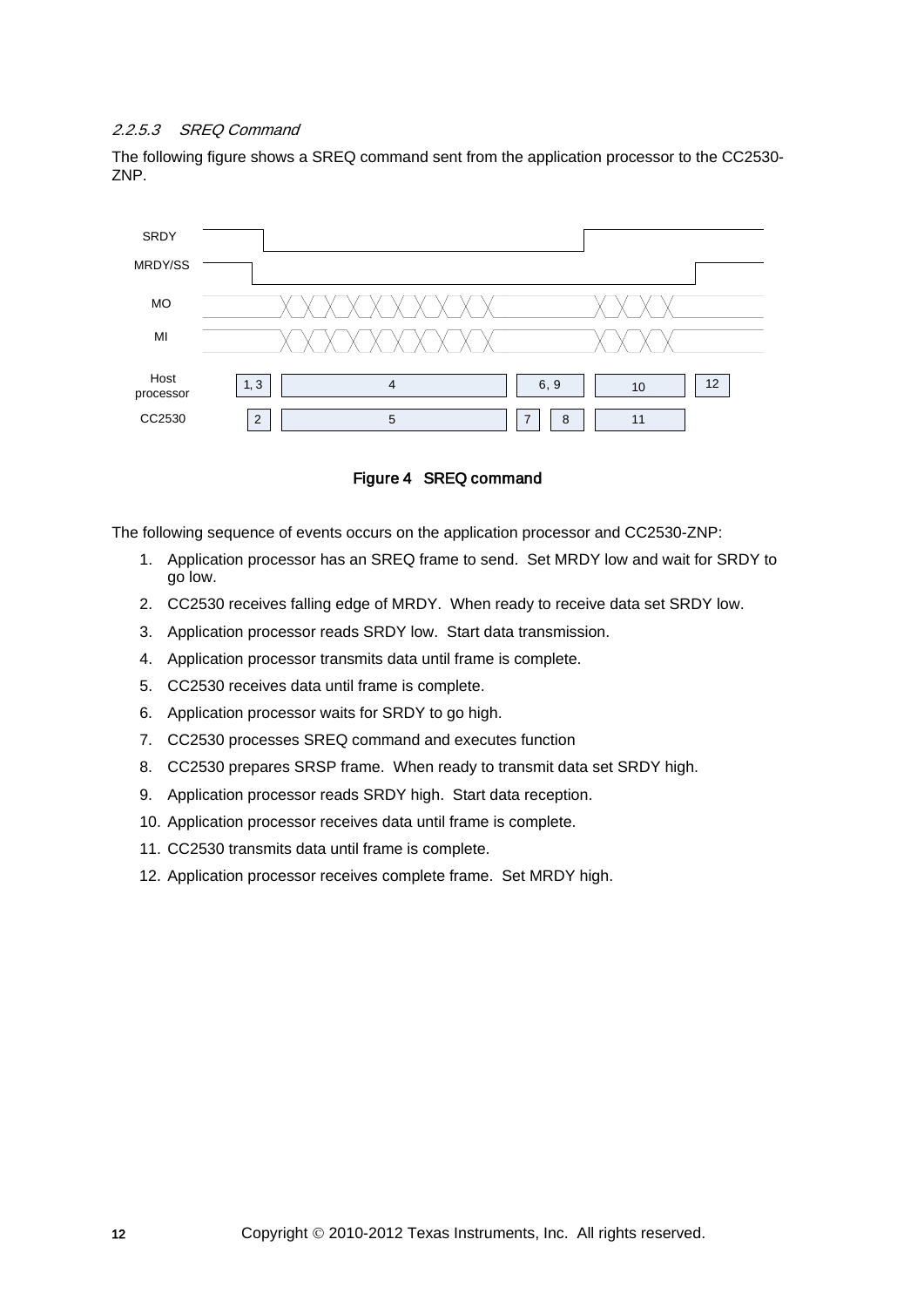#### 2.2.5.3 SREQ Command

The following figure shows a SREQ command sent from the application processor to the CC2530-ZNP.

Figure 4 SREQ command

The following sequence of events occurs on the application processor and CC2530-ZNP:

1. Application processor has an SREQ frame to send. Set MRDY low and wait for SRDY to go low.
2. CC2530 receives falling edge of MRDY. When ready to receive data set SRDY low.
3. Application processor reads SRDY low. Start data transmission.
4. Application processor transmits data until frame is complete.
5. CC2530 receives data until frame is complete.
6. Application processor waits for SRDY to go high.
7. CC2530 processes SREQ command and executes function
8. CC2530 prepares SRSP frame. When ready to transmit data set SRDY high.
9. Application processor reads SRDY high. Start data reception.
10. Application processor receives data until frame is complete.
11. CC2530 transmits data until frame is complete.
12. Application processor receives complete frame. Set MRDY high.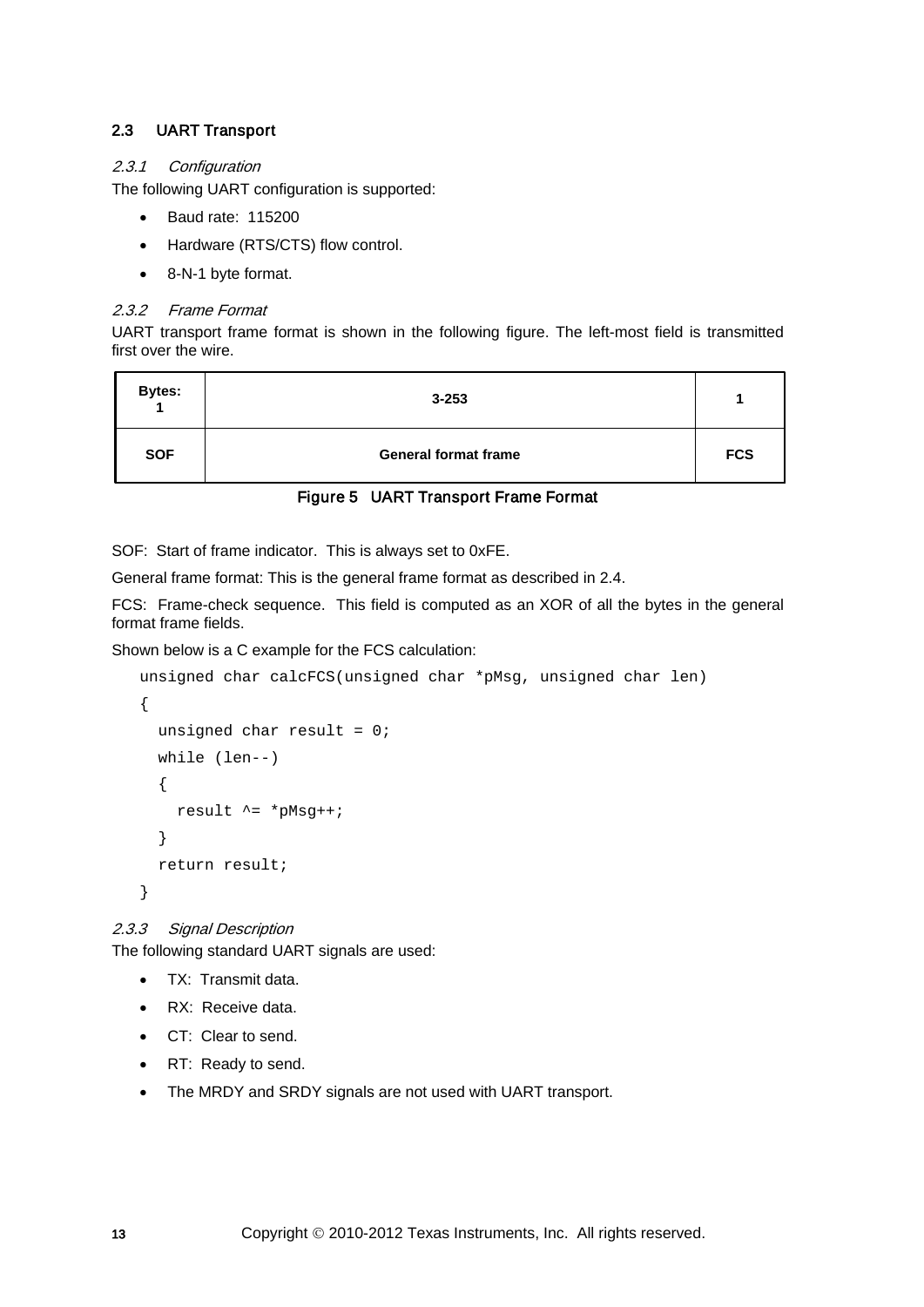## 2.3 UART Transport

### *2.3.1 Configuration*

The following UART configuration is supported:

- Baud rate: 115200
- Hardware (RTS/CTS) flow control.
- 8-N-1 byte format.

### *2.3.2 Frame Format*

UART transport frame format is shown in the following figure. The left-most field is transmitted first over the wire.

| Bytes: 1 | 3-253 | 1 |
|---|---|---|
| SOF | General format frame | FCS |

Figure 5 UART Transport Frame Format

SOF: Start of frame indicator. This is always set to 0xFE.

General frame format: This is the general frame format as described in 2.4.

FCS: Frame-check sequence. This field is computed as an XOR of all the bytes in the general format frame fields.

Shown below is a C example for the FCS calculation:

```
unsigned char calcFCS(unsigned char *pMsg, unsigned char len)
{
  unsigned char result = 0;
  while (len--)
  {
    result ^= *pMsg++;
  }
  return result;
}
```

### *2.3.3 Signal Description*

The following standard UART signals are used:

- TX: Transmit data.
- RX: Receive data.
- CT: Clear to send.
- RT: Ready to send.
- The MRDY and SRDY signals are not used with UART transport.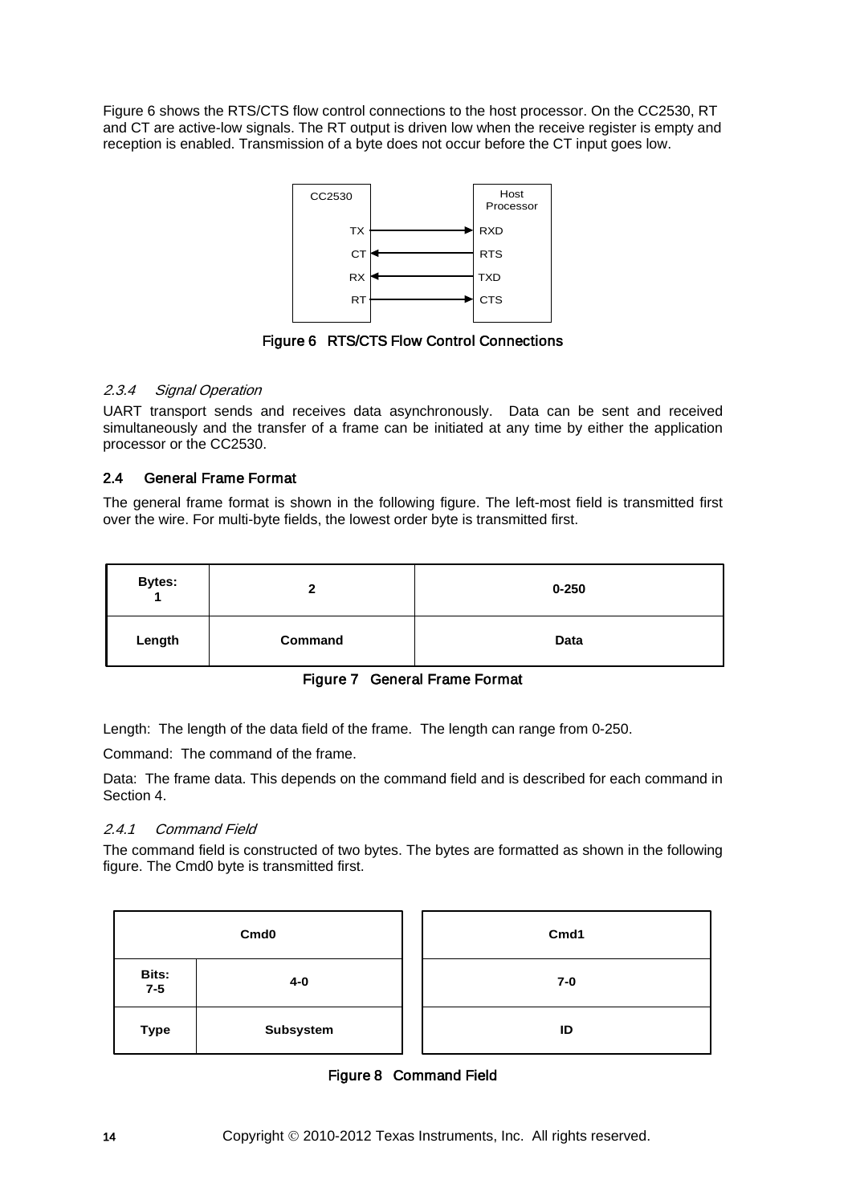Figure 6 shows the RTS/CTS flow control connections to the host processor. On the CC2530, RT and CT are active-low signals. The RT output is driven low when the receive register is empty and reception is enabled. Transmission of a byte does not occur before the CT input goes low.

| CC2530 | Direction | Host Processor |
| --- | --- | --- |
| TX | → | RXD |
| CT | ← | RTS |
| RX | ← | TXD |
| RT | → | CTS |

Figure 6 RTS/CTS Flow Control Connections

#### 2.3.4 Signal Operation

UART transport sends and receives data asynchronously. Data can be sent and received simultaneously and the transfer of a frame can be initiated at any time by either the application processor or the CC2530.

### 2.4 General Frame Format

The general frame format is shown in the following figure. The left-most field is transmitted first over the wire. For multi-byte fields, the lowest order byte is transmitted first.

| Bytes: 1 | 2 | 0-250 |
| --- | --- | --- |
| Length | Command | Data |

Figure 7 General Frame Format

Length: The length of the data field of the frame. The length can range from 0-250.

Command: The command of the frame.

Data: The frame data. This depends on the command field and is described for each command in Section 4.

#### 2.4.1 Command Field

The command field is constructed of two bytes. The bytes are formatted as shown in the following figure. The Cmd0 byte is transmitted first.

| Cmd0 | | Cmd1 |
| --- | --- | --- |
| Bits: 7-5 | 4-0 | 7-0 |
| Type | Subsystem | ID |

Figure 8 Command Field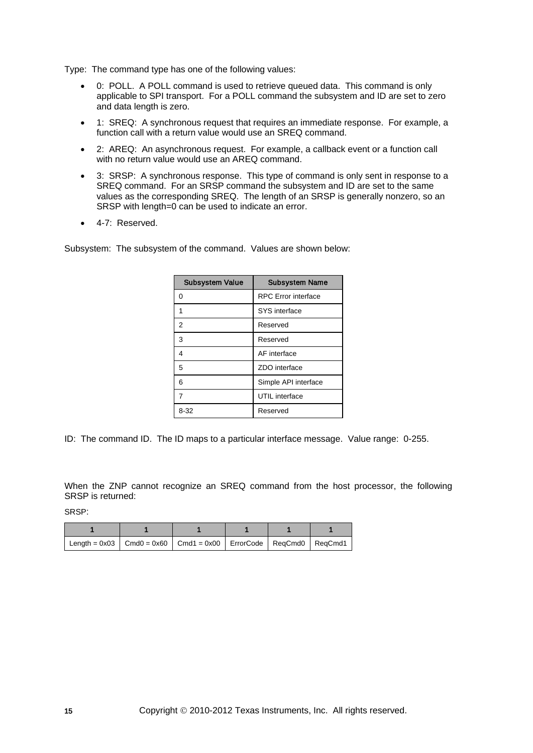Type: The command type has one of the following values:

- 0: POLL. A POLL command is used to retrieve queued data. This command is only applicable to SPI transport. For a POLL command the subsystem and ID are set to zero and data length is zero.
- 1: SREQ: A synchronous request that requires an immediate response. For example, a function call with a return value would use an SREQ command.
- 2: AREQ: An asynchronous request. For example, a callback event or a function call with no return value would use an AREQ command.
- 3: SRSP: A synchronous response. This type of command is only sent in response to a SREQ command. For an SRSP command the subsystem and ID are set to the same values as the corresponding SREQ. The length of an SRSP is generally nonzero, so an SRSP with length=0 can be used to indicate an error.
- 4-7: Reserved.

Subsystem: The subsystem of the command. Values are shown below:

| Subsystem Value | Subsystem Name |
|---|---|
| 0 | RPC Error interface |
| 1 | SYS interface |
| 2 | Reserved |
| 3 | Reserved |
| 4 | AF interface |
| 5 | ZDO interface |
| 6 | Simple API interface |
| 7 | UTIL interface |
| 8-32 | Reserved |

ID: The command ID. The ID maps to a particular interface message. Value range: 0-255.

When the ZNP cannot recognize an SREQ command from the host processor, the following SRSP is returned:

SRSP:

| 1 | 1 | 1 | 1 | 1 | 1 |
|---|---|---|---|---|---|
| Length = 0x03 | Cmd0 = 0x60 | Cmd1 = 0x00 | ErrorCode | ReqCmd0 | ReqCmd1 |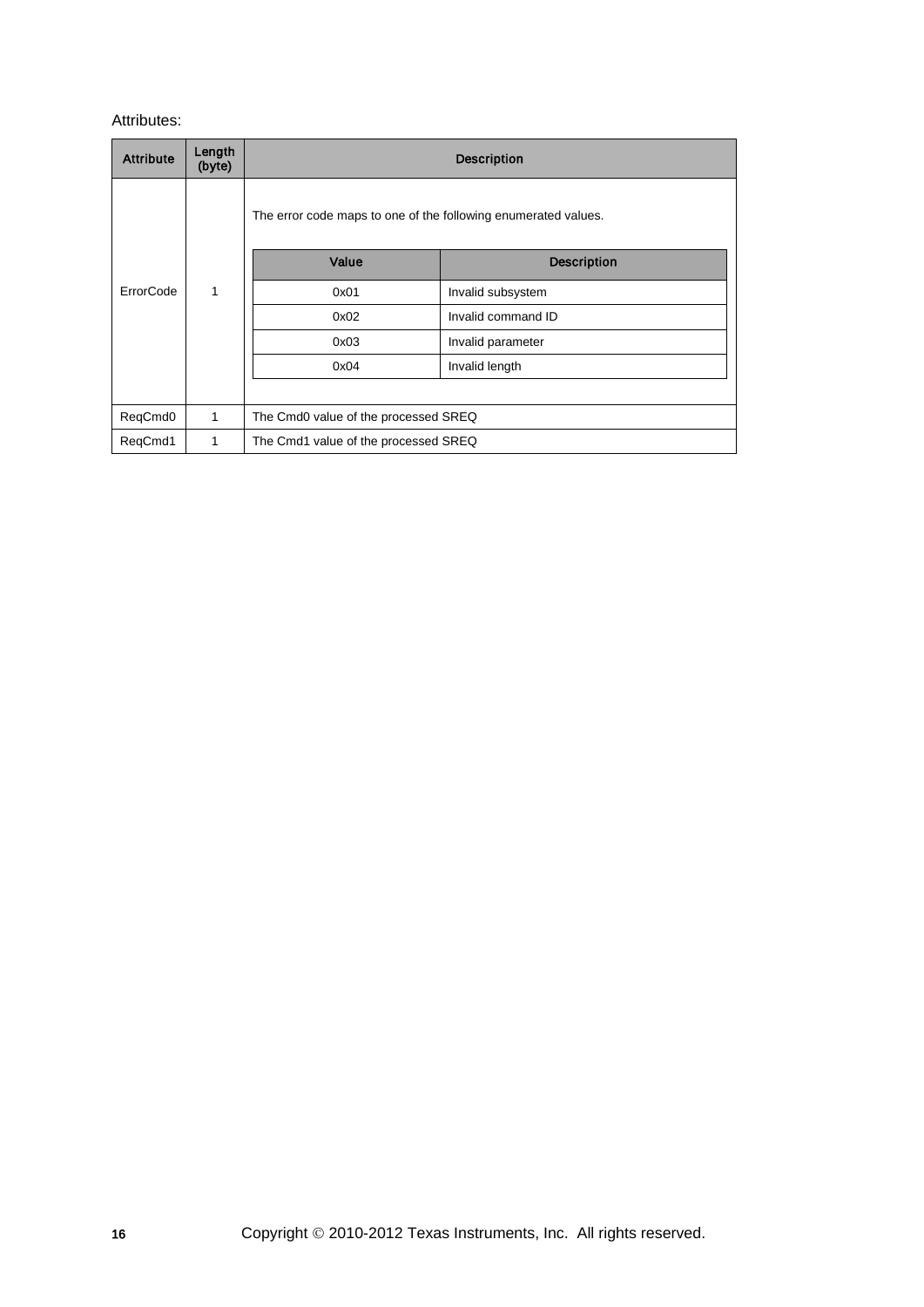Attributes:

| Attribute | Length (byte) | Description |
|---|---|---|
| ErrorCode | 1 | The error code maps to one of the following enumerated values.<br><br>**Value** – **Description**<br>0x01 – Invalid subsystem<br>0x02 – Invalid command ID<br>0x03 – Invalid parameter<br>0x04 – Invalid length |
| ReqCmd0 | 1 | The Cmd0 value of the processed SREQ |
| ReqCmd1 | 1 | The Cmd1 value of the processed SREQ |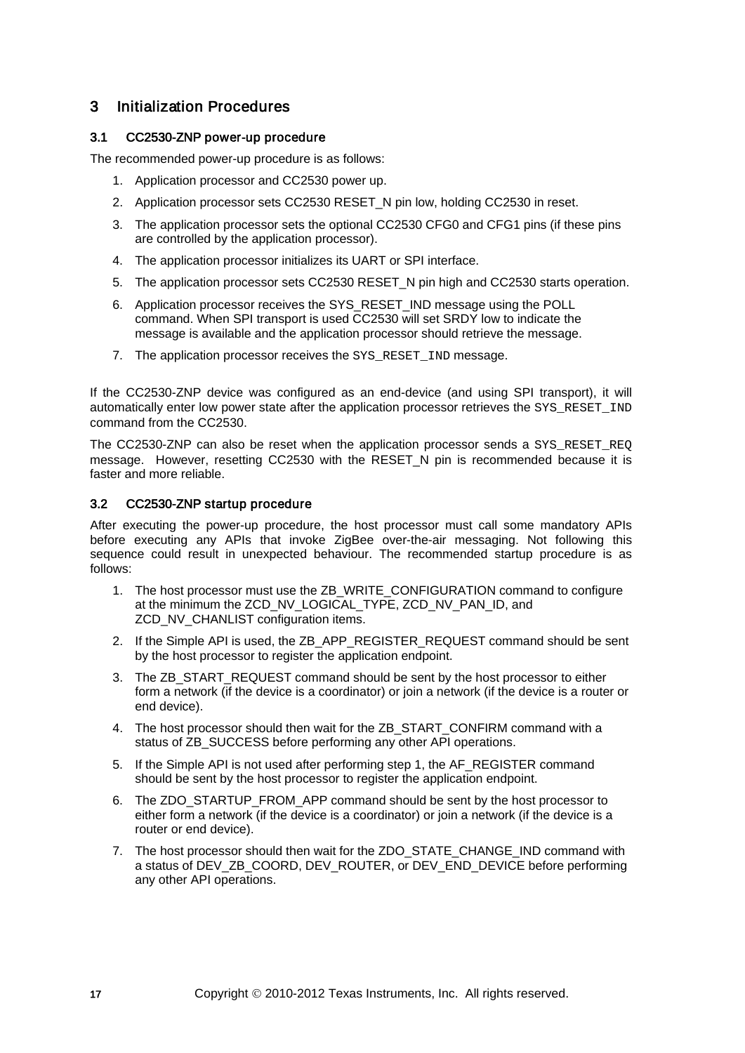# 3 Initialization Procedures

## 3.1 CC2530-ZNP power-up procedure

The recommended power-up procedure is as follows:

1. Application processor and CC2530 power up.
2. Application processor sets CC2530 RESET_N pin low, holding CC2530 in reset.
3. The application processor sets the optional CC2530 CFG0 and CFG1 pins (if these pins are controlled by the application processor).
4. The application processor initializes its UART or SPI interface.
5. The application processor sets CC2530 RESET_N pin high and CC2530 starts operation.
6. Application processor receives the SYS_RESET_IND message using the POLL command. When SPI transport is used CC2530 will set SRDY low to indicate the message is available and the application processor should retrieve the message.
7. The application processor receives the `SYS_RESET_IND` message.

If the CC2530-ZNP device was configured as an end-device (and using SPI transport), it will automatically enter low power state after the application processor retrieves the `SYS_RESET_IND` command from the CC2530.

The CC2530-ZNP can also be reset when the application processor sends a `SYS_RESET_REQ` message. However, resetting CC2530 with the RESET_N pin is recommended because it is faster and more reliable.

## 3.2 CC2530-ZNP startup procedure

After executing the power-up procedure, the host processor must call some mandatory APIs before executing any APIs that invoke ZigBee over-the-air messaging. Not following this sequence could result in unexpected behaviour. The recommended startup procedure is as follows:

1. The host processor must use the ZB_WRITE_CONFIGURATION command to configure at the minimum the ZCD_NV_LOGICAL_TYPE, ZCD_NV_PAN_ID, and ZCD_NV_CHANLIST configuration items.
2. If the Simple API is used, the ZB_APP_REGISTER_REQUEST command should be sent by the host processor to register the application endpoint.
3. The ZB_START_REQUEST command should be sent by the host processor to either form a network (if the device is a coordinator) or join a network (if the device is a router or end device).
4. The host processor should then wait for the ZB_START_CONFIRM command with a status of ZB_SUCCESS before performing any other API operations.
5. If the Simple API is not used after performing step 1, the AF_REGISTER command should be sent by the host processor to register the application endpoint.
6. The ZDO_STARTUP_FROM_APP command should be sent by the host processor to either form a network (if the device is a coordinator) or join a network (if the device is a router or end device).
7. The host processor should then wait for the ZDO_STATE_CHANGE_IND command with a status of DEV_ZB_COORD, DEV_ROUTER, or DEV_END_DEVICE before performing any other API operations.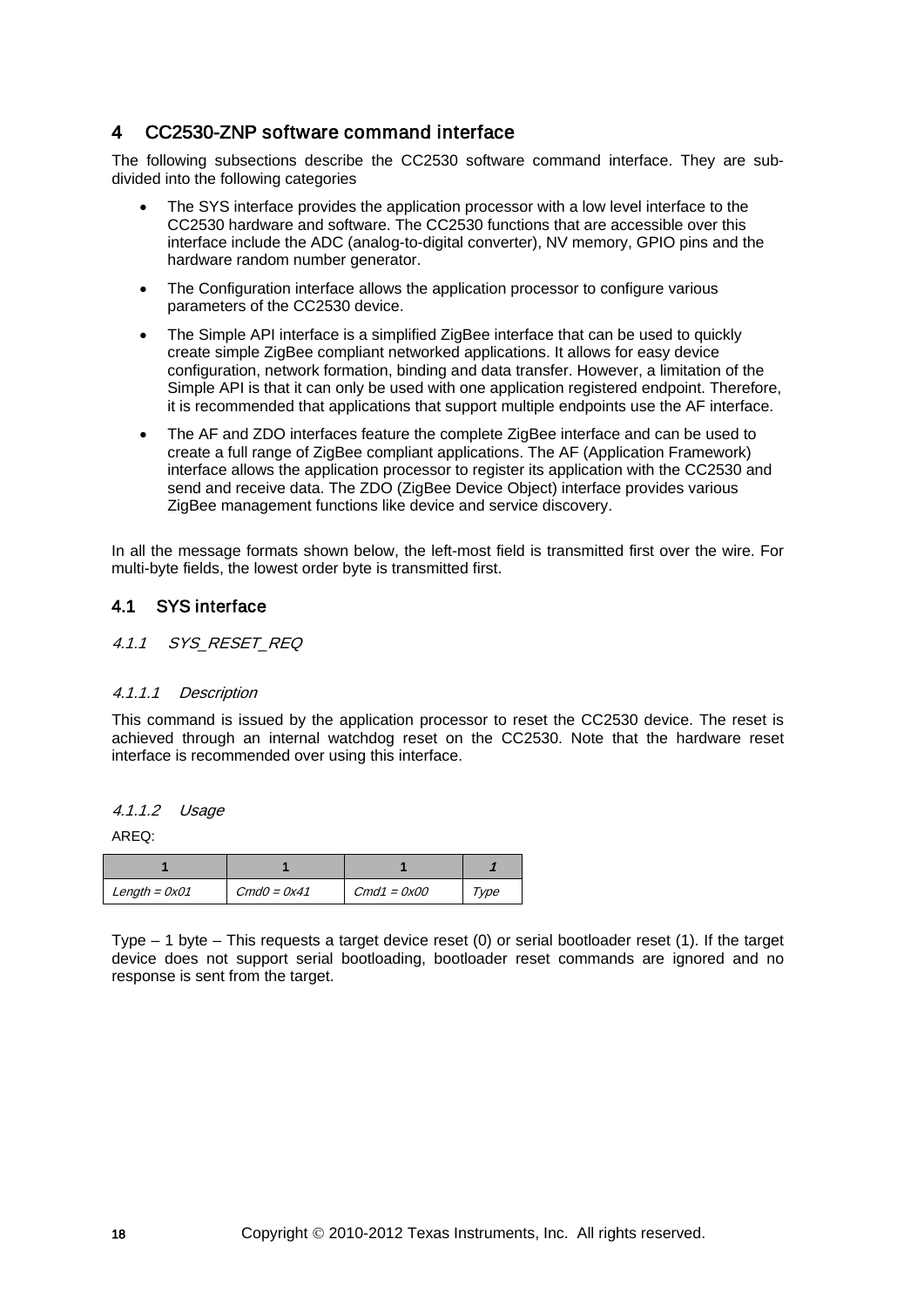# 4 CC2530-ZNP software command interface

The following subsections describe the CC2530 software command interface. They are sub-divided into the following categories

- The SYS interface provides the application processor with a low level interface to the CC2530 hardware and software. The CC2530 functions that are accessible over this interface include the ADC (analog-to-digital converter), NV memory, GPIO pins and the hardware random number generator.
- The Configuration interface allows the application processor to configure various parameters of the CC2530 device.
- The Simple API interface is a simplified ZigBee interface that can be used to quickly create simple ZigBee compliant networked applications. It allows for easy device configuration, network formation, binding and data transfer. However, a limitation of the Simple API is that it can only be used with one application registered endpoint. Therefore, it is recommended that applications that support multiple endpoints use the AF interface.
- The AF and ZDO interfaces feature the complete ZigBee interface and can be used to create a full range of ZigBee compliant applications. The AF (Application Framework) interface allows the application processor to register its application with the CC2530 and send and receive data. The ZDO (ZigBee Device Object) interface provides various ZigBee management functions like device and service discovery.

In all the message formats shown below, the left-most field is transmitted first over the wire. For multi-byte fields, the lowest order byte is transmitted first.

## 4.1 SYS interface

### *4.1.1 SYS_RESET_REQ*

#### *4.1.1.1 Description*

This command is issued by the application processor to reset the CC2530 device. The reset is achieved through an internal watchdog reset on the CC2530. Note that the hardware reset interface is recommended over using this interface.

#### *4.1.1.2 Usage*

AREQ:

| 1 | 1 | 1 | *1* |
|---|---|---|---|
| *Length = 0x01* | *Cmd0 = 0x41* | *Cmd1 = 0x00* | *Type* |

Type – 1 byte – This requests a target device reset (0) or serial bootloader reset (1). If the target device does not support serial bootloading, bootloader reset commands are ignored and no response is sent from the target.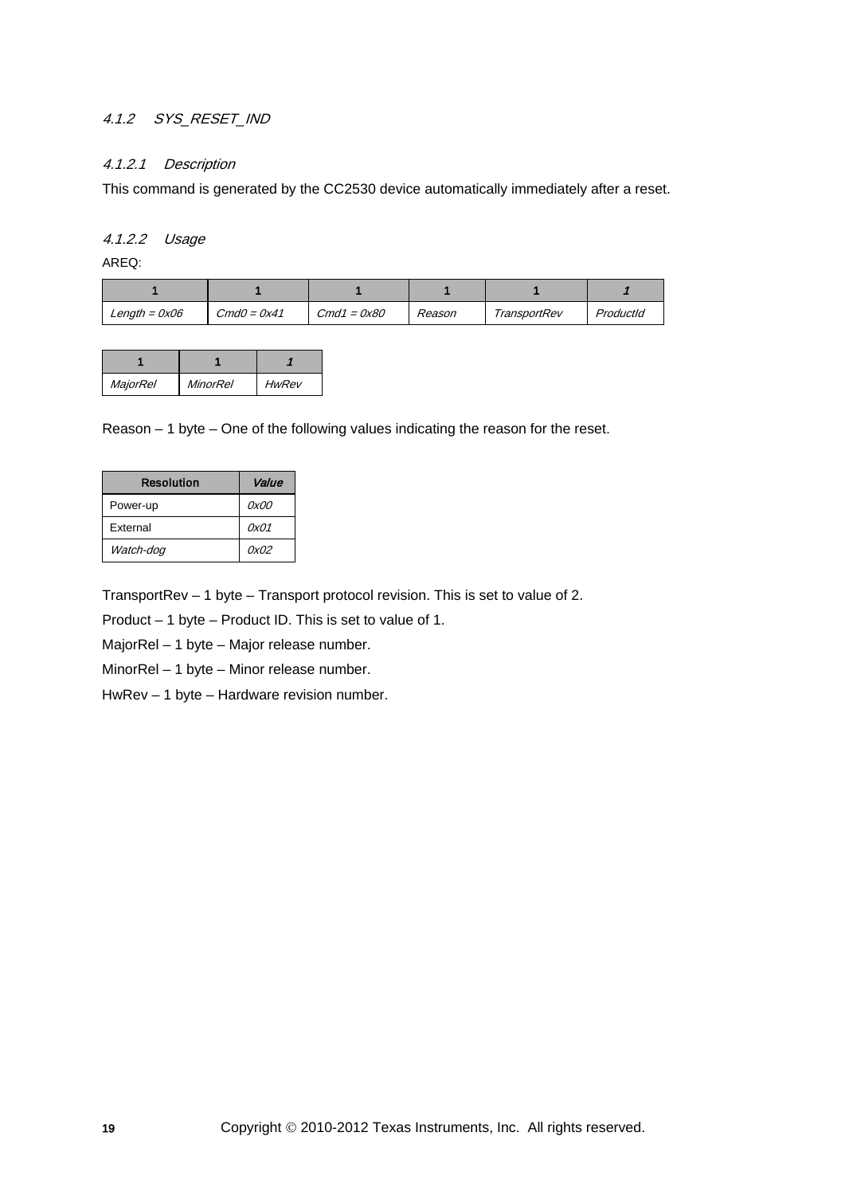#### 4.1.2 SYS_RESET_IND

##### 4.1.2.1 Description

This command is generated by the CC2530 device automatically immediately after a reset.

##### 4.1.2.2 Usage

AREQ:

| 1 | 1 | 1 | 1 | 1 | 1 |
|---|---|---|---|---|---|
| *Length = 0x06* | *Cmd0 = 0x41* | *Cmd1 = 0x80* | *Reason* | *TransportRev* | *ProductId* |

| 1 | 1 | 1 |
|---|---|---|
| *MajorRel* | *MinorRel* | *HwRev* |

Reason – 1 byte – One of the following values indicating the reason for the reset.

| Resolution | *Value* |
|---|---|
| Power-up | *0x00* |
| External | *0x01* |
| *Watch-dog* | *0x02* |

TransportRev – 1 byte – Transport protocol revision. This is set to value of 2.

Product – 1 byte – Product ID. This is set to value of 1.

MajorRel – 1 byte – Major release number.

MinorRel – 1 byte – Minor release number.

HwRev – 1 byte – Hardware revision number.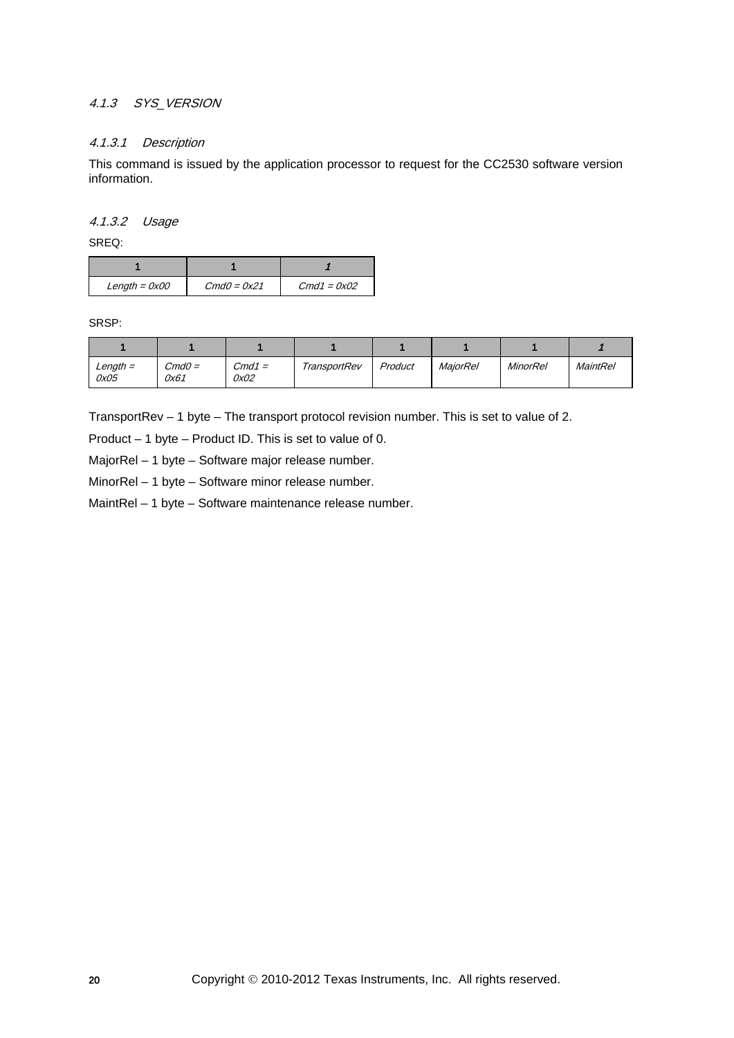#### *4.1.3 SYS_VERSION*

##### *4.1.3.1 Description*

This command is issued by the application processor to request for the CC2530 software version information.

##### *4.1.3.2 Usage*

SREQ:

| 1 | 1 | 1 |
|---|---|---|
| *Length = 0x00* | *Cmd0 = 0x21* | *Cmd1 = 0x02* |

SRSP:

| 1 | 1 | 1 | 1 | 1 | 1 | 1 | 1 |
|---|---|---|---|---|---|---|---|
| *Length = 0x05* | *Cmd0 = 0x61* | *Cmd1 = 0x02* | *TransportRev* | *Product* | *MajorRel* | *MinorRel* | *MaintRel* |

TransportRev – 1 byte – The transport protocol revision number. This is set to value of 2.

Product – 1 byte – Product ID. This is set to value of 0.

MajorRel – 1 byte – Software major release number.

MinorRel – 1 byte – Software minor release number.

MaintRel – 1 byte – Software maintenance release number.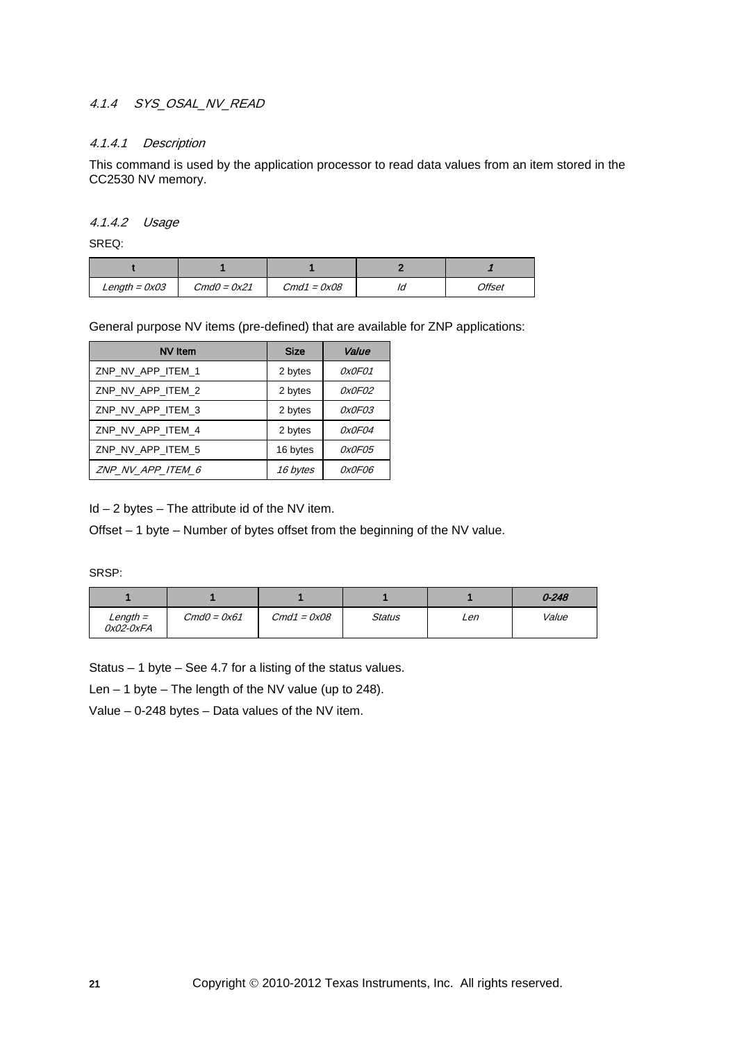### *4.1.4 SYS_OSAL_NV_READ*

#### *4.1.4.1 Description*

This command is used by the application processor to read data values from an item stored in the CC2530 NV memory.

#### *4.1.4.2 Usage*

SREQ:

| t | 1 | 1 | 2 | *1* |
|---|---|---|---|---|
| *Length = 0x03* | *Cmd0 = 0x21* | *Cmd1 = 0x08* | *Id* | *Offset* |

General purpose NV items (pre-defined) that are available for ZNP applications:

| NV Item | Size | *Value* |
|---|---|---|
| ZNP_NV_APP_ITEM_1 | 2 bytes | *0x0F01* |
| ZNP_NV_APP_ITEM_2 | 2 bytes | *0x0F02* |
| ZNP_NV_APP_ITEM_3 | 2 bytes | *0x0F03* |
| ZNP_NV_APP_ITEM_4 | 2 bytes | *0x0F04* |
| ZNP_NV_APP_ITEM_5 | 16 bytes | *0x0F05* |
| *ZNP_NV_APP_ITEM_6* | *16 bytes* | *0x0F06* |

Id – 2 bytes – The attribute id of the NV item.

Offset – 1 byte – Number of bytes offset from the beginning of the NV value.

SRSP:

| 1 | 1 | 1 | 1 | 1 | *0-248* |
|---|---|---|---|---|---|
| *Length = 0x02-0xFA* | *Cmd0 = 0x61* | *Cmd1 = 0x08* | *Status* | *Len* | *Value* |

Status – 1 byte – See 4.7 for a listing of the status values.

Len – 1 byte – The length of the NV value (up to 248).

Value – 0-248 bytes – Data values of the NV item.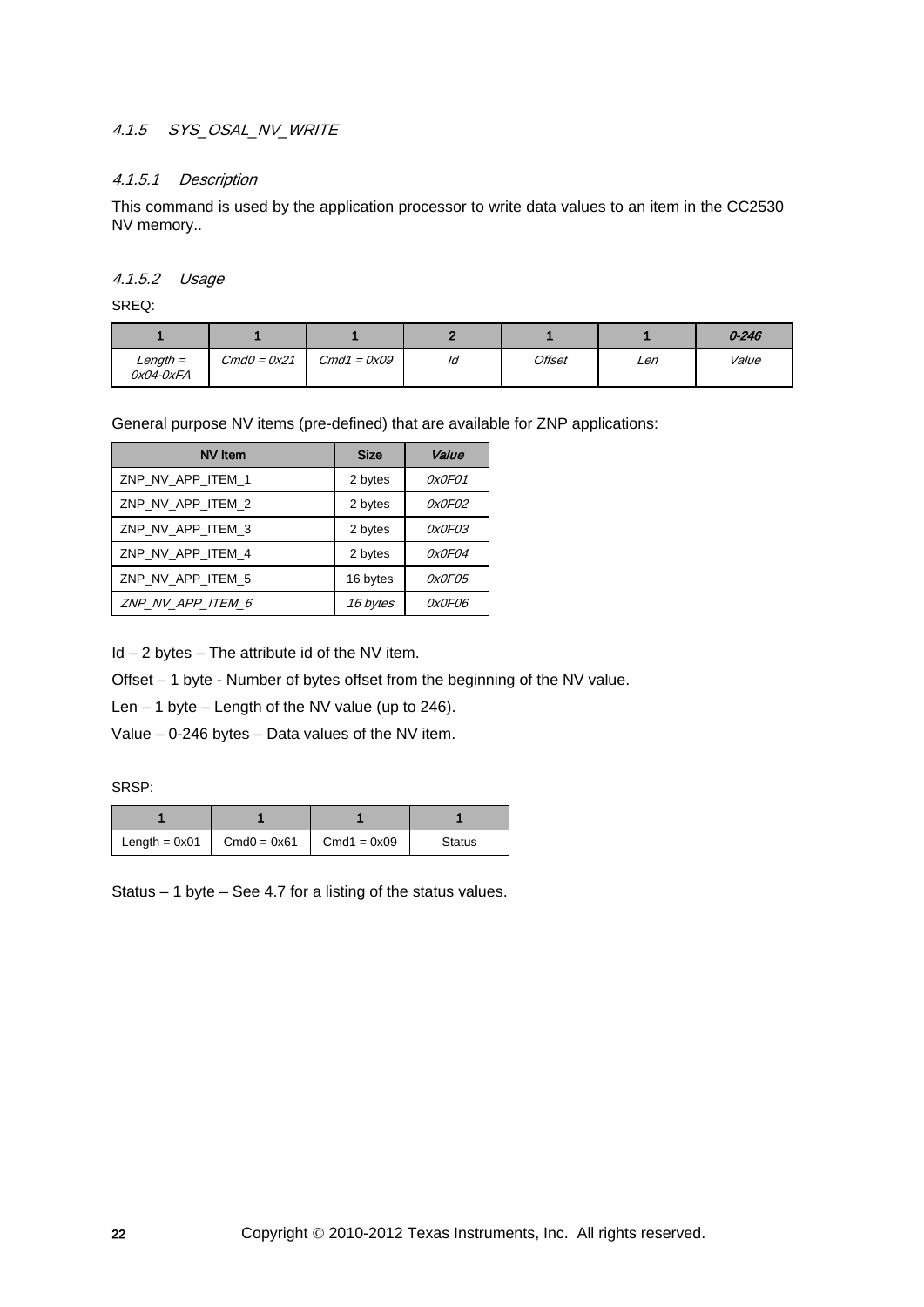### 4.1.5 SYS_OSAL_NV_WRITE

#### 4.1.5.1 Description

This command is used by the application processor to write data values to an item in the CC2530 NV memory..

#### 4.1.5.2 Usage

SREQ:

| 1 | 1 | 1 | 2 | 1 | 1 | 0-246 |
|---|---|---|---|---|---|---|
| Length = 0x04-0xFA | Cmd0 = 0x21 | Cmd1 = 0x09 | Id | Offset | Len | Value |

General purpose NV items (pre-defined) that are available for ZNP applications:

| NV Item | Size | Value |
|---|---|---|
| ZNP_NV_APP_ITEM_1 | 2 bytes | 0x0F01 |
| ZNP_NV_APP_ITEM_2 | 2 bytes | 0x0F02 |
| ZNP_NV_APP_ITEM_3 | 2 bytes | 0x0F03 |
| ZNP_NV_APP_ITEM_4 | 2 bytes | 0x0F04 |
| ZNP_NV_APP_ITEM_5 | 16 bytes | 0x0F05 |
| ZNP_NV_APP_ITEM_6 | 16 bytes | 0x0F06 |

Id – 2 bytes – The attribute id of the NV item.

Offset – 1 byte - Number of bytes offset from the beginning of the NV value.

Len – 1 byte – Length of the NV value (up to 246).

Value – 0-246 bytes – Data values of the NV item.

SRSP:

| 1 | 1 | 1 | 1 |
|---|---|---|---|
| Length = 0x01 | Cmd0 = 0x61 | Cmd1 = 0x09 | Status |

Status – 1 byte – See 4.7 for a listing of the status values.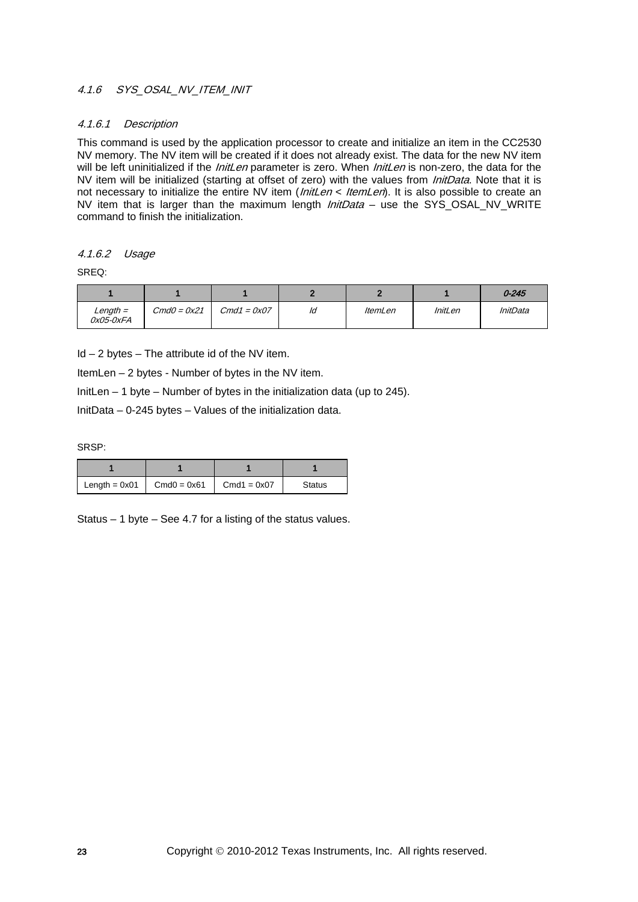#### 4.1.6 SYS_OSAL_NV_ITEM_INIT

##### 4.1.6.1 Description

This command is used by the application processor to create and initialize an item in the CC2530 NV memory. The NV item will be created if it does not already exist. The data for the new NV item will be left uninitialized if the *InitLen* parameter is zero. When *InitLen* is non-zero, the data for the NV item will be initialized (starting at offset of zero) with the values from *InitData*. Note that it is not necessary to initialize the entire NV item (*InitLen* < *ItemLen*). It is also possible to create an NV item that is larger than the maximum length *InitData* – use the SYS_OSAL_NV_WRITE command to finish the initialization.

##### 4.1.6.2 Usage

SREQ:

| 1 | 1 | 1 | 2 | 2 | 1 | *0-245* |
|---|---|---|---|---|---|---|
| *Length = 0x05-0xFA* | *Cmd0 = 0x21* | *Cmd1 = 0x07* | *Id* | *ItemLen* | *InitLen* | *InitData* |

Id – 2 bytes – The attribute id of the NV item.

ItemLen – 2 bytes - Number of bytes in the NV item.

InitLen – 1 byte – Number of bytes in the initialization data (up to 245).

InitData – 0-245 bytes – Values of the initialization data.

SRSP:

| 1 | 1 | 1 | 1 |
|---|---|---|---|
| Length = 0x01 | Cmd0 = 0x61 | Cmd1 = 0x07 | Status |

Status – 1 byte – See 4.7 for a listing of the status values.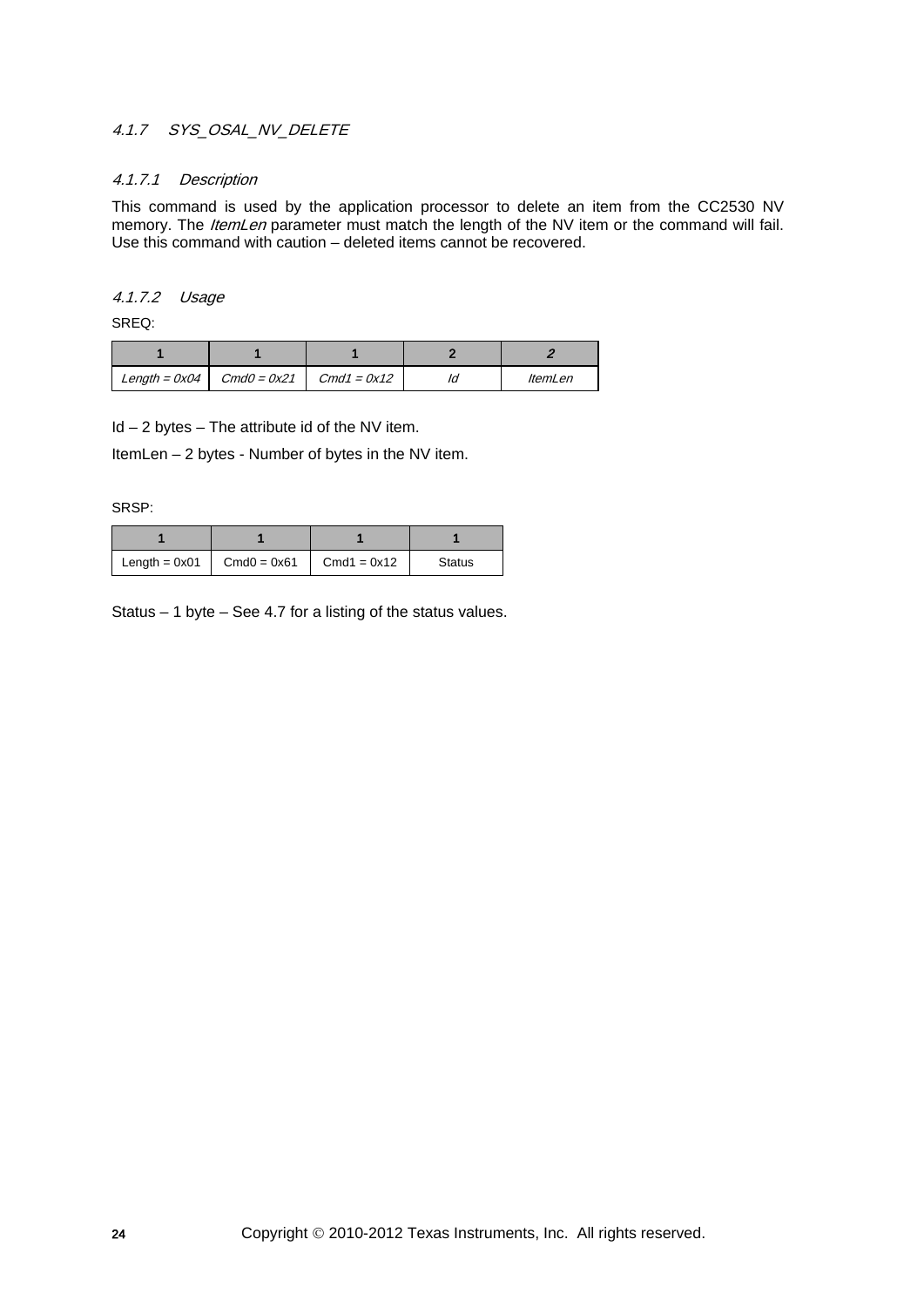### 4.1.7 SYS_OSAL_NV_DELETE

#### 4.1.7.1 Description

This command is used by the application processor to delete an item from the CC2530 NV memory. The *ItemLen* parameter must match the length of the NV item or the command will fail. Use this command with caution – deleted items cannot be recovered.

#### 4.1.7.2 Usage

SREQ:

| 1 | 1 | 1 | 2 | 2 |
|---|---|---|---|---|
| *Length = 0x04* | *Cmd0 = 0x21* | *Cmd1 = 0x12* | *Id* | *ItemLen* |

Id – 2 bytes – The attribute id of the NV item.

ItemLen – 2 bytes - Number of bytes in the NV item.

SRSP:

| 1 | 1 | 1 | 1 |
|---|---|---|---|
| Length = 0x01 | Cmd0 = 0x61 | Cmd1 = 0x12 | Status |

Status – 1 byte – See 4.7 for a listing of the status values.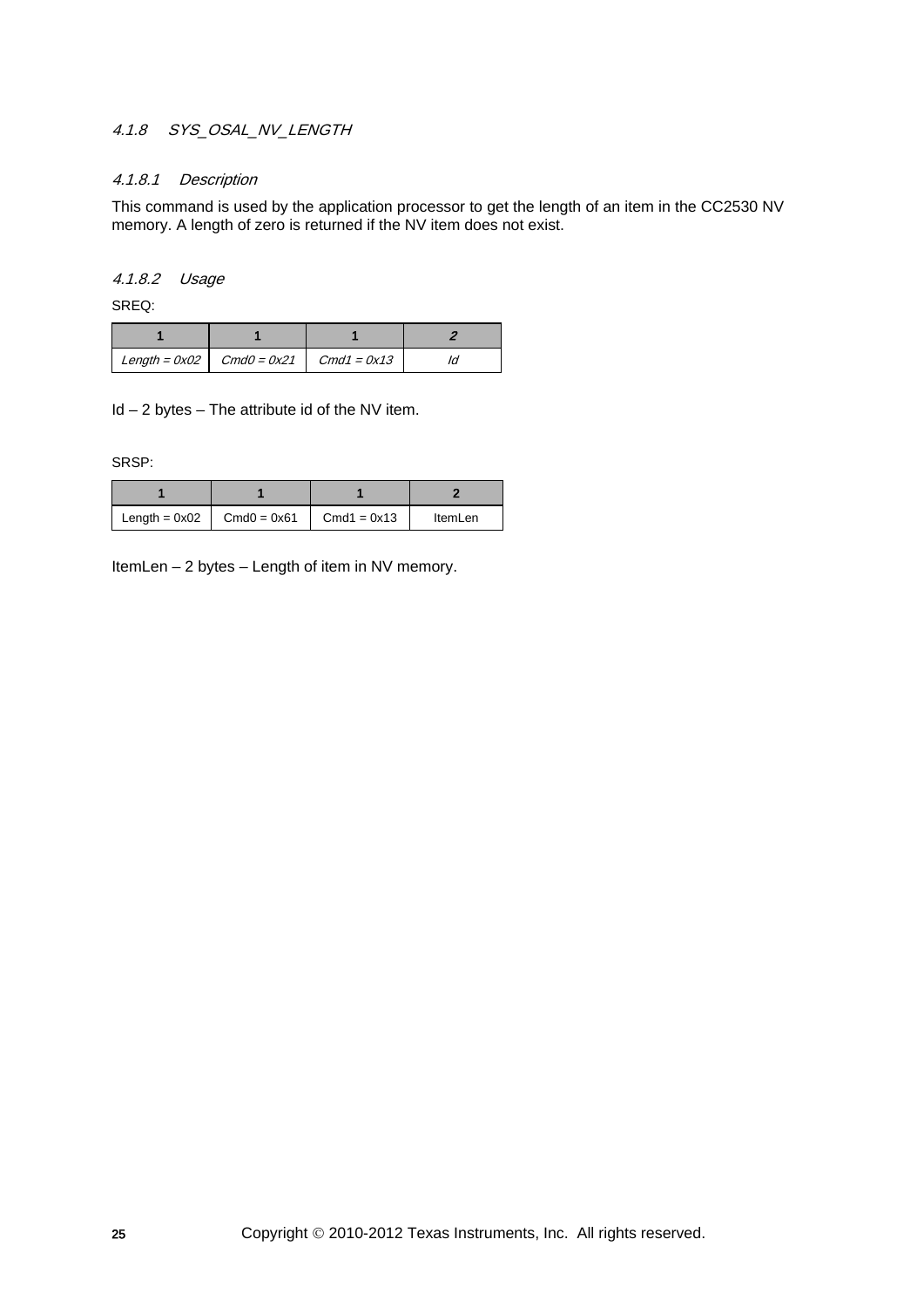### *4.1.8 SYS_OSAL_NV_LENGTH*

#### *4.1.8.1 Description*

This command is used by the application processor to get the length of an item in the CC2530 NV memory. A length of zero is returned if the NV item does not exist.

#### *4.1.8.2 Usage*

SREQ:

| 1 | 1 | 1 | 2 |
|---|---|---|---|
| *Length = 0x02* | *Cmd0 = 0x21* | *Cmd1 = 0x13* | *Id* |

Id – 2 bytes – The attribute id of the NV item.

SRSP:

| 1 | 1 | 1 | 2 |
|---|---|---|---|
| Length = 0x02 | Cmd0 = 0x61 | Cmd1 = 0x13 | ItemLen |

ItemLen – 2 bytes – Length of item in NV memory.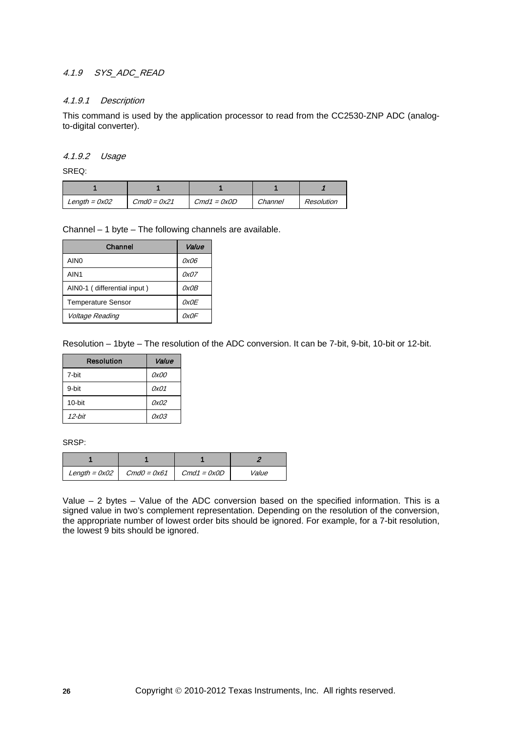#### 4.1.9 SYS_ADC_READ

##### 4.1.9.1 Description

This command is used by the application processor to read from the CC2530-ZNP ADC (analog-to-digital converter).

##### 4.1.9.2 Usage

SREQ:

| 1 | 1 | 1 | 1 | 1 |
|---|---|---|---|---|
| Length = 0x02 | Cmd0 = 0x21 | Cmd1 = 0x0D | Channel | Resolution |

Channel – 1 byte – The following channels are available.

| Channel | Value |
|---|---|
| AIN0 | 0x06 |
| AIN1 | 0x07 |
| AIN0-1 ( differential input ) | 0x0B |
| Temperature Sensor | 0x0E |
| Voltage Reading | 0x0F |

Resolution – 1byte – The resolution of the ADC conversion. It can be 7-bit, 9-bit, 10-bit or 12-bit.

| Resolution | Value |
|---|---|
| 7-bit | 0x00 |
| 9-bit | 0x01 |
| 10-bit | 0x02 |
| 12-bit | 0x03 |

SRSP:

| 1 | 1 | 1 | 2 |
|---|---|---|---|
| Length = 0x02 | Cmd0 = 0x61 | Cmd1 = 0x0D | Value |

Value – 2 bytes – Value of the ADC conversion based on the specified information. This is a signed value in two's complement representation. Depending on the resolution of the conversion, the appropriate number of lowest order bits should be ignored. For example, for a 7-bit resolution, the lowest 9 bits should be ignored.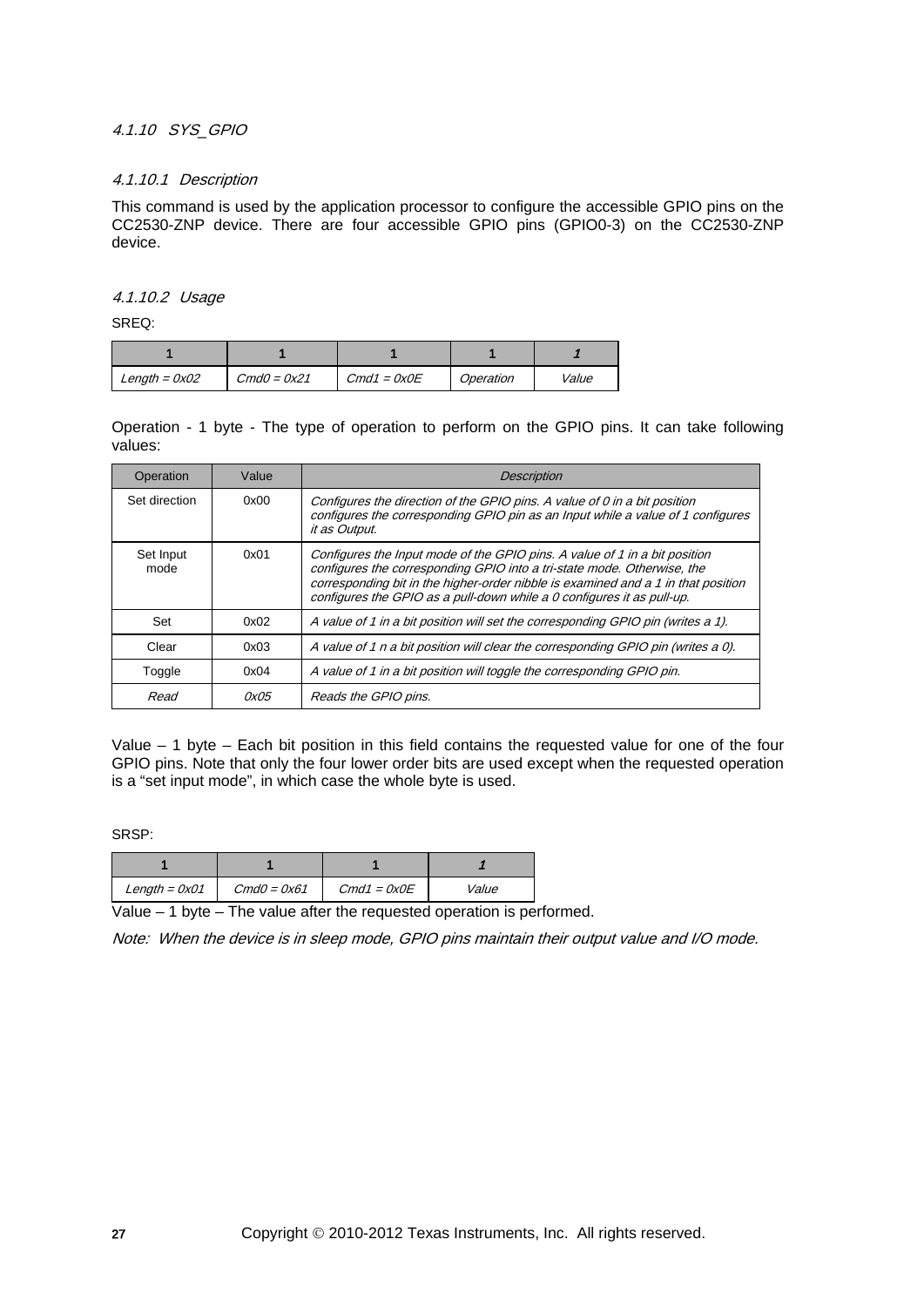### *4.1.10 SYS_GPIO*

#### *4.1.10.1 Description*

This command is used by the application processor to configure the accessible GPIO pins on the CC2530-ZNP device. There are four accessible GPIO pins (GPIO0-3) on the CC2530-ZNP device.

#### *4.1.10.2 Usage*

SREQ:

| 1 | 1 | 1 | 1 | *1* |
|---|---|---|---|---|
| *Length = 0x02* | *Cmd0 = 0x21* | *Cmd1 = 0x0E* | *Operation* | *Value* |

Operation - 1 byte - The type of operation to perform on the GPIO pins. It can take following values:

| Operation | Value | *Description* |
|---|---|---|
| Set direction | 0x00 | *Configures the direction of the GPIO pins. A value of 0 in a bit position configures the corresponding GPIO pin as an Input while a value of 1 configures it as Output.* |
| Set Input mode | 0x01 | *Configures the Input mode of the GPIO pins. A value of 1 in a bit position configures the corresponding GPIO into a tri-state mode. Otherwise, the corresponding bit in the higher-order nibble is examined and a 1 in that position configures the GPIO as a pull-down while a 0 configures it as pull-up.* |
| Set | 0x02 | *A value of 1 in a bit position will set the corresponding GPIO pin (writes a 1).* |
| Clear | 0x03 | *A value of 1 n a bit position will clear the corresponding GPIO pin (writes a 0).* |
| Toggle | 0x04 | *A value of 1 in a bit position will toggle the corresponding GPIO pin.* |
| *Read* | *0x05* | *Reads the GPIO pins.* |

Value – 1 byte – Each bit position in this field contains the requested value for one of the four GPIO pins. Note that only the four lower order bits are used except when the requested operation is a "set input mode", in which case the whole byte is used.

SRSP:

| 1 | 1 | 1 | *1* |
|---|---|---|---|
| *Length = 0x01* | *Cmd0 = 0x61* | *Cmd1 = 0x0E* | *Value* |

Value – 1 byte – The value after the requested operation is performed.

*Note: When the device is in sleep mode, GPIO pins maintain their output value and I/O mode.*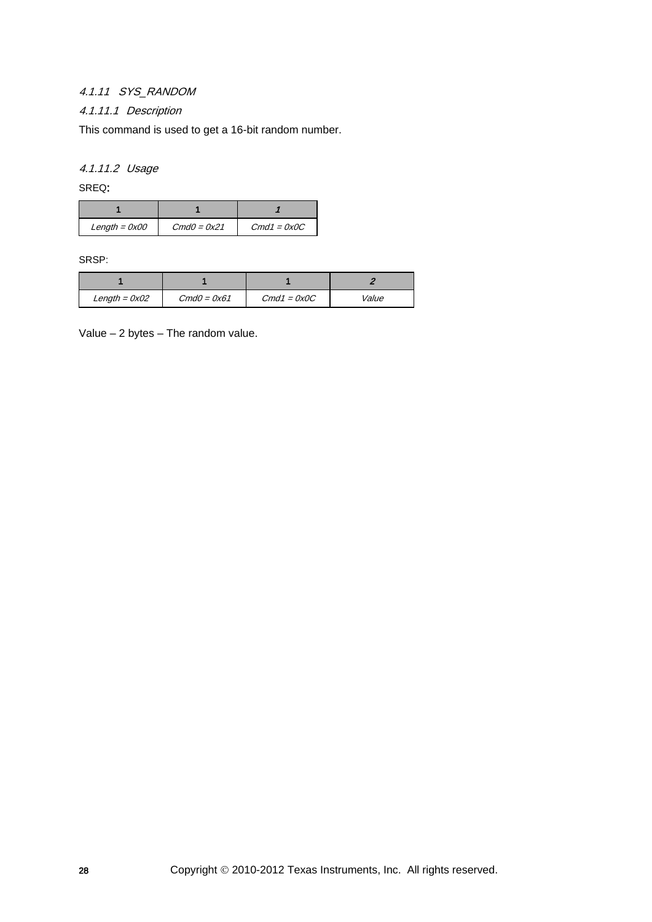#### 4.1.11 SYS_RANDOM

##### 4.1.11.1 Description

This command is used to get a 16-bit random number.

##### 4.1.11.2 Usage

SREQ:

| 1 | 1 | 1 |
|---|---|---|
| *Length = 0x00* | *Cmd0 = 0x21* | *Cmd1 = 0x0C* |

SRSP:

| 1 | 1 | 1 | 2 |
|---|---|---|---|
| *Length = 0x02* | *Cmd0 = 0x61* | *Cmd1 = 0x0C* | *Value* |

Value – 2 bytes – The random value.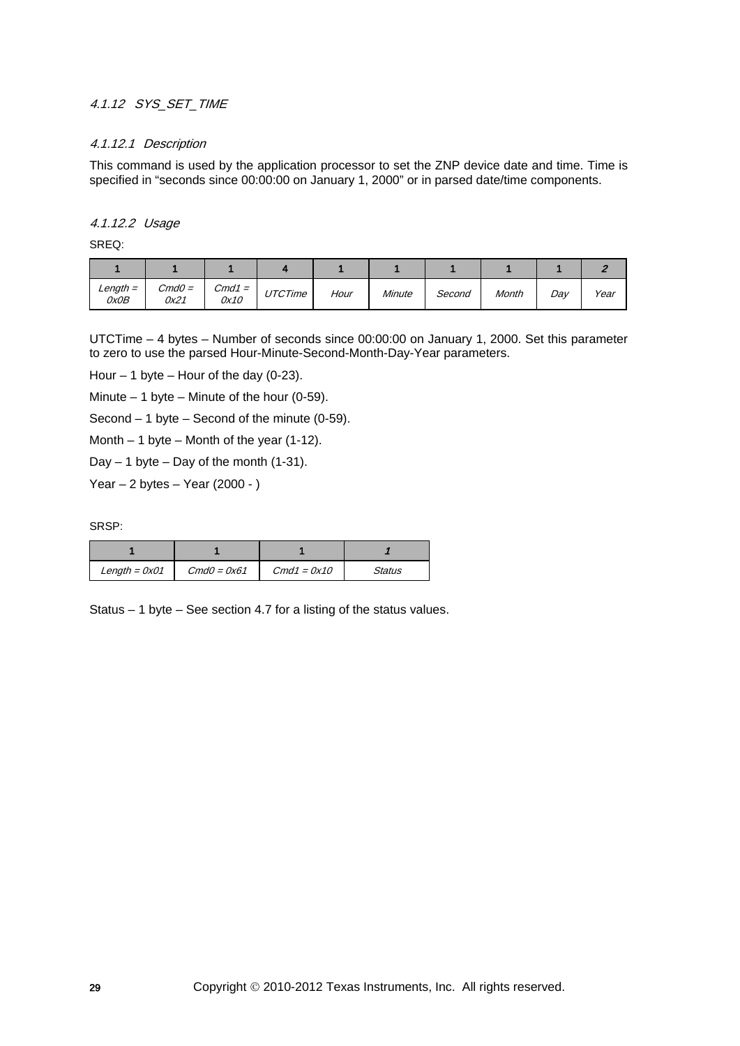### 4.1.12 SYS_SET_TIME

#### 4.1.12.1 Description

This command is used by the application processor to set the ZNP device date and time. Time is specified in “seconds since 00:00:00 on January 1, 2000” or in parsed date/time components.

#### 4.1.12.2 Usage

SREQ:

| 1 | 1 | 1 | 4 | 1 | 1 | 1 | 1 | 1 | 2 |
|---|---|---|---|---|---|---|---|---|---|
| *Length = 0x0B* | *Cmd0 = 0x21* | *Cmd1 = 0x10* | *UTCTime* | *Hour* | *Minute* | *Second* | *Month* | *Day* | *Year* |

UTCTime – 4 bytes – Number of seconds since 00:00:00 on January 1, 2000. Set this parameter to zero to use the parsed Hour-Minute-Second-Month-Day-Year parameters.

Hour – 1 byte – Hour of the day (0-23).

Minute – 1 byte – Minute of the hour (0-59).

Second – 1 byte – Second of the minute (0-59).

Month – 1 byte – Month of the year (1-12).

Day – 1 byte – Day of the month (1-31).

Year – 2 bytes – Year (2000 - )

SRSP:

| 1 | 1 | 1 | 1 |
|---|---|---|---|
| *Length = 0x01* | *Cmd0 = 0x61* | *Cmd1 = 0x10* | *Status* |

Status – 1 byte – See section 4.7 for a listing of the status values.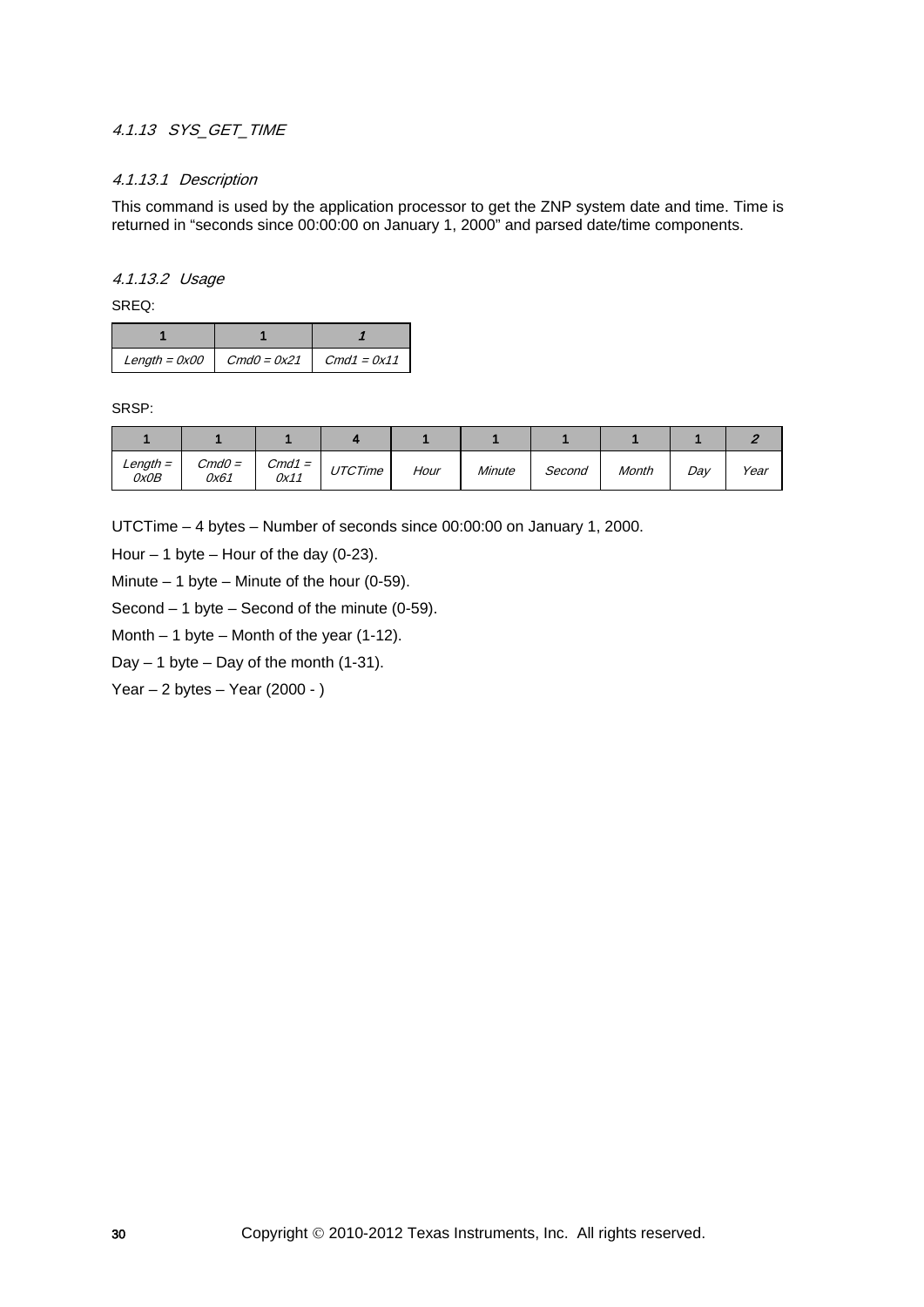#### 4.1.13 SYS_GET_TIME

##### 4.1.13.1 Description

This command is used by the application processor to get the ZNP system date and time. Time is returned in "seconds since 00:00:00 on January 1, 2000" and parsed date/time components.

##### 4.1.13.2 Usage

SREQ:

| 1 | 1 | 1 |
|---|---|---|
| *Length = 0x00* | *Cmd0 = 0x21* | *Cmd1 = 0x11* |

SRSP:

| 1 | 1 | 1 | 4 | 1 | 1 | 1 | 1 | 1 | 2 |
|---|---|---|---|---|---|---|---|---|---|
| *Length = 0x0B* | *Cmd0 = 0x61* | *Cmd1 = 0x11* | *UTCTime* | *Hour* | *Minute* | *Second* | *Month* | *Day* | *Year* |

UTCTime – 4 bytes – Number of seconds since 00:00:00 on January 1, 2000.

Hour – 1 byte – Hour of the day (0-23).

Minute – 1 byte – Minute of the hour (0-59).

Second – 1 byte – Second of the minute (0-59).

Month – 1 byte – Month of the year (1-12).

Day – 1 byte – Day of the month (1-31).

Year – 2 bytes – Year (2000 - )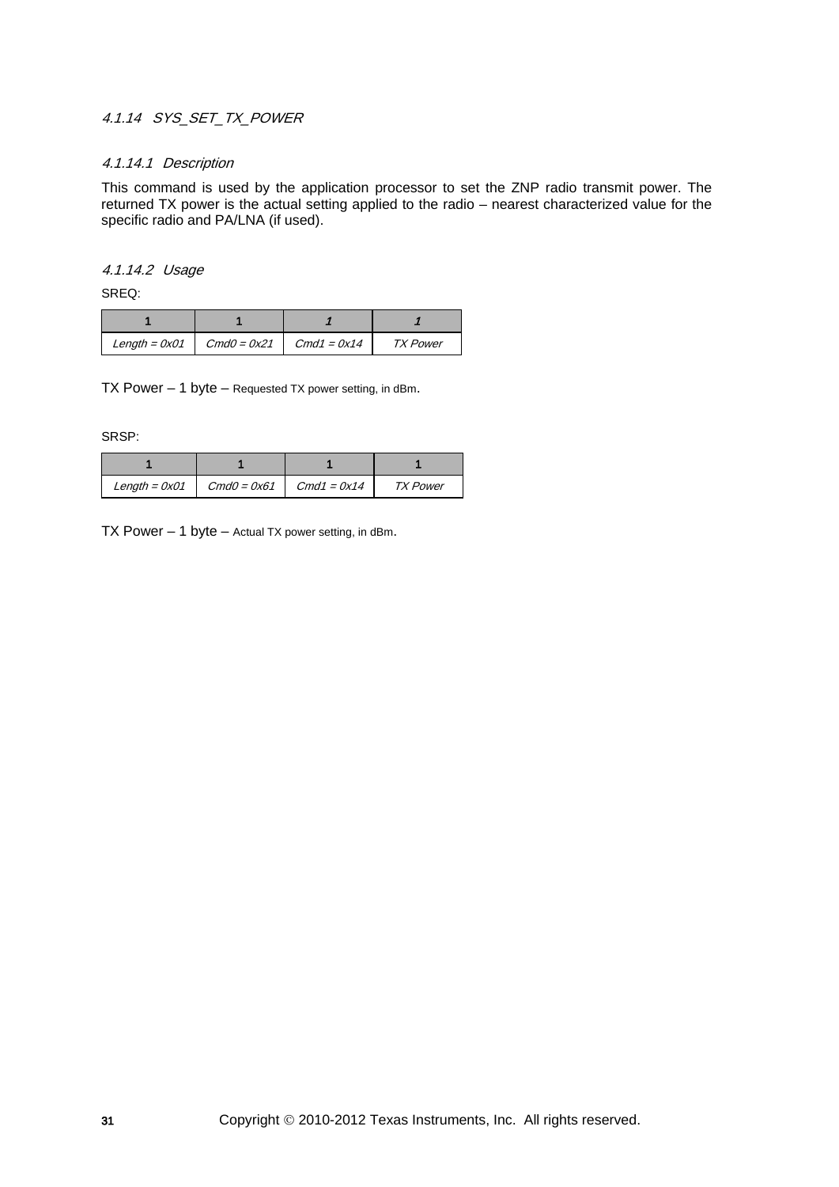#### *4.1.14 SYS_SET_TX_POWER*

##### *4.1.14.1 Description*

This command is used by the application processor to set the ZNP radio transmit power. The returned TX power is the actual setting applied to the radio – nearest characterized value for the specific radio and PA/LNA (if used).

##### *4.1.14.2 Usage*

SREQ:

| 1 | 1 | 1 | 1 |
|---|---|---|---|
| *Length = 0x01* | *Cmd0 = 0x21* | *Cmd1 = 0x14* | *TX Power* |

TX Power – 1 byte – Requested TX power setting, in dBm.

SRSP:

| 1 | 1 | 1 | 1 |
|---|---|---|---|
| *Length = 0x01* | *Cmd0 = 0x61* | *Cmd1 = 0x14* | *TX Power* |

TX Power – 1 byte – Actual TX power setting, in dBm.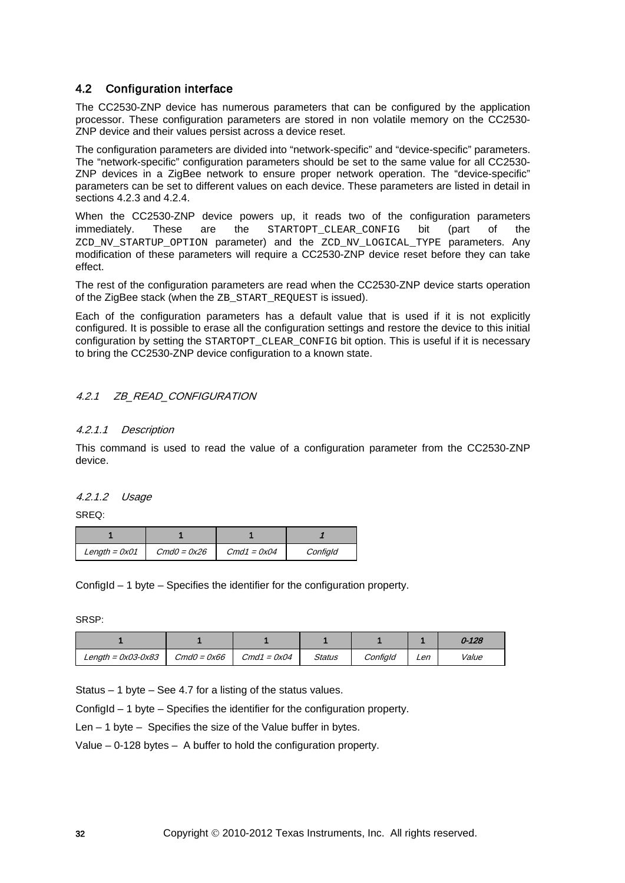## 4.2 Configuration interface

The CC2530-ZNP device has numerous parameters that can be configured by the application processor. These configuration parameters are stored in non volatile memory on the CC2530-ZNP device and their values persist across a device reset.

The configuration parameters are divided into "network-specific" and "device-specific" parameters. The "network-specific" configuration parameters should be set to the same value for all CC2530-ZNP devices in a ZigBee network to ensure proper network operation. The "device-specific" parameters can be set to different values on each device. These parameters are listed in detail in sections 4.2.3 and 4.2.4.

When the CC2530-ZNP device powers up, it reads two of the configuration parameters immediately. These are the `STARTOPT_CLEAR_CONFIG` bit (part of the `ZCD_NV_STARTUP_OPTION` parameter) and the `ZCD_NV_LOGICAL_TYPE` parameters. Any modification of these parameters will require a CC2530-ZNP device reset before they can take effect.

The rest of the configuration parameters are read when the CC2530-ZNP device starts operation of the ZigBee stack (when the `ZB_START_REQUEST` is issued).

Each of the configuration parameters has a default value that is used if it is not explicitly configured. It is possible to erase all the configuration settings and restore the device to this initial configuration by setting the `STARTOPT_CLEAR_CONFIG` bit option. This is useful if it is necessary to bring the CC2530-ZNP device configuration to a known state.

### 4.2.1 ZB_READ_CONFIGURATION

#### 4.2.1.1 Description

This command is used to read the value of a configuration parameter from the CC2530-ZNP device.

#### 4.2.1.2 Usage

SREQ:

| 1 | 1 | 1 | 1 |
|---|---|---|---|
| *Length = 0x01* | *Cmd0 = 0x26* | *Cmd1 = 0x04* | *ConfigId* |

ConfigId – 1 byte – Specifies the identifier for the configuration property.

SRSP:

| 1 | 1 | 1 | 1 | 1 | 1 | 0-128 |
|---|---|---|---|---|---|---|
| *Length = 0x03-0x83* | *Cmd0 = 0x66* | *Cmd1 = 0x04* | *Status* | *ConfigId* | *Len* | *Value* |

Status – 1 byte – See 4.7 for a listing of the status values.

ConfigId – 1 byte – Specifies the identifier for the configuration property.

Len – 1 byte – Specifies the size of the Value buffer in bytes.

Value – 0-128 bytes – A buffer to hold the configuration property.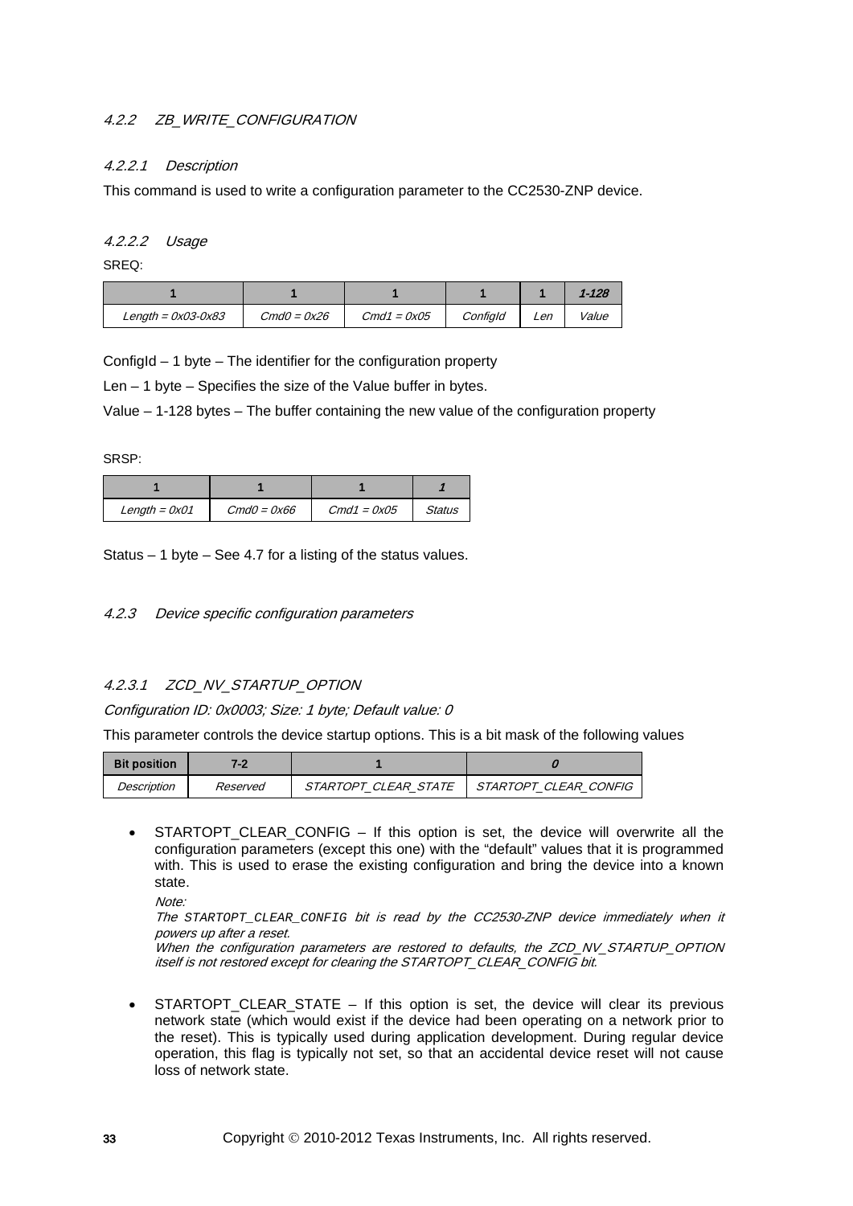#### *4.2.2 ZB_WRITE_CONFIGURATION*

##### *4.2.2.1 Description*

This command is used to write a configuration parameter to the CC2530-ZNP device.

##### *4.2.2.2 Usage*

SREQ:

| 1 | 1 | 1 | 1 | 1 | *1-128* |
|---|---|---|---|---|---|
| *Length = 0x03-0x83* | *Cmd0 = 0x26* | *Cmd1 = 0x05* | *ConfigId* | *Len* | *Value* |

ConfigId – 1 byte – The identifier for the configuration property

Len – 1 byte – Specifies the size of the Value buffer in bytes.

Value – 1-128 bytes – The buffer containing the new value of the configuration property

SRSP:

| 1 | 1 | 1 | *1* |
|---|---|---|---|
| *Length = 0x01* | *Cmd0 = 0x66* | *Cmd1 = 0x05* | *Status* |

Status – 1 byte – See 4.7 for a listing of the status values.

#### *4.2.3 Device specific configuration parameters*

##### *4.2.3.1 ZCD_NV_STARTUP_OPTION*

*Configuration ID: 0x0003; Size: 1 byte; Default value: 0*

This parameter controls the device startup options. This is a bit mask of the following values

| Bit position | 7-2 | 1 | *0* |
|---|---|---|---|
| *Description* | *Reserved* | *STARTOPT_CLEAR_STATE* | *STARTOPT_CLEAR_CONFIG* |

- STARTOPT_CLEAR_CONFIG – If this option is set, the device will overwrite all the configuration parameters (except this one) with the "default" values that it is programmed with. This is used to erase the existing configuration and bring the device into a known state.

  *Note:*
  *The `STARTOPT_CLEAR_CONFIG` bit is read by the CC2530-ZNP device immediately when it powers up after a reset.*
  *When the configuration parameters are restored to defaults, the ZCD_NV_STARTUP_OPTION itself is not restored except for clearing the STARTOPT_CLEAR_CONFIG bit.*

- STARTOPT_CLEAR_STATE – If this option is set, the device will clear its previous network state (which would exist if the device had been operating on a network prior to the reset). This is typically used during application development. During regular device operation, this flag is typically not set, so that an accidental device reset will not cause loss of network state.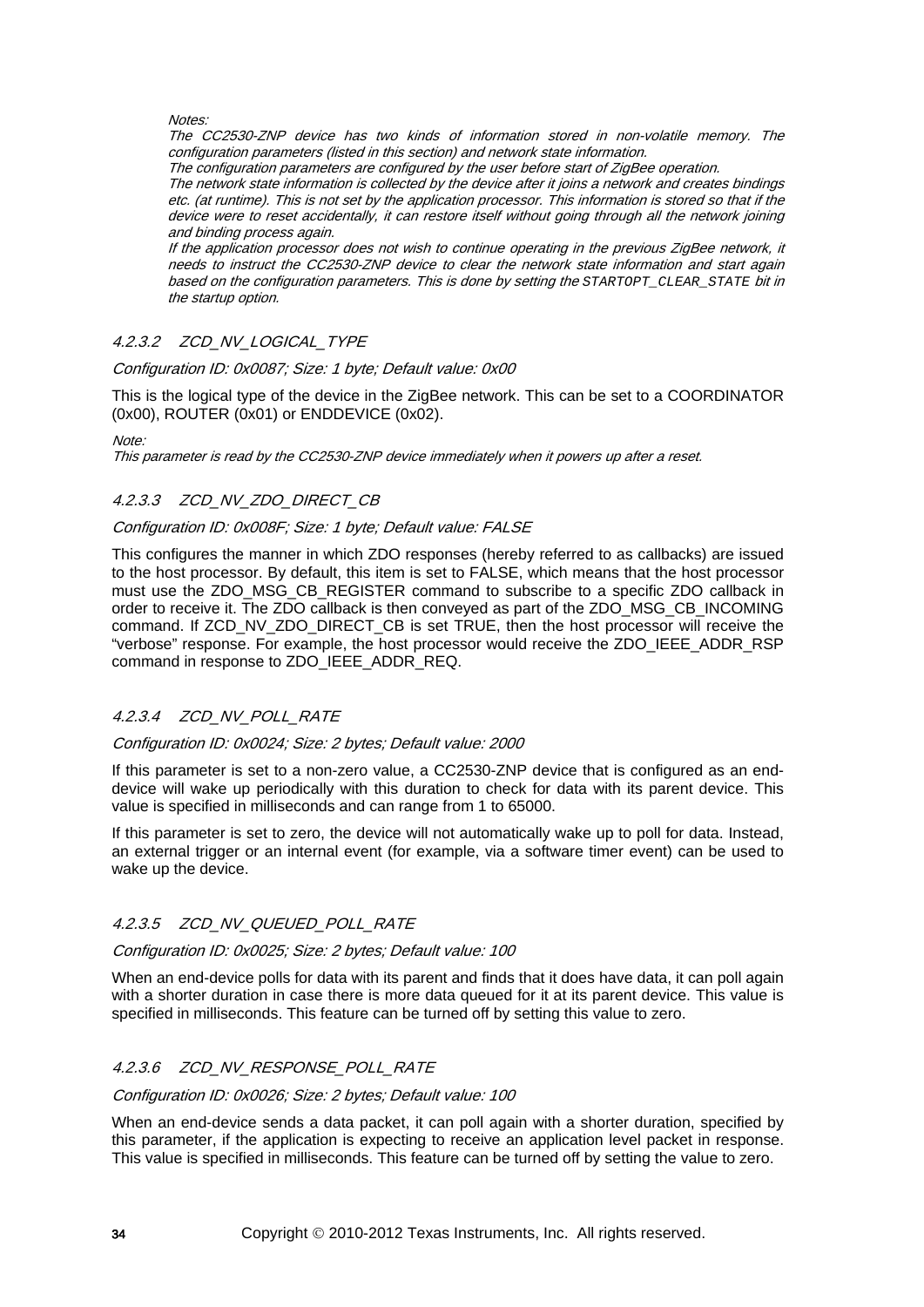*Notes:*

*The CC2530-ZNP device has two kinds of information stored in non-volatile memory. The configuration parameters (listed in this section) and network state information.*

*The configuration parameters are configured by the user before start of ZigBee operation.*

*The network state information is collected by the device after it joins a network and creates bindings etc. (at runtime). This is not set by the application processor. This information is stored so that if the device were to reset accidentally, it can restore itself without going through all the network joining and binding process again.*

*If the application processor does not wish to continue operating in the previous ZigBee network, it needs to instruct the CC2530-ZNP device to clear the network state information and start again based on the configuration parameters. This is done by setting the* `STARTOPT_CLEAR_STATE` *bit in the startup option.*

#### 4.2.3.2 ZCD_NV_LOGICAL_TYPE

*Configuration ID: 0x0087; Size: 1 byte; Default value: 0x00*

This is the logical type of the device in the ZigBee network. This can be set to a COORDINATOR (0x00), ROUTER (0x01) or ENDDEVICE (0x02).

*Note:*

*This parameter is read by the CC2530-ZNP device immediately when it powers up after a reset.*

#### 4.2.3.3 ZCD_NV_ZDO_DIRECT_CB

*Configuration ID: 0x008F; Size: 1 byte; Default value: FALSE*

This configures the manner in which ZDO responses (hereby referred to as callbacks) are issued to the host processor. By default, this item is set to FALSE, which means that the host processor must use the ZDO_MSG_CB_REGISTER command to subscribe to a specific ZDO callback in order to receive it. The ZDO callback is then conveyed as part of the ZDO_MSG_CB_INCOMING command. If ZCD_NV_ZDO_DIRECT_CB is set TRUE, then the host processor will receive the "verbose" response. For example, the host processor would receive the ZDO_IEEE_ADDR_RSP command in response to ZDO_IEEE_ADDR_REQ.

#### 4.2.3.4 ZCD_NV_POLL_RATE

*Configuration ID: 0x0024; Size: 2 bytes; Default value: 2000*

If this parameter is set to a non-zero value, a CC2530-ZNP device that is configured as an end-device will wake up periodically with this duration to check for data with its parent device. This value is specified in milliseconds and can range from 1 to 65000.

If this parameter is set to zero, the device will not automatically wake up to poll for data. Instead, an external trigger or an internal event (for example, via a software timer event) can be used to wake up the device.

#### 4.2.3.5 ZCD_NV_QUEUED_POLL_RATE

*Configuration ID: 0x0025; Size: 2 bytes; Default value: 100*

When an end-device polls for data with its parent and finds that it does have data, it can poll again with a shorter duration in case there is more data queued for it at its parent device. This value is specified in milliseconds. This feature can be turned off by setting this value to zero.

#### 4.2.3.6 ZCD_NV_RESPONSE_POLL_RATE

*Configuration ID: 0x0026; Size: 2 bytes; Default value: 100*

When an end-device sends a data packet, it can poll again with a shorter duration, specified by this parameter, if the application is expecting to receive an application level packet in response. This value is specified in milliseconds. This feature can be turned off by setting the value to zero.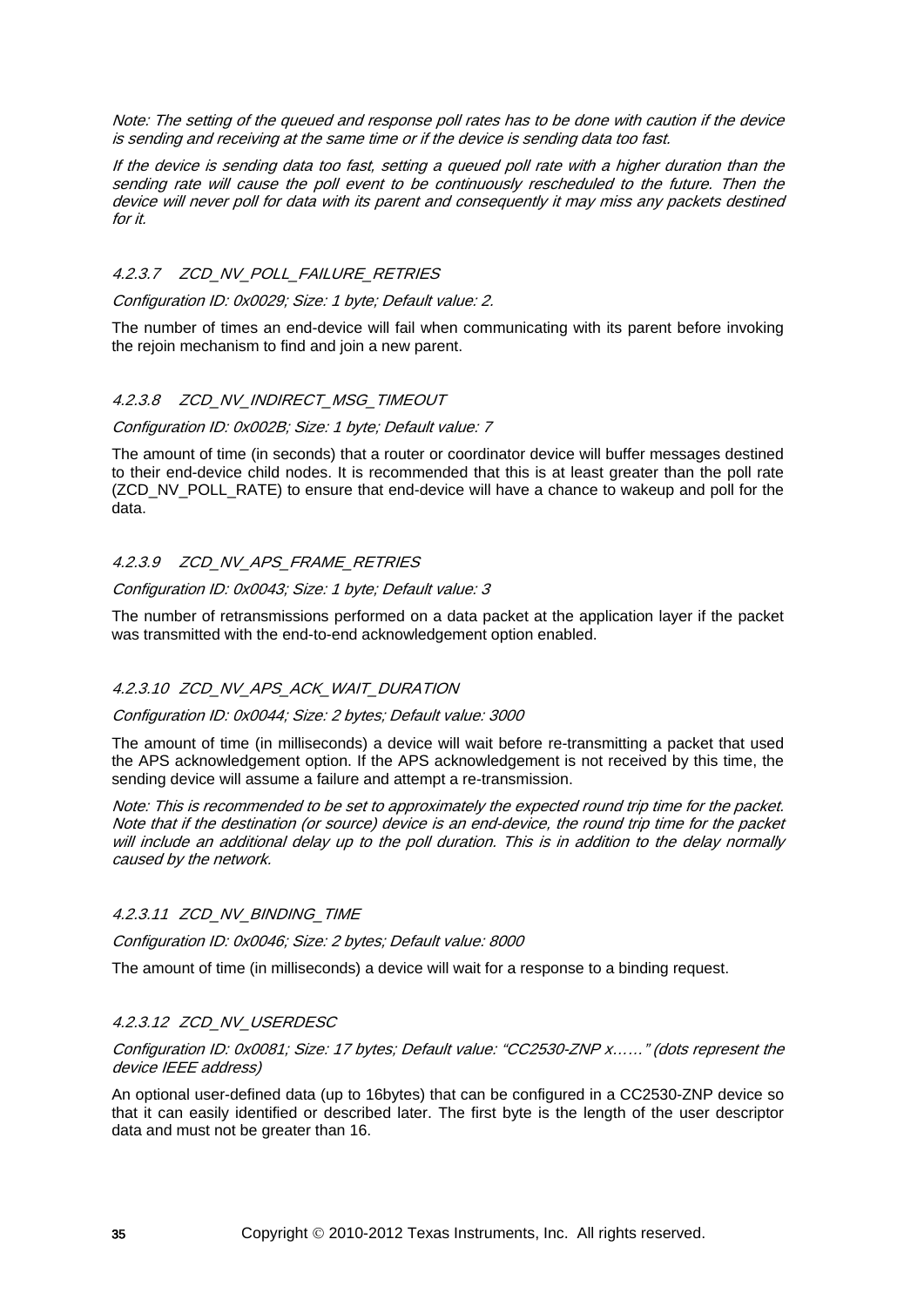*Note: The setting of the queued and response poll rates has to be done with caution if the device is sending and receiving at the same time or if the device is sending data too fast.*

*If the device is sending data too fast, setting a queued poll rate with a higher duration than the sending rate will cause the poll event to be continuously rescheduled to the future. Then the device will never poll for data with its parent and consequently it may miss any packets destined for it.*

#### *4.2.3.7 ZCD_NV_POLL_FAILURE_RETRIES*

*Configuration ID: 0x0029; Size: 1 byte; Default value: 2.*

The number of times an end-device will fail when communicating with its parent before invoking the rejoin mechanism to find and join a new parent.

#### *4.2.3.8 ZCD_NV_INDIRECT_MSG_TIMEOUT*

*Configuration ID: 0x002B; Size: 1 byte; Default value: 7*

The amount of time (in seconds) that a router or coordinator device will buffer messages destined to their end-device child nodes. It is recommended that this is at least greater than the poll rate (ZCD_NV_POLL_RATE) to ensure that end-device will have a chance to wakeup and poll for the data.

#### *4.2.3.9 ZCD_NV_APS_FRAME_RETRIES*

*Configuration ID: 0x0043; Size: 1 byte; Default value: 3*

The number of retransmissions performed on a data packet at the application layer if the packet was transmitted with the end-to-end acknowledgement option enabled.

#### *4.2.3.10 ZCD_NV_APS_ACK_WAIT_DURATION*

*Configuration ID: 0x0044; Size: 2 bytes; Default value: 3000*

The amount of time (in milliseconds) a device will wait before re-transmitting a packet that used the APS acknowledgement option. If the APS acknowledgement is not received by this time, the sending device will assume a failure and attempt a re-transmission.

*Note: This is recommended to be set to approximately the expected round trip time for the packet. Note that if the destination (or source) device is an end-device, the round trip time for the packet will include an additional delay up to the poll duration. This is in addition to the delay normally caused by the network.*

#### *4.2.3.11 ZCD_NV_BINDING_TIME*

*Configuration ID: 0x0046; Size: 2 bytes; Default value: 8000*

The amount of time (in milliseconds) a device will wait for a response to a binding request.

#### *4.2.3.12 ZCD_NV_USERDESC*

*Configuration ID: 0x0081; Size: 17 bytes; Default value: "CC2530-ZNP x……" (dots represent the device IEEE address)*

An optional user-defined data (up to 16bytes) that can be configured in a CC2530-ZNP device so that it can easily identified or described later. The first byte is the length of the user descriptor data and must not be greater than 16.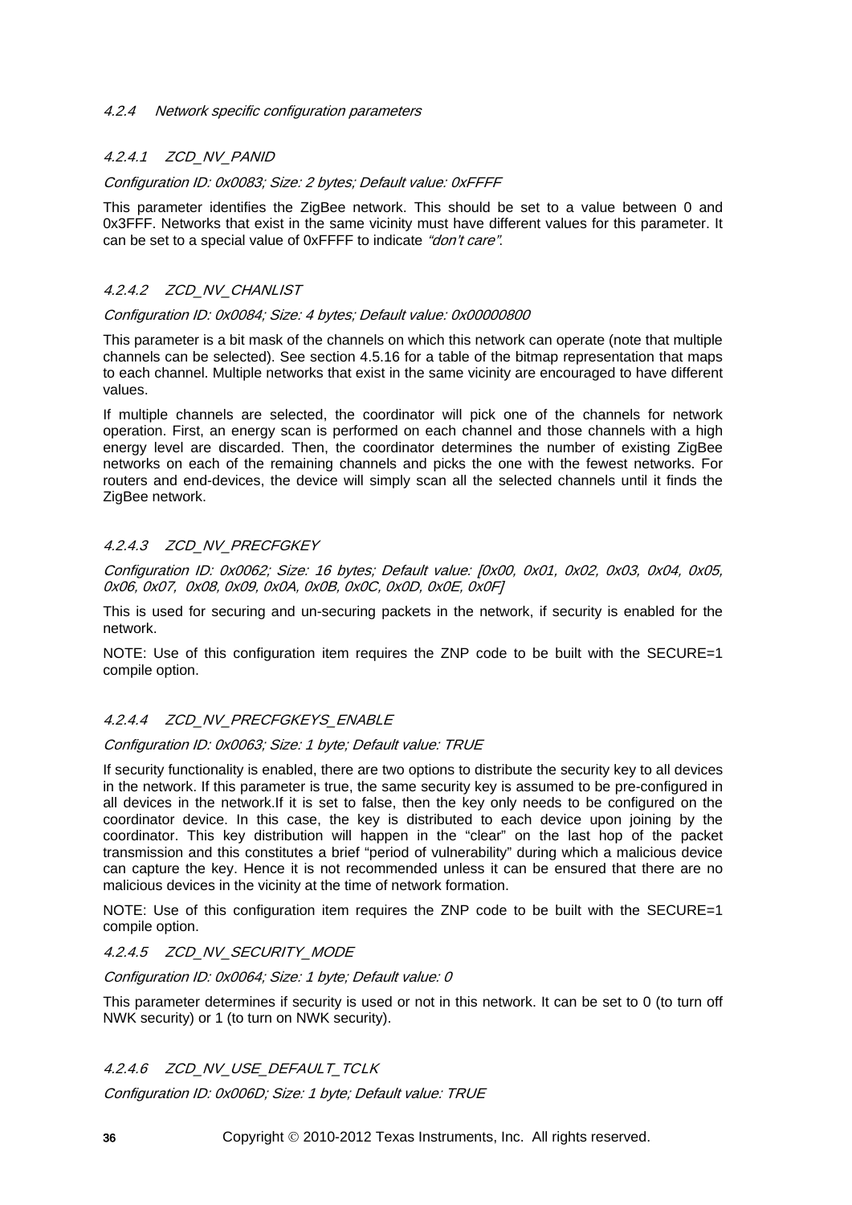#### 4.2.4 Network specific configuration parameters

##### 4.2.4.1 ZCD_NV_PANID

*Configuration ID: 0x0083; Size: 2 bytes; Default value: 0xFFFF*

This parameter identifies the ZigBee network. This should be set to a value between 0 and 0x3FFF. Networks that exist in the same vicinity must have different values for this parameter. It can be set to a special value of 0xFFFF to indicate *"don't care"*.

##### 4.2.4.2 ZCD_NV_CHANLIST

*Configuration ID: 0x0084; Size: 4 bytes; Default value: 0x00000800*

This parameter is a bit mask of the channels on which this network can operate (note that multiple channels can be selected). See section 4.5.16 for a table of the bitmap representation that maps to each channel. Multiple networks that exist in the same vicinity are encouraged to have different values.

If multiple channels are selected, the coordinator will pick one of the channels for network operation. First, an energy scan is performed on each channel and those channels with a high energy level are discarded. Then, the coordinator determines the number of existing ZigBee networks on each of the remaining channels and picks the one with the fewest networks. For routers and end-devices, the device will simply scan all the selected channels until it finds the ZigBee network.

##### 4.2.4.3 ZCD_NV_PRECFGKEY

*Configuration ID: 0x0062; Size: 16 bytes; Default value: [0x00, 0x01, 0x02, 0x03, 0x04, 0x05, 0x06, 0x07, 0x08, 0x09, 0x0A, 0x0B, 0x0C, 0x0D, 0x0E, 0x0F]*

This is used for securing and un-securing packets in the network, if security is enabled for the network.

NOTE: Use of this configuration item requires the ZNP code to be built with the SECURE=1 compile option.

##### 4.2.4.4 ZCD_NV_PRECFGKEYS_ENABLE

*Configuration ID: 0x0063; Size: 1 byte; Default value: TRUE*

If security functionality is enabled, there are two options to distribute the security key to all devices in the network. If this parameter is true, the same security key is assumed to be pre-configured in all devices in the network.If it is set to false, then the key only needs to be configured on the coordinator device. In this case, the key is distributed to each device upon joining by the coordinator. This key distribution will happen in the "clear" on the last hop of the packet transmission and this constitutes a brief "period of vulnerability" during which a malicious device can capture the key. Hence it is not recommended unless it can be ensured that there are no malicious devices in the vicinity at the time of network formation.

NOTE: Use of this configuration item requires the ZNP code to be built with the SECURE=1 compile option.

##### 4.2.4.5 ZCD_NV_SECURITY_MODE

*Configuration ID: 0x0064; Size: 1 byte; Default value: 0*

This parameter determines if security is used or not in this network. It can be set to 0 (to turn off NWK security) or 1 (to turn on NWK security).

##### 4.2.4.6 ZCD_NV_USE_DEFAULT_TCLK

*Configuration ID: 0x006D; Size: 1 byte; Default value: TRUE*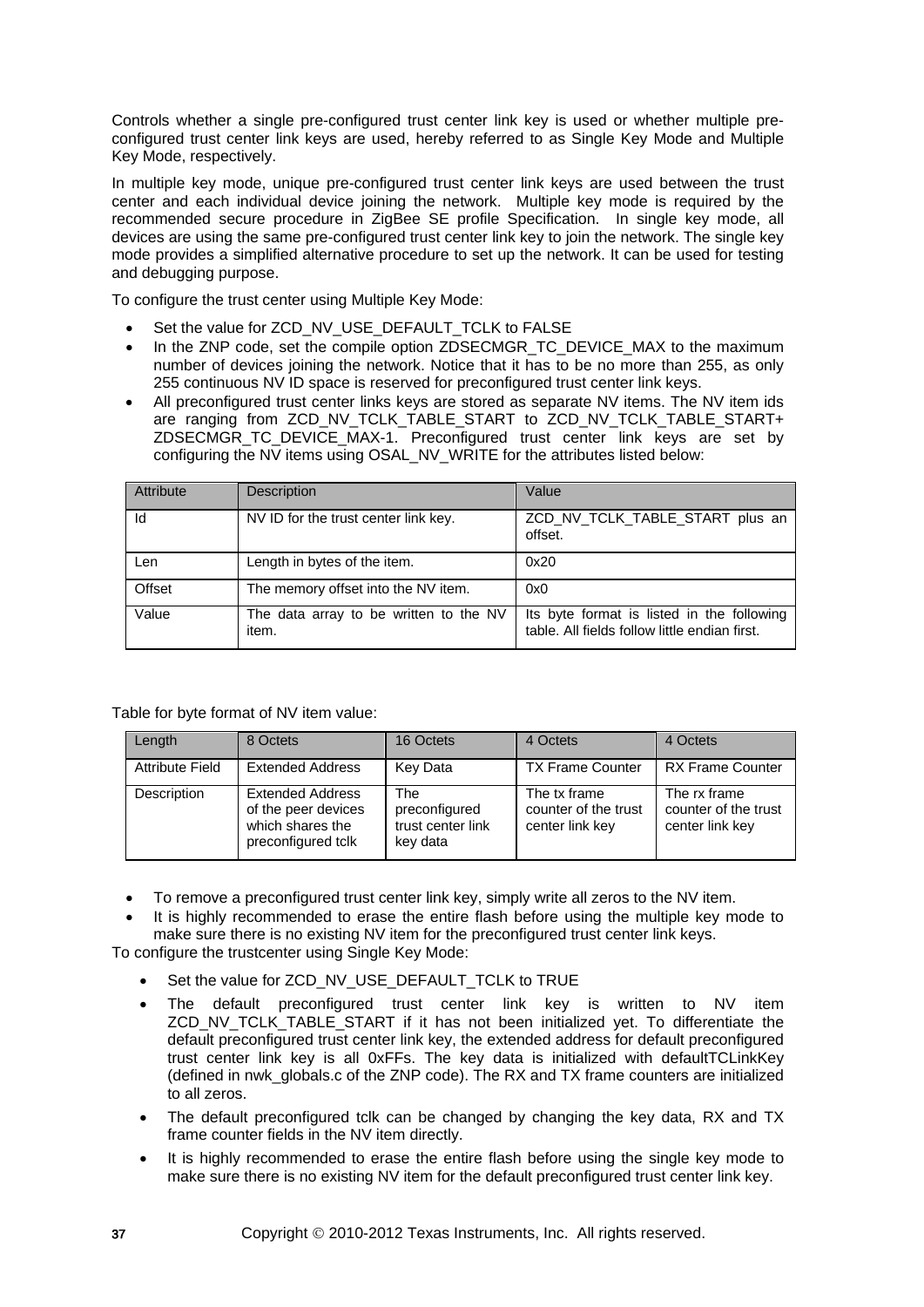Controls whether a single pre-configured trust center link key is used or whether multiple pre-configured trust center link keys are used, hereby referred to as Single Key Mode and Multiple Key Mode, respectively.

In multiple key mode, unique pre-configured trust center link keys are used between the trust center and each individual device joining the network. Multiple key mode is required by the recommended secure procedure in ZigBee SE profile Specification. In single key mode, all devices are using the same pre-configured trust center link key to join the network. The single key mode provides a simplified alternative procedure to set up the network. It can be used for testing and debugging purpose.

To configure the trust center using Multiple Key Mode:

- Set the value for ZCD_NV_USE_DEFAULT_TCLK to FALSE
- In the ZNP code, set the compile option ZDSECMGR_TC_DEVICE_MAX to the maximum number of devices joining the network. Notice that it has to be no more than 255, as only 255 continuous NV ID space is reserved for preconfigured trust center link keys.
- All preconfigured trust center links keys are stored as separate NV items. The NV item ids are ranging from ZCD_NV_TCLK_TABLE_START to ZCD_NV_TCLK_TABLE_START+ ZDSECMGR_TC_DEVICE_MAX-1. Preconfigured trust center link keys are set by configuring the NV items using OSAL_NV_WRITE for the attributes listed below:

| Attribute | Description | Value |
|---|---|---|
| Id | NV ID for the trust center link key. | ZCD_NV_TCLK_TABLE_START plus an offset. |
| Len | Length in bytes of the item. | 0x20 |
| Offset | The memory offset into the NV item. | 0x0 |
| Value | The data array to be written to the NV item. | Its byte format is listed in the following table. All fields follow little endian first. |

Table for byte format of NV item value:

| Length | 8 Octets | 16 Octets | 4 Octets | 4 Octets |
|---|---|---|---|---|
| Attribute Field | Extended Address | Key Data | TX Frame Counter | RX Frame Counter |
| Description | Extended Address of the peer devices which shares the preconfigured tclk | The preconfigured trust center link key data | The tx frame counter of the trust center link key | The rx frame counter of the trust center link key |

- To remove a preconfigured trust center link key, simply write all zeros to the NV item.
- It is highly recommended to erase the entire flash before using the multiple key mode to make sure there is no existing NV item for the preconfigured trust center link keys.

To configure the trustcenter using Single Key Mode:

- Set the value for ZCD_NV_USE_DEFAULT_TCLK to TRUE
- The default preconfigured trust center link key is written to NV item ZCD_NV_TCLK_TABLE_START if it has not been initialized yet. To differentiate the default preconfigured trust center link key, the extended address for default preconfigured trust center link key is all 0xFFs. The key data is initialized with defaultTCLinkKey (defined in nwk_globals.c of the ZNP code). The RX and TX frame counters are initialized to all zeros.
- The default preconfigured tclk can be changed by changing the key data, RX and TX frame counter fields in the NV item directly.
- It is highly recommended to erase the entire flash before using the single key mode to make sure there is no existing NV item for the default preconfigured trust center link key.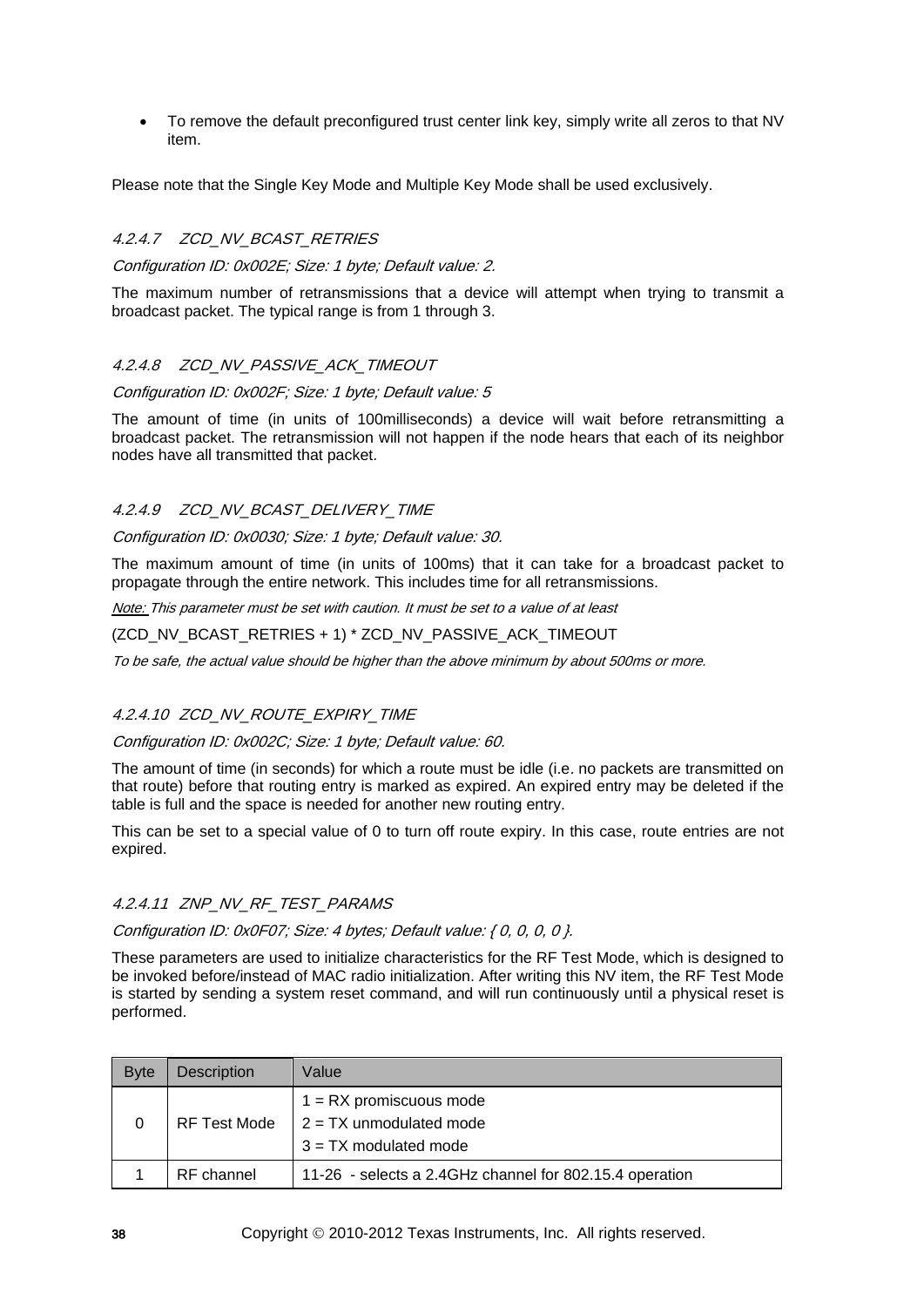- To remove the default preconfigured trust center link key, simply write all zeros to that NV item.

Please note that the Single Key Mode and Multiple Key Mode shall be used exclusively.

#### 4.2.4.7 ZCD_NV_BCAST_RETRIES

*Configuration ID: 0x002E; Size: 1 byte; Default value: 2.*

The maximum number of retransmissions that a device will attempt when trying to transmit a broadcast packet. The typical range is from 1 through 3.

#### 4.2.4.8 ZCD_NV_PASSIVE_ACK_TIMEOUT

*Configuration ID: 0x002F; Size: 1 byte; Default value: 5*

The amount of time (in units of 100milliseconds) a device will wait before retransmitting a broadcast packet. The retransmission will not happen if the node hears that each of its neighbor nodes have all transmitted that packet.

#### 4.2.4.9 ZCD_NV_BCAST_DELIVERY_TIME

*Configuration ID: 0x0030; Size: 1 byte; Default value: 30.*

The maximum amount of time (in units of 100ms) that it can take for a broadcast packet to propagate through the entire network. This includes time for all retransmissions.

*Note: This parameter must be set with caution. It must be set to a value of at least*

(ZCD_NV_BCAST_RETRIES + 1) * ZCD_NV_PASSIVE_ACK_TIMEOUT

*To be safe, the actual value should be higher than the above minimum by about 500ms or more.*

#### 4.2.4.10 ZCD_NV_ROUTE_EXPIRY_TIME

*Configuration ID: 0x002C; Size: 1 byte; Default value: 60.*

The amount of time (in seconds) for which a route must be idle (i.e. no packets are transmitted on that route) before that routing entry is marked as expired. An expired entry may be deleted if the table is full and the space is needed for another new routing entry.

This can be set to a special value of 0 to turn off route expiry. In this case, route entries are not expired.

#### 4.2.4.11 ZNP_NV_RF_TEST_PARAMS

*Configuration ID: 0x0F07; Size: 4 bytes; Default value: { 0, 0, 0, 0 }.*

These parameters are used to initialize characteristics for the RF Test Mode, which is designed to be invoked before/instead of MAC radio initialization. After writing this NV item, the RF Test Mode is started by sending a system reset command, and will run continuously until a physical reset is performed.

| Byte | Description | Value |
|---|---|---|
| 0 | RF Test Mode | 1 = RX promiscuous mode<br>2 = TX unmodulated mode<br>3 = TX modulated mode |
| 1 | RF channel | 11-26 - selects a 2.4GHz channel for 802.15.4 operation |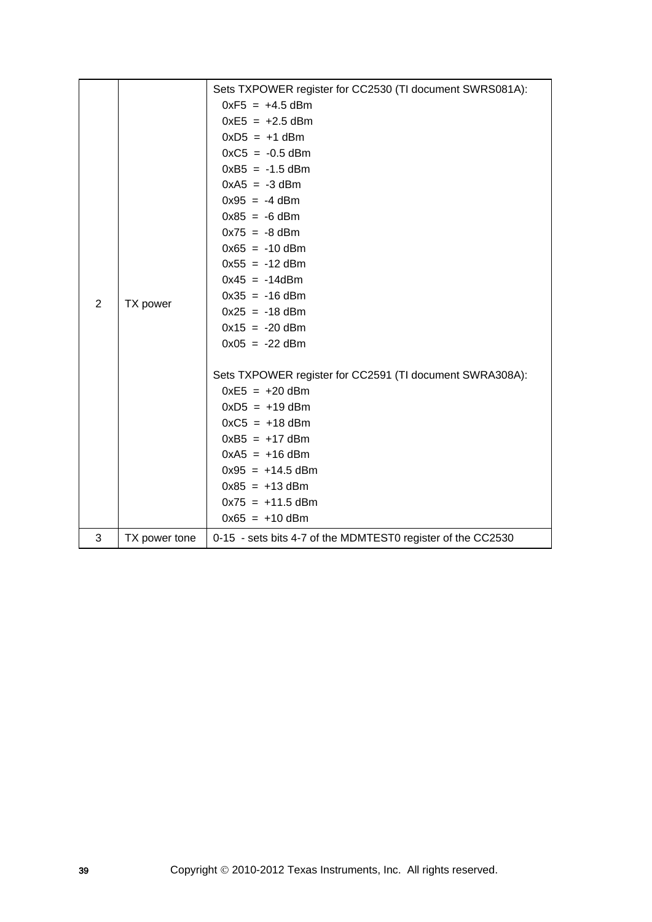| | | |
|---|---|---|
| 2 | TX power | Sets TXPOWER register for CC2530 (TI document SWRS081A):<br>0xF5 = +4.5 dBm<br>0xE5 = +2.5 dBm<br>0xD5 = +1 dBm<br>0xC5 = -0.5 dBm<br>0xB5 = -1.5 dBm<br>0xA5 = -3 dBm<br>0x95 = -4 dBm<br>0x85 = -6 dBm<br>0x75 = -8 dBm<br>0x65 = -10 dBm<br>0x55 = -12 dBm<br>0x45 = -14dBm<br>0x35 = -16 dBm<br>0x25 = -18 dBm<br>0x15 = -20 dBm<br>0x05 = -22 dBm<br><br>Sets TXPOWER register for CC2591 (TI document SWRA308A):<br>0xE5 = +20 dBm<br>0xD5 = +19 dBm<br>0xC5 = +18 dBm<br>0xB5 = +17 dBm<br>0xA5 = +16 dBm<br>0x95 = +14.5 dBm<br>0x85 = +13 dBm<br>0x75 = +11.5 dBm<br>0x65 = +10 dBm |
| 3 | TX power tone | 0-15 - sets bits 4-7 of the MDMTEST0 register of the CC2530 |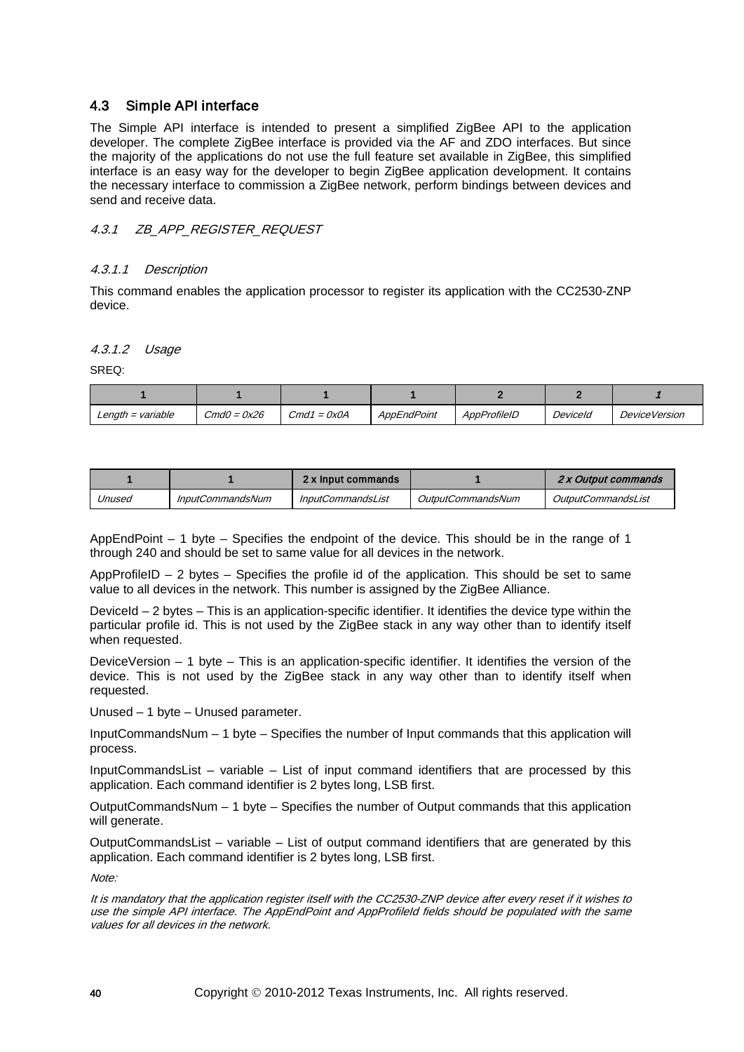## 4.3 Simple API interface

The Simple API interface is intended to present a simplified ZigBee API to the application developer. The complete ZigBee interface is provided via the AF and ZDO interfaces. But since the majority of the applications do not use the full feature set available in ZigBee, this simplified interface is an easy way for the developer to begin ZigBee application development. It contains the necessary interface to commission a ZigBee network, perform bindings between devices and send and receive data.

### *4.3.1 ZB_APP_REGISTER_REQUEST*

#### *4.3.1.1 Description*

This command enables the application processor to register its application with the CC2530-ZNP device.

#### *4.3.1.2 Usage*

SREQ:

| 1 | 1 | 1 | 1 | 2 | 2 | *1* |
|---|---|---|---|---|---|---|
| *Length = variable* | *Cmd0 = 0x26* | *Cmd1 = 0x0A* | *AppEndPoint* | *AppProfileID* | *DeviceId* | *DeviceVersion* |

| 1 | 1 | 2 x Input commands | 1 | *2 x Output commands* |
|---|---|---|---|---|
| *Unused* | *InputCommandsNum* | *InputCommandsList* | *OutputCommandsNum* | *OutputCommandsList* |

AppEndPoint – 1 byte – Specifies the endpoint of the device. This should be in the range of 1 through 240 and should be set to same value for all devices in the network.

AppProfileID – 2 bytes – Specifies the profile id of the application. This should be set to same value to all devices in the network. This number is assigned by the ZigBee Alliance.

DeviceId – 2 bytes – This is an application-specific identifier. It identifies the device type within the particular profile id. This is not used by the ZigBee stack in any way other than to identify itself when requested.

DeviceVersion – 1 byte – This is an application-specific identifier. It identifies the version of the device. This is not used by the ZigBee stack in any way other than to identify itself when requested.

Unused – 1 byte – Unused parameter.

InputCommandsNum – 1 byte – Specifies the number of Input commands that this application will process.

InputCommandsList – variable – List of input command identifiers that are processed by this application. Each command identifier is 2 bytes long, LSB first.

OutputCommandsNum – 1 byte – Specifies the number of Output commands that this application will generate.

OutputCommandsList – variable – List of output command identifiers that are generated by this application. Each command identifier is 2 bytes long, LSB first.

*Note:*

*It is mandatory that the application register itself with the CC2530-ZNP device after every reset if it wishes to use the simple API interface. The AppEndPoint and AppProfileId fields should be populated with the same values for all devices in the network.*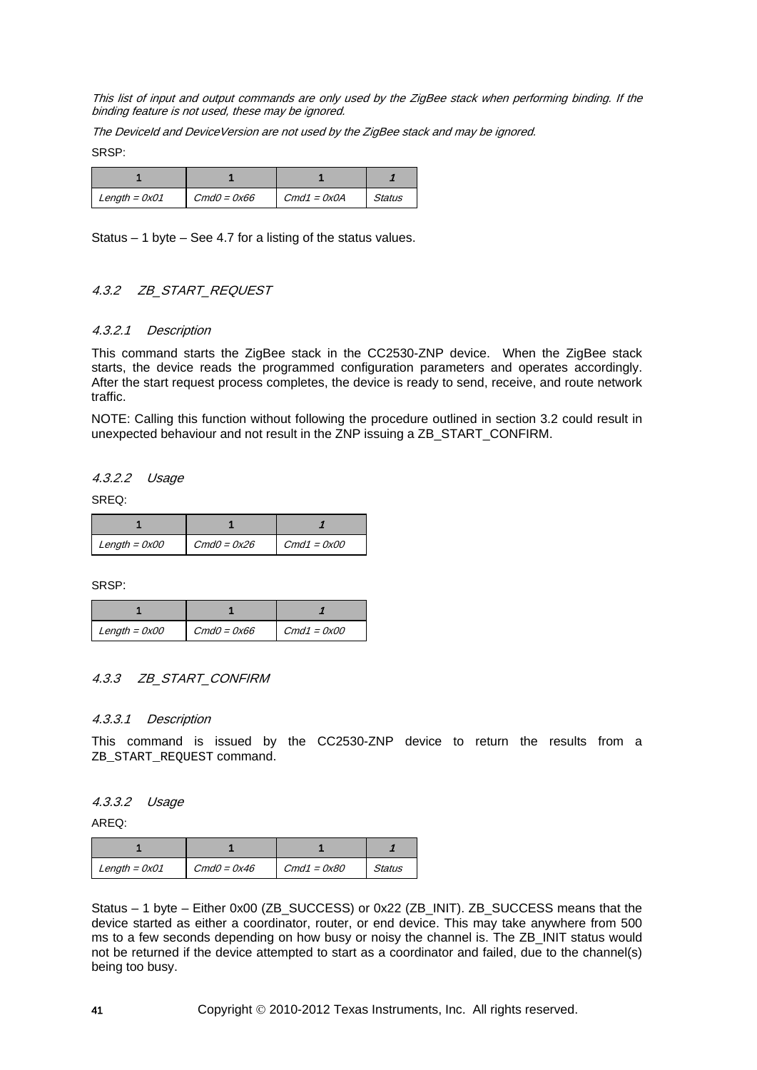*This list of input and output commands are only used by the ZigBee stack when performing binding. If the binding feature is not used, these may be ignored.*

*The DeviceId and DeviceVersion are not used by the ZigBee stack and may be ignored.*

SRSP:

| 1 | 1 | 1 | 1 |
|---|---|---|---|
| Length = 0x01 | Cmd0 = 0x66 | Cmd1 = 0x0A | Status |

Status – 1 byte – See 4.7 for a listing of the status values.

### 4.3.2 ZB_START_REQUEST

#### 4.3.2.1 Description

This command starts the ZigBee stack in the CC2530-ZNP device. When the ZigBee stack starts, the device reads the programmed configuration parameters and operates accordingly. After the start request process completes, the device is ready to send, receive, and route network traffic.

NOTE: Calling this function without following the procedure outlined in section 3.2 could result in unexpected behaviour and not result in the ZNP issuing a ZB_START_CONFIRM.

#### 4.3.2.2 Usage

SREQ:

| 1 | 1 | 1 |
|---|---|---|
| Length = 0x00 | Cmd0 = 0x26 | Cmd1 = 0x00 |

SRSP:

| 1 | 1 | 1 |
|---|---|---|
| Length = 0x00 | Cmd0 = 0x66 | Cmd1 = 0x00 |

### 4.3.3 ZB_START_CONFIRM

#### 4.3.3.1 Description

This command is issued by the CC2530-ZNP device to return the results from a ZB_START_REQUEST command.

#### 4.3.3.2 Usage

AREQ:

| 1 | 1 | 1 | 1 |
|---|---|---|---|
| Length = 0x01 | Cmd0 = 0x46 | Cmd1 = 0x80 | Status |

Status – 1 byte – Either 0x00 (ZB_SUCCESS) or 0x22 (ZB_INIT). ZB_SUCCESS means that the device started as either a coordinator, router, or end device. This may take anywhere from 500 ms to a few seconds depending on how busy or noisy the channel is. The ZB_INIT status would not be returned if the device attempted to start as a coordinator and failed, due to the channel(s) being too busy.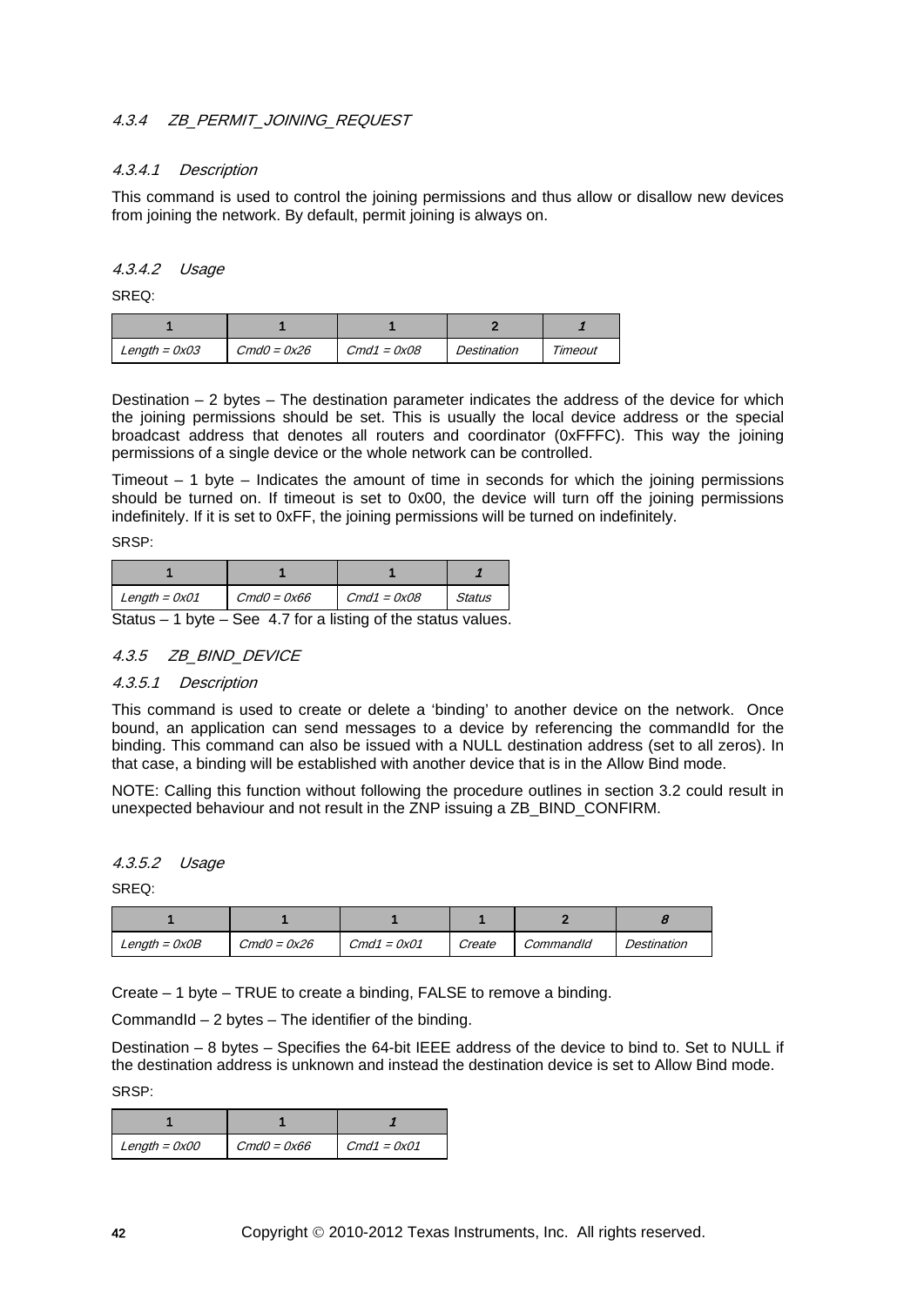### *4.3.4 ZB_PERMIT_JOINING_REQUEST*

#### *4.3.4.1 Description*

This command is used to control the joining permissions and thus allow or disallow new devices from joining the network. By default, permit joining is always on.

#### *4.3.4.2 Usage*

SREQ:

| 1 | 1 | 1 | 2 | *1* |
|---|---|---|---|---|
| *Length = 0x03* | *Cmd0 = 0x26* | *Cmd1 = 0x08* | *Destination* | *Timeout* |

Destination – 2 bytes – The destination parameter indicates the address of the device for which the joining permissions should be set. This is usually the local device address or the special broadcast address that denotes all routers and coordinator (0xFFFC). This way the joining permissions of a single device or the whole network can be controlled.

Timeout – 1 byte – Indicates the amount of time in seconds for which the joining permissions should be turned on. If timeout is set to 0x00, the device will turn off the joining permissions indefinitely. If it is set to 0xFF, the joining permissions will be turned on indefinitely.

SRSP:

| 1 | 1 | 1 | *1* |
|---|---|---|---|
| *Length = 0x01* | *Cmd0 = 0x66* | *Cmd1 = 0x08* | *Status* |

Status – 1 byte – See 4.7 for a listing of the status values.

### *4.3.5 ZB_BIND_DEVICE*

#### *4.3.5.1 Description*

This command is used to create or delete a 'binding' to another device on the network. Once bound, an application can send messages to a device by referencing the commandId for the binding. This command can also be issued with a NULL destination address (set to all zeros). In that case, a binding will be established with another device that is in the Allow Bind mode.

NOTE: Calling this function without following the procedure outlines in section 3.2 could result in unexpected behaviour and not result in the ZNP issuing a ZB_BIND_CONFIRM.

#### *4.3.5.2 Usage*

SREQ:

| 1 | 1 | 1 | 1 | 2 | *8* |
|---|---|---|---|---|---|
| *Length = 0x0B* | *Cmd0 = 0x26* | *Cmd1 = 0x01* | *Create* | *CommandId* | *Destination* |

Create – 1 byte – TRUE to create a binding, FALSE to remove a binding.

CommandId – 2 bytes – The identifier of the binding.

Destination – 8 bytes – Specifies the 64-bit IEEE address of the device to bind to. Set to NULL if the destination address is unknown and instead the destination device is set to Allow Bind mode.

SRSP:

| 1 | 1 | *1* |
|---|---|---|
| *Length = 0x00* | *Cmd0 = 0x66* | *Cmd1 = 0x01* |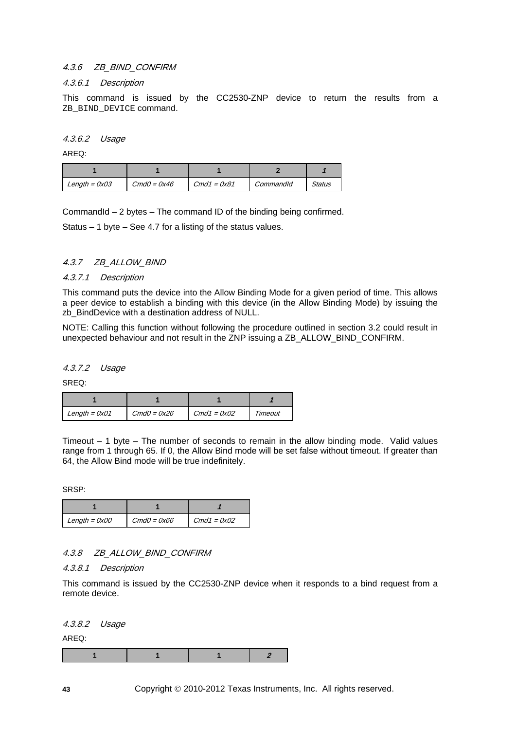#### 4.3.6 ZB_BIND_CONFIRM

##### 4.3.6.1 Description

This command is issued by the CC2530-ZNP device to return the results from a `ZB_BIND_DEVICE` command.

##### 4.3.6.2 Usage

AREQ:

| 1 | 1 | 1 | 2 | 1 |
|---|---|---|---|---|
| *Length = 0x03* | *Cmd0 = 0x46* | *Cmd1 = 0x81* | *CommandId* | *Status* |

CommandId – 2 bytes – The command ID of the binding being confirmed.

Status – 1 byte – See 4.7 for a listing of the status values.

#### 4.3.7 ZB_ALLOW_BIND

##### 4.3.7.1 Description

This command puts the device into the Allow Binding Mode for a given period of time. This allows a peer device to establish a binding with this device (in the Allow Binding Mode) by issuing the zb_BindDevice with a destination address of NULL.

NOTE: Calling this function without following the procedure outlined in section 3.2 could result in unexpected behaviour and not result in the ZNP issuing a ZB_ALLOW_BIND_CONFIRM.

##### 4.3.7.2 Usage

SREQ:

| 1 | 1 | 1 | 1 |
|---|---|---|---|
| *Length = 0x01* | *Cmd0 = 0x26* | *Cmd1 = 0x02* | *Timeout* |

Timeout – 1 byte – The number of seconds to remain in the allow binding mode. Valid values range from 1 through 65. If 0, the Allow Bind mode will be set false without timeout. If greater than 64, the Allow Bind mode will be true indefinitely.

SRSP:

| 1 | 1 | 1 |
|---|---|---|
| *Length = 0x00* | *Cmd0 = 0x66* | *Cmd1 = 0x02* |

#### 4.3.8 ZB_ALLOW_BIND_CONFIRM

##### 4.3.8.1 Description

This command is issued by the CC2530-ZNP device when it responds to a bind request from a remote device.

##### 4.3.8.2 Usage

AREQ:

| 1 | 1 | 1 | 2 |
|---|---|---|---|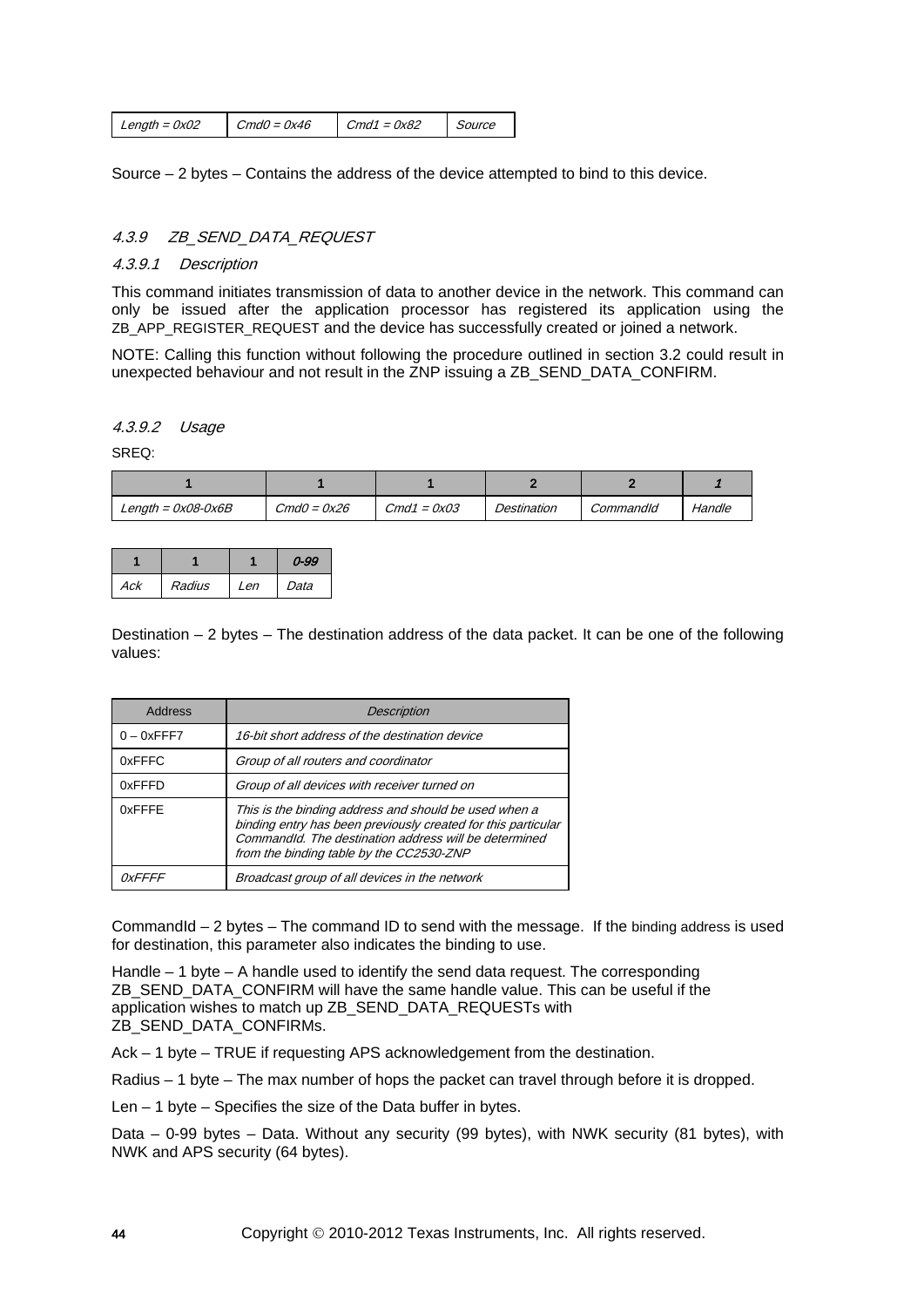| Length = 0x02 | Cmd0 = 0x46 | Cmd1 = 0x82 | Source |
|---|---|---|---|

Source – 2 bytes – Contains the address of the device attempted to bind to this device.

### 4.3.9 ZB_SEND_DATA_REQUEST

#### 4.3.9.1 Description

This command initiates transmission of data to another device in the network. This command can only be issued after the application processor has registered its application using the ZB_APP_REGISTER_REQUEST and the device has successfully created or joined a network.

NOTE: Calling this function without following the procedure outlined in section 3.2 could result in unexpected behaviour and not result in the ZNP issuing a ZB_SEND_DATA_CONFIRM.

#### 4.3.9.2 Usage

SREQ:

| 1 | 1 | 1 | 2 | 2 | *1* |
|---|---|---|---|---|---|
| Length = 0x08-0x6B | Cmd0 = 0x26 | Cmd1 = 0x03 | Destination | CommandId | Handle |

| 1 | 1 | 1 | *0-99* |
|---|---|---|---|
| Ack | Radius | Len | Data |

Destination – 2 bytes – The destination address of the data packet. It can be one of the following values:

| Address | Description |
|---|---|
| 0 – 0xFFF7 | 16-bit short address of the destination device |
| 0xFFFC | Group of all routers and coordinator |
| 0xFFFD | Group of all devices with receiver turned on |
| 0xFFFE | This is the binding address and should be used when a binding entry has been previously created for this particular CommandId. The destination address will be determined from the binding table by the CC2530-ZNP |
| 0xFFFF | Broadcast group of all devices in the network |

CommandId – 2 bytes – The command ID to send with the message. If the binding address is used for destination, this parameter also indicates the binding to use.

Handle – 1 byte – A handle used to identify the send data request. The corresponding ZB_SEND_DATA_CONFIRM will have the same handle value. This can be useful if the application wishes to match up ZB_SEND_DATA_REQUESTs with ZB_SEND_DATA_CONFIRMs.

Ack – 1 byte – TRUE if requesting APS acknowledgement from the destination.

Radius – 1 byte – The max number of hops the packet can travel through before it is dropped.

Len – 1 byte – Specifies the size of the Data buffer in bytes.

Data – 0-99 bytes – Data. Without any security (99 bytes), with NWK security (81 bytes), with NWK and APS security (64 bytes).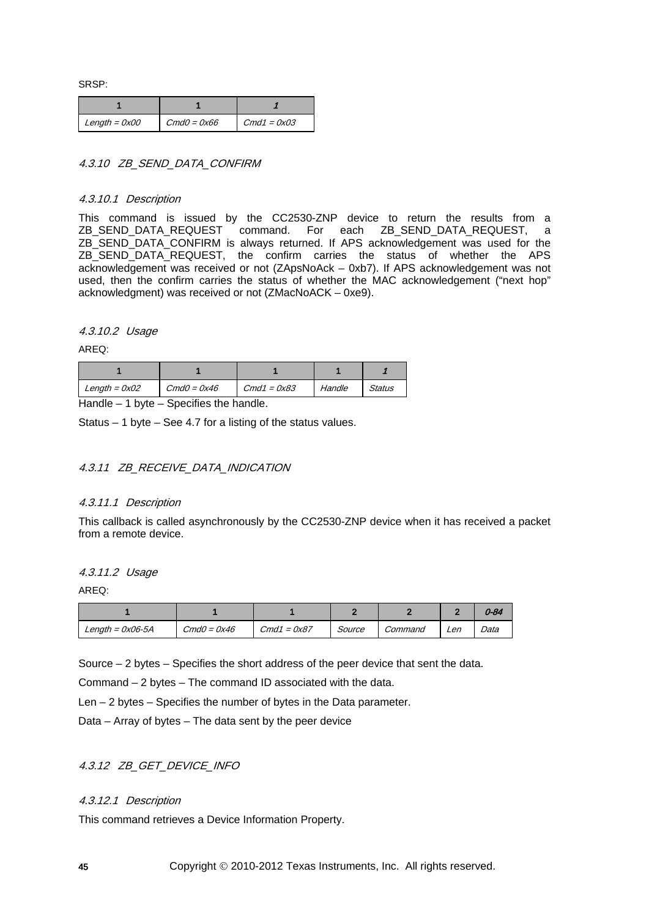SRSP:

| 1 | 1 | 1 |
|---|---|---|
| *Length = 0x00* | *Cmd0 = 0x66* | *Cmd1 = 0x03* |

### *4.3.10 ZB_SEND_DATA_CONFIRM*

#### *4.3.10.1 Description*

This command is issued by the CC2530-ZNP device to return the results from a ZB_SEND_DATA_REQUEST command. For each ZB_SEND_DATA_REQUEST, a ZB_SEND_DATA_CONFIRM is always returned. If APS acknowledgement was used for the ZB_SEND_DATA_REQUEST, the confirm carries the status of whether the APS acknowledgement was received or not (ZApsNoAck – 0xb7). If APS acknowledgement was not used, then the confirm carries the status of whether the MAC acknowledgement ("next hop" acknowledgment) was received or not (ZMacNoACK – 0xe9).

#### *4.3.10.2 Usage*

AREQ:

| 1 | 1 | 1 | 1 | 1 |
|---|---|---|---|---|
| *Length = 0x02* | *Cmd0 = 0x46* | *Cmd1 = 0x83* | *Handle* | *Status* |

Handle – 1 byte – Specifies the handle.

Status – 1 byte – See 4.7 for a listing of the status values.

### *4.3.11 ZB_RECEIVE_DATA_INDICATION*

#### *4.3.11.1 Description*

This callback is called asynchronously by the CC2530-ZNP device when it has received a packet from a remote device.

#### *4.3.11.2 Usage*

AREQ:

| 1 | 1 | 1 | 2 | 2 | 2 | 0-84 |
|---|---|---|---|---|---|---|
| *Length = 0x06-5A* | *Cmd0 = 0x46* | *Cmd1 = 0x87* | *Source* | *Command* | *Len* | *Data* |

Source – 2 bytes – Specifies the short address of the peer device that sent the data.

Command – 2 bytes – The command ID associated with the data.

Len – 2 bytes – Specifies the number of bytes in the Data parameter.

Data – Array of bytes – The data sent by the peer device

### *4.3.12 ZB_GET_DEVICE_INFO*

#### *4.3.12.1 Description*

This command retrieves a Device Information Property.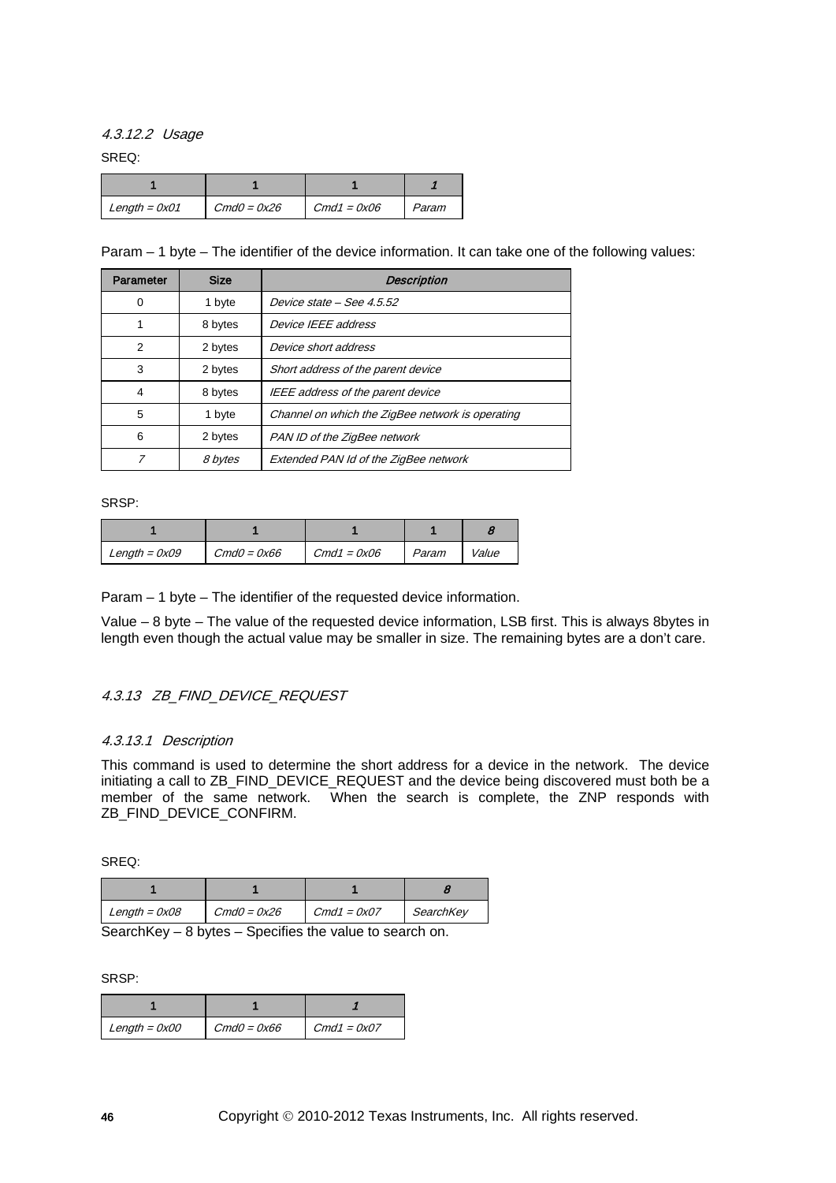#### 4.3.12.2 Usage

SREQ:

| 1 | 1 | 1 | 1 |
|---|---|---|---|
| *Length = 0x01* | *Cmd0 = 0x26* | *Cmd1 = 0x06* | *Param* |

Param – 1 byte – The identifier of the device information. It can take one of the following values:

| Parameter | Size | Description |
|---|---|---|
| 0 | 1 byte | *Device state – See 4.5.52* |
| 1 | 8 bytes | *Device IEEE address* |
| 2 | 2 bytes | *Device short address* |
| 3 | 2 bytes | *Short address of the parent device* |
| 4 | 8 bytes | *IEEE address of the parent device* |
| 5 | 1 byte | *Channel on which the ZigBee network is operating* |
| 6 | 2 bytes | *PAN ID of the ZigBee network* |
| *7* | *8 bytes* | *Extended PAN Id of the ZigBee network* |

SRSP:

| 1 | 1 | 1 | 1 | 8 |
|---|---|---|---|---|
| *Length = 0x09* | *Cmd0 = 0x66* | *Cmd1 = 0x06* | *Param* | *Value* |

Param – 1 byte – The identifier of the requested device information.

Value – 8 byte – The value of the requested device information, LSB first. This is always 8bytes in length even though the actual value may be smaller in size. The remaining bytes are a don't care.

### 4.3.13 ZB_FIND_DEVICE_REQUEST

#### 4.3.13.1 Description

This command is used to determine the short address for a device in the network. The device initiating a call to ZB_FIND_DEVICE_REQUEST and the device being discovered must both be a member of the same network. When the search is complete, the ZNP responds with ZB_FIND_DEVICE_CONFIRM.

SREQ:

| 1 | 1 | 1 | 8 |
|---|---|---|---|
| *Length = 0x08* | *Cmd0 = 0x26* | *Cmd1 = 0x07* | *SearchKey* |

SearchKey – 8 bytes – Specifies the value to search on.

SRSP:

| 1 | 1 | 1 |
|---|---|---|
| *Length = 0x00* | *Cmd0 = 0x66* | *Cmd1 = 0x07* |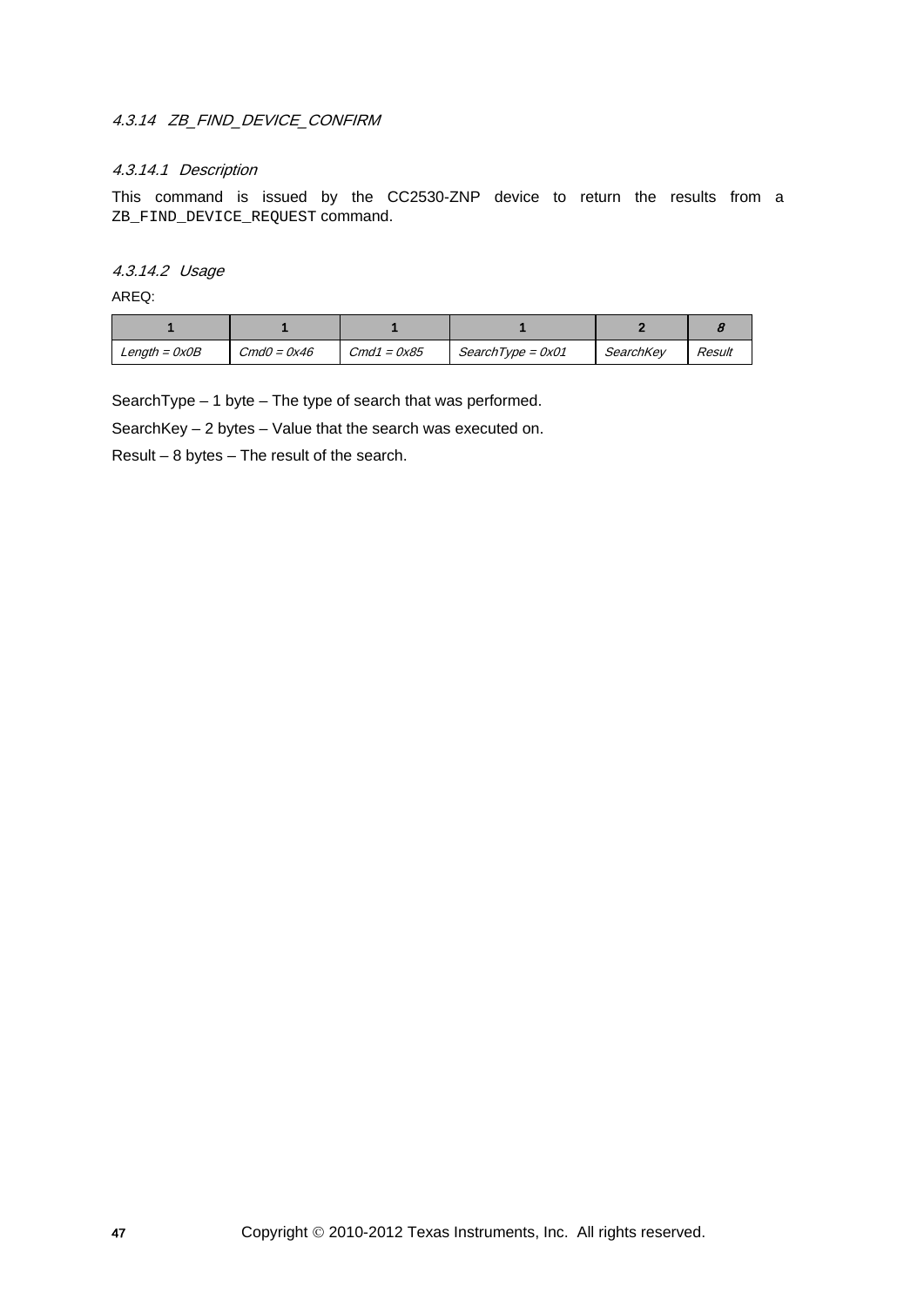### 4.3.14 ZB_FIND_DEVICE_CONFIRM

#### 4.3.14.1 Description

This command is issued by the CC2530-ZNP device to return the results from a `ZB_FIND_DEVICE_REQUEST` command.

#### 4.3.14.2 Usage

AREQ:

| 1 | 1 | 1 | 1 | 2 | 8 |
|---|---|---|---|---|---|
| *Length = 0x0B* | *Cmd0 = 0x46* | *Cmd1 = 0x85* | *SearchType = 0x01* | *SearchKey* | *Result* |

SearchType – 1 byte – The type of search that was performed.

SearchKey – 2 bytes – Value that the search was executed on.

Result – 8 bytes – The result of the search.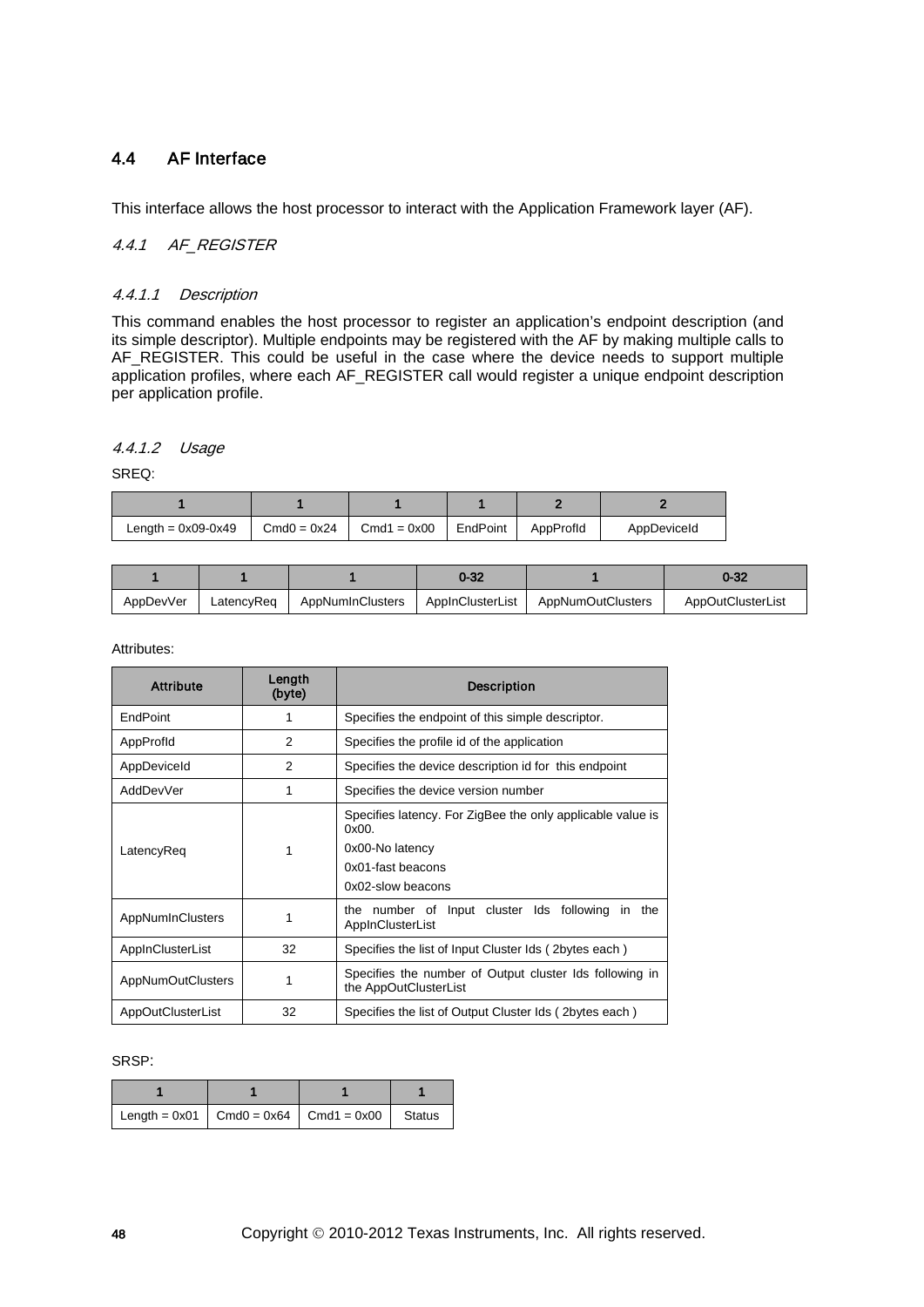## 4.4 AF Interface

This interface allows the host processor to interact with the Application Framework layer (AF).

### *4.4.1 AF_REGISTER*

#### *4.4.1.1 Description*

This command enables the host processor to register an application's endpoint description (and its simple descriptor). Multiple endpoints may be registered with the AF by making multiple calls to AF_REGISTER. This could be useful in the case where the device needs to support multiple application profiles, where each AF_REGISTER call would register a unique endpoint description per application profile.

#### *4.4.1.2 Usage*

SREQ:

| 1 | 1 | 1 | 1 | 2 | 2 |
|---|---|---|---|---|---|
| Length = 0x09-0x49 | Cmd0 = 0x24 | Cmd1 = 0x00 | EndPoint | AppProfId | AppDeviceId |

| 1 | 1 | 1 | 0-32 | 1 | 0-32 |
|---|---|---|---|---|---|
| AppDevVer | LatencyReq | AppNumInClusters | AppInClusterList | AppNumOutClusters | AppOutClusterList |

Attributes:

| Attribute | Length (byte) | Description |
|---|---|---|
| EndPoint | 1 | Specifies the endpoint of this simple descriptor. |
| AppProfId | 2 | Specifies the profile id of the application |
| AppDeviceId | 2 | Specifies the device description id for this endpoint |
| AddDevVer | 1 | Specifies the device version number |
| LatencyReq | 1 | Specifies latency. For ZigBee the only applicable value is 0x00.<br>0x00-No latency<br>0x01-fast beacons<br>0x02-slow beacons |
| AppNumInClusters | 1 | the number of Input cluster Ids following in the AppInClusterList |
| AppInClusterList | 32 | Specifies the list of Input Cluster Ids ( 2bytes each ) |
| AppNumOutClusters | 1 | Specifies the number of Output cluster Ids following in the AppOutClusterList |
| AppOutClusterList | 32 | Specifies the list of Output Cluster Ids ( 2bytes each ) |

SRSP:

| 1 | 1 | 1 | 1 |
|---|---|---|---|
| Length = 0x01 | Cmd0 = 0x64 | Cmd1 = 0x00 | Status |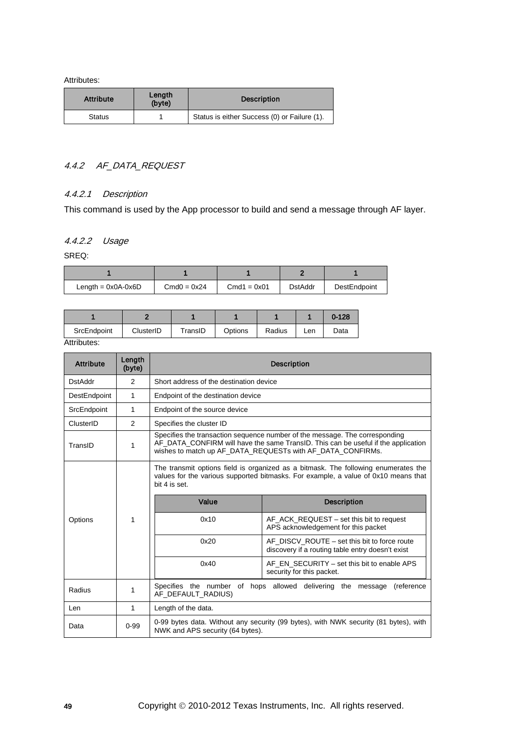Attributes:

| Attribute | Length (byte) | Description |
|---|---|---|
| Status | 1 | Status is either Success (0) or Failure (1). |

### 4.4.2 AF_DATA_REQUEST

#### 4.4.2.1 Description

This command is used by the App processor to build and send a message through AF layer.

#### 4.4.2.2 Usage

SREQ:

| 1 | 1 | 1 | 2 | 1 |
|---|---|---|---|---|
| Length = 0x0A-0x6D | Cmd0 = 0x24 | Cmd1 = 0x01 | DstAddr | DestEndpoint |

| 1 | 2 | 1 | 1 | 1 | 1 | 0-128 |
|---|---|---|---|---|---|---|
| SrcEndpoint | ClusterID | TransID | Options | Radius | Len | Data |

Attributes:

| Attribute | Length (byte) | Description |
|---|---|---|
| DstAddr | 2 | Short address of the destination device |
| DestEndpoint | 1 | Endpoint of the destination device |
| SrcEndpoint | 1 | Endpoint of the source device |
| ClusterID | 2 | Specifies the cluster ID |
| TransID | 1 | Specifies the transaction sequence number of the message. The corresponding AF_DATA_CONFIRM will have the same TransID. This can be useful if the application wishes to match up AF_DATA_REQUESTs with AF_DATA_CONFIRMs. |
| Options | 1 | The transmit options field is organized as a bitmask. The following enumerates the values for the various supported bitmasks. For example, a value of 0x10 means that bit 4 is set.<br><br>**Value** / **Description**<br>0x10 – AF_ACK_REQUEST – set this bit to request APS acknowledgement for this packet<br>0x20 – AF_DISCV_ROUTE – set this bit to force route discovery if a routing table entry doesn't exist<br>0x40 – AF_EN_SECURITY – set this bit to enable APS security for this packet. |
| Radius | 1 | Specifies the number of hops allowed delivering the message (reference AF_DEFAULT_RADIUS) |
| Len | 1 | Length of the data. |
| Data | 0-99 | 0-99 bytes data. Without any security (99 bytes), with NWK security (81 bytes), with NWK and APS security (64 bytes). |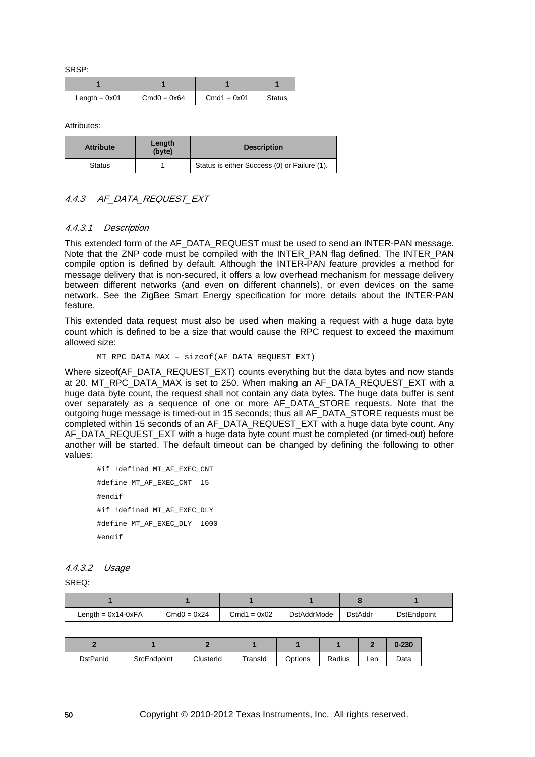SRSP:

| 1 | 1 | 1 | 1 |
|---|---|---|---|
| Length = 0x01 | Cmd0 = 0x64 | Cmd1 = 0x01 | Status |

Attributes:

| Attribute | Length (byte) | Description |
|---|---|---|
| Status | 1 | Status is either Success (0) or Failure (1). |

### 4.4.3 AF_DATA_REQUEST_EXT

#### 4.4.3.1 Description

This extended form of the AF_DATA_REQUEST must be used to send an INTER-PAN message. Note that the ZNP code must be compiled with the INTER_PAN flag defined. The INTER_PAN compile option is defined by default. Although the INTER-PAN feature provides a method for message delivery that is non-secured, it offers a low overhead mechanism for message delivery between different networks (and even on different channels), or even devices on the same network. See the ZigBee Smart Energy specification for more details about the INTER-PAN feature.

This extended data request must also be used when making a request with a huge data byte count which is defined to be a size that would cause the RPC request to exceed the maximum allowed size:

```
MT_RPC_DATA_MAX – sizeof(AF_DATA_REQUEST_EXT)
```

Where sizeof(AF_DATA_REQUEST_EXT) counts everything but the data bytes and now stands at 20. MT_RPC_DATA_MAX is set to 250. When making an AF_DATA_REQUEST_EXT with a huge data byte count, the request shall not contain any data bytes. The huge data buffer is sent over separately as a sequence of one or more AF_DATA_STORE requests. Note that the outgoing huge message is timed-out in 15 seconds; thus all AF_DATA_STORE requests must be completed within 15 seconds of an AF_DATA_REQUEST_EXT with a huge data byte count. Any AF_DATA_REQUEST_EXT with a huge data byte count must be completed (or timed-out) before another will be started. The default timeout can be changed by defining the following to other values:

```
#if !defined MT_AF_EXEC_CNT
#define MT_AF_EXEC_CNT  15
#endif
#if !defined MT_AF_EXEC_DLY
#define MT_AF_EXEC_DLY  1000
#endif
```

#### 4.4.3.2 Usage

SREQ:

| 1 | 1 | 1 | 1 | 8 | 1 |
|---|---|---|---|---|---|
| Length = 0x14-0xFA | Cmd0 = 0x24 | Cmd1 = 0x02 | DstAddrMode | DstAddr | DstEndpoint |

| 2 | 1 | 2 | 1 | 1 | 1 | 2 | 0-230 |
|---|---|---|---|---|---|---|---|
| DstPanId | SrcEndpoint | ClusterId | TransId | Options | Radius | Len | Data |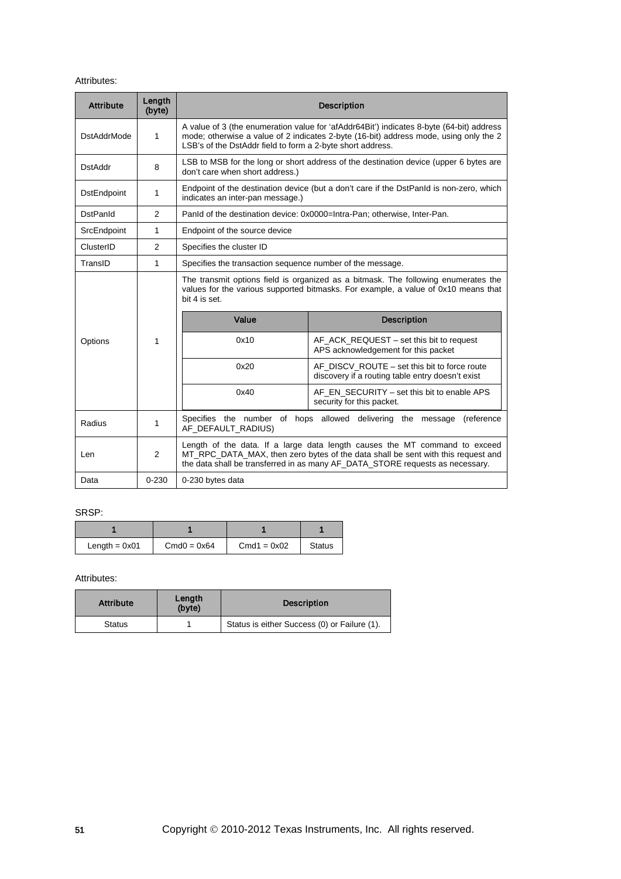Attributes:

| Attribute | Length (byte) | Description |
|---|---|---|
| DstAddrMode | 1 | A value of 3 (the enumeration value for 'afAddr64Bit') indicates 8-byte (64-bit) address mode; otherwise a value of 2 indicates 2-byte (16-bit) address mode, using only the 2 LSB's of the DstAddr field to form a 2-byte short address. |
| DstAddr | 8 | LSB to MSB for the long or short address of the destination device (upper 6 bytes are don't care when short address.) |
| DstEndpoint | 1 | Endpoint of the destination device (but a don't care if the DstPanId is non-zero, which indicates an inter-pan message.) |
| DstPanId | 2 | PanId of the destination device: 0x0000=Intra-Pan; otherwise, Inter-Pan. |
| SrcEndpoint | 1 | Endpoint of the source device |
| ClusterID | 2 | Specifies the cluster ID |
| TransID | 1 | Specifies the transaction sequence number of the message. |
| Options | 1 | The transmit options field is organized as a bitmask. The following enumerates the values for the various supported bitmasks. For example, a value of 0x10 means that bit 4 is set.<br><br>**Value** / **Description**:<br>0x10 – AF_ACK_REQUEST – set this bit to request APS acknowledgement for this packet<br>0x20 – AF_DISCV_ROUTE – set this bit to force route discovery if a routing table entry doesn't exist<br>0x40 – AF_EN_SECURITY – set this bit to enable APS security for this packet. |
| Radius | 1 | Specifies the number of hops allowed delivering the message (reference AF_DEFAULT_RADIUS) |
| Len | 2 | Length of the data. If a large data length causes the MT command to exceed MT_RPC_DATA_MAX, then zero bytes of the data shall be sent with this request and the data shall be transferred in as many AF_DATA_STORE requests as necessary. |
| Data | 0-230 | 0-230 bytes data |

SRSP:

| 1 | 1 | 1 | 1 |
|---|---|---|---|
| Length = 0x01 | Cmd0 = 0x64 | Cmd1 = 0x02 | Status |

Attributes:

| Attribute | Length (byte) | Description |
|---|---|---|
| Status | 1 | Status is either Success (0) or Failure (1). |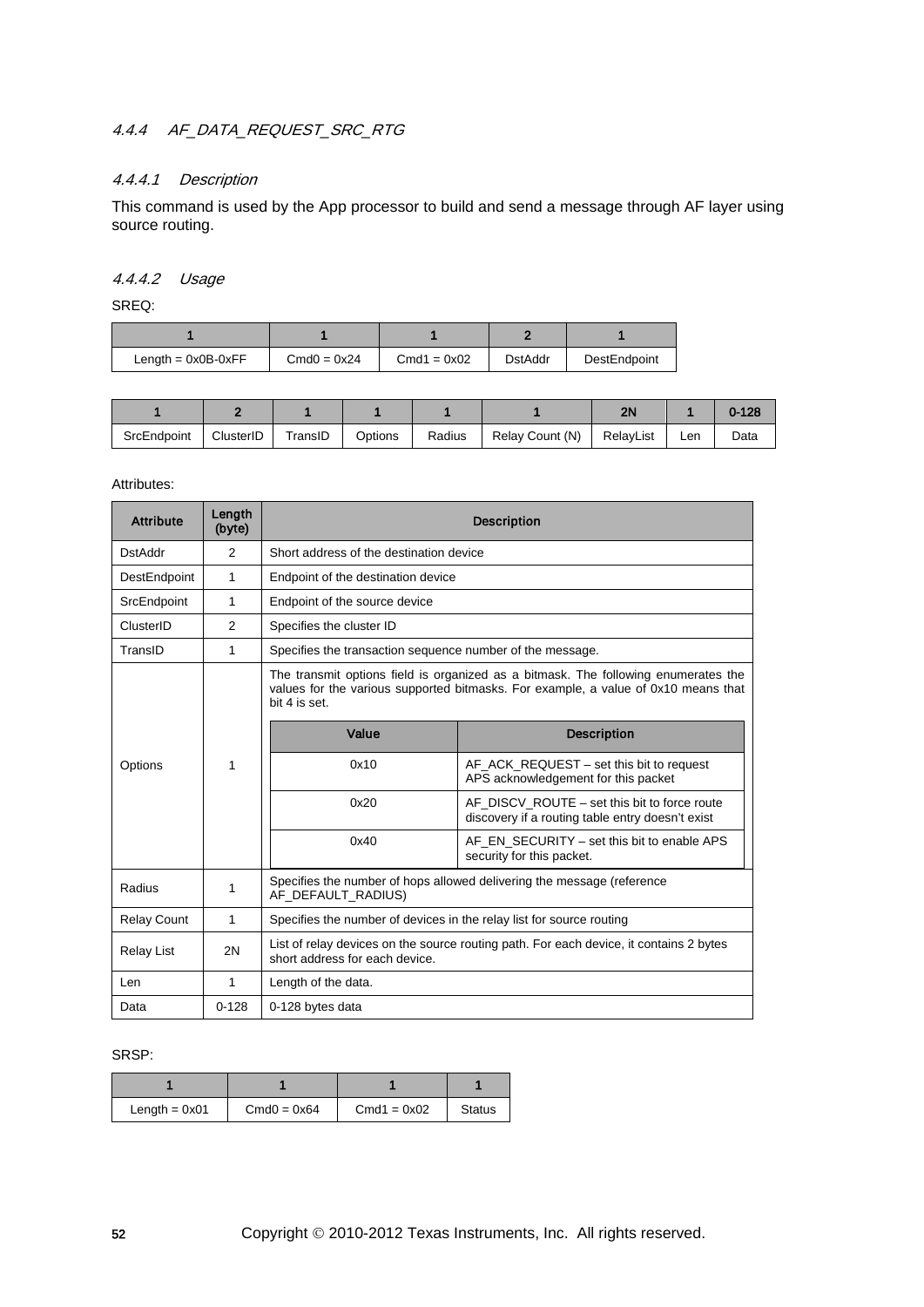### 4.4.4 AF_DATA_REQUEST_SRC_RTG

#### 4.4.4.1 Description

This command is used by the App processor to build and send a message through AF layer using source routing.

#### 4.4.4.2 Usage

SREQ:

| 1 | 1 | 1 | 2 | 1 |
|---|---|---|---|---|
| Length = 0x0B-0xFF | Cmd0 = 0x24 | Cmd1 = 0x02 | DstAddr | DestEndpoint |

| 1 | 2 | 1 | 1 | 1 | 1 | 2N | 1 | 0-128 |
|---|---|---|---|---|---|---|---|---|
| SrcEndpoint | ClusterID | TransID | Options | Radius | Relay Count (N) | RelayList | Len | Data |

Attributes:

| Attribute | Length (byte) | Description |
|---|---|---|
| DstAddr | 2 | Short address of the destination device |
| DestEndpoint | 1 | Endpoint of the destination device |
| SrcEndpoint | 1 | Endpoint of the source device |
| ClusterID | 2 | Specifies the cluster ID |
| TransID | 1 | Specifies the transaction sequence number of the message. |
| Options | 1 | The transmit options field is organized as a bitmask. The following enumerates the values for the various supported bitmasks. For example, a value of 0x10 means that bit 4 is set.<br><br>**Value** – **Description**<br>0x10 – AF_ACK_REQUEST – set this bit to request APS acknowledgement for this packet<br>0x20 – AF_DISCV_ROUTE – set this bit to force route discovery if a routing table entry doesn't exist<br>0x40 – AF_EN_SECURITY – set this bit to enable APS security for this packet. |
| Radius | 1 | Specifies the number of hops allowed delivering the message (reference AF_DEFAULT_RADIUS) |
| Relay Count | 1 | Specifies the number of devices in the relay list for source routing |
| Relay List | 2N | List of relay devices on the source routing path. For each device, it contains 2 bytes short address for each device. |
| Len | 1 | Length of the data. |
| Data | 0-128 | 0-128 bytes data |

SRSP:

| 1 | 1 | 1 | 1 |
|---|---|---|---|
| Length = 0x01 | Cmd0 = 0x64 | Cmd1 = 0x02 | Status |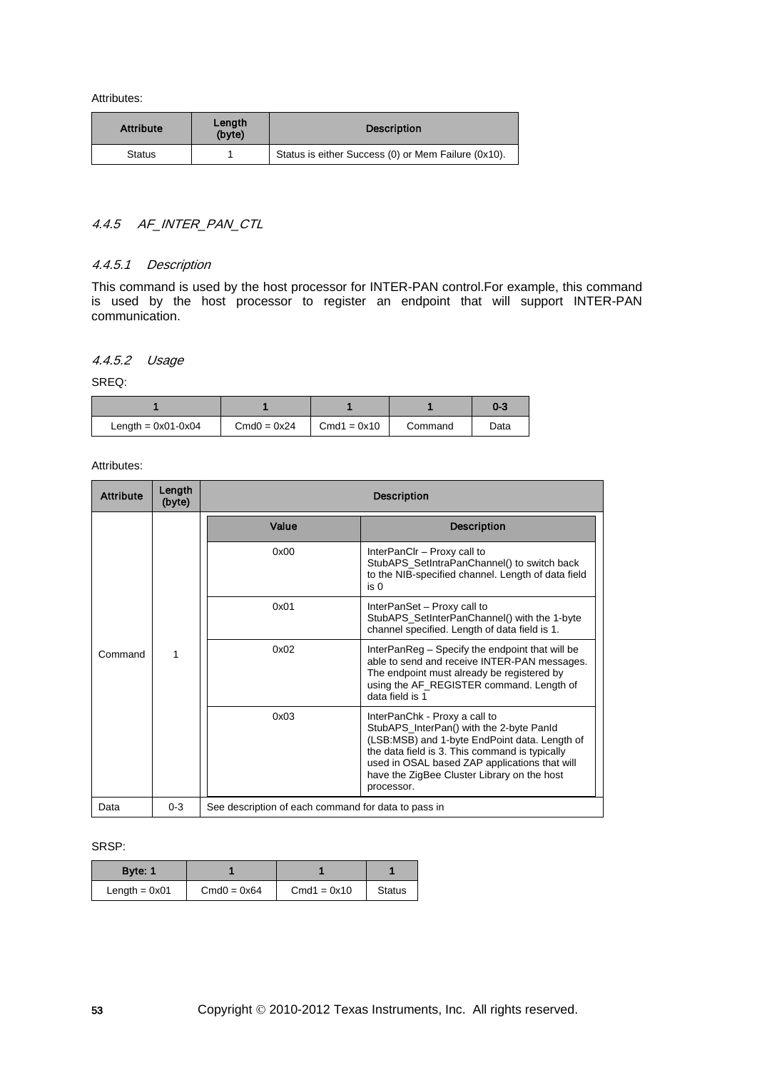Attributes:

| Attribute | Length (byte) | Description |
|---|---|---|
| Status | 1 | Status is either Success (0) or Mem Failure (0x10). |

#### 4.4.5 AF_INTER_PAN_CTL

##### 4.4.5.1 Description

This command is used by the host processor for INTER-PAN control.For example, this command is used by the host processor to register an endpoint that will support INTER-PAN communication.

##### 4.4.5.2 Usage

SREQ:

| 1 | 1 | 1 | 1 | 0-3 |
|---|---|---|---|---|
| Length = 0x01-0x04 | Cmd0 = 0x24 | Cmd1 = 0x10 | Command | Data |

Attributes:

| Attribute | Length (byte) | Description | |
|---|---|---|---|
| | | **Value** | **Description** |
| Command | 1 | 0x00 | InterPanClr – Proxy call to StubAPS_SetIntraPanChannel() to switch back to the NIB-specified channel. Length of data field is 0 |
| | | 0x01 | InterPanSet – Proxy call to StubAPS_SetInterPanChannel() with the 1-byte channel specified. Length of data field is 1. |
| | | 0x02 | InterPanReg – Specify the endpoint that will be able to send and receive INTER-PAN messages. The endpoint must already be registered by using the AF_REGISTER command. Length of data field is 1 |
| | | 0x03 | InterPanChk - Proxy a call to StubAPS_InterPan() with the 2-byte PanId (LSB:MSB) and 1-byte EndPoint data. Length of the data field is 3. This command is typically used in OSAL based ZAP applications that will have the ZigBee Cluster Library on the host processor. |
| Data | 0-3 | See description of each command for data to pass in | |

SRSP:

| Byte: 1 | 1 | 1 | 1 |
|---|---|---|---|
| Length = 0x01 | Cmd0 = 0x64 | Cmd1 = 0x10 | Status |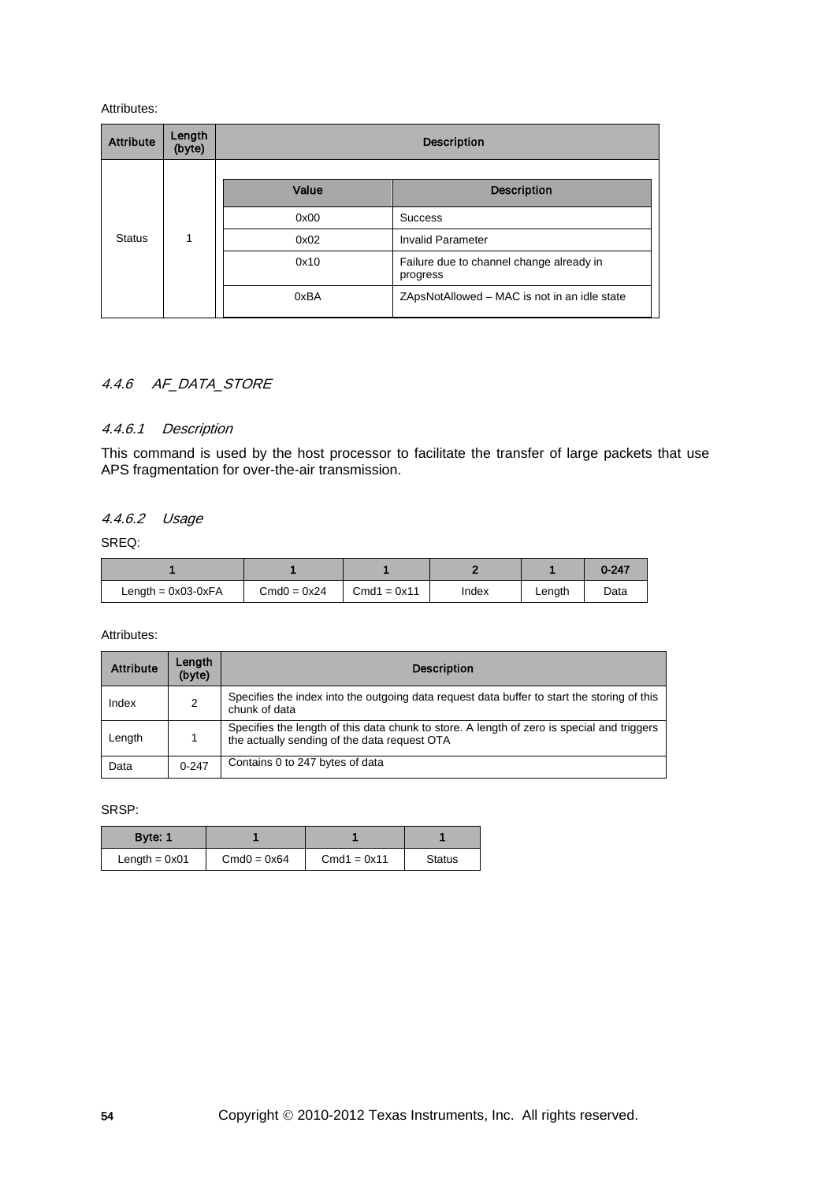Attributes:

| Attribute | Length (byte) | Description | |
|---|---|---|---|
| Status | 1 | **Value** | **Description** |
| | | 0x00 | Success |
| | | 0x02 | Invalid Parameter |
| | | 0x10 | Failure due to channel change already in progress |
| | | 0xBA | ZApsNotAllowed – MAC is not in an idle state |

### *4.4.6 AF_DATA_STORE*

#### *4.4.6.1 Description*

This command is used by the host processor to facilitate the transfer of large packets that use APS fragmentation for over-the-air transmission.

#### *4.4.6.2 Usage*

SREQ:

| 1 | 1 | 1 | 2 | 1 | 0-247 |
|---|---|---|---|---|---|
| Length = 0x03-0xFA | Cmd0 = 0x24 | Cmd1 = 0x11 | Index | Length | Data |

Attributes:

| Attribute | Length (byte) | Description |
|---|---|---|
| Index | 2 | Specifies the index into the outgoing data request data buffer to start the storing of this chunk of data |
| Length | 1 | Specifies the length of this data chunk to store. A length of zero is special and triggers the actually sending of the data request OTA |
| Data | 0-247 | Contains 0 to 247 bytes of data |

SRSP:

| Byte: 1 | 1 | 1 | 1 |
|---|---|---|---|
| Length = 0x01 | Cmd0 = 0x64 | Cmd1 = 0x11 | Status |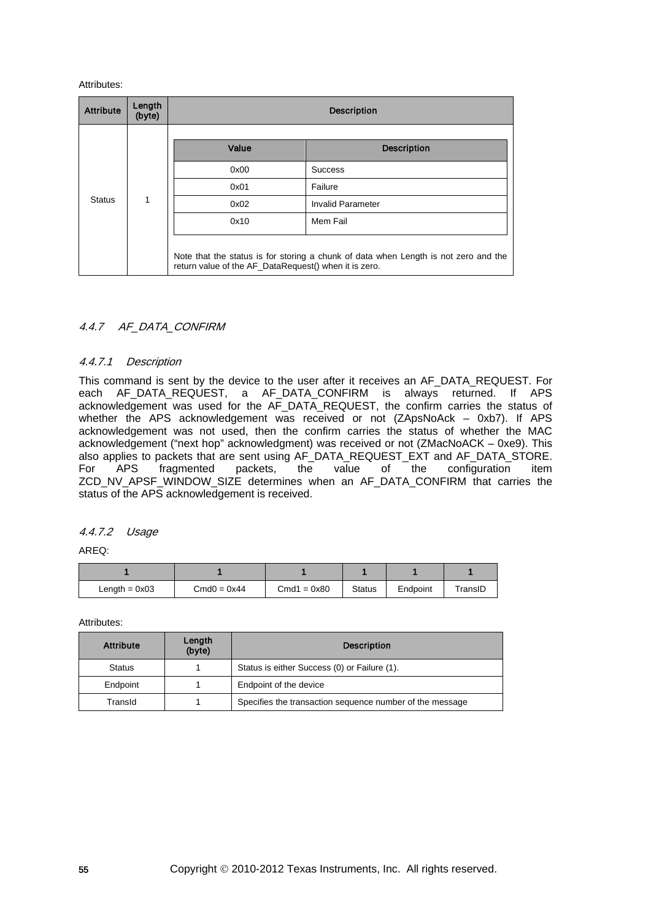Attributes:

| Attribute | Length (byte) | Description | |
|---|---|---|---|
| Status | 1 | **Value** | **Description** |
| | | 0x00 | Success |
| | | 0x01 | Failure |
| | | 0x02 | Invalid Parameter |
| | | 0x10 | Mem Fail |
| | | Note that the status is for storing a chunk of data when Length is not zero and the return value of the AF_DataRequest() when it is zero. | |

### 4.4.7 AF_DATA_CONFIRM

#### 4.4.7.1 Description

This command is sent by the device to the user after it receives an AF_DATA_REQUEST. For each AF_DATA_REQUEST, a AF_DATA_CONFIRM is always returned. If APS acknowledgement was used for the AF_DATA_REQUEST, the confirm carries the status of whether the APS acknowledgement was received or not (ZApsNoAck – 0xb7). If APS acknowledgement was not used, then the confirm carries the status of whether the MAC acknowledgement ("next hop" acknowledgment) was received or not (ZMacNoACK – 0xe9). This also applies to packets that are sent using AF_DATA_REQUEST_EXT and AF_DATA_STORE. For APS fragmented packets, the value of the configuration item ZCD_NV_APSF_WINDOW_SIZE determines when an AF_DATA_CONFIRM that carries the status of the APS acknowledgement is received.

#### 4.4.7.2 Usage

AREQ:

| 1 | 1 | 1 | 1 | 1 | 1 |
|---|---|---|---|---|---|
| Length = 0x03 | Cmd0 = 0x44 | Cmd1 = 0x80 | Status | Endpoint | TransID |

Attributes:

| Attribute | Length (byte) | Description |
|---|---|---|
| Status | 1 | Status is either Success (0) or Failure (1). |
| Endpoint | 1 | Endpoint of the device |
| TransId | 1 | Specifies the transaction sequence number of the message |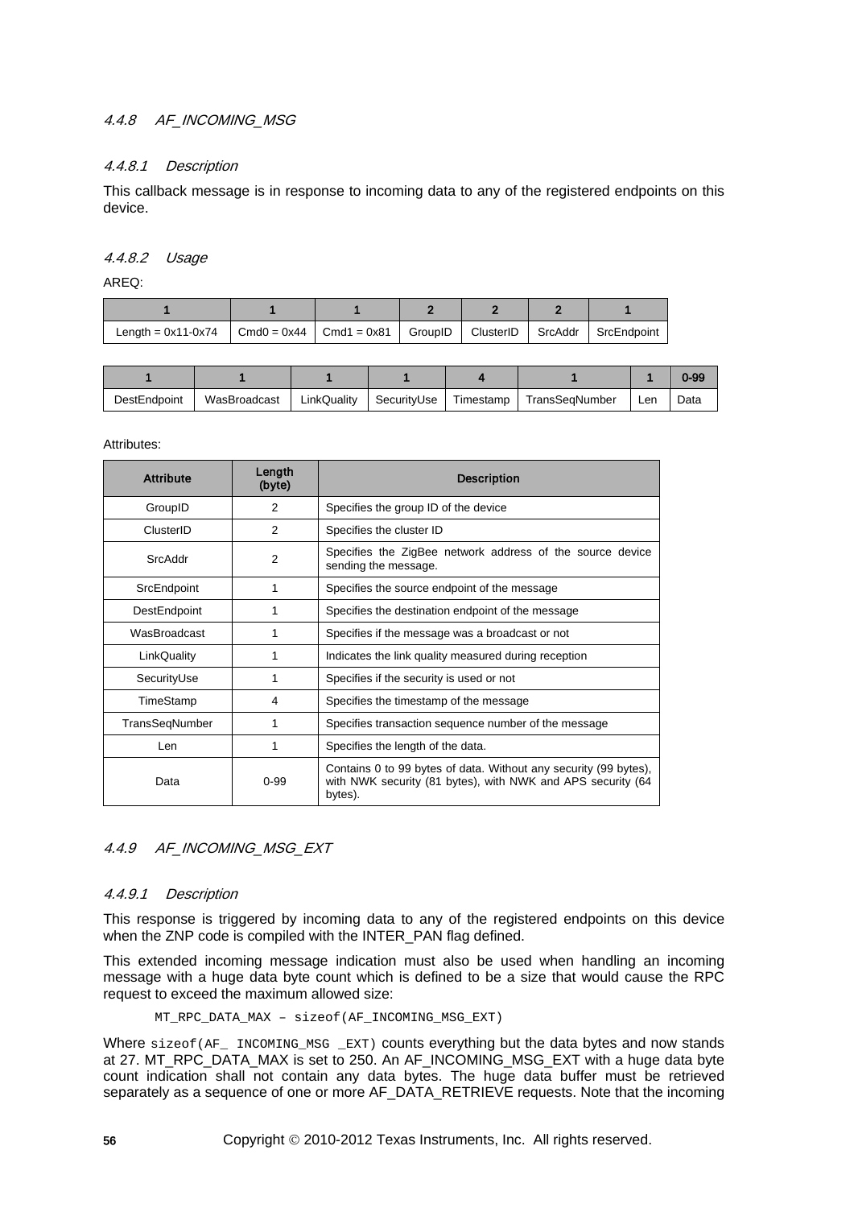#### 4.4.8 AF_INCOMING_MSG

##### 4.4.8.1 Description

This callback message is in response to incoming data to any of the registered endpoints on this device.

##### 4.4.8.2 Usage

AREQ:

| 1 | 1 | 1 | 2 | 2 | 2 | 1 |
|---|---|---|---|---|---|---|
| Length = 0x11-0x74 | Cmd0 = 0x44 | Cmd1 = 0x81 | GroupID | ClusterID | SrcAddr | SrcEndpoint |

| 1 | 1 | 1 | 1 | 4 | 1 | 1 | 0-99 |
|---|---|---|---|---|---|---|---|
| DestEndpoint | WasBroadcast | LinkQuality | SecurityUse | Timestamp | TransSeqNumber | Len | Data |

Attributes:

| Attribute | Length (byte) | Description |
|---|---|---|
| GroupID | 2 | Specifies the group ID of the device |
| ClusterID | 2 | Specifies the cluster ID |
| SrcAddr | 2 | Specifies the ZigBee network address of the source device sending the message. |
| SrcEndpoint | 1 | Specifies the source endpoint of the message |
| DestEndpoint | 1 | Specifies the destination endpoint of the message |
| WasBroadcast | 1 | Specifies if the message was a broadcast or not |
| LinkQuality | 1 | Indicates the link quality measured during reception |
| SecurityUse | 1 | Specifies if the security is used or not |
| TimeStamp | 4 | Specifies the timestamp of the message |
| TransSeqNumber | 1 | Specifies transaction sequence number of the message |
| Len | 1 | Specifies the length of the data. |
| Data | 0-99 | Contains 0 to 99 bytes of data. Without any security (99 bytes), with NWK security (81 bytes), with NWK and APS security (64 bytes). |

#### 4.4.9 AF_INCOMING_MSG_EXT

##### 4.4.9.1 Description

This response is triggered by incoming data to any of the registered endpoints on this device when the ZNP code is compiled with the INTER_PAN flag defined.

This extended incoming message indication must also be used when handling an incoming message with a huge data byte count which is defined to be a size that would cause the RPC request to exceed the maximum allowed size:

```
MT_RPC_DATA_MAX – sizeof(AF_INCOMING_MSG_EXT)
```

Where `sizeof(AF_ INCOMING_MSG _EXT)` counts everything but the data bytes and now stands at 27. MT_RPC_DATA_MAX is set to 250. An AF_INCOMING_MSG_EXT with a huge data byte count indication shall not contain any data bytes. The huge data buffer must be retrieved separately as a sequence of one or more AF_DATA_RETRIEVE requests. Note that the incoming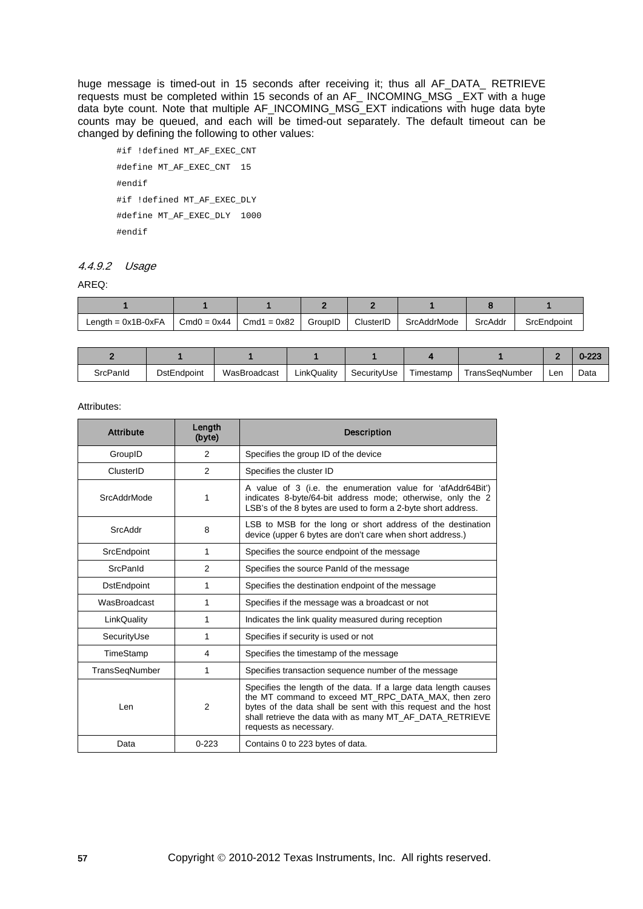huge message is timed-out in 15 seconds after receiving it; thus all AF_DATA_ RETRIEVE requests must be completed within 15 seconds of an AF_ INCOMING_MSG _EXT with a huge data byte count. Note that multiple AF_INCOMING_MSG_EXT indications with huge data byte counts may be queued, and each will be timed-out separately. The default timeout can be changed by defining the following to other values:

```
#if !defined MT_AF_EXEC_CNT
#define MT_AF_EXEC_CNT  15
#endif
#if !defined MT_AF_EXEC_DLY
#define MT_AF_EXEC_DLY  1000
#endif
```

#### *4.4.9.2 Usage*

AREQ:

| 1 | 1 | 1 | 2 | 2 | 1 | 8 | 1 |
|---|---|---|---|---|---|---|---|
| Length = 0x1B-0xFA | Cmd0 = 0x44 | Cmd1 = 0x82 | GroupID | ClusterID | SrcAddrMode | SrcAddr | SrcEndpoint |

| 2 | 1 | 1 | 1 | 1 | 4 | 1 | 2 | 0-223 |
|---|---|---|---|---|---|---|---|---|
| SrcPanId | DstEndpoint | WasBroadcast | LinkQuality | SecurityUse | Timestamp | TransSeqNumber | Len | Data |

Attributes:

| Attribute | Length (byte) | Description |
|---|---|---|
| GroupID | 2 | Specifies the group ID of the device |
| ClusterID | 2 | Specifies the cluster ID |
| SrcAddrMode | 1 | A value of 3 (i.e. the enumeration value for 'afAddr64Bit') indicates 8-byte/64-bit address mode; otherwise, only the 2 LSB's of the 8 bytes are used to form a 2-byte short address. |
| SrcAddr | 8 | LSB to MSB for the long or short address of the destination device (upper 6 bytes are don't care when short address.) |
| SrcEndpoint | 1 | Specifies the source endpoint of the message |
| SrcPanId | 2 | Specifies the source PanId of the message |
| DstEndpoint | 1 | Specifies the destination endpoint of the message |
| WasBroadcast | 1 | Specifies if the message was a broadcast or not |
| LinkQuality | 1 | Indicates the link quality measured during reception |
| SecurityUse | 1 | Specifies if security is used or not |
| TimeStamp | 4 | Specifies the timestamp of the message |
| TransSeqNumber | 1 | Specifies transaction sequence number of the message |
| Len | 2 | Specifies the length of the data. If a large data length causes the MT command to exceed MT_RPC_DATA_MAX, then zero bytes of the data shall be sent with this request and the host shall retrieve the data with as many MT_AF_DATA_RETRIEVE requests as necessary. |
| Data | 0-223 | Contains 0 to 223 bytes of data. |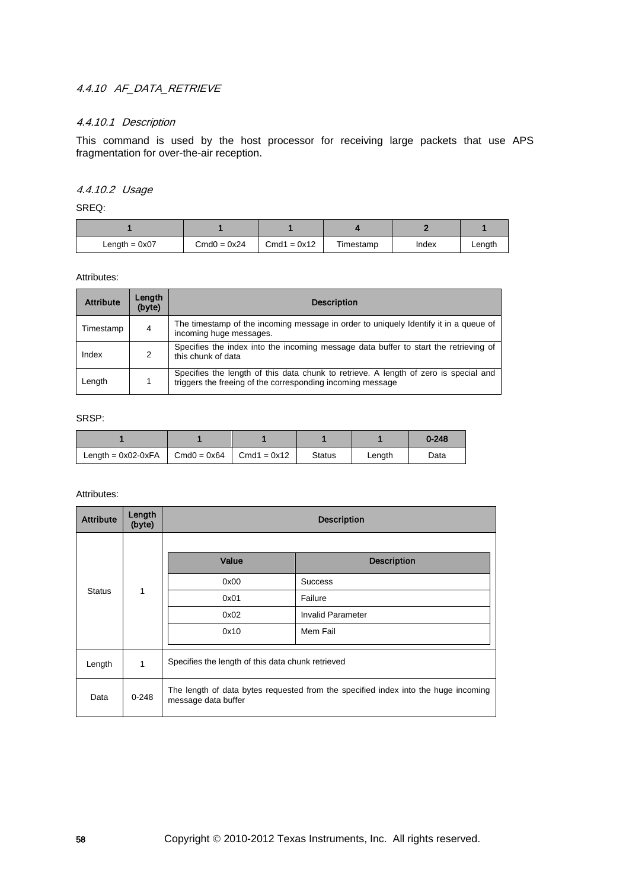#### 4.4.10 AF_DATA_RETRIEVE

##### 4.4.10.1 Description

This command is used by the host processor for receiving large packets that use APS fragmentation for over-the-air reception.

##### 4.4.10.2 Usage

SREQ:

| 1 | 1 | 1 | 4 | 2 | 1 |
|---|---|---|---|---|---|
| Length = 0x07 | Cmd0 = 0x24 | Cmd1 = 0x12 | Timestamp | Index | Length |

Attributes:

| Attribute | Length (byte) | Description |
|---|---|---|
| Timestamp | 4 | The timestamp of the incoming message in order to uniquely Identify it in a queue of incoming huge messages. |
| Index | 2 | Specifies the index into the incoming message data buffer to start the retrieving of this chunk of data |
| Length | 1 | Specifies the length of this data chunk to retrieve. A length of zero is special and triggers the freeing of the corresponding incoming message |

SRSP:

| 1 | 1 | 1 | 1 | 1 | 0-248 |
|---|---|---|---|---|---|
| Length = 0x02-0xFA | Cmd0 = 0x64 | Cmd1 = 0x12 | Status | Length | Data |

Attributes:

| Attribute | Length (byte) | Description |
|---|---|---|
| Status | 1 | Value / Description:<br>0x00 – Success<br>0x01 – Failure<br>0x02 – Invalid Parameter<br>0x10 – Mem Fail |
| Length | 1 | Specifies the length of this data chunk retrieved |
| Data | 0-248 | The length of data bytes requested from the specified index into the huge incoming message data buffer |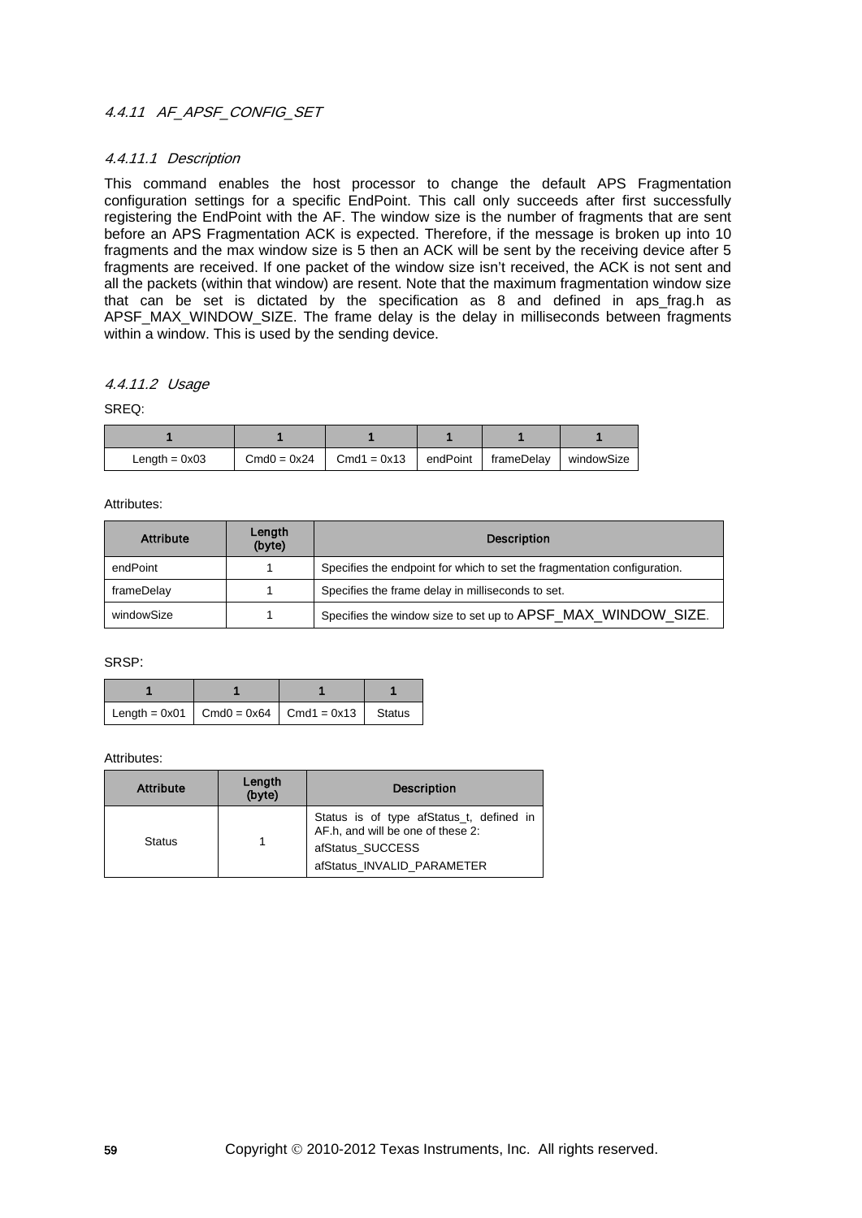#### 4.4.11 AF_APSF_CONFIG_SET

##### 4.4.11.1 Description

This command enables the host processor to change the default APS Fragmentation configuration settings for a specific EndPoint. This call only succeeds after first successfully registering the EndPoint with the AF. The window size is the number of fragments that are sent before an APS Fragmentation ACK is expected. Therefore, if the message is broken up into 10 fragments and the max window size is 5 then an ACK will be sent by the receiving device after 5 fragments are received. If one packet of the window size isn't received, the ACK is not sent and all the packets (within that window) are resent. Note that the maximum fragmentation window size that can be set is dictated by the specification as 8 and defined in aps_frag.h as APSF_MAX_WINDOW_SIZE. The frame delay is the delay in milliseconds between fragments within a window. This is used by the sending device.

##### 4.4.11.2 Usage

SREQ:

| 1 | 1 | 1 | 1 | 1 | 1 |
|---|---|---|---|---|---|
| Length = 0x03 | Cmd0 = 0x24 | Cmd1 = 0x13 | endPoint | frameDelay | windowSize |

Attributes:

| Attribute | Length (byte) | Description |
|---|---|---|
| endPoint | 1 | Specifies the endpoint for which to set the fragmentation configuration. |
| frameDelay | 1 | Specifies the frame delay in milliseconds to set. |
| windowSize | 1 | Specifies the window size to set up to APSF_MAX_WINDOW_SIZE. |

SRSP:

| 1 | 1 | 1 | 1 |
|---|---|---|---|
| Length = 0x01 | Cmd0 = 0x64 | Cmd1 = 0x13 | Status |

Attributes:

| Attribute | Length (byte) | Description |
|---|---|---|
| Status | 1 | Status is of type afStatus_t, defined in AF.h, and will be one of these 2:<br>afStatus_SUCCESS<br>afStatus_INVALID_PARAMETER |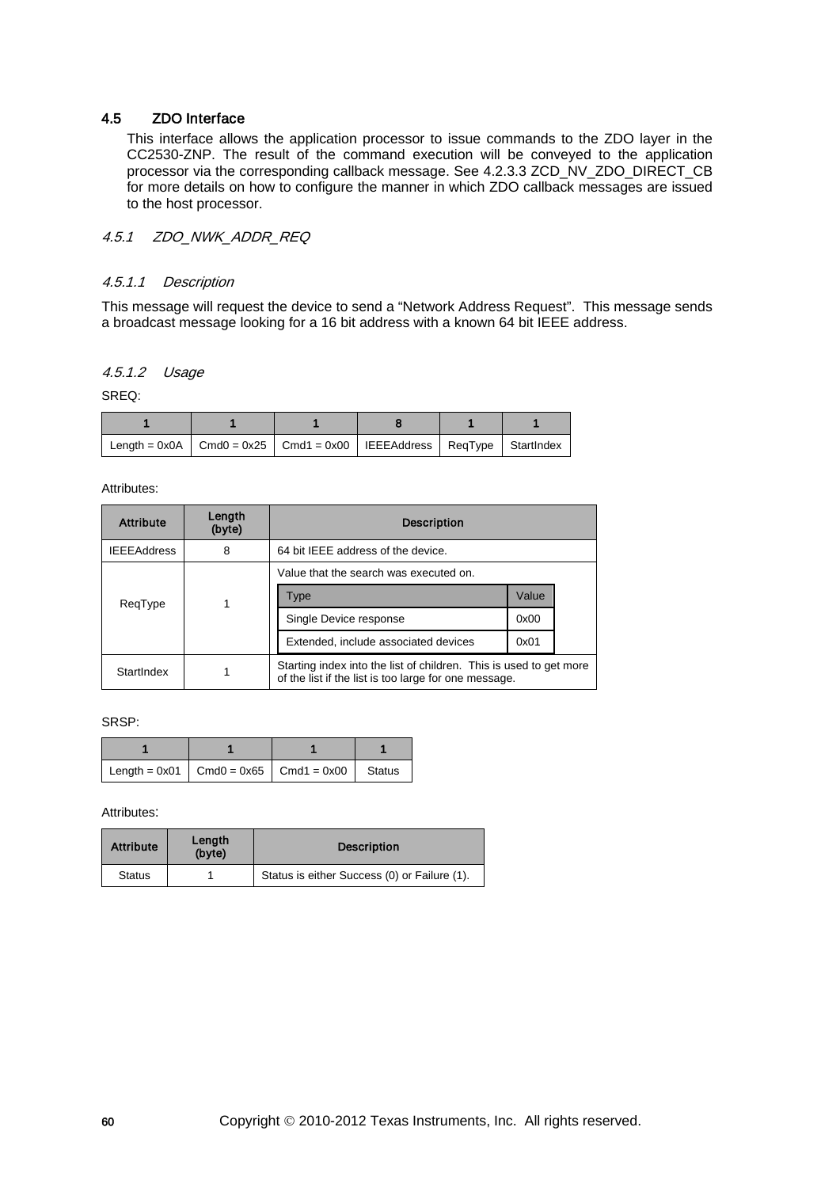## 4.5 ZDO Interface

This interface allows the application processor to issue commands to the ZDO layer in the CC2530-ZNP. The result of the command execution will be conveyed to the application processor via the corresponding callback message. See 4.2.3.3 ZCD_NV_ZDO_DIRECT_CB for more details on how to configure the manner in which ZDO callback messages are issued to the host processor.

### 4.5.1 ZDO_NWK_ADDR_REQ

#### 4.5.1.1 Description

This message will request the device to send a "Network Address Request". This message sends a broadcast message looking for a 16 bit address with a known 64 bit IEEE address.

#### 4.5.1.2 Usage

SREQ:

| 1 | 1 | 1 | 8 | 1 | 1 |
|---|---|---|---|---|---|
| Length = 0x0A | Cmd0 = 0x25 | Cmd1 = 0x00 | IEEEAddress | ReqType | StartIndex |

Attributes:

| Attribute | Length (byte) | Description |
|---|---|---|
| IEEEAddress | 8 | 64 bit IEEE address of the device. |
| ReqType | 1 | Value that the search was executed on.<br>Type / Value:<br>Single Device response – 0x00<br>Extended, include associated devices – 0x01 |
| StartIndex | 1 | Starting index into the list of children. This is used to get more of the list if the list is too large for one message. |

SRSP:

| 1 | 1 | 1 | 1 |
|---|---|---|---|
| Length = 0x01 | Cmd0 = 0x65 | Cmd1 = 0x00 | Status |

Attributes:

| Attribute | Length (byte) | Description |
|---|---|---|
| Status | 1 | Status is either Success (0) or Failure (1). |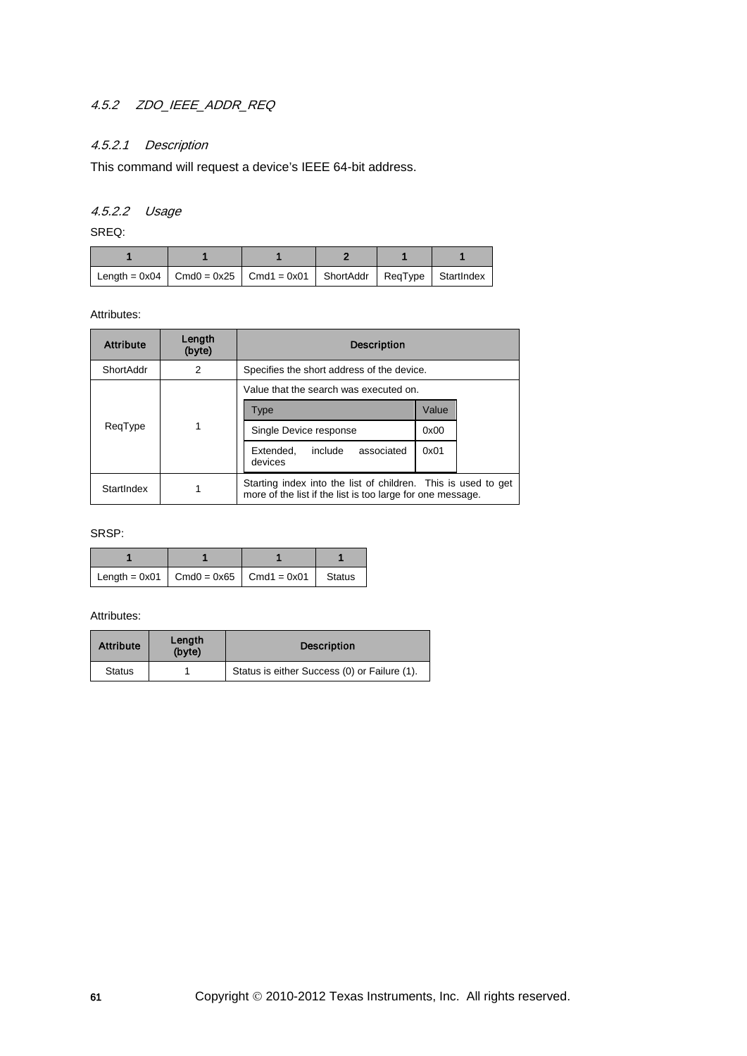### *4.5.2 ZDO_IEEE_ADDR_REQ*

#### *4.5.2.1 Description*

This command will request a device's IEEE 64-bit address.

#### *4.5.2.2 Usage*

SREQ:

| 1 | 1 | 1 | 2 | 1 | 1 |
|---|---|---|---|---|---|
| Length = 0x04 | Cmd0 = 0x25 | Cmd1 = 0x01 | ShortAddr | ReqType | StartIndex |

Attributes:

| Attribute | Length (byte) | Description |
|---|---|---|
| ShortAddr | 2 | Specifies the short address of the device. |
| ReqType | 1 | Value that the search was executed on.<br>Type: Single Device response — Value: 0x00<br>Type: Extended, include associated devices — Value: 0x01 |
| StartIndex | 1 | Starting index into the list of children. This is used to get more of the list if the list is too large for one message. |

SRSP:

| 1 | 1 | 1 | 1 |
|---|---|---|---|
| Length = 0x01 | Cmd0 = 0x65 | Cmd1 = 0x01 | Status |

Attributes:

| Attribute | Length (byte) | Description |
|---|---|---|
| Status | 1 | Status is either Success (0) or Failure (1). |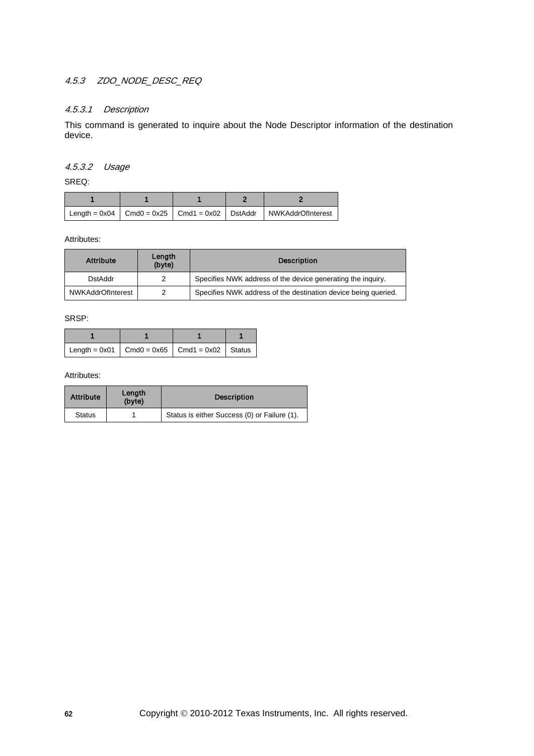### *4.5.3 ZDO_NODE_DESC_REQ*

#### *4.5.3.1 Description*

This command is generated to inquire about the Node Descriptor information of the destination device.

#### *4.5.3.2 Usage*

SREQ:

| 1 | 1 | 1 | 2 | 2 |
|---|---|---|---|---|
| Length = 0x04 | Cmd0 = 0x25 | Cmd1 = 0x02 | DstAddr | NWKAddrOfInterest |

Attributes:

| Attribute | Length (byte) | Description |
|---|---|---|
| DstAddr | 2 | Specifies NWK address of the device generating the inquiry. |
| NWKAddrOfInterest | 2 | Specifies NWK address of the destination device being queried. |

SRSP:

| 1 | 1 | 1 | 1 |
|---|---|---|---|
| Length = 0x01 | Cmd0 = 0x65 | Cmd1 = 0x02 | Status |

Attributes:

| Attribute | Length (byte) | Description |
|---|---|---|
| Status | 1 | Status is either Success (0) or Failure (1). |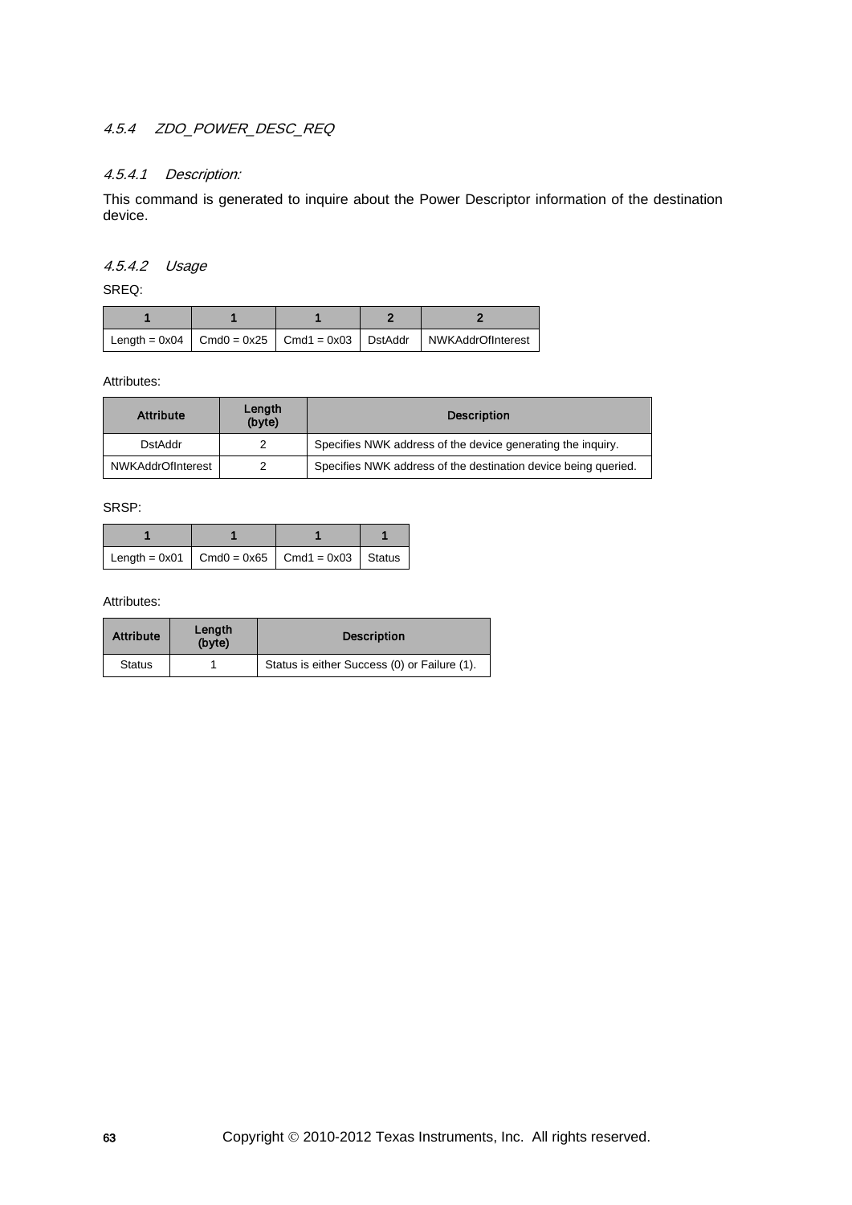### 4.5.4 ZDO_POWER_DESC_REQ

#### 4.5.4.1 Description:

This command is generated to inquire about the Power Descriptor information of the destination device.

#### 4.5.4.2 Usage

SREQ:

| 1 | 1 | 1 | 2 | 2 |
|---|---|---|---|---|
| Length = 0x04 | Cmd0 = 0x25 | Cmd1 = 0x03 | DstAddr | NWKAddrOfInterest |

Attributes:

| Attribute | Length (byte) | Description |
|---|---|---|
| DstAddr | 2 | Specifies NWK address of the device generating the inquiry. |
| NWKAddrOfInterest | 2 | Specifies NWK address of the destination device being queried. |

SRSP:

| 1 | 1 | 1 | 1 |
|---|---|---|---|
| Length = 0x01 | Cmd0 = 0x65 | Cmd1 = 0x03 | Status |

Attributes:

| Attribute | Length (byte) | Description |
|---|---|---|
| Status | 1 | Status is either Success (0) or Failure (1). |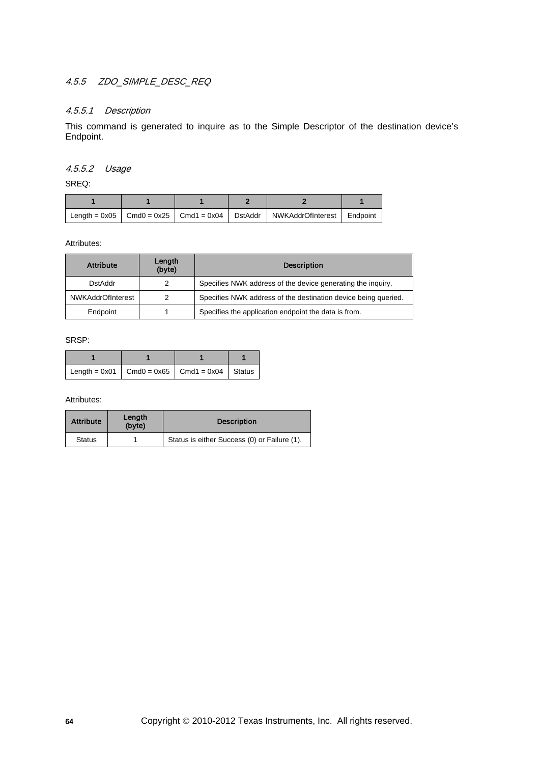### 4.5.5 ZDO_SIMPLE_DESC_REQ

#### 4.5.5.1 Description

This command is generated to inquire as to the Simple Descriptor of the destination device's Endpoint.

#### 4.5.5.2 Usage

SREQ:

| 1 | 1 | 1 | 2 | 2 | 1 |
|---|---|---|---|---|---|
| Length = 0x05 | Cmd0 = 0x25 | Cmd1 = 0x04 | DstAddr | NWKAddrOfInterest | Endpoint |

Attributes:

| Attribute | Length (byte) | Description |
|---|---|---|
| DstAddr | 2 | Specifies NWK address of the device generating the inquiry. |
| NWKAddrOfInterest | 2 | Specifies NWK address of the destination device being queried. |
| Endpoint | 1 | Specifies the application endpoint the data is from. |

SRSP:

| 1 | 1 | 1 | 1 |
|---|---|---|---|
| Length = 0x01 | Cmd0 = 0x65 | Cmd1 = 0x04 | Status |

Attributes:

| Attribute | Length (byte) | Description |
|---|---|---|
| Status | 1 | Status is either Success (0) or Failure (1). |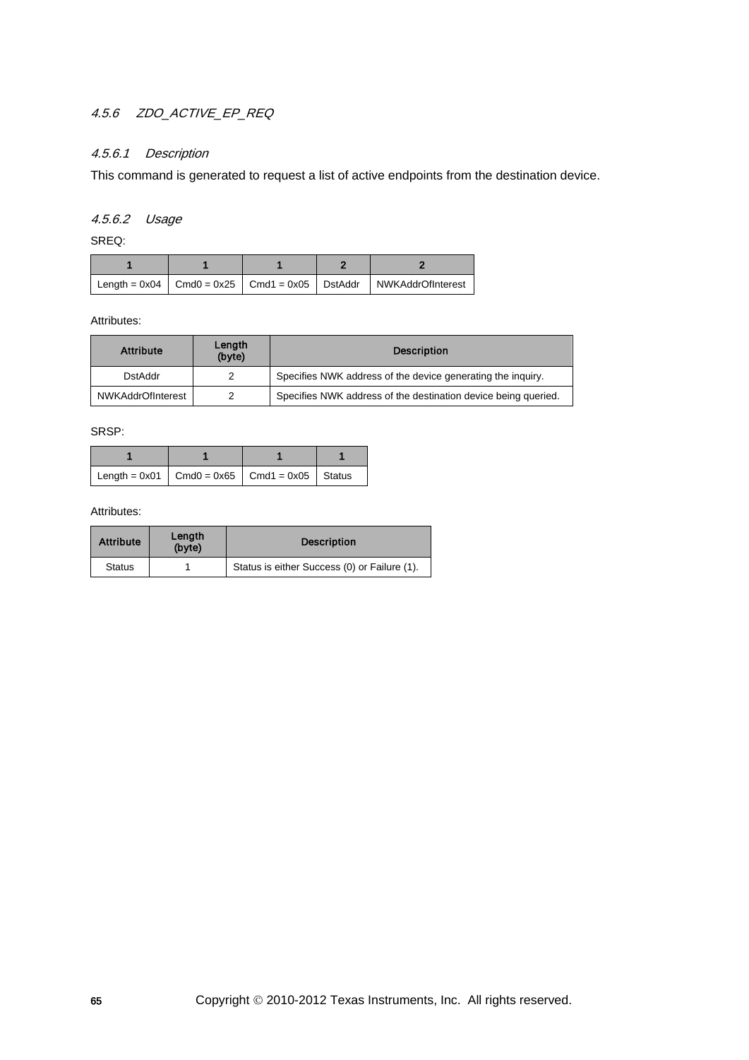### 4.5.6 ZDO_ACTIVE_EP_REQ

#### 4.5.6.1 Description

This command is generated to request a list of active endpoints from the destination device.

#### 4.5.6.2 Usage

SREQ:

| 1 | 1 | 1 | 2 | 2 |
|---|---|---|---|---|
| Length = 0x04 | Cmd0 = 0x25 | Cmd1 = 0x05 | DstAddr | NWKAddrOfInterest |

Attributes:

| Attribute | Length (byte) | Description |
|---|---|---|
| DstAddr | 2 | Specifies NWK address of the device generating the inquiry. |
| NWKAddrOfInterest | 2 | Specifies NWK address of the destination device being queried. |

SRSP:

| 1 | 1 | 1 | 1 |
|---|---|---|---|
| Length = 0x01 | Cmd0 = 0x65 | Cmd1 = 0x05 | Status |

Attributes:

| Attribute | Length (byte) | Description |
|---|---|---|
| Status | 1 | Status is either Success (0) or Failure (1). |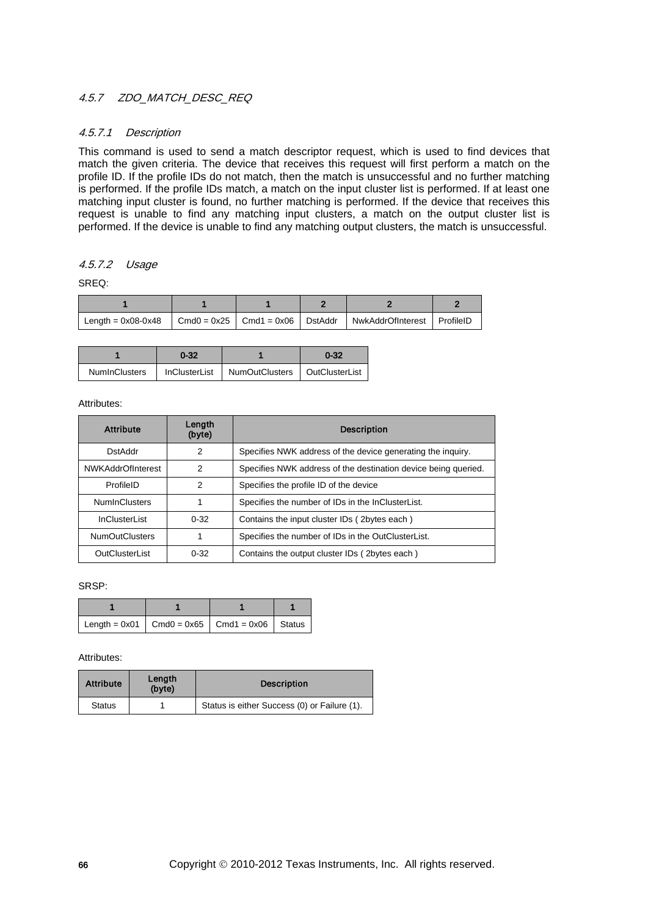### 4.5.7 ZDO_MATCH_DESC_REQ

#### 4.5.7.1 Description

This command is used to send a match descriptor request, which is used to find devices that match the given criteria. The device that receives this request will first perform a match on the profile ID. If the profile IDs do not match, then the match is unsuccessful and no further matching is performed. If the profile IDs match, a match on the input cluster list is performed. If at least one matching input cluster is found, no further matching is performed. If the device that receives this request is unable to find any matching input clusters, a match on the output cluster list is performed. If the device is unable to find any matching output clusters, the match is unsuccessful.

#### 4.5.7.2 Usage

SREQ:

| 1 | 1 | 1 | 2 | 2 | 2 |
|---|---|---|---|---|---|
| Length = 0x08-0x48 | Cmd0 = 0x25 | Cmd1 = 0x06 | DstAddr | NwkAddrOfInterest | ProfileID |

| 1 | 0-32 | 1 | 0-32 |
|---|---|---|---|
| NumInClusters | InClusterList | NumOutClusters | OutClusterList |

Attributes:

| Attribute | Length (byte) | Description |
|---|---|---|
| DstAddr | 2 | Specifies NWK address of the device generating the inquiry. |
| NWKAddrOfInterest | 2 | Specifies NWK address of the destination device being queried. |
| ProfileID | 2 | Specifies the profile ID of the device |
| NumInClusters | 1 | Specifies the number of IDs in the InClusterList. |
| InClusterList | 0-32 | Contains the input cluster IDs ( 2bytes each ) |
| NumOutClusters | 1 | Specifies the number of IDs in the OutClusterList. |
| OutClusterList | 0-32 | Contains the output cluster IDs ( 2bytes each ) |

SRSP:

| 1 | 1 | 1 | 1 |
|---|---|---|---|
| Length = 0x01 | Cmd0 = 0x65 | Cmd1 = 0x06 | Status |

Attributes:

| Attribute | Length (byte) | Description |
|---|---|---|
| Status | 1 | Status is either Success (0) or Failure (1). |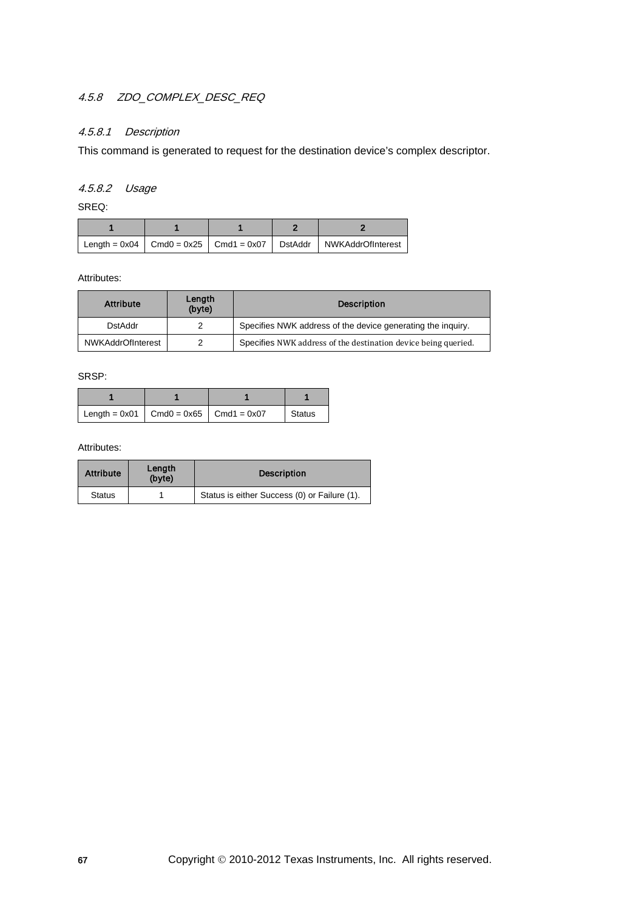### 4.5.8 ZDO_COMPLEX_DESC_REQ

#### 4.5.8.1 Description

This command is generated to request for the destination device's complex descriptor.

#### 4.5.8.2 Usage

SREQ:

| 1 | 1 | 1 | 2 | 2 |
|---|---|---|---|---|
| Length = 0x04 | Cmd0 = 0x25 | Cmd1 = 0x07 | DstAddr | NWKAddrOfInterest |

Attributes:

| Attribute | Length (byte) | Description |
|---|---|---|
| DstAddr | 2 | Specifies NWK address of the device generating the inquiry. |
| NWKAddrOfInterest | 2 | Specifies NWK address of the destination device being queried. |

SRSP:

| 1 | 1 | 1 | 1 |
|---|---|---|---|
| Length = 0x01 | Cmd0 = 0x65 | Cmd1 = 0x07 | Status |

Attributes:

| Attribute | Length (byte) | Description |
|---|---|---|
| Status | 1 | Status is either Success (0) or Failure (1). |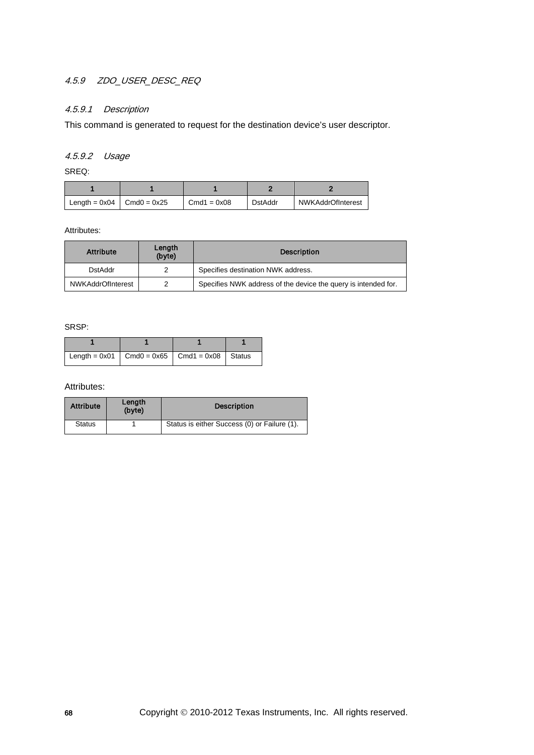### 4.5.9 ZDO_USER_DESC_REQ

#### 4.5.9.1 Description

This command is generated to request for the destination device's user descriptor.

#### 4.5.9.2 Usage

SREQ:

| 1 | 1 | 1 | 2 | 2 |
|---|---|---|---|---|
| Length = 0x04 | Cmd0 = 0x25 | Cmd1 = 0x08 | DstAddr | NWKAddrOfInterest |

Attributes:

| Attribute | Length (byte) | Description |
|---|---|---|
| DstAddr | 2 | Specifies destination NWK address. |
| NWKAddrOfInterest | 2 | Specifies NWK address of the device the query is intended for. |

SRSP:

| 1 | 1 | 1 | 1 |
|---|---|---|---|
| Length = 0x01 | Cmd0 = 0x65 | Cmd1 = 0x08 | Status |

Attributes:

| Attribute | Length (byte) | Description |
|---|---|---|
| Status | 1 | Status is either Success (0) or Failure (1). |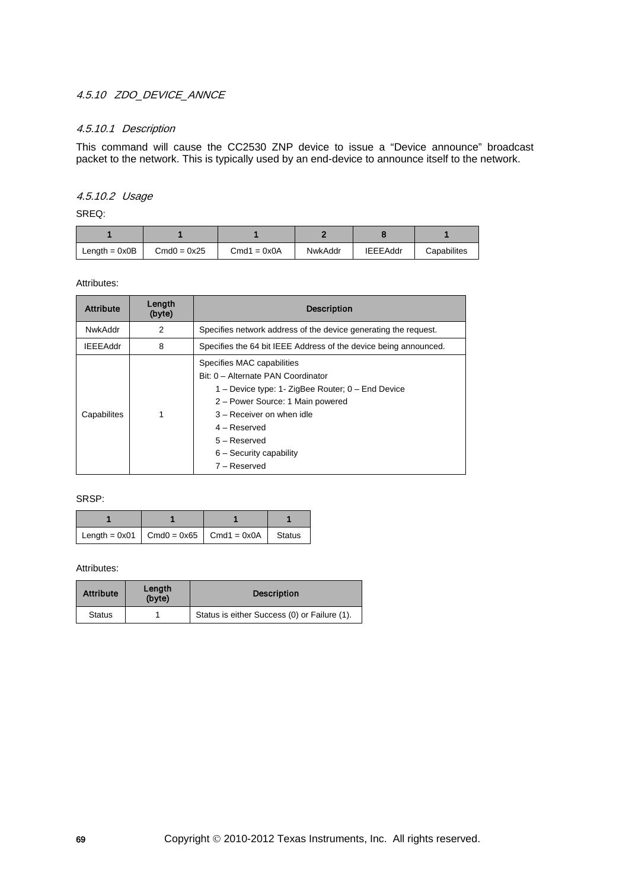### 4.5.10 ZDO_DEVICE_ANNCE

#### 4.5.10.1 Description

This command will cause the CC2530 ZNP device to issue a “Device announce” broadcast packet to the network. This is typically used by an end-device to announce itself to the network.

#### 4.5.10.2 Usage

SREQ:

| 1 | 1 | 1 | 2 | 8 | 1 |
|---|---|---|---|---|---|
| Length = 0x0B | Cmd0 = 0x25 | Cmd1 = 0x0A | NwkAddr | IEEEAddr | Capabilites |

Attributes:

| Attribute | Length (byte) | Description |
|---|---|---|
| NwkAddr | 2 | Specifies network address of the device generating the request. |
| IEEEAddr | 8 | Specifies the 64 bit IEEE Address of the device being announced. |
| Capabilites | 1 | Specifies MAC capabilities<br>Bit: 0 – Alternate PAN Coordinator<br>1 – Device type: 1- ZigBee Router; 0 – End Device<br>2 – Power Source: 1 Main powered<br>3 – Receiver on when idle<br>4 – Reserved<br>5 – Reserved<br>6 – Security capability<br>7 – Reserved |

SRSP:

| 1 | 1 | 1 | 1 |
|---|---|---|---|
| Length = 0x01 | Cmd0 = 0x65 | Cmd1 = 0x0A | Status |

Attributes:

| Attribute | Length (byte) | Description |
|---|---|---|
| Status | 1 | Status is either Success (0) or Failure (1). |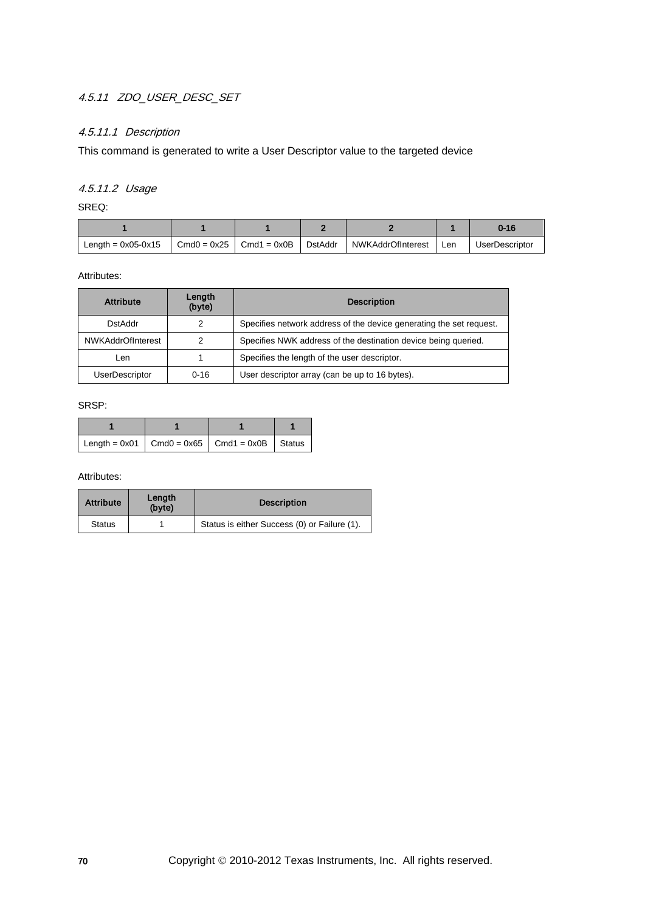### *4.5.11 ZDO_USER_DESC_SET*

#### *4.5.11.1 Description*

This command is generated to write a User Descriptor value to the targeted device

#### *4.5.11.2 Usage*

SREQ:

| 1 | 1 | 1 | 2 | 2 | 1 | 0-16 |
|---|---|---|---|---|---|---|
| Length = 0x05-0x15 | Cmd0 = 0x25 | Cmd1 = 0x0B | DstAddr | NWKAddrOfInterest | Len | UserDescriptor |

Attributes:

| Attribute | Length (byte) | Description |
|---|---|---|
| DstAddr | 2 | Specifies network address of the device generating the set request. |
| NWKAddrOfInterest | 2 | Specifies NWK address of the destination device being queried. |
| Len | 1 | Specifies the length of the user descriptor. |
| UserDescriptor | 0-16 | User descriptor array (can be up to 16 bytes). |

SRSP:

| 1 | 1 | 1 | 1 |
|---|---|---|---|
| Length = 0x01 | Cmd0 = 0x65 | Cmd1 = 0x0B | Status |

Attributes:

| Attribute | Length (byte) | Description |
|---|---|---|
| Status | 1 | Status is either Success (0) or Failure (1). |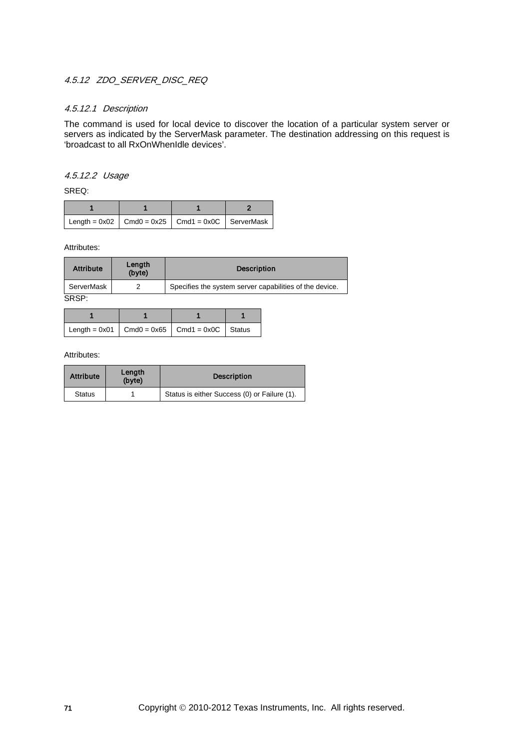### 4.5.12 ZDO_SERVER_DISC_REQ

#### 4.5.12.1 Description

The command is used for local device to discover the location of a particular system server or servers as indicated by the ServerMask parameter. The destination addressing on this request is 'broadcast to all RxOnWhenIdle devices'.

#### 4.5.12.2 Usage

SREQ:

| 1 | 1 | 1 | 2 |
|---|---|---|---|
| Length = 0x02 | Cmd0 = 0x25 | Cmd1 = 0x0C | ServerMask |

Attributes:

| Attribute | Length (byte) | Description |
|---|---|---|
| ServerMask | 2 | Specifies the system server capabilities of the device. |

SRSP:

| 1 | 1 | 1 | 1 |
|---|---|---|---|
| Length = 0x01 | Cmd0 = 0x65 | Cmd1 = 0x0C | Status |

Attributes:

| Attribute | Length (byte) | Description |
|---|---|---|
| Status | 1 | Status is either Success (0) or Failure (1). |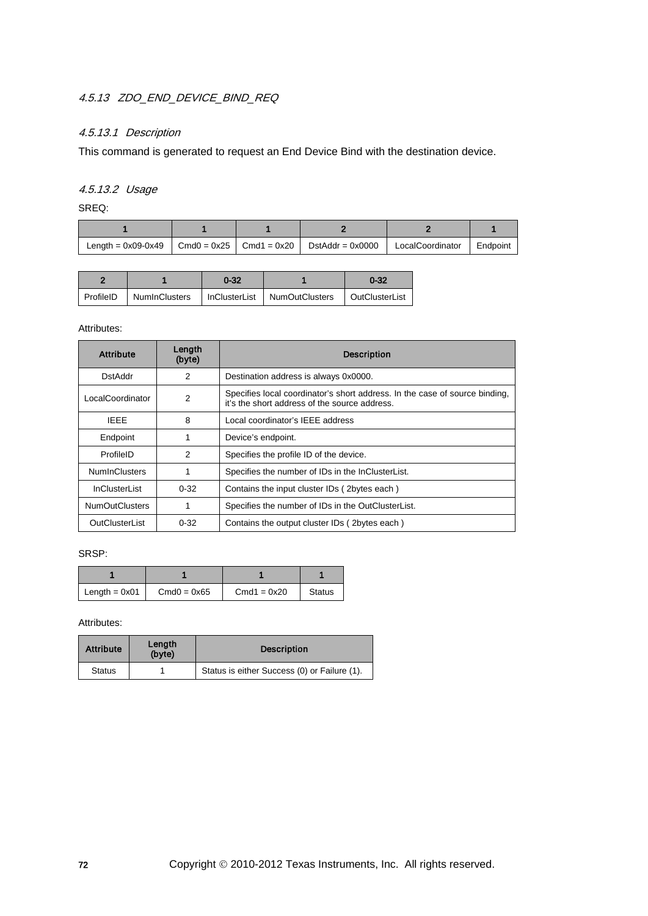### 4.5.13 ZDO_END_DEVICE_BIND_REQ

#### 4.5.13.1 Description

This command is generated to request an End Device Bind with the destination device.

#### 4.5.13.2 Usage

SREQ:

| 1 | 1 | 1 | 2 | 2 | 1 |
|---|---|---|---|---|---|
| Length = 0x09-0x49 | Cmd0 = 0x25 | Cmd1 = 0x20 | DstAddr = 0x0000 | LocalCoordinator | Endpoint |

| 2 | 1 | 0-32 | 1 | 0-32 |
|---|---|---|---|---|
| ProfileID | NumInClusters | InClusterList | NumOutClusters | OutClusterList |

Attributes:

| Attribute | Length (byte) | Description |
|---|---|---|
| DstAddr | 2 | Destination address is always 0x0000. |
| LocalCoordinator | 2 | Specifies local coordinator's short address. In the case of source binding, it's the short address of the source address. |
| IEEE | 8 | Local coordinator's IEEE address |
| Endpoint | 1 | Device's endpoint. |
| ProfileID | 2 | Specifies the profile ID of the device. |
| NumInClusters | 1 | Specifies the number of IDs in the InClusterList. |
| InClusterList | 0-32 | Contains the input cluster IDs ( 2bytes each ) |
| NumOutClusters | 1 | Specifies the number of IDs in the OutClusterList. |
| OutClusterList | 0-32 | Contains the output cluster IDs ( 2bytes each ) |

SRSP:

| 1 | 1 | 1 | 1 |
|---|---|---|---|
| Length = 0x01 | Cmd0 = 0x65 | Cmd1 = 0x20 | Status |

Attributes:

| Attribute | Length (byte) | Description |
|---|---|---|
| Status | 1 | Status is either Success (0) or Failure (1). |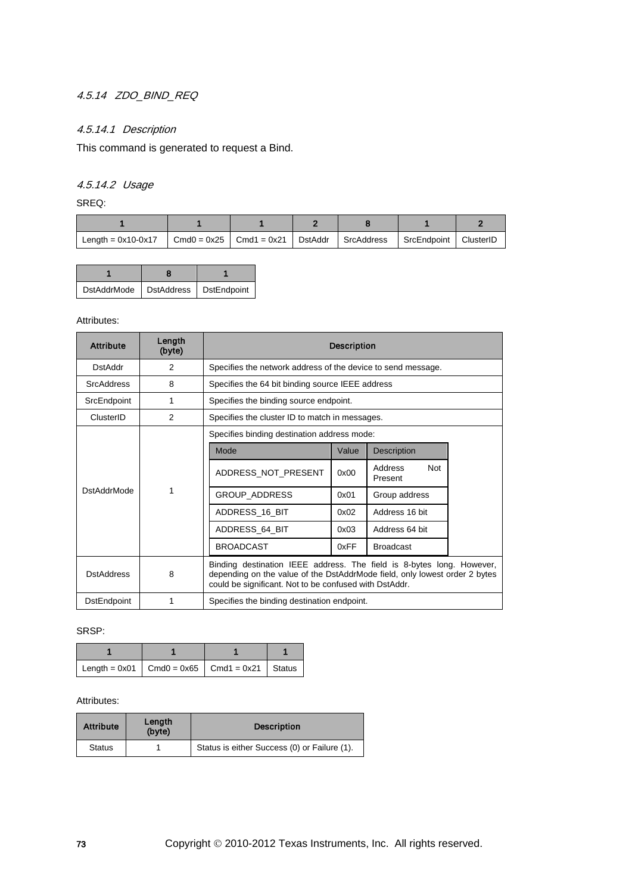### 4.5.14 ZDO_BIND_REQ

#### 4.5.14.1 Description

This command is generated to request a Bind.

#### 4.5.14.2 Usage

SREQ:

| 1 | 1 | 1 | 2 | 8 | 1 | 2 |
|---|---|---|---|---|---|---|
| Length = 0x10-0x17 | Cmd0 = 0x25 | Cmd1 = 0x21 | DstAddr | SrcAddress | SrcEndpoint | ClusterID |

| 1 | 8 | 1 |
|---|---|---|
| DstAddrMode | DstAddress | DstEndpoint |

Attributes:

| Attribute | Length (byte) | Description |
|---|---|---|
| DstAddr | 2 | Specifies the network address of the device to send message. |
| SrcAddress | 8 | Specifies the 64 bit binding source IEEE address |
| SrcEndpoint | 1 | Specifies the binding source endpoint. |
| ClusterID | 2 | Specifies the cluster ID to match in messages. |
| DstAddrMode | 1 | Specifies binding destination address mode:<br>Mode / Value / Description:<br>ADDRESS_NOT_PRESENT / 0x00 / Address Not Present<br>GROUP_ADDRESS / 0x01 / Group address<br>ADDRESS_16_BIT / 0x02 / Address 16 bit<br>ADDRESS_64_BIT / 0x03 / Address 64 bit<br>BROADCAST / 0xFF / Broadcast |
| DstAddress | 8 | Binding destination IEEE address. The field is 8-bytes long. However, depending on the value of the DstAddrMode field, only lowest order 2 bytes could be significant. Not to be confused with DstAddr. |
| DstEndpoint | 1 | Specifies the binding destination endpoint. |

SRSP:

| 1 | 1 | 1 | 1 |
|---|---|---|---|
| Length = 0x01 | Cmd0 = 0x65 | Cmd1 = 0x21 | Status |

Attributes:

| Attribute | Length (byte) | Description |
|---|---|---|
| Status | 1 | Status is either Success (0) or Failure (1). |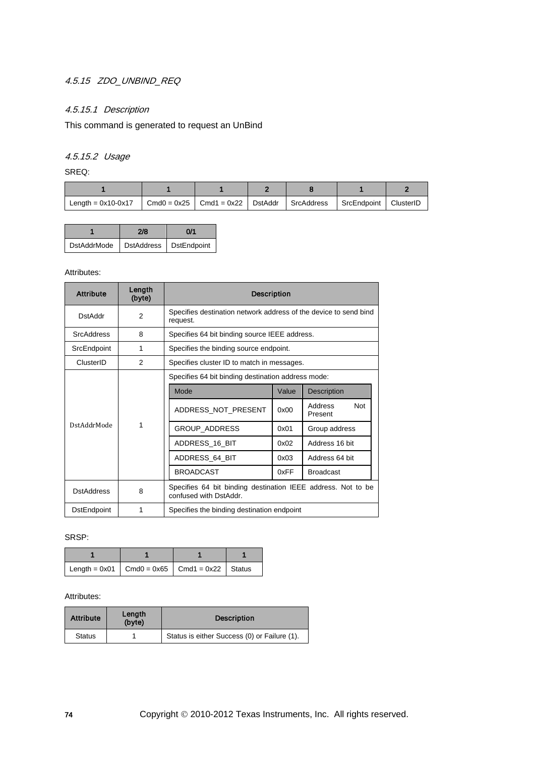#### 4.5.15 ZDO_UNBIND_REQ

##### 4.5.15.1 Description

This command is generated to request an UnBind

##### 4.5.15.2 Usage

SREQ:

| 1 | 1 | 1 | 2 | 8 | 1 | 2 |
|---|---|---|---|---|---|---|
| Length = 0x10-0x17 | Cmd0 = 0x25 | Cmd1 = 0x22 | DstAddr | SrcAddress | SrcEndpoint | ClusterID |

| 1 | 2/8 | 0/1 |
|---|---|---|
| DstAddrMode | DstAddress | DstEndpoint |

Attributes:

| Attribute | Length (byte) | Description |
|---|---|---|
| DstAddr | 2 | Specifies destination network address of the device to send bind request. |
| SrcAddress | 8 | Specifies 64 bit binding source IEEE address. |
| SrcEndpoint | 1 | Specifies the binding source endpoint. |
| ClusterID | 2 | Specifies cluster ID to match in messages. |
| DstAddrMode | 1 | Specifies 64 bit binding destination address mode:<br><br>Mode / Value / Description:<br>ADDRESS_NOT_PRESENT / 0x00 / Address Not Present<br>GROUP_ADDRESS / 0x01 / Group address<br>ADDRESS_16_BIT / 0x02 / Address 16 bit<br>ADDRESS_64_BIT / 0x03 / Address 64 bit<br>BROADCAST / 0xFF / Broadcast |
| DstAddress | 8 | Specifies 64 bit binding destination IEEE address. Not to be confused with DstAddr. |
| DstEndpoint | 1 | Specifies the binding destination endpoint |

SRSP:

| 1 | 1 | 1 | 1 |
|---|---|---|---|
| Length = 0x01 | Cmd0 = 0x65 | Cmd1 = 0x22 | Status |

Attributes:

| Attribute | Length (byte) | Description |
|---|---|---|
| Status | 1 | Status is either Success (0) or Failure (1). |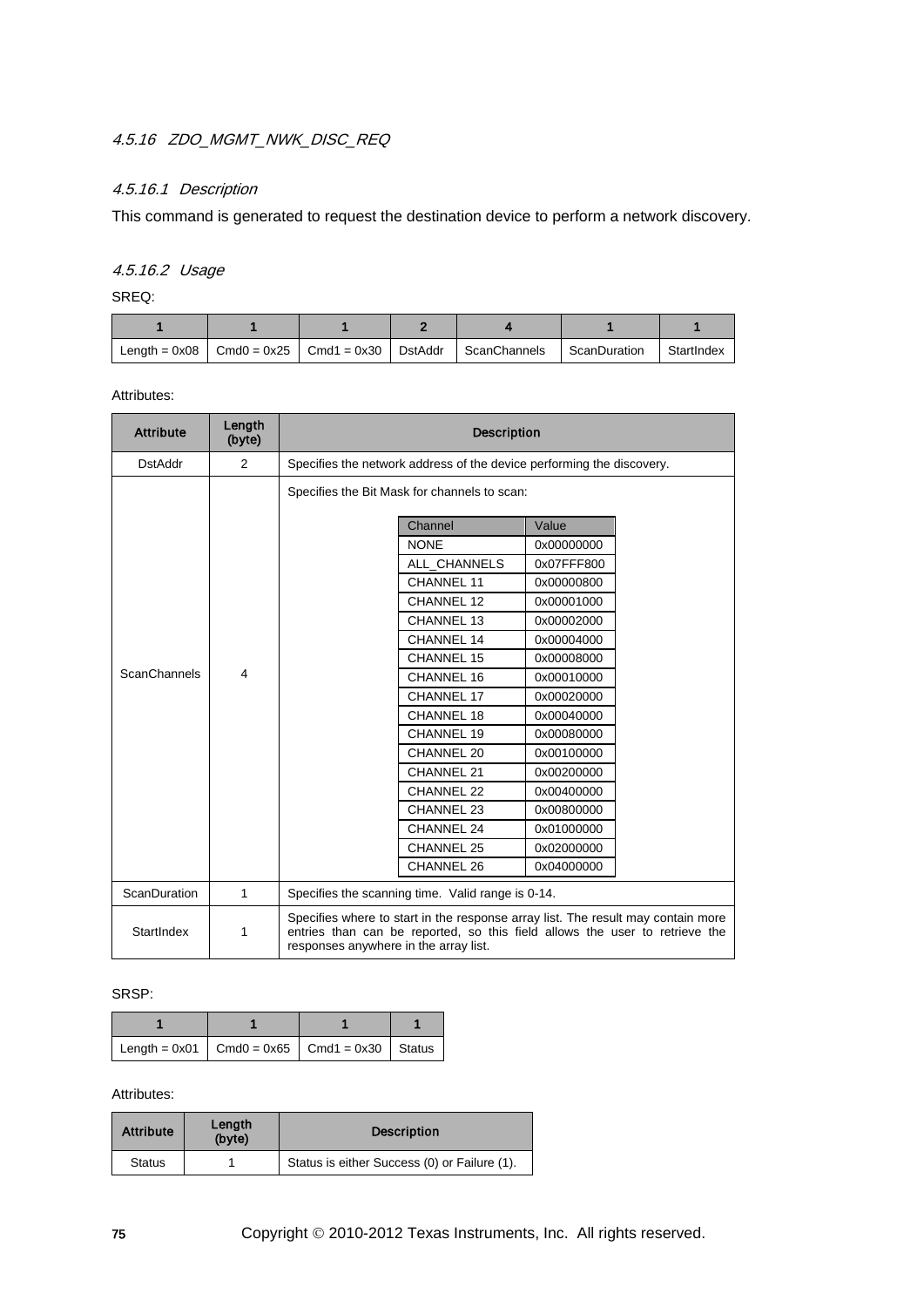### 4.5.16 ZDO_MGMT_NWK_DISC_REQ

#### 4.5.16.1 Description

This command is generated to request the destination device to perform a network discovery.

#### 4.5.16.2 Usage

SREQ:

| 1 | 1 | 1 | 2 | 4 | 1 | 1 |
|---|---|---|---|---|---|---|
| Length = 0x08 | Cmd0 = 0x25 | Cmd1 = 0x30 | DstAddr | ScanChannels | ScanDuration | StartIndex |

Attributes:

| Attribute | Length (byte) | Description |
|---|---|---|
| DstAddr | 2 | Specifies the network address of the device performing the discovery. |
| ScanChannels | 4 | Specifies the Bit Mask for channels to scan: (see channel table below) |
| ScanDuration | 1 | Specifies the scanning time. Valid range is 0-14. |
| StartIndex | 1 | Specifies where to start in the response array list. The result may contain more entries than can be reported, so this field allows the user to retrieve the responses anywhere in the array list. |

| Channel | Value |
|---|---|
| NONE | 0x00000000 |
| ALL_CHANNELS | 0x07FFF800 |
| CHANNEL 11 | 0x00000800 |
| CHANNEL 12 | 0x00001000 |
| CHANNEL 13 | 0x00002000 |
| CHANNEL 14 | 0x00004000 |
| CHANNEL 15 | 0x00008000 |
| CHANNEL 16 | 0x00010000 |
| CHANNEL 17 | 0x00020000 |
| CHANNEL 18 | 0x00040000 |
| CHANNEL 19 | 0x00080000 |
| CHANNEL 20 | 0x00100000 |
| CHANNEL 21 | 0x00200000 |
| CHANNEL 22 | 0x00400000 |
| CHANNEL 23 | 0x00800000 |
| CHANNEL 24 | 0x01000000 |
| CHANNEL 25 | 0x02000000 |
| CHANNEL 26 | 0x04000000 |

SRSP:

| 1 | 1 | 1 | 1 |
|---|---|---|---|
| Length = 0x01 | Cmd0 = 0x65 | Cmd1 = 0x30 | Status |

Attributes:

| Attribute | Length (byte) | Description |
|---|---|---|
| Status | 1 | Status is either Success (0) or Failure (1). |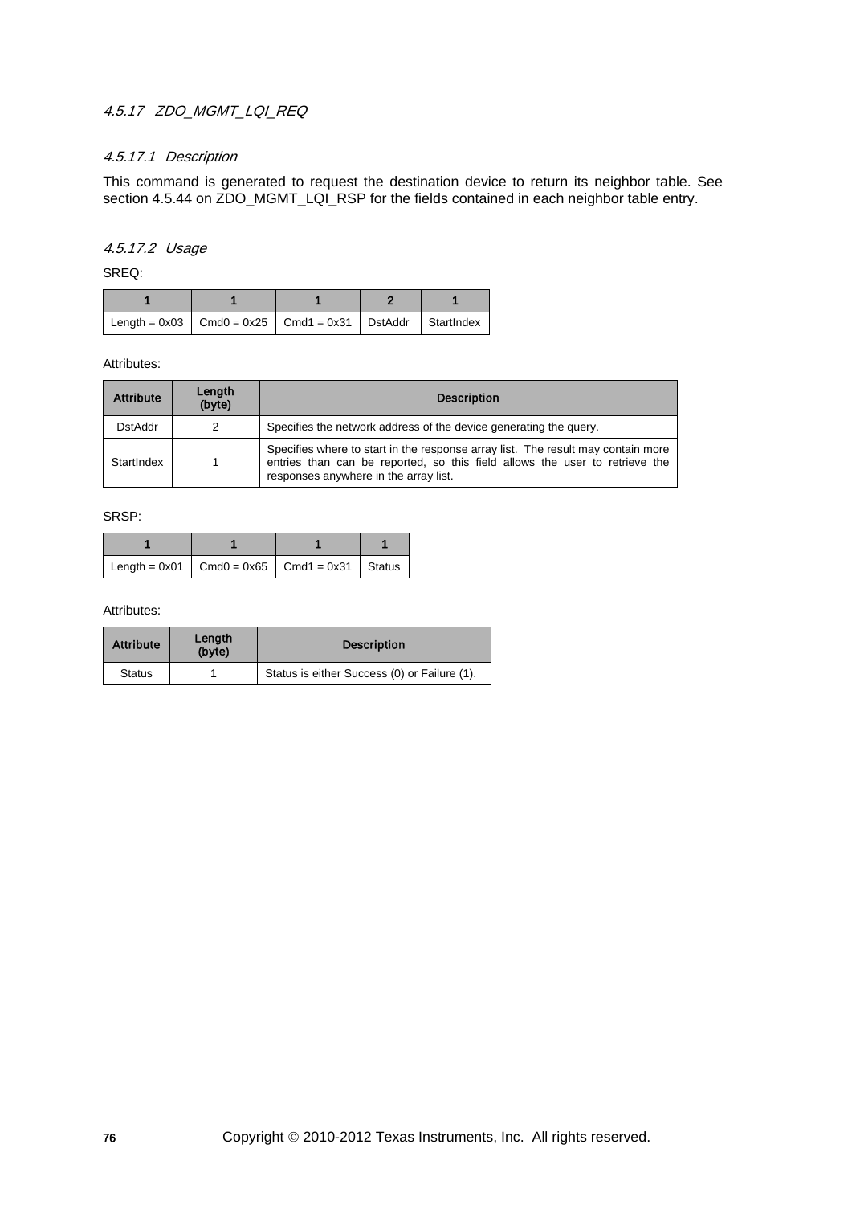### 4.5.17 ZDO_MGMT_LQI_REQ

#### 4.5.17.1 Description

This command is generated to request the destination device to return its neighbor table. See section 4.5.44 on ZDO_MGMT_LQI_RSP for the fields contained in each neighbor table entry.

#### 4.5.17.2 Usage

SREQ:

| 1 | 1 | 1 | 2 | 1 |
|---|---|---|---|---|
| Length = 0x03 | Cmd0 = 0x25 | Cmd1 = 0x31 | DstAddr | StartIndex |

Attributes:

| Attribute | Length (byte) | Description |
|---|---|---|
| DstAddr | 2 | Specifies the network address of the device generating the query. |
| StartIndex | 1 | Specifies where to start in the response array list. The result may contain more entries than can be reported, so this field allows the user to retrieve the responses anywhere in the array list. |

SRSP:

| 1 | 1 | 1 | 1 |
|---|---|---|---|
| Length = 0x01 | Cmd0 = 0x65 | Cmd1 = 0x31 | Status |

Attributes:

| Attribute | Length (byte) | Description |
|---|---|---|
| Status | 1 | Status is either Success (0) or Failure (1). |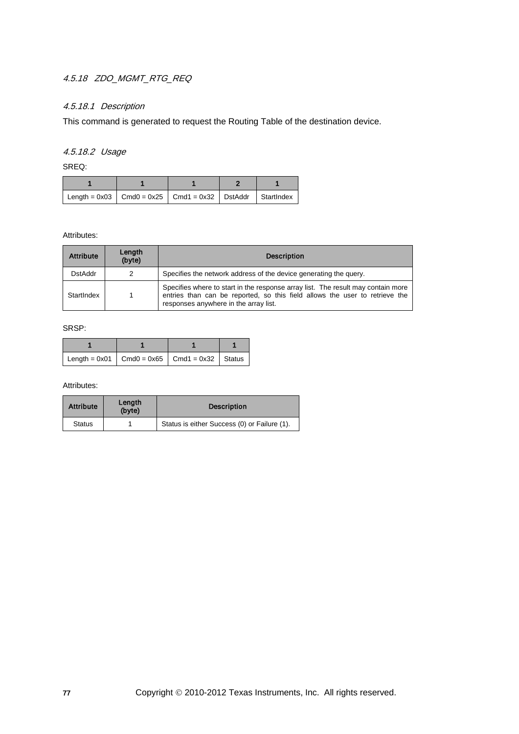### 4.5.18 ZDO_MGMT_RTG_REQ

#### 4.5.18.1 Description

This command is generated to request the Routing Table of the destination device.

#### 4.5.18.2 Usage

SREQ:

| 1 | 1 | 1 | 2 | 1 |
|---|---|---|---|---|
| Length = 0x03 | Cmd0 = 0x25 | Cmd1 = 0x32 | DstAddr | StartIndex |

Attributes:

| Attribute | Length (byte) | Description |
|---|---|---|
| DstAddr | 2 | Specifies the network address of the device generating the query. |
| StartIndex | 1 | Specifies where to start in the response array list. The result may contain more entries than can be reported, so this field allows the user to retrieve the responses anywhere in the array list. |

SRSP:

| 1 | 1 | 1 | 1 |
|---|---|---|---|
| Length = 0x01 | Cmd0 = 0x65 | Cmd1 = 0x32 | Status |

Attributes:

| Attribute | Length (byte) | Description |
|---|---|---|
| Status | 1 | Status is either Success (0) or Failure (1). |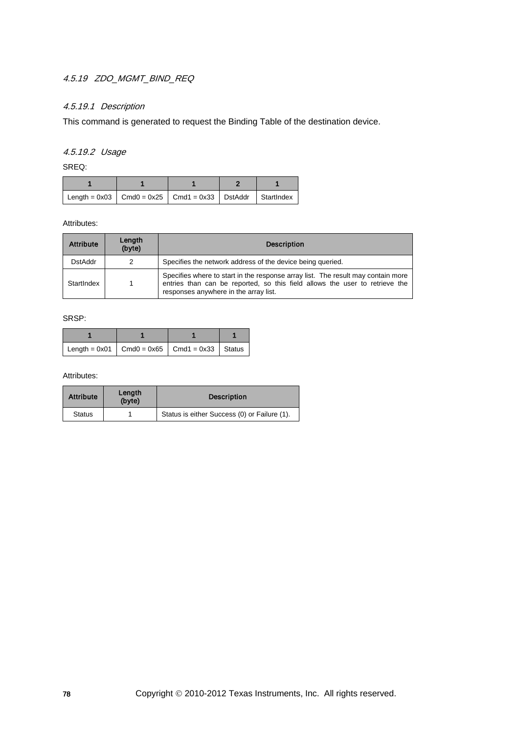### *4.5.19 ZDO_MGMT_BIND_REQ*

#### *4.5.19.1 Description*

This command is generated to request the Binding Table of the destination device.

#### *4.5.19.2 Usage*

SREQ:

| 1 | 1 | 1 | 2 | 1 |
|---|---|---|---|---|
| Length = 0x03 | Cmd0 = 0x25 | Cmd1 = 0x33 | DstAddr | StartIndex |

Attributes:

| Attribute | Length (byte) | Description |
|---|---|---|
| DstAddr | 2 | Specifies the network address of the device being queried. |
| StartIndex | 1 | Specifies where to start in the response array list. The result may contain more entries than can be reported, so this field allows the user to retrieve the responses anywhere in the array list. |

SRSP:

| 1 | 1 | 1 | 1 |
|---|---|---|---|
| Length = 0x01 | Cmd0 = 0x65 | Cmd1 = 0x33 | Status |

Attributes:

| Attribute | Length (byte) | Description |
|---|---|---|
| Status | 1 | Status is either Success (0) or Failure (1). |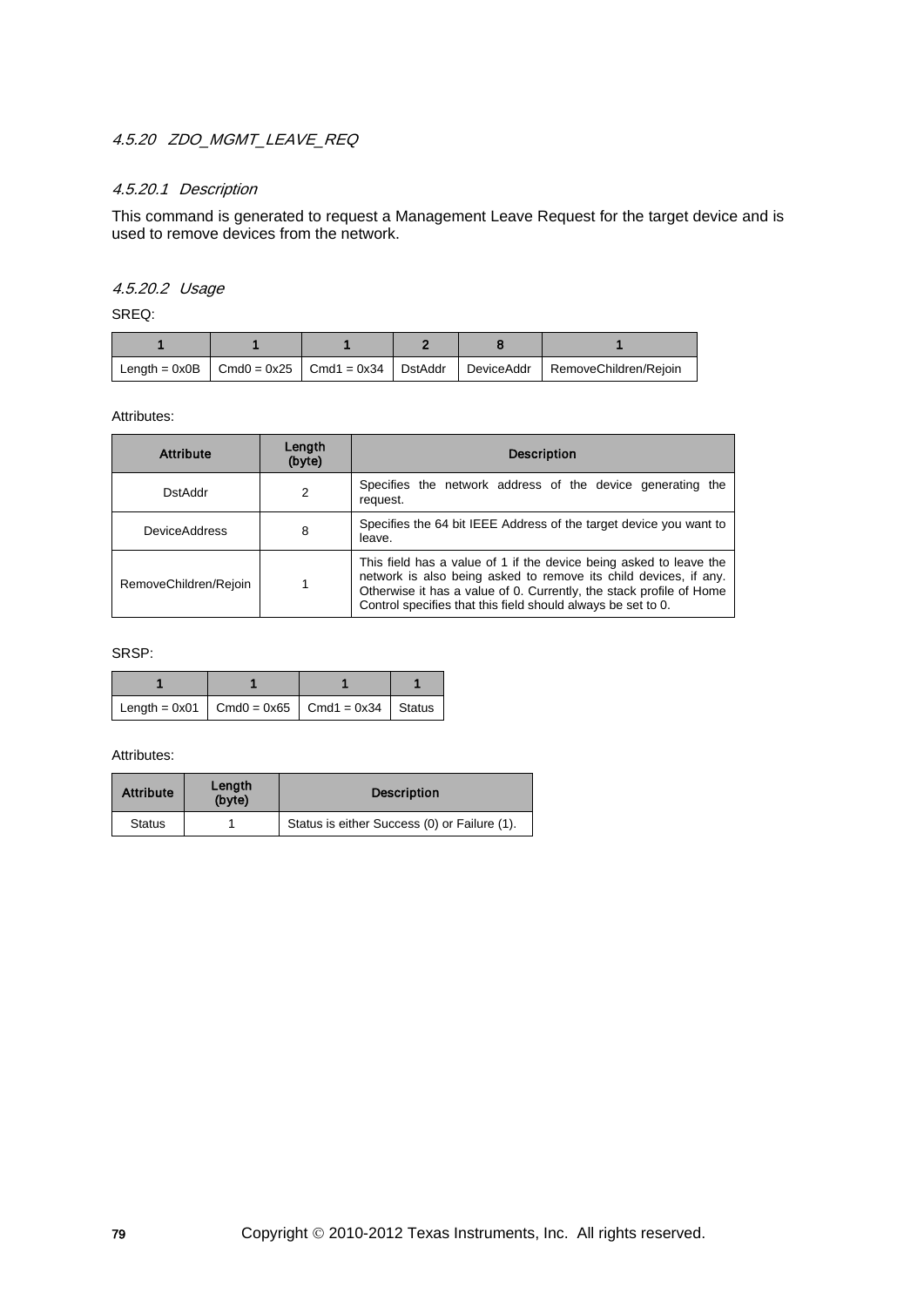### 4.5.20 ZDO_MGMT_LEAVE_REQ

#### 4.5.20.1 Description

This command is generated to request a Management Leave Request for the target device and is used to remove devices from the network.

#### 4.5.20.2 Usage

SREQ:

| 1 | 1 | 1 | 2 | 8 | 1 |
|---|---|---|---|---|---|
| Length = 0x0B | Cmd0 = 0x25 | Cmd1 = 0x34 | DstAddr | DeviceAddr | RemoveChildren/Rejoin |

Attributes:

| Attribute | Length (byte) | Description |
|---|---|---|
| DstAddr | 2 | Specifies the network address of the device generating the request. |
| DeviceAddress | 8 | Specifies the 64 bit IEEE Address of the target device you want to leave. |
| RemoveChildren/Rejoin | 1 | This field has a value of 1 if the device being asked to leave the network is also being asked to remove its child devices, if any. Otherwise it has a value of 0. Currently, the stack profile of Home Control specifies that this field should always be set to 0. |

SRSP:

| 1 | 1 | 1 | 1 |
|---|---|---|---|
| Length = 0x01 | Cmd0 = 0x65 | Cmd1 = 0x34 | Status |

Attributes:

| Attribute | Length (byte) | Description |
|---|---|---|
| Status | 1 | Status is either Success (0) or Failure (1). |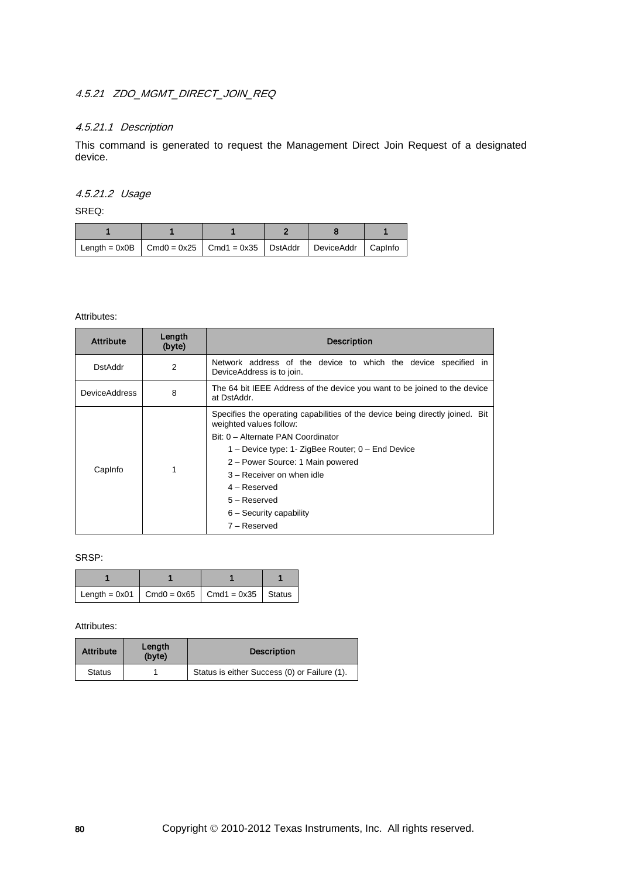### 4.5.21 ZDO_MGMT_DIRECT_JOIN_REQ

#### 4.5.21.1 Description

This command is generated to request the Management Direct Join Request of a designated device.

#### 4.5.21.2 Usage

SREQ:

| 1 | 1 | 1 | 2 | 8 | 1 |
|---|---|---|---|---|---|
| Length = 0x0B | Cmd0 = 0x25 | Cmd1 = 0x35 | DstAddr | DeviceAddr | CapInfo |

Attributes:

| Attribute | Length (byte) | Description |
|---|---|---|
| DstAddr | 2 | Network address of the device to which the device specified in DeviceAddress is to join. |
| DeviceAddress | 8 | The 64 bit IEEE Address of the device you want to be joined to the device at DstAddr. |
| CapInfo | 1 | Specifies the operating capabilities of the device being directly joined. Bit weighted values follow:<br>Bit: 0 – Alternate PAN Coordinator<br>1 – Device type: 1- ZigBee Router; 0 – End Device<br>2 – Power Source: 1 Main powered<br>3 – Receiver on when idle<br>4 – Reserved<br>5 – Reserved<br>6 – Security capability<br>7 – Reserved |

SRSP:

| 1 | 1 | 1 | 1 |
|---|---|---|---|
| Length = 0x01 | Cmd0 = 0x65 | Cmd1 = 0x35 | Status |

Attributes:

| Attribute | Length (byte) | Description |
|---|---|---|
| Status | 1 | Status is either Success (0) or Failure (1). |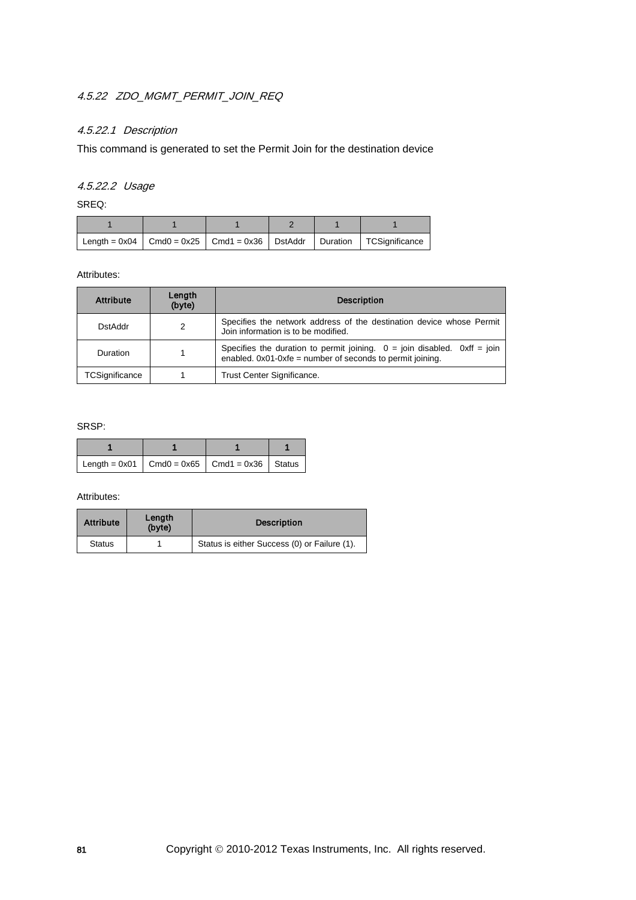#### 4.5.22 ZDO_MGMT_PERMIT_JOIN_REQ

##### 4.5.22.1 Description

This command is generated to set the Permit Join for the destination device

##### 4.5.22.2 Usage

SREQ:

| 1 | 1 | 1 | 2 | 1 | 1 |
|---|---|---|---|---|---|
| Length = 0x04 | Cmd0 = 0x25 | Cmd1 = 0x36 | DstAddr | Duration | TCSignificance |

Attributes:

| Attribute | Length (byte) | Description |
|---|---|---|
| DstAddr | 2 | Specifies the network address of the destination device whose Permit Join information is to be modified. |
| Duration | 1 | Specifies the duration to permit joining. 0 = join disabled. 0xff = join enabled. 0x01-0xfe = number of seconds to permit joining. |
| TCSignificance | 1 | Trust Center Significance. |

SRSP:

| 1 | 1 | 1 | 1 |
|---|---|---|---|
| Length = 0x01 | Cmd0 = 0x65 | Cmd1 = 0x36 | Status |

Attributes:

| Attribute | Length (byte) | Description |
|---|---|---|
| Status | 1 | Status is either Success (0) or Failure (1). |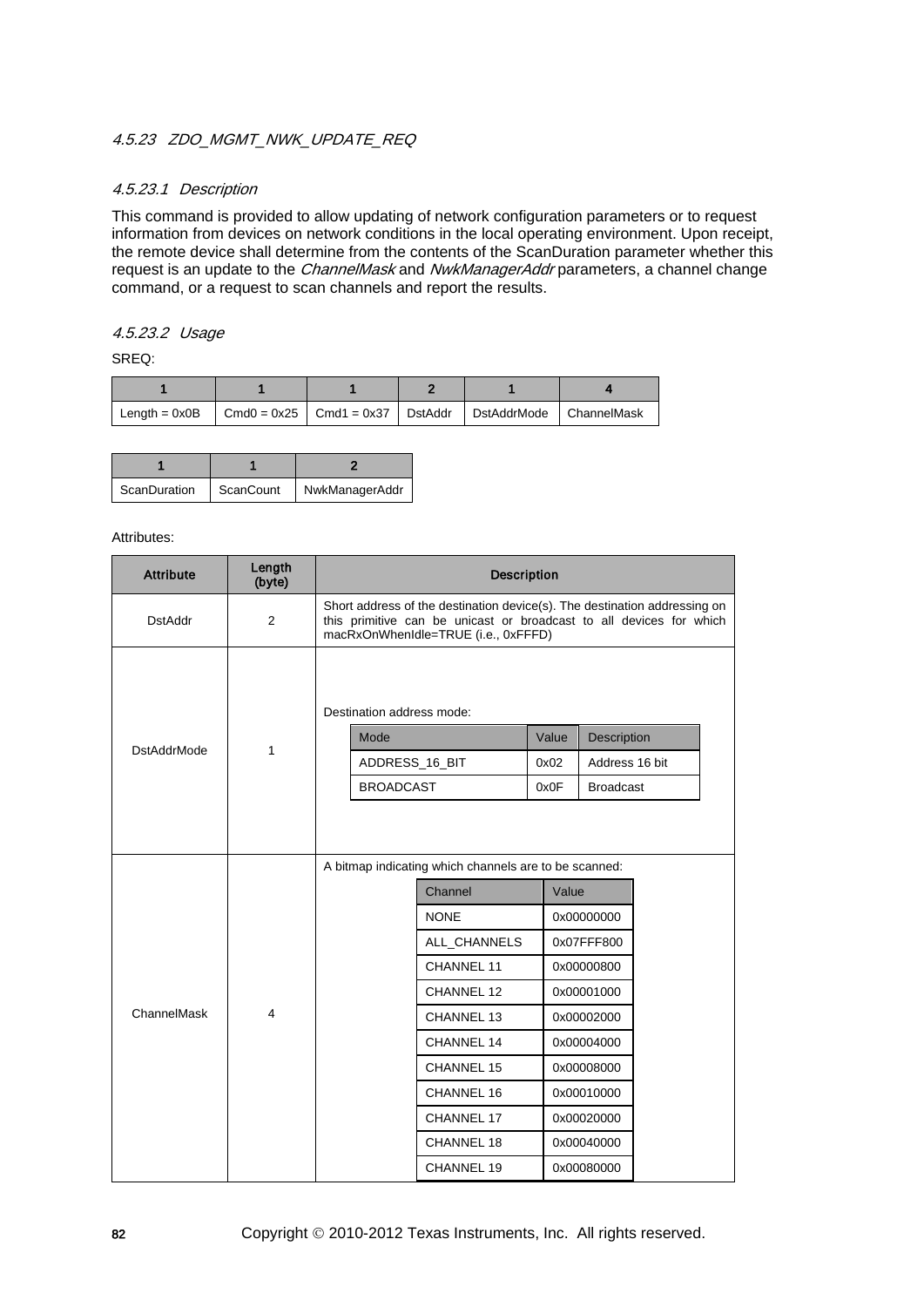### 4.5.23 ZDO_MGMT_NWK_UPDATE_REQ

#### 4.5.23.1 Description

This command is provided to allow updating of network configuration parameters or to request information from devices on network conditions in the local operating environment. Upon receipt, the remote device shall determine from the contents of the ScanDuration parameter whether this request is an update to the *ChannelMask* and *NwkManagerAddr* parameters, a channel change command, or a request to scan channels and report the results.

#### 4.5.23.2 Usage

SREQ:

| 1 | 1 | 1 | 2 | 1 | 4 |
|---|---|---|---|---|---|
| Length = 0x0B | Cmd0 = 0x25 | Cmd1 = 0x37 | DstAddr | DstAddrMode | ChannelMask |

| 1 | 1 | 2 |
|---|---|---|
| ScanDuration | ScanCount | NwkManagerAddr |

Attributes:

| Attribute | Length (byte) | Description |
|---|---|---|
| DstAddr | 2 | Short address of the destination device(s). The destination addressing on this primitive can be unicast or broadcast to all devices for which macRxOnWhenIdle=TRUE (i.e., 0xFFFD) |
| DstAddrMode | 1 | Destination address mode:<br>Mode \| Value \| Description<br>ADDRESS_16_BIT \| 0x02 \| Address 16 bit<br>BROADCAST \| 0x0F \| Broadcast |
| ChannelMask | 4 | A bitmap indicating which channels are to be scanned:<br>Channel \| Value<br>NONE \| 0x00000000<br>ALL_CHANNELS \| 0x07FFF800<br>CHANNEL 11 \| 0x00000800<br>CHANNEL 12 \| 0x00001000<br>CHANNEL 13 \| 0x00002000<br>CHANNEL 14 \| 0x00004000<br>CHANNEL 15 \| 0x00008000<br>CHANNEL 16 \| 0x00010000<br>CHANNEL 17 \| 0x00020000<br>CHANNEL 18 \| 0x00040000<br>CHANNEL 19 \| 0x00080000 |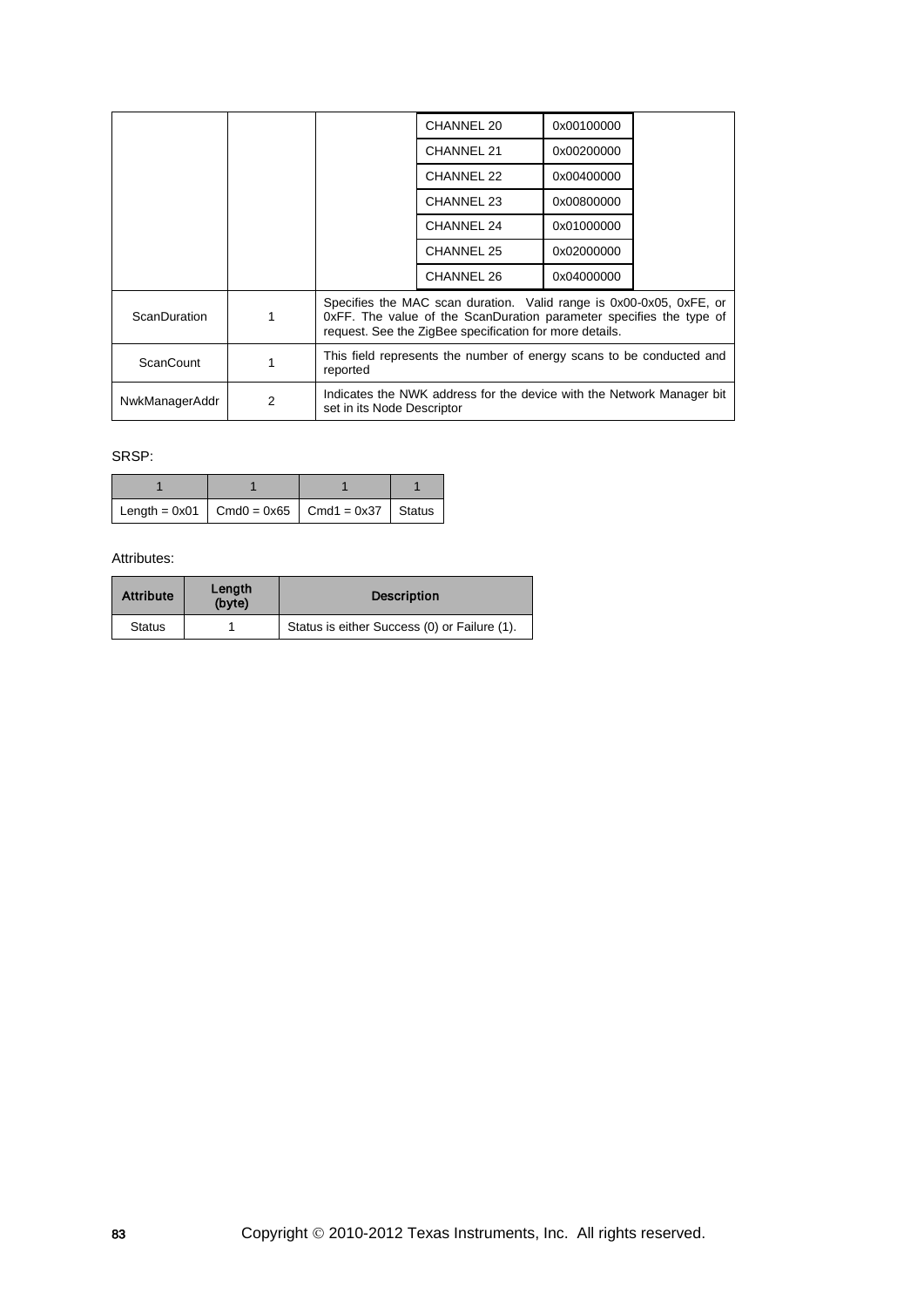| | | | | |
|---|---|---|---|---|
| | | CHANNEL 20 | 0x00100000 | |
| | | CHANNEL 21 | 0x00200000 | |
| | | CHANNEL 22 | 0x00400000 | |
| | | CHANNEL 23 | 0x00800000 | |
| | | CHANNEL 24 | 0x01000000 | |
| | | CHANNEL 25 | 0x02000000 | |
| | | CHANNEL 26 | 0x04000000 | |
| ScanDuration | 1 | Specifies the MAC scan duration. Valid range is 0x00-0x05, 0xFE, or 0xFF. The value of the ScanDuration parameter specifies the type of request. See the ZigBee specification for more details. | | |
| ScanCount | 1 | This field represents the number of energy scans to be conducted and reported | | |
| NwkManagerAddr | 2 | Indicates the NWK address for the device with the Network Manager bit set in its Node Descriptor | | |

SRSP:

| 1 | 1 | 1 | 1 |
|---|---|---|---|
| Length = 0x01 | Cmd0 = 0x65 | Cmd1 = 0x37 | Status |

Attributes:

| Attribute | Length (byte) | Description |
|---|---|---|
| Status | 1 | Status is either Success (0) or Failure (1). |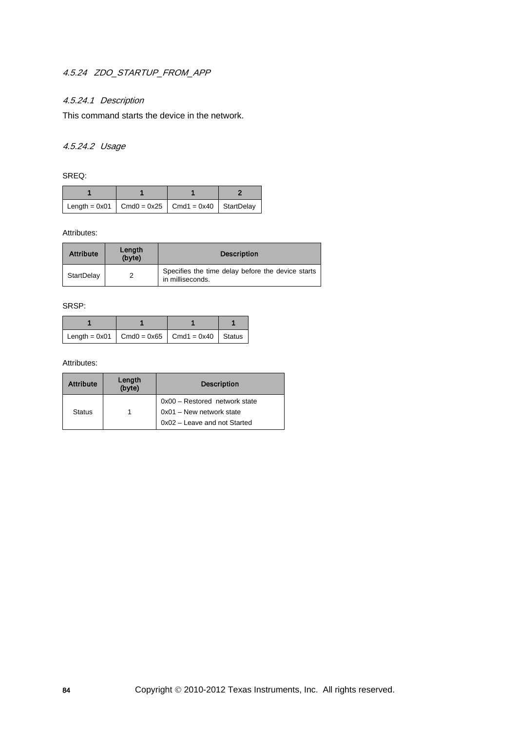### 4.5.24 ZDO_STARTUP_FROM_APP

#### 4.5.24.1 Description

This command starts the device in the network.

#### 4.5.24.2 Usage

SREQ:

| 1 | 1 | 1 | 2 |
|---|---|---|---|
| Length = 0x01 | Cmd0 = 0x25 | Cmd1 = 0x40 | StartDelay |

Attributes:

| Attribute | Length (byte) | Description |
|---|---|---|
| StartDelay | 2 | Specifies the time delay before the device starts in milliseconds. |

SRSP:

| 1 | 1 | 1 | 1 |
|---|---|---|---|
| Length = 0x01 | Cmd0 = 0x65 | Cmd1 = 0x40 | Status |

Attributes:

| Attribute | Length (byte) | Description |
|---|---|---|
| Status | 1 | 0x00 – Restored network state<br>0x01 – New network state<br>0x02 – Leave and not Started |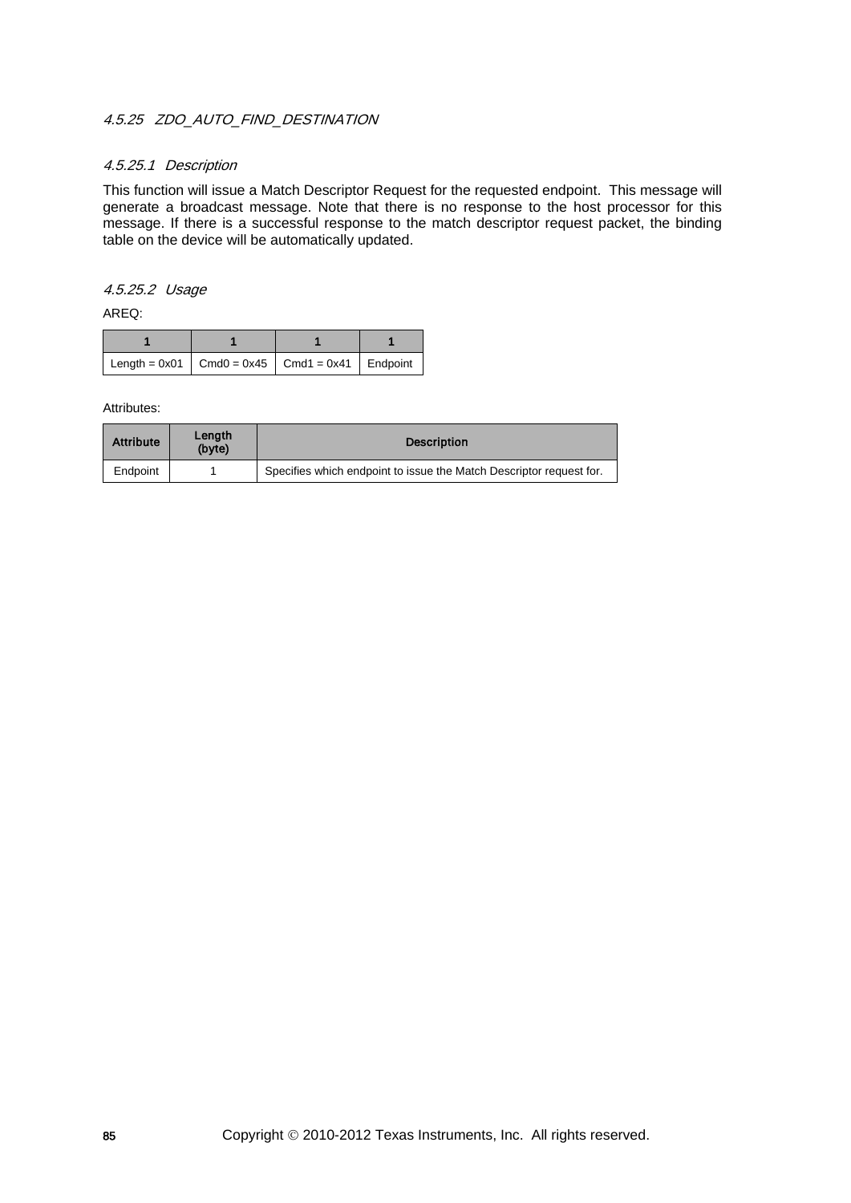### 4.5.25 ZDO_AUTO_FIND_DESTINATION

#### 4.5.25.1 Description

This function will issue a Match Descriptor Request for the requested endpoint. This message will generate a broadcast message. Note that there is no response to the host processor for this message. If there is a successful response to the match descriptor request packet, the binding table on the device will be automatically updated.

#### 4.5.25.2 Usage

AREQ:

| 1 | 1 | 1 | 1 |
|---|---|---|---|
| Length = 0x01 | Cmd0 = 0x45 | Cmd1 = 0x41 | Endpoint |

Attributes:

| Attribute | Length (byte) | Description |
|---|---|---|
| Endpoint | 1 | Specifies which endpoint to issue the Match Descriptor request for. |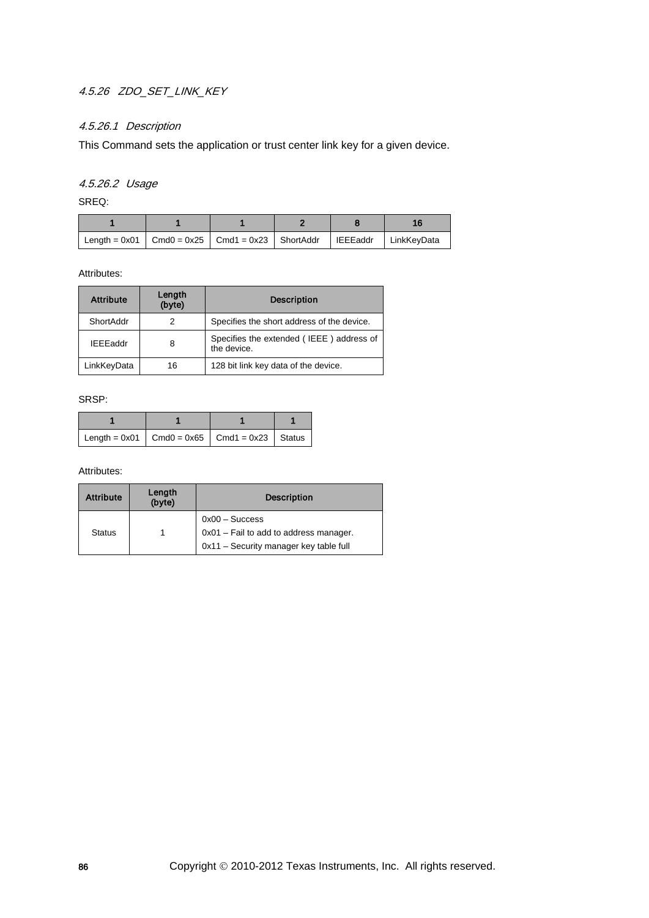#### 4.5.26 ZDO_SET_LINK_KEY

##### 4.5.26.1 Description

This Command sets the application or trust center link key for a given device.

##### 4.5.26.2 Usage

SREQ:

| 1 | 1 | 1 | 2 | 8 | 16 |
|---|---|---|---|---|---|
| Length = 0x01 | Cmd0 = 0x25 | Cmd1 = 0x23 | ShortAddr | IEEEaddr | LinkKeyData |

Attributes:

| Attribute | Length (byte) | Description |
|---|---|---|
| ShortAddr | 2 | Specifies the short address of the device. |
| IEEEaddr | 8 | Specifies the extended ( IEEE ) address of the device. |
| LinkKeyData | 16 | 128 bit link key data of the device. |

SRSP:

| 1 | 1 | 1 | 1 |
|---|---|---|---|
| Length = 0x01 | Cmd0 = 0x65 | Cmd1 = 0x23 | Status |

Attributes:

| Attribute | Length (byte) | Description |
|---|---|---|
| Status | 1 | 0x00 – Success<br>0x01 – Fail to add to address manager.<br>0x11 – Security manager key table full |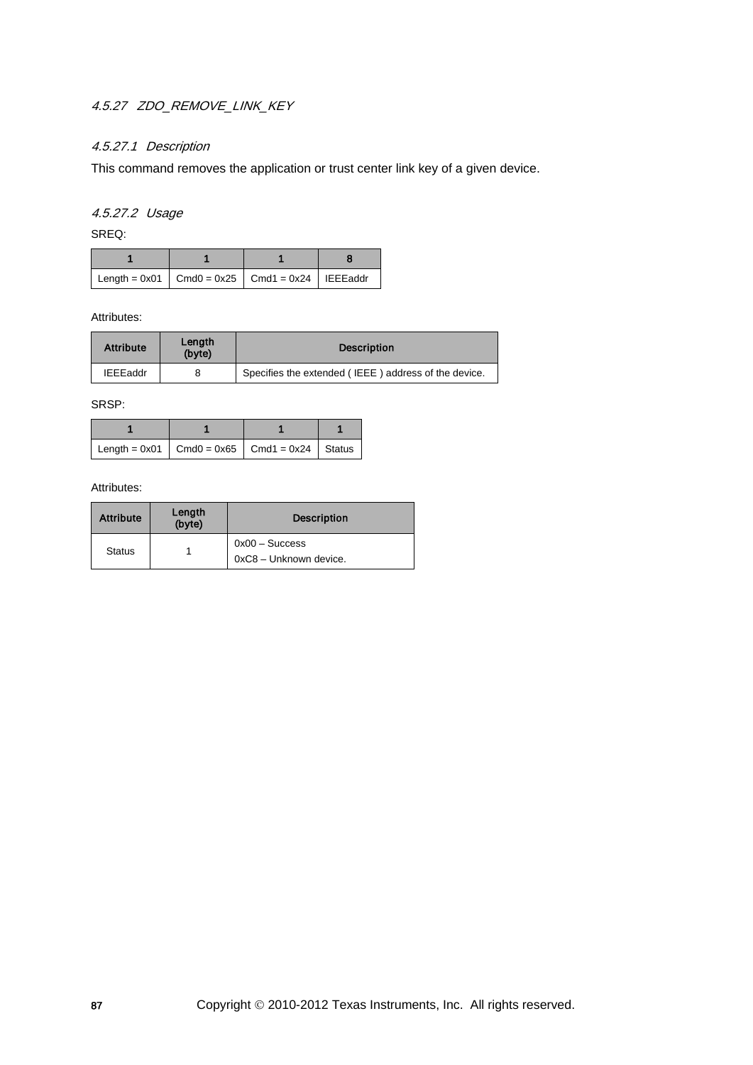#### 4.5.27 ZDO_REMOVE_LINK_KEY

##### 4.5.27.1 Description

This command removes the application or trust center link key of a given device.

##### 4.5.27.2 Usage

SREQ:

| 1 | 1 | 1 | 8 |
|---|---|---|---|
| Length = 0x01 | Cmd0 = 0x25 | Cmd1 = 0x24 | IEEEaddr |

Attributes:

| Attribute | Length (byte) | Description |
|---|---|---|
| IEEEaddr | 8 | Specifies the extended ( IEEE ) address of the device. |

SRSP:

| 1 | 1 | 1 | 1 |
|---|---|---|---|
| Length = 0x01 | Cmd0 = 0x65 | Cmd1 = 0x24 | Status |

Attributes:

| Attribute | Length (byte) | Description |
|---|---|---|
| Status | 1 | 0x00 – Success<br>0xC8 – Unknown device. |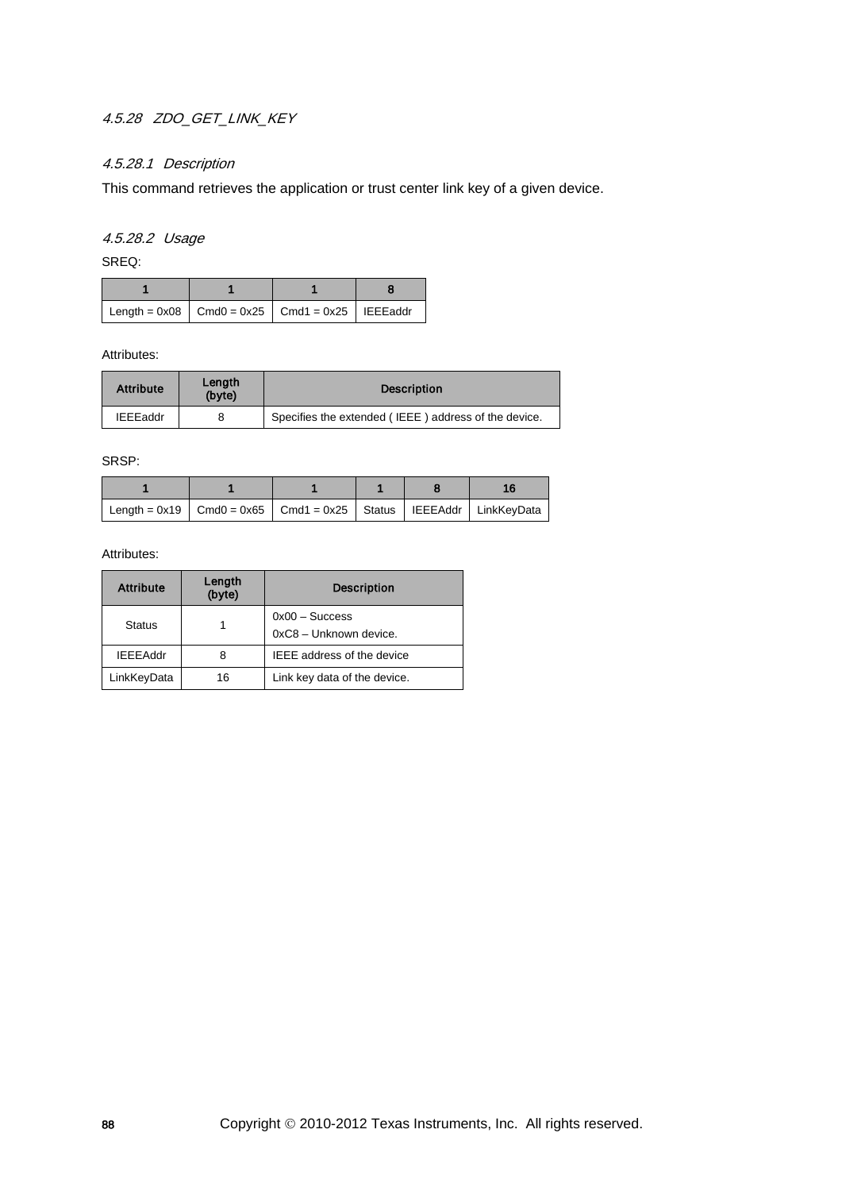### 4.5.28 ZDO_GET_LINK_KEY

#### 4.5.28.1 Description

This command retrieves the application or trust center link key of a given device.

#### 4.5.28.2 Usage

SREQ:

| 1 | 1 | 1 | 8 |
|---|---|---|---|
| Length = 0x08 | Cmd0 = 0x25 | Cmd1 = 0x25 | IEEEaddr |

Attributes:

| Attribute | Length (byte) | Description |
|---|---|---|
| IEEEaddr | 8 | Specifies the extended ( IEEE ) address of the device. |

SRSP:

| 1 | 1 | 1 | 1 | 8 | 16 |
|---|---|---|---|---|---|
| Length = 0x19 | Cmd0 = 0x65 | Cmd1 = 0x25 | Status | IEEEAddr | LinkKeyData |

Attributes:

| Attribute | Length (byte) | Description |
|---|---|---|
| Status | 1 | 0x00 – Success<br>0xC8 – Unknown device. |
| IEEEAddr | 8 | IEEE address of the device |
| LinkKeyData | 16 | Link key data of the device. |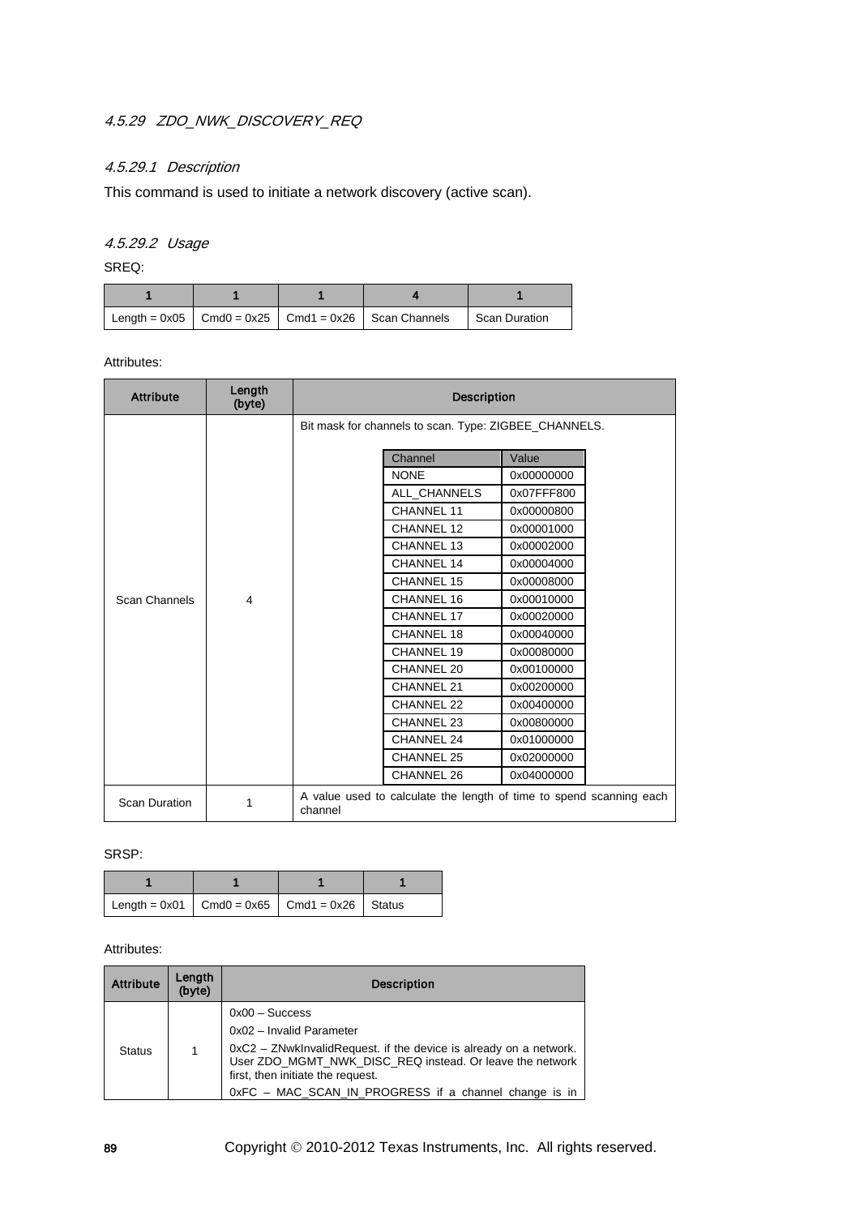### 4.5.29 *ZDO_NWK_DISCOVERY_REQ*

#### 4.5.29.1 *Description*

This command is used to initiate a network discovery (active scan).

#### 4.5.29.2 *Usage*

SREQ:

| 1 | 1 | 1 | 4 | 1 |
|---|---|---|---|---|
| Length = 0x05 | Cmd0 = 0x25 | Cmd1 = 0x26 | Scan Channels | Scan Duration |

Attributes:

| Attribute | Length (byte) | Description |
|---|---|---|
| Scan Channels | 4 | Bit mask for channels to scan. Type: ZIGBEE_CHANNELS. |
| Scan Duration | 1 | A value used to calculate the length of time to spend scanning each channel |

| Channel | Value |
|---|---|
| NONE | 0x00000000 |
| ALL_CHANNELS | 0x07FFF800 |
| CHANNEL 11 | 0x00000800 |
| CHANNEL 12 | 0x00001000 |
| CHANNEL 13 | 0x00002000 |
| CHANNEL 14 | 0x00004000 |
| CHANNEL 15 | 0x00008000 |
| CHANNEL 16 | 0x00010000 |
| CHANNEL 17 | 0x00020000 |
| CHANNEL 18 | 0x00040000 |
| CHANNEL 19 | 0x00080000 |
| CHANNEL 20 | 0x00100000 |
| CHANNEL 21 | 0x00200000 |
| CHANNEL 22 | 0x00400000 |
| CHANNEL 23 | 0x00800000 |
| CHANNEL 24 | 0x01000000 |
| CHANNEL 25 | 0x02000000 |
| CHANNEL 26 | 0x04000000 |

SRSP:

| 1 | 1 | 1 | 1 |
|---|---|---|---|
| Length = 0x01 | Cmd0 = 0x65 | Cmd1 = 0x26 | Status |

Attributes:

| Attribute | Length (byte) | Description |
|---|---|---|
| Status | 1 | 0x00 – Success<br>0x02 – Invalid Parameter<br>0xC2 – ZNwkInvalidRequest. if the device is already on a network. User ZDO_MGMT_NWK_DISC_REQ instead. Or leave the network first, then initiate the request.<br>0xFC – MAC_SCAN_IN_PROGRESS if a channel change is in |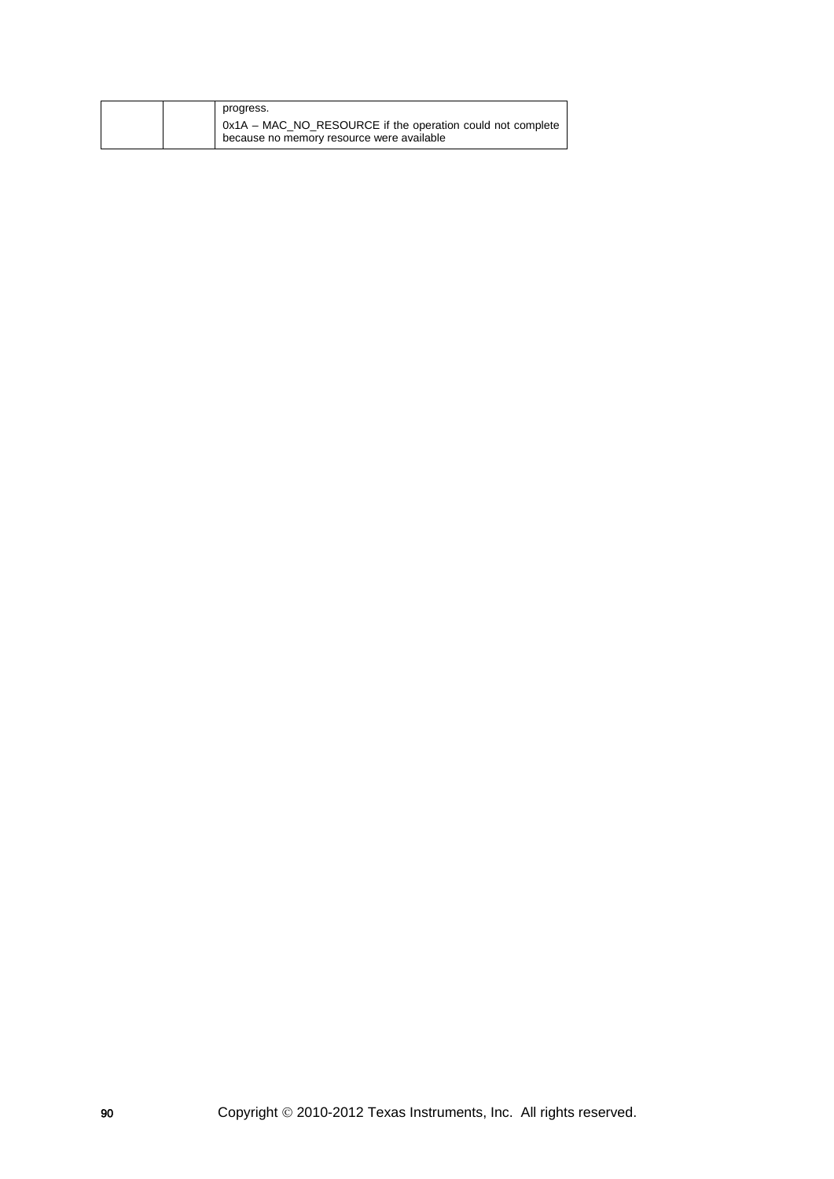| | | |
|---|---|---|
| | | progress.<br>0x1A – MAC_NO_RESOURCE if the operation could not complete because no memory resource were available |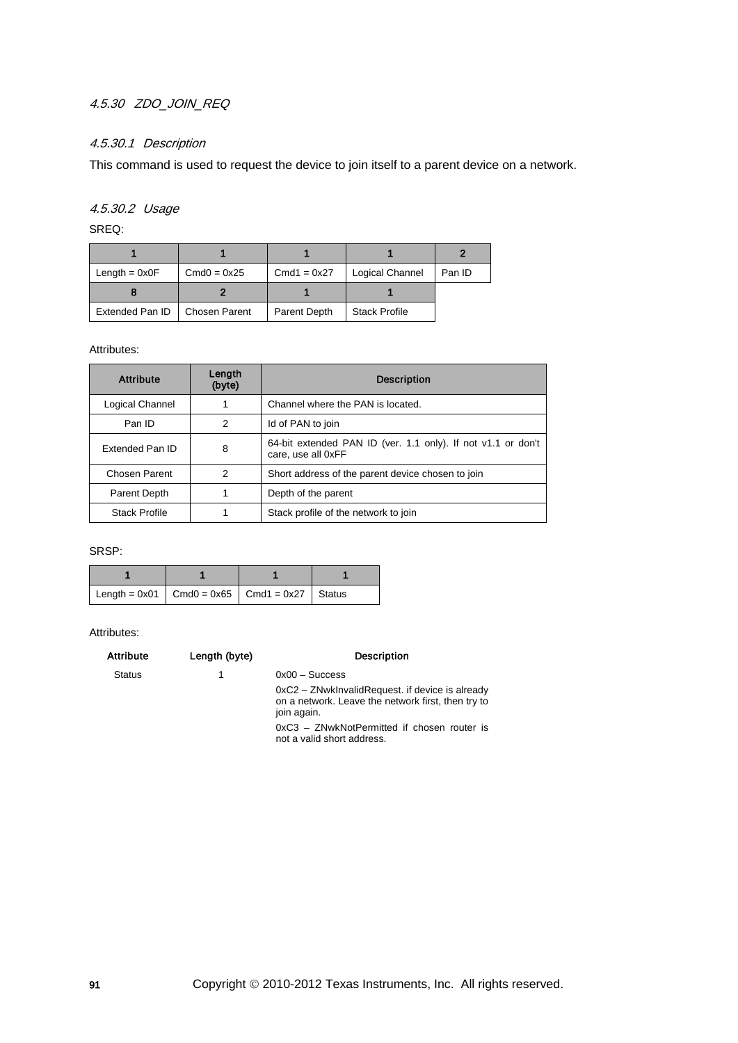### 4.5.30 ZDO_JOIN_REQ

#### 4.5.30.1 Description

This command is used to request the device to join itself to a parent device on a network.

#### 4.5.30.2 Usage

SREQ:

| 1 | 1 | 1 | 1 | 2 |
|---|---|---|---|---|
| Length = 0x0F | Cmd0 = 0x25 | Cmd1 = 0x27 | Logical Channel | Pan ID |
| **8** | **2** | **1** | **1** | |
| Extended Pan ID | Chosen Parent | Parent Depth | Stack Profile | |

Attributes:

| Attribute | Length (byte) | Description |
|---|---|---|
| Logical Channel | 1 | Channel where the PAN is located. |
| Pan ID | 2 | Id of PAN to join |
| Extended Pan ID | 8 | 64-bit extended PAN ID (ver. 1.1 only). If not v1.1 or don't care, use all 0xFF |
| Chosen Parent | 2 | Short address of the parent device chosen to join |
| Parent Depth | 1 | Depth of the parent |
| Stack Profile | 1 | Stack profile of the network to join |

SRSP:

| 1 | 1 | 1 | 1 |
|---|---|---|---|
| Length = 0x01 | Cmd0 = 0x65 | Cmd1 = 0x27 | Status |

Attributes:

| Attribute | Length (byte) | Description |
|---|---|---|
| Status | 1 | 0x00 – Success<br>0xC2 – ZNwkInvalidRequest. if device is already on a network. Leave the network first, then try to join again.<br>0xC3 – ZNwkNotPermitted if chosen router is not a valid short address. |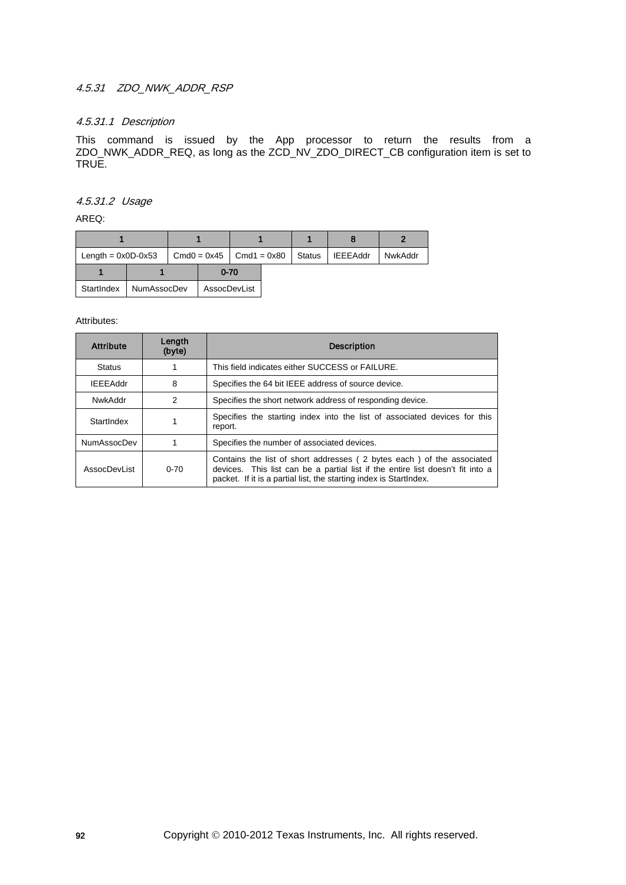### *4.5.31 ZDO_NWK_ADDR_RSP*

#### *4.5.31.1 Description*

This command is issued by the App processor to return the results from a ZDO_NWK_ADDR_REQ, as long as the ZCD_NV_ZDO_DIRECT_CB configuration item is set to TRUE.

#### *4.5.31.2 Usage*

AREQ:

| 1 | 1 | 1 | 1 | 8 | 2 |
|---|---|---|---|---|---|
| Length = 0x0D-0x53 | Cmd0 = 0x45 | Cmd1 = 0x80 | Status | IEEEAddr | NwkAddr |

| 1 | 1 | 0-70 |
|---|---|---|
| StartIndex | NumAssocDev | AssocDevList |

Attributes:

| Attribute | Length (byte) | Description |
|---|---|---|
| Status | 1 | This field indicates either SUCCESS or FAILURE. |
| IEEEAddr | 8 | Specifies the 64 bit IEEE address of source device. |
| NwkAddr | 2 | Specifies the short network address of responding device. |
| StartIndex | 1 | Specifies the starting index into the list of associated devices for this report. |
| NumAssocDev | 1 | Specifies the number of associated devices. |
| AssocDevList | 0-70 | Contains the list of short addresses ( 2 bytes each ) of the associated devices. This list can be a partial list if the entire list doesn't fit into a packet. If it is a partial list, the starting index is StartIndex. |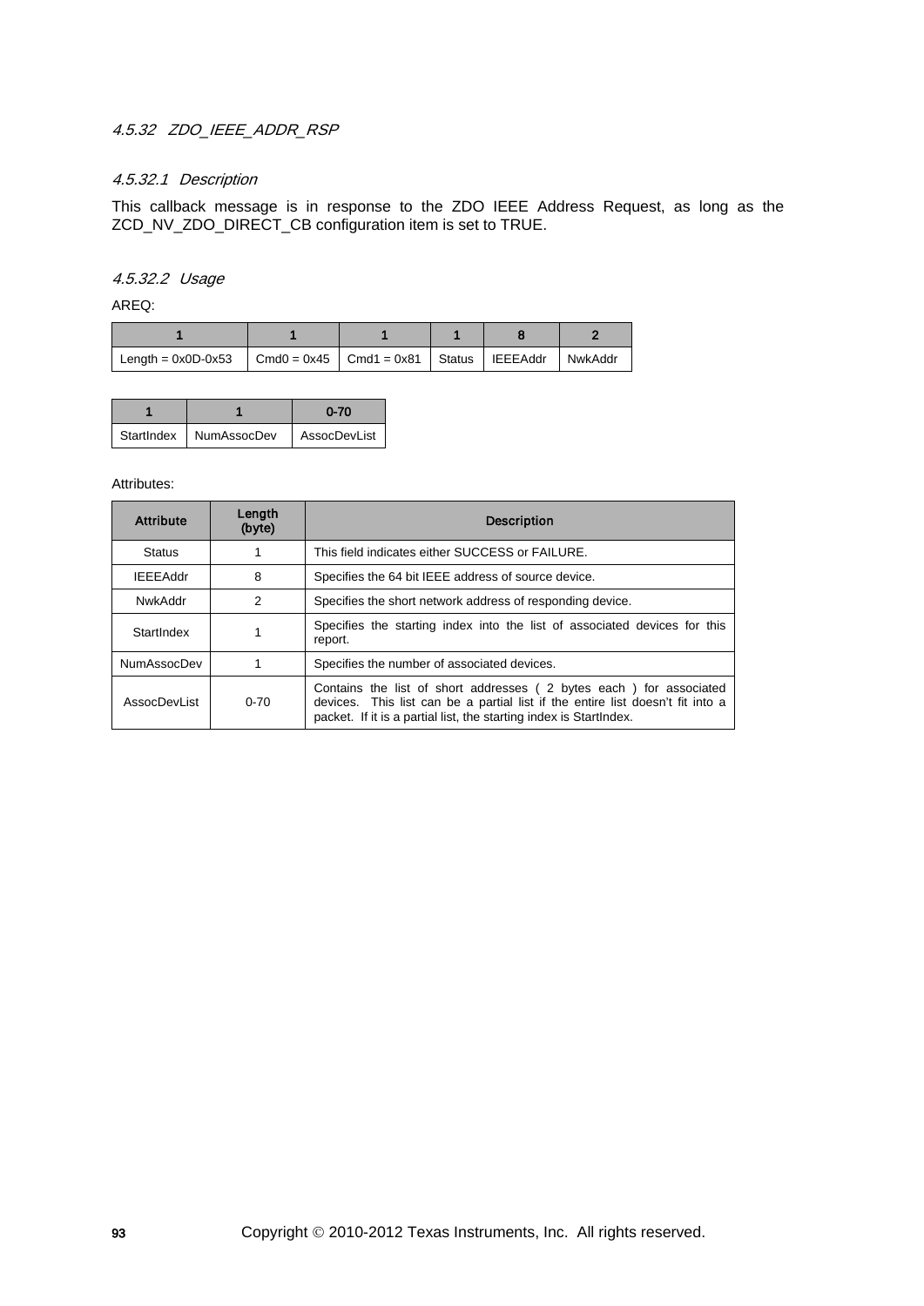### 4.5.32 ZDO_IEEE_ADDR_RSP

#### 4.5.32.1 Description

This callback message is in response to the ZDO IEEE Address Request, as long as the ZCD_NV_ZDO_DIRECT_CB configuration item is set to TRUE.

#### 4.5.32.2 Usage

AREQ:

| 1 | 1 | 1 | 1 | 8 | 2 |
|---|---|---|---|---|---|
| Length = 0x0D-0x53 | Cmd0 = 0x45 | Cmd1 = 0x81 | Status | IEEEAddr | NwkAddr |

| 1 | 1 | 0-70 |
|---|---|---|
| StartIndex | NumAssocDev | AssocDevList |

Attributes:

| Attribute | Length (byte) | Description |
|---|---|---|
| Status | 1 | This field indicates either SUCCESS or FAILURE. |
| IEEEAddr | 8 | Specifies the 64 bit IEEE address of source device. |
| NwkAddr | 2 | Specifies the short network address of responding device. |
| StartIndex | 1 | Specifies the starting index into the list of associated devices for this report. |
| NumAssocDev | 1 | Specifies the number of associated devices. |
| AssocDevList | 0-70 | Contains the list of short addresses ( 2 bytes each ) for associated devices. This list can be a partial list if the entire list doesn't fit into a packet. If it is a partial list, the starting index is StartIndex. |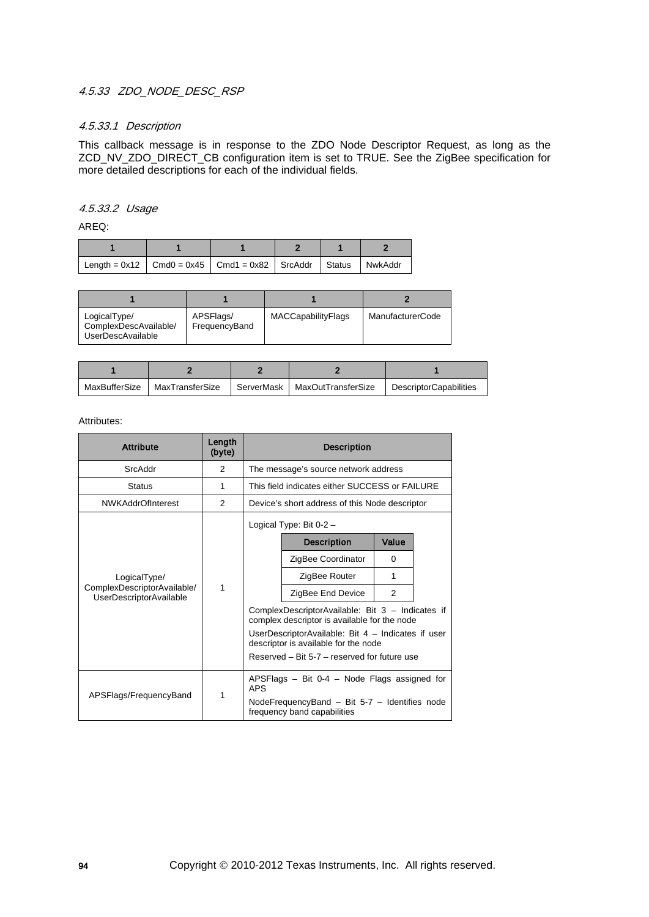#### 4.5.33 ZDO_NODE_DESC_RSP

##### 4.5.33.1 Description

This callback message is in response to the ZDO Node Descriptor Request, as long as the ZCD_NV_ZDO_DIRECT_CB configuration item is set to TRUE. See the ZigBee specification for more detailed descriptions for each of the individual fields.

##### 4.5.33.2 Usage

AREQ:

| 1 | 1 | 1 | 2 | 1 | 2 |
|---|---|---|---|---|---|
| Length = 0x12 | Cmd0 = 0x45 | Cmd1 = 0x82 | SrcAddr | Status | NwkAddr |

| 1 | 1 | 1 | 2 |
|---|---|---|---|
| LogicalType/ ComplexDescAvailable/ UserDescAvailable | APSFlags/ FrequencyBand | MACCapabilityFlags | ManufacturerCode |

| 1 | 2 | 2 | 2 | 1 |
|---|---|---|---|---|
| MaxBufferSize | MaxTransferSize | ServerMask | MaxOutTransferSize | DescriptorCapabilities |

Attributes:

| Attribute | Length (byte) | Description |
|---|---|---|
| SrcAddr | 2 | The message's source network address |
| Status | 1 | This field indicates either SUCCESS or FAILURE |
| NWKAddrOfInterest | 2 | Device's short address of this Node descriptor |
| LogicalType/ ComplexDescriptorAvailable/ UserDescriptorAvailable | 1 | Logical Type: Bit 0-2 –<br><br>Description / Value:<br>ZigBee Coordinator – 0<br>ZigBee Router – 1<br>ZigBee End Device – 2<br><br>ComplexDescriptorAvailable: Bit 3 – Indicates if complex descriptor is available for the node<br><br>UserDescriptorAvailable: Bit 4 – Indicates if user descriptor is available for the node<br><br>Reserved – Bit 5-7 – reserved for future use |
| APSFlags/FrequencyBand | 1 | APSFlags – Bit 0-4 – Node Flags assigned for APS<br><br>NodeFrequencyBand – Bit 5-7 – Identifies node frequency band capabilities |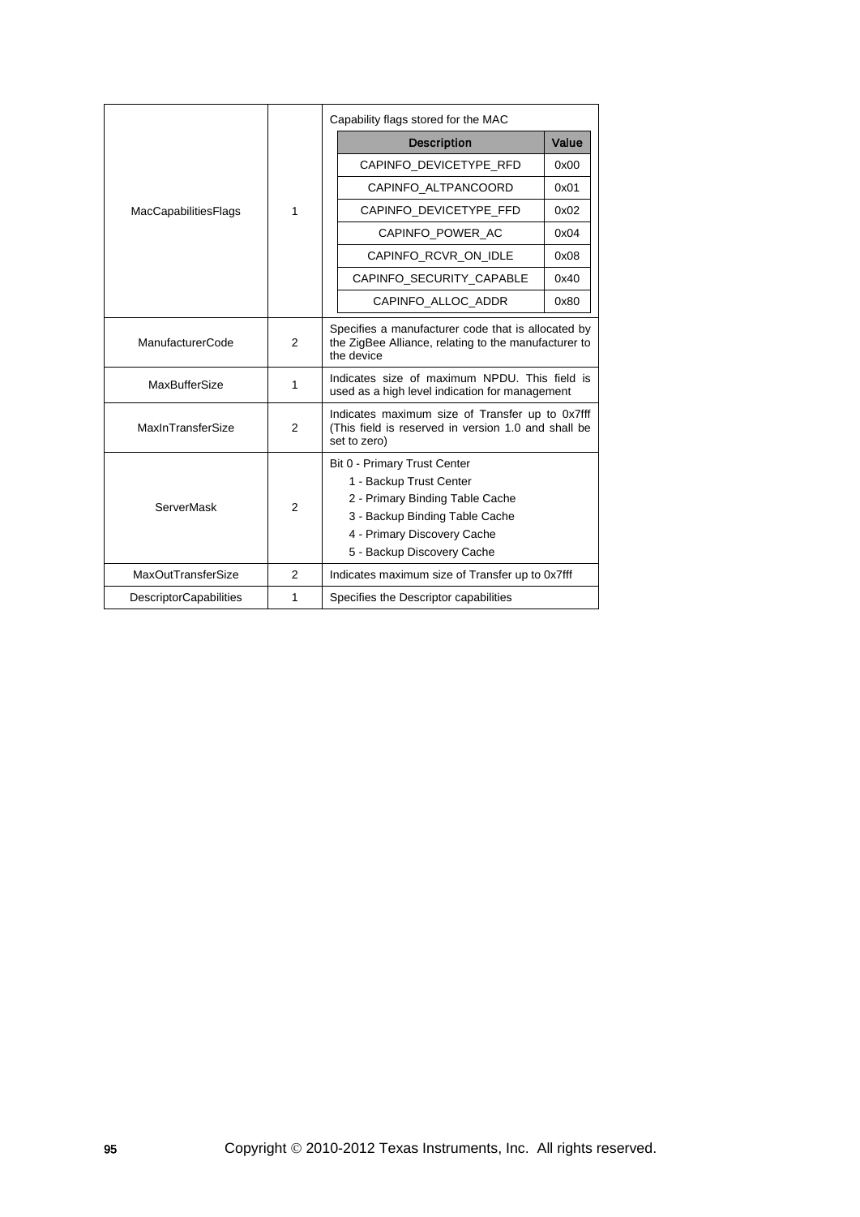| | | |
|---|---|---|
| MacCapabilitiesFlags | 1 | Capability flags stored for the MAC<br><br>**Description** / **Value**<br>CAPINFO_DEVICETYPE_RFD / 0x00<br>CAPINFO_ALTPANCOORD / 0x01<br>CAPINFO_DEVICETYPE_FFD / 0x02<br>CAPINFO_POWER_AC / 0x04<br>CAPINFO_RCVR_ON_IDLE / 0x08<br>CAPINFO_SECURITY_CAPABLE / 0x40<br>CAPINFO_ALLOC_ADDR / 0x80 |
| ManufacturerCode | 2 | Specifies a manufacturer code that is allocated by the ZigBee Alliance, relating to the manufacturer to the device |
| MaxBufferSize | 1 | Indicates size of maximum NPDU. This field is used as a high level indication for management |
| MaxInTransferSize | 2 | Indicates maximum size of Transfer up to 0x7fff (This field is reserved in version 1.0 and shall be set to zero) |
| ServerMask | 2 | Bit 0 - Primary Trust Center<br>1 - Backup Trust Center<br>2 - Primary Binding Table Cache<br>3 - Backup Binding Table Cache<br>4 - Primary Discovery Cache<br>5 - Backup Discovery Cache |
| MaxOutTransferSize | 2 | Indicates maximum size of Transfer up to 0x7fff |
| DescriptorCapabilities | 1 | Specifies the Descriptor capabilities |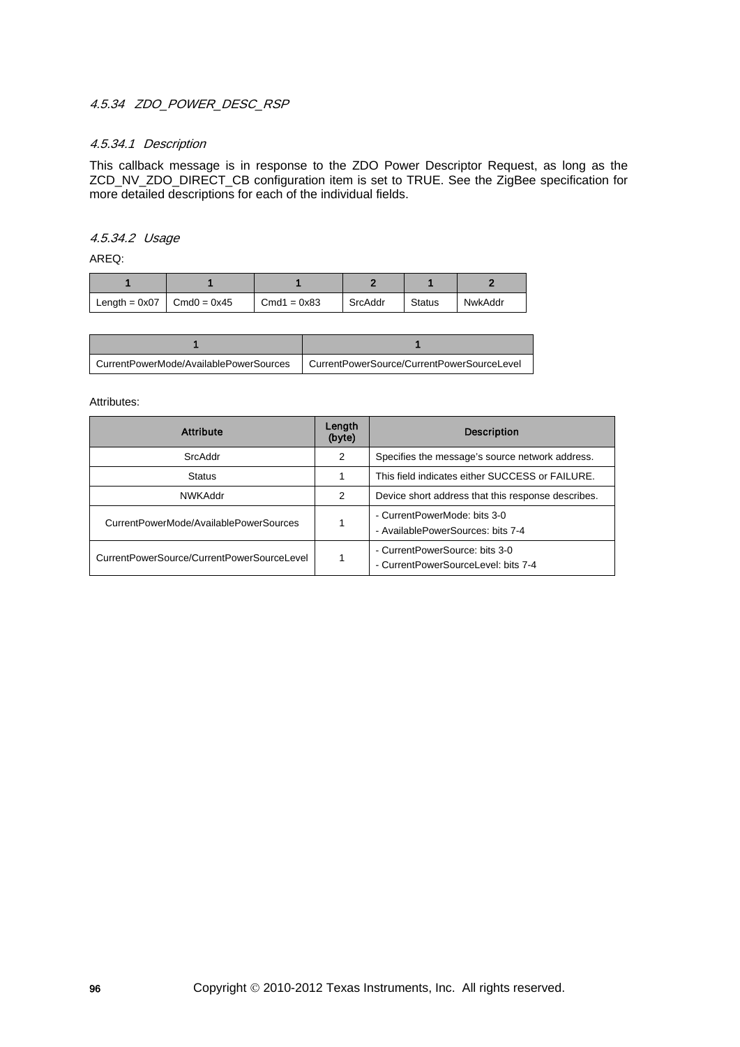### 4.5.34 ZDO_POWER_DESC_RSP

#### 4.5.34.1 Description

This callback message is in response to the ZDO Power Descriptor Request, as long as the ZCD_NV_ZDO_DIRECT_CB configuration item is set to TRUE. See the ZigBee specification for more detailed descriptions for each of the individual fields.

#### 4.5.34.2 Usage

AREQ:

| 1 | 1 | 1 | 2 | 1 | 2 |
|---|---|---|---|---|---|
| Length = 0x07 | Cmd0 = 0x45 | Cmd1 = 0x83 | SrcAddr | Status | NwkAddr |

| 1 | 1 |
|---|---|
| CurrentPowerMode/AvailablePowerSources | CurrentPowerSource/CurrentPowerSourceLevel |

Attributes:

| Attribute | Length (byte) | Description |
|---|---|---|
| SrcAddr | 2 | Specifies the message's source network address. |
| Status | 1 | This field indicates either SUCCESS or FAILURE. |
| NWKAddr | 2 | Device short address that this response describes. |
| CurrentPowerMode/AvailablePowerSources | 1 | - CurrentPowerMode: bits 3-0<br>- AvailablePowerSources: bits 7-4 |
| CurrentPowerSource/CurrentPowerSourceLevel | 1 | - CurrentPowerSource: bits 3-0<br>- CurrentPowerSourceLevel: bits 7-4 |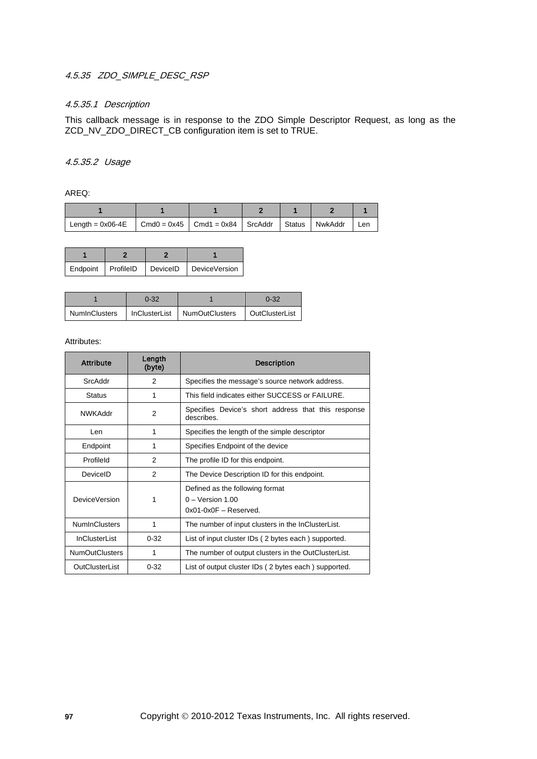#### *4.5.35 ZDO_SIMPLE_DESC_RSP*

##### *4.5.35.1 Description*

This callback message is in response to the ZDO Simple Descriptor Request, as long as the ZCD_NV_ZDO_DIRECT_CB configuration item is set to TRUE.

##### *4.5.35.2 Usage*

AREQ:

| 1 | 1 | 1 | 2 | 1 | 2 | 1 |
|---|---|---|---|---|---|---|
| Length = 0x06-4E | Cmd0 = 0x45 | Cmd1 = 0x84 | SrcAddr | Status | NwkAddr | Len |

| 1 | 2 | 2 | 1 |
|---|---|---|---|
| Endpoint | ProfileID | DeviceID | DeviceVersion |

| 1 | 0-32 | 1 | 0-32 |
|---|---|---|---|
| NumInClusters | InClusterList | NumOutClusters | OutClusterList |

Attributes:

| Attribute | Length (byte) | Description |
|---|---|---|
| SrcAddr | 2 | Specifies the message's source network address. |
| Status | 1 | This field indicates either SUCCESS or FAILURE. |
| NWKAddr | 2 | Specifies Device's short address that this response describes. |
| Len | 1 | Specifies the length of the simple descriptor |
| Endpoint | 1 | Specifies Endpoint of the device |
| ProfileId | 2 | The profile ID for this endpoint. |
| DeviceID | 2 | The Device Description ID for this endpoint. |
| DeviceVersion | 1 | Defined as the following format<br>0 – Version 1.00<br>0x01-0x0F – Reserved. |
| NumInClusters | 1 | The number of input clusters in the InClusterList. |
| InClusterList | 0-32 | List of input cluster IDs ( 2 bytes each ) supported. |
| NumOutClusters | 1 | The number of output clusters in the OutClusterList. |
| OutClusterList | 0-32 | List of output cluster IDs ( 2 bytes each ) supported. |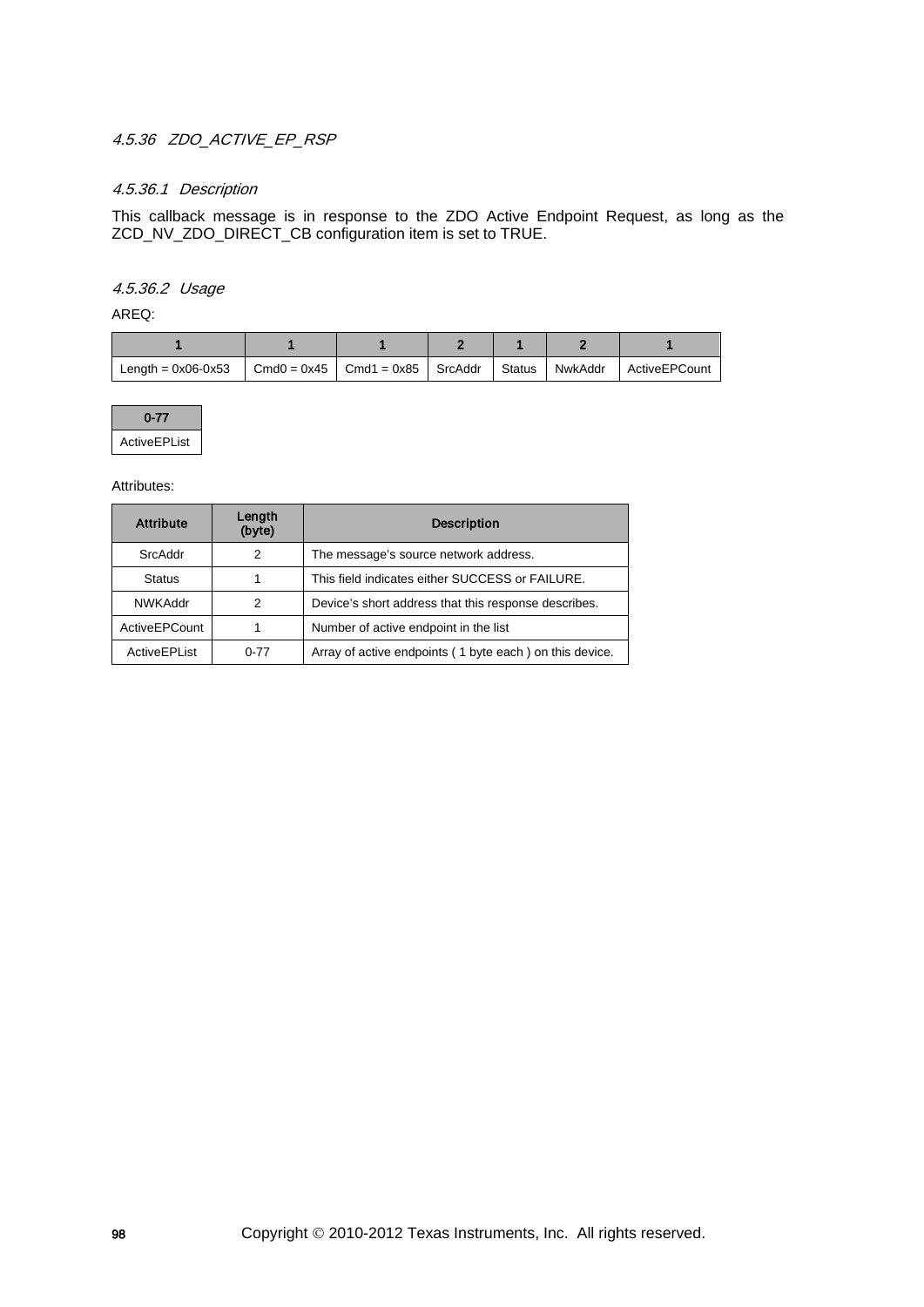#### 4.5.36 ZDO_ACTIVE_EP_RSP

##### 4.5.36.1 Description

This callback message is in response to the ZDO Active Endpoint Request, as long as the ZCD_NV_ZDO_DIRECT_CB configuration item is set to TRUE.

##### 4.5.36.2 Usage

AREQ:

| 1 | 1 | 1 | 2 | 1 | 2 | 1 |
|---|---|---|---|---|---|---|
| Length = 0x06-0x53 | Cmd0 = 0x45 | Cmd1 = 0x85 | SrcAddr | Status | NwkAddr | ActiveEPCount |

| 0-77 |
|---|
| ActiveEPList |

Attributes:

| Attribute | Length (byte) | Description |
|---|---|---|
| SrcAddr | 2 | The message's source network address. |
| Status | 1 | This field indicates either SUCCESS or FAILURE. |
| NWKAddr | 2 | Device's short address that this response describes. |
| ActiveEPCount | 1 | Number of active endpoint in the list |
| ActiveEPList | 0-77 | Array of active endpoints ( 1 byte each ) on this device. |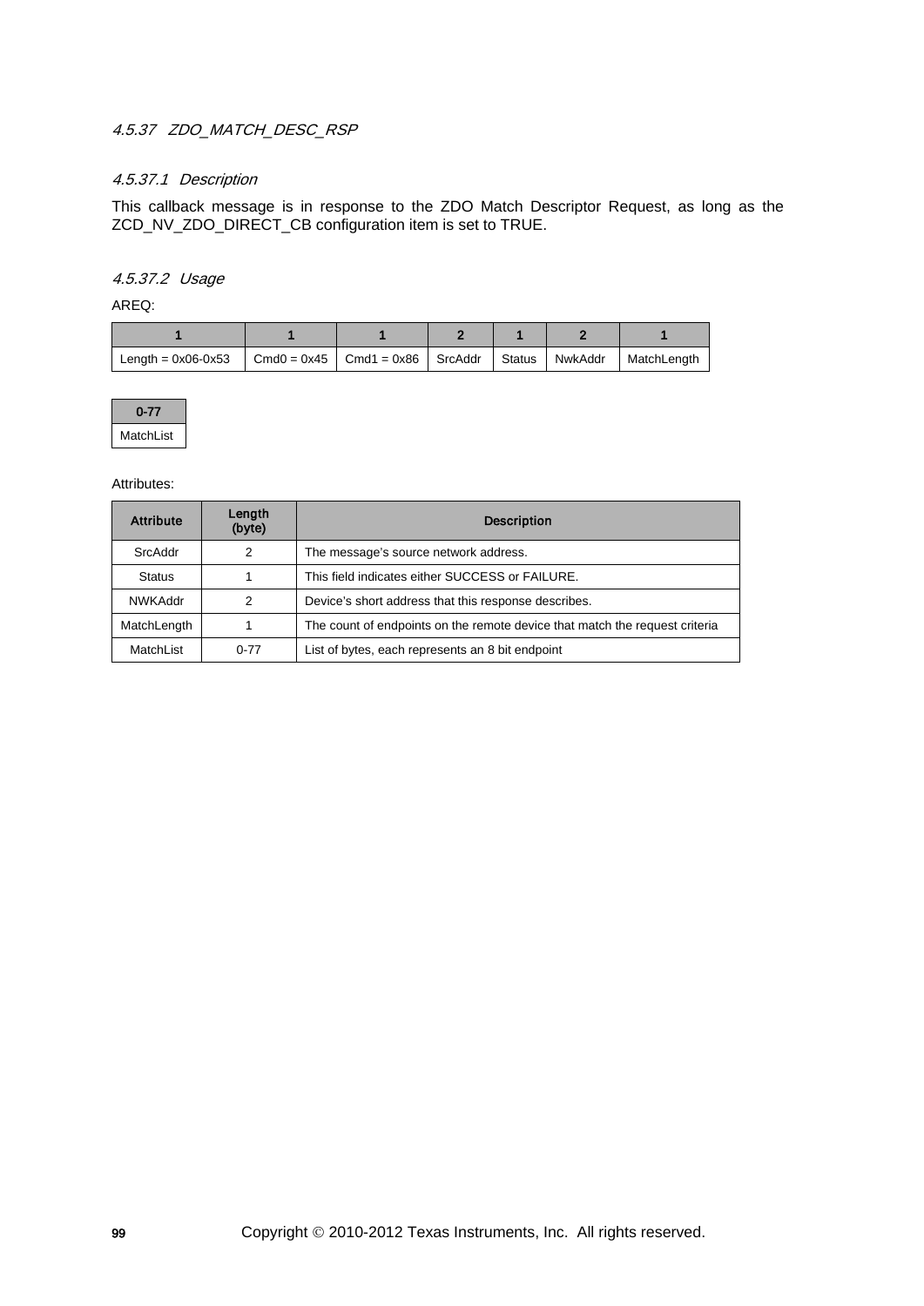#### 4.5.37 ZDO_MATCH_DESC_RSP

##### 4.5.37.1 Description

This callback message is in response to the ZDO Match Descriptor Request, as long as the ZCD_NV_ZDO_DIRECT_CB configuration item is set to TRUE.

##### 4.5.37.2 Usage

AREQ:

| 1 | 1 | 1 | 2 | 1 | 2 | 1 |
|---|---|---|---|---|---|---|
| Length = 0x06-0x53 | Cmd0 = 0x45 | Cmd1 = 0x86 | SrcAddr | Status | NwkAddr | MatchLength |

| 0-77 |
|---|
| MatchList |

Attributes:

| Attribute | Length (byte) | Description |
|---|---|---|
| SrcAddr | 2 | The message's source network address. |
| Status | 1 | This field indicates either SUCCESS or FAILURE. |
| NWKAddr | 2 | Device's short address that this response describes. |
| MatchLength | 1 | The count of endpoints on the remote device that match the request criteria |
| MatchList | 0-77 | List of bytes, each represents an 8 bit endpoint |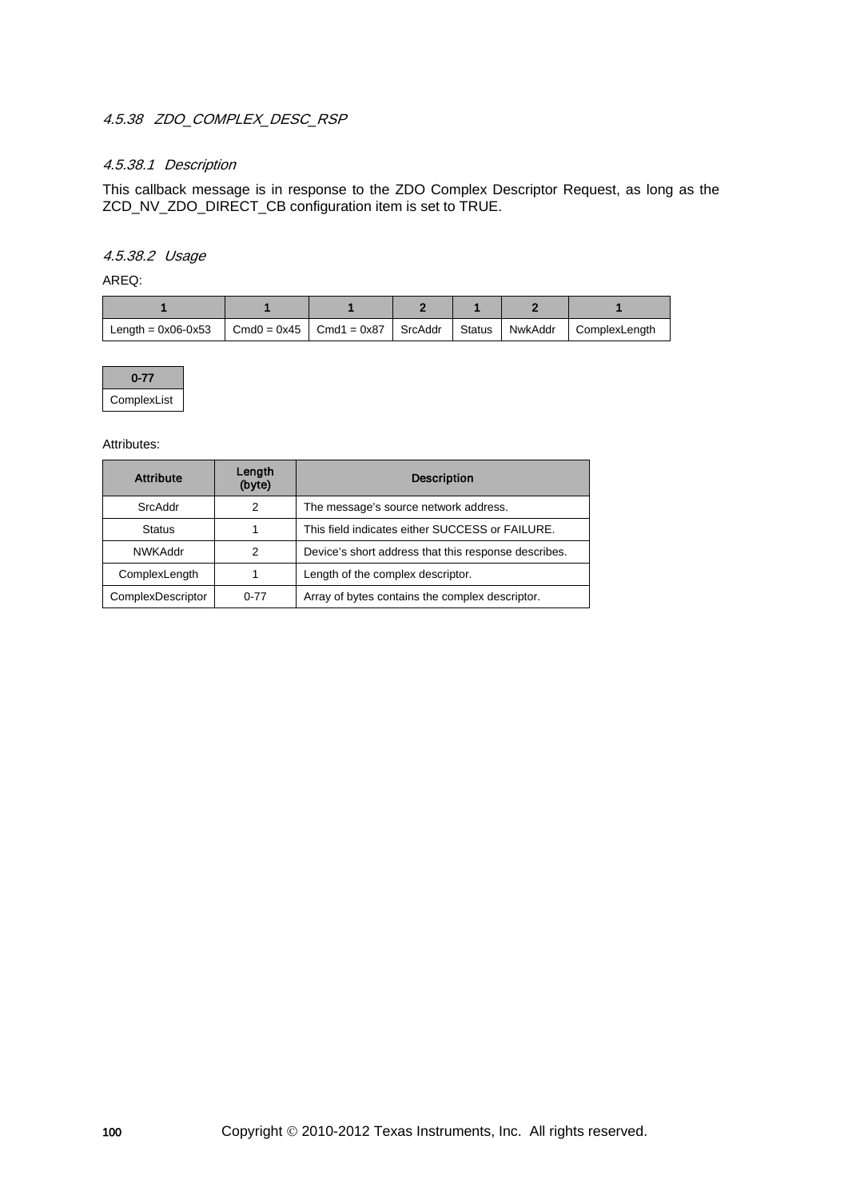#### 4.5.38 ZDO_COMPLEX_DESC_RSP

##### 4.5.38.1 Description

This callback message is in response to the ZDO Complex Descriptor Request, as long as the ZCD_NV_ZDO_DIRECT_CB configuration item is set to TRUE.

##### 4.5.38.2 Usage

AREQ:

| 1 | 1 | 1 | 2 | 1 | 2 | 1 |
|---|---|---|---|---|---|---|
| Length = 0x06-0x53 | Cmd0 = 0x45 | Cmd1 = 0x87 | SrcAddr | Status | NwkAddr | ComplexLength |

| 0-77 |
|---|
| ComplexList |

Attributes:

| Attribute | Length (byte) | Description |
|---|---|---|
| SrcAddr | 2 | The message's source network address. |
| Status | 1 | This field indicates either SUCCESS or FAILURE. |
| NWKAddr | 2 | Device's short address that this response describes. |
| ComplexLength | 1 | Length of the complex descriptor. |
| ComplexDescriptor | 0-77 | Array of bytes contains the complex descriptor. |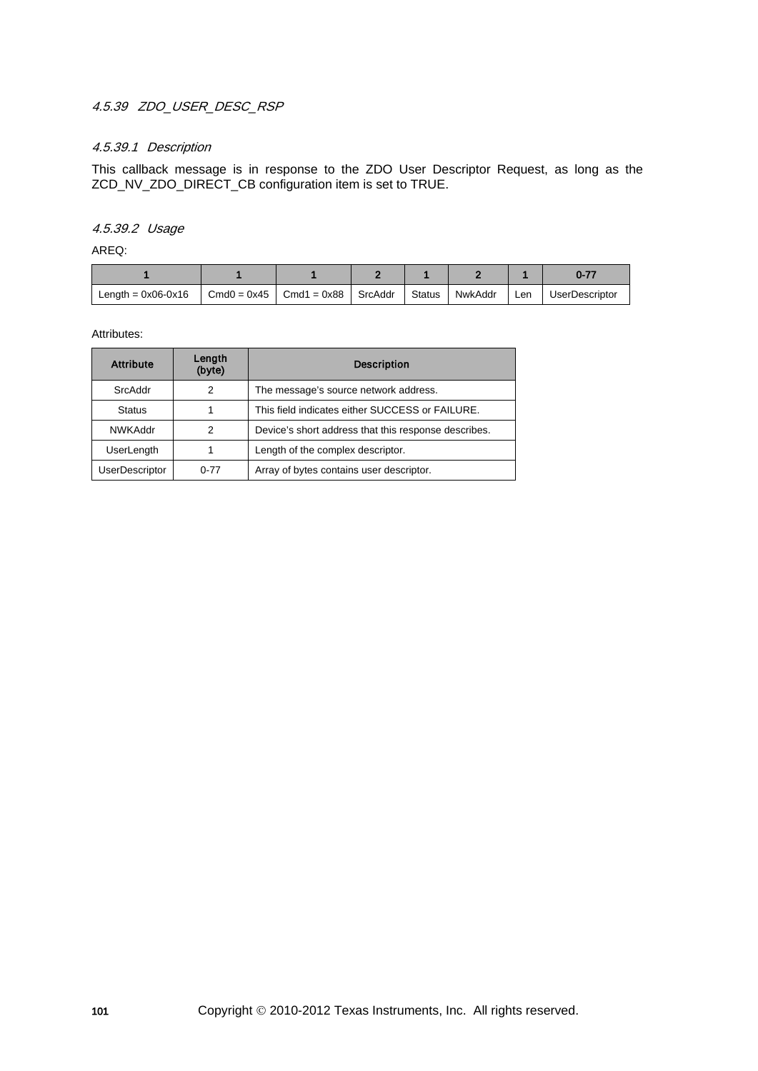### 4.5.39 ZDO_USER_DESC_RSP

#### 4.5.39.1 Description

This callback message is in response to the ZDO User Descriptor Request, as long as the ZCD_NV_ZDO_DIRECT_CB configuration item is set to TRUE.

#### 4.5.39.2 Usage

AREQ:

| 1 | 1 | 1 | 2 | 1 | 2 | 1 | 0-77 |
|---|---|---|---|---|---|---|---|
| Length = 0x06-0x16 | Cmd0 = 0x45 | Cmd1 = 0x88 | SrcAddr | Status | NwkAddr | Len | UserDescriptor |

Attributes:

| Attribute | Length (byte) | Description |
|---|---|---|
| SrcAddr | 2 | The message's source network address. |
| Status | 1 | This field indicates either SUCCESS or FAILURE. |
| NWKAddr | 2 | Device's short address that this response describes. |
| UserLength | 1 | Length of the complex descriptor. |
| UserDescriptor | 0-77 | Array of bytes contains user descriptor. |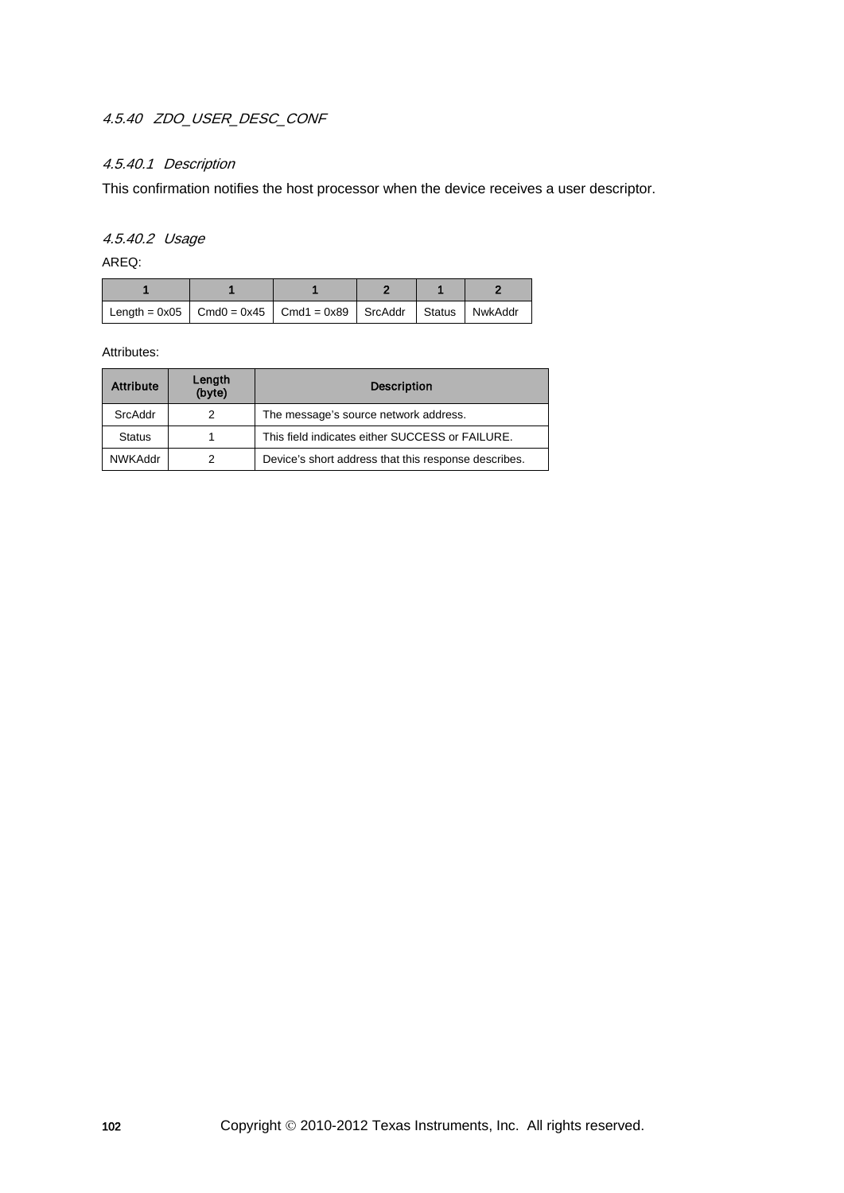### 4.5.40 ZDO_USER_DESC_CONF

#### 4.5.40.1 Description

This confirmation notifies the host processor when the device receives a user descriptor.

#### 4.5.40.2 Usage

AREQ:

| 1 | 1 | 1 | 2 | 1 | 2 |
|---|---|---|---|---|---|
| Length = 0x05 | Cmd0 = 0x45 | Cmd1 = 0x89 | SrcAddr | Status | NwkAddr |

Attributes:

| Attribute | Length (byte) | Description |
|---|---|---|
| SrcAddr | 2 | The message's source network address. |
| Status | 1 | This field indicates either SUCCESS or FAILURE. |
| NWKAddr | 2 | Device's short address that this response describes. |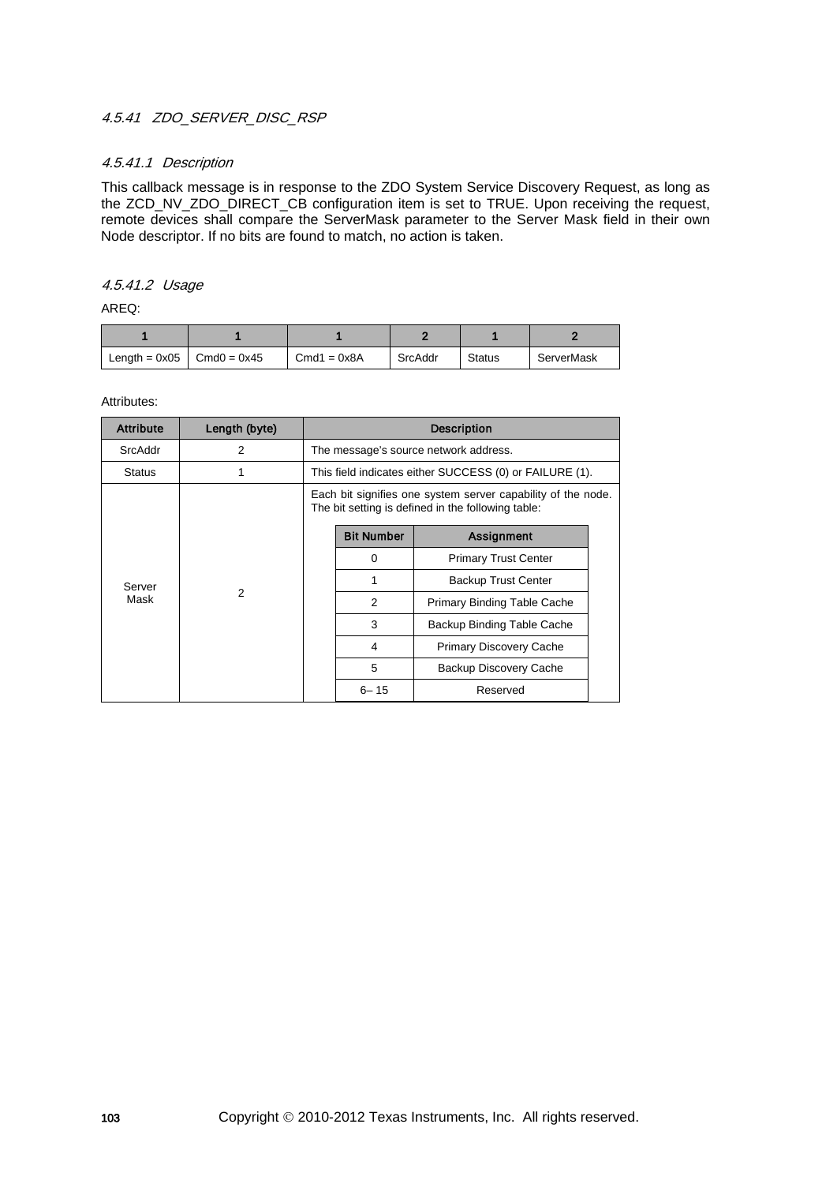### 4.5.41 ZDO_SERVER_DISC_RSP

#### 4.5.41.1 Description

This callback message is in response to the ZDO System Service Discovery Request, as long as the ZCD_NV_ZDO_DIRECT_CB configuration item is set to TRUE. Upon receiving the request, remote devices shall compare the ServerMask parameter to the Server Mask field in their own Node descriptor. If no bits are found to match, no action is taken.

#### 4.5.41.2 Usage

AREQ:

| 1 | 1 | 1 | 2 | 1 | 2 |
|---|---|---|---|---|---|
| Length = 0x05 | Cmd0 = 0x45 | Cmd1 = 0x8A | SrcAddr | Status | ServerMask |

Attributes:

| Attribute | Length (byte) | Description |
|---|---|---|
| SrcAddr | 2 | The message's source network address. |
| Status | 1 | This field indicates either SUCCESS (0) or FAILURE (1). |
| Server Mask | 2 | Each bit signifies one system server capability of the node. The bit setting is defined in the following table: |

| Bit Number | Assignment |
|---|---|
| 0 | Primary Trust Center |
| 1 | Backup Trust Center |
| 2 | Primary Binding Table Cache |
| 3 | Backup Binding Table Cache |
| 4 | Primary Discovery Cache |
| 5 | Backup Discovery Cache |
| 6– 15 | Reserved |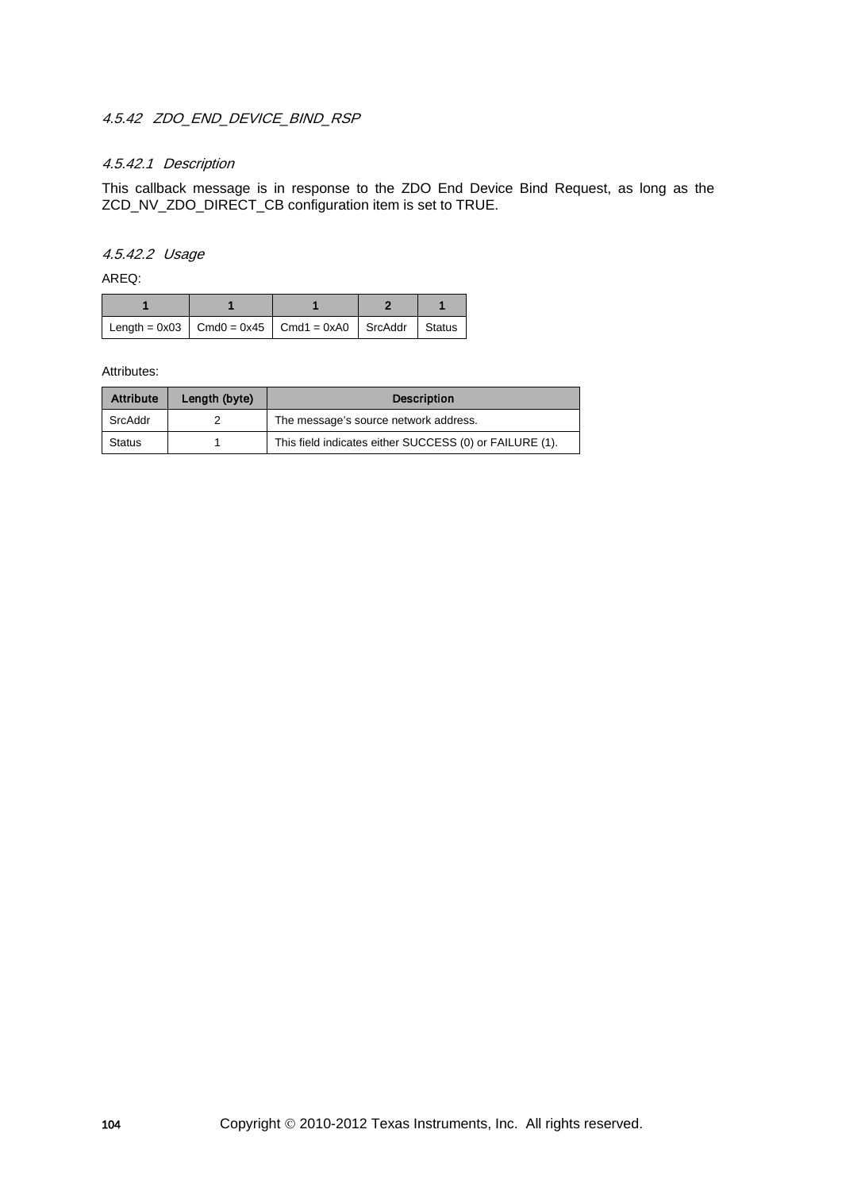### 4.5.42 ZDO_END_DEVICE_BIND_RSP

#### 4.5.42.1 Description

This callback message is in response to the ZDO End Device Bind Request, as long as the ZCD_NV_ZDO_DIRECT_CB configuration item is set to TRUE.

#### 4.5.42.2 Usage

AREQ:

| 1 | 1 | 1 | 2 | 1 |
|---|---|---|---|---|
| Length = 0x03 | Cmd0 = 0x45 | Cmd1 = 0xA0 | SrcAddr | Status |

Attributes:

| Attribute | Length (byte) | Description |
|---|---|---|
| SrcAddr | 2 | The message's source network address. |
| Status | 1 | This field indicates either SUCCESS (0) or FAILURE (1). |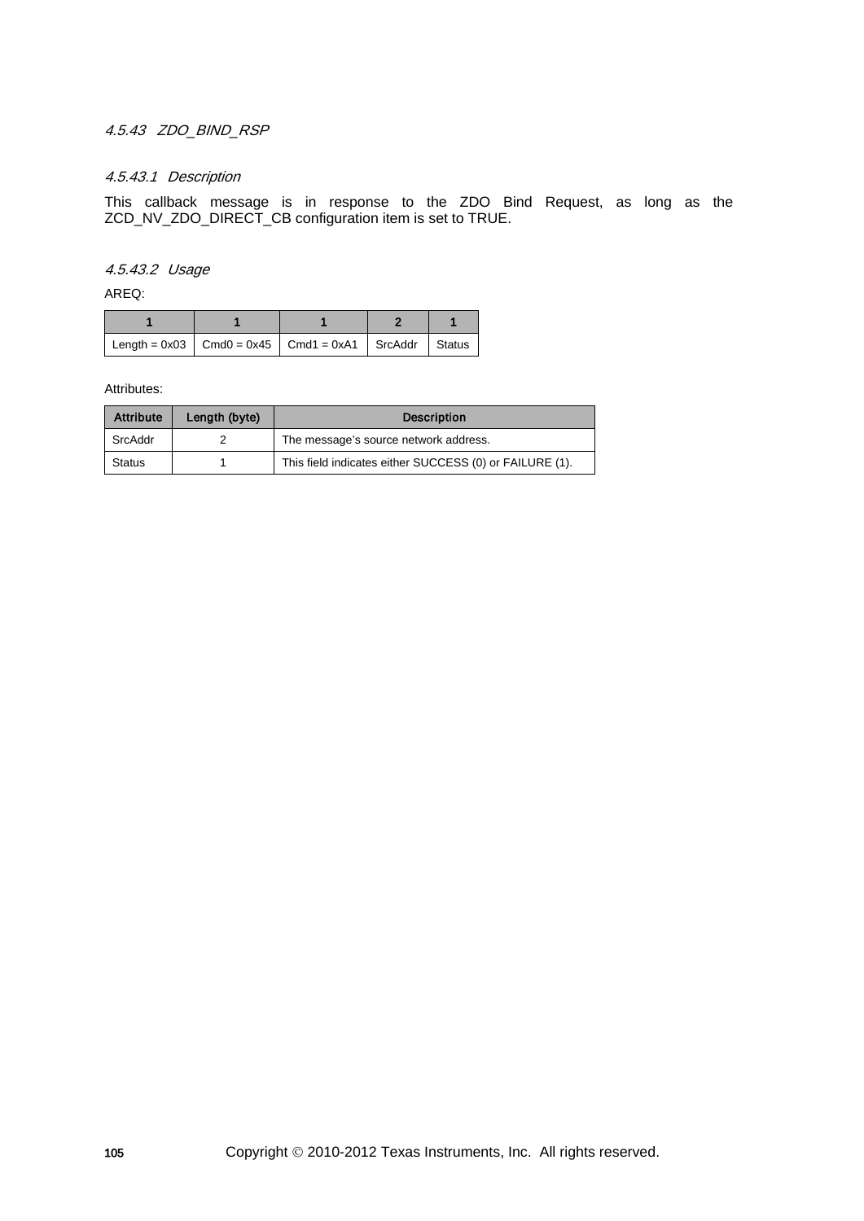### 4.5.43 ZDO_BIND_RSP

#### 4.5.43.1 Description

This callback message is in response to the ZDO Bind Request, as long as the ZCD_NV_ZDO_DIRECT_CB configuration item is set to TRUE.

#### 4.5.43.2 Usage

AREQ:

| 1 | 1 | 1 | 2 | 1 |
|---|---|---|---|---|
| Length = 0x03 | Cmd0 = 0x45 | Cmd1 = 0xA1 | SrcAddr | Status |

Attributes:

| Attribute | Length (byte) | Description |
|---|---|---|
| SrcAddr | 2 | The message's source network address. |
| Status | 1 | This field indicates either SUCCESS (0) or FAILURE (1). |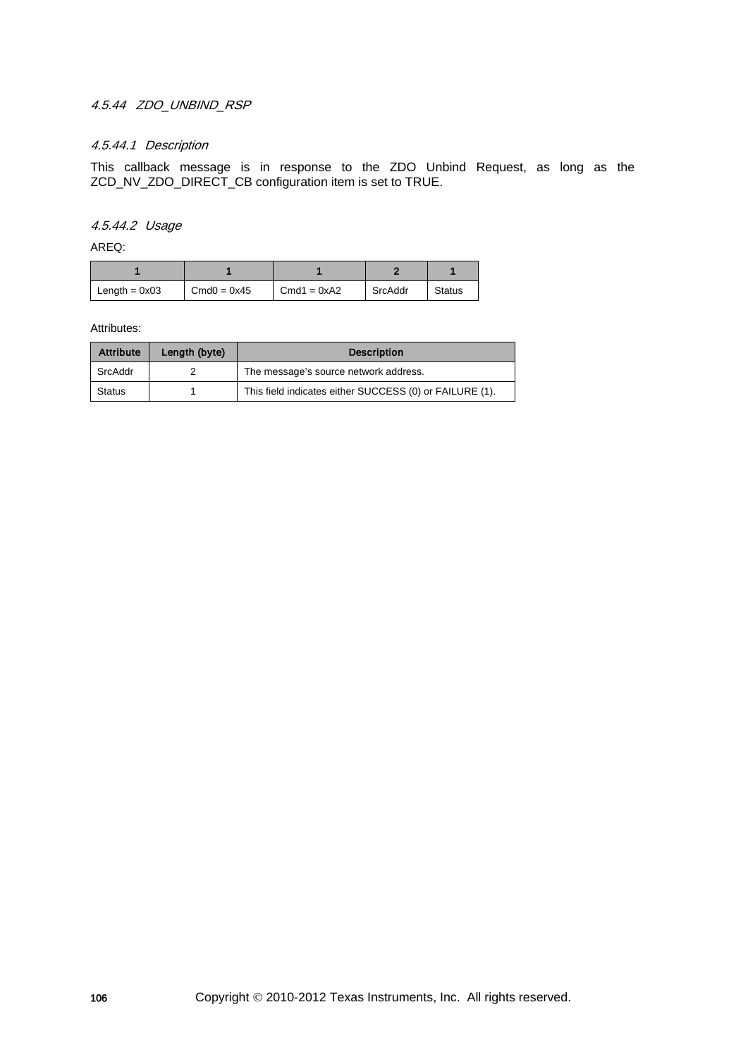### 4.5.44 ZDO_UNBIND_RSP

#### 4.5.44.1 Description

This callback message is in response to the ZDO Unbind Request, as long as the ZCD_NV_ZDO_DIRECT_CB configuration item is set to TRUE.

#### 4.5.44.2 Usage

AREQ:

| 1 | 1 | 1 | 2 | 1 |
|---|---|---|---|---|
| Length = 0x03 | Cmd0 = 0x45 | Cmd1 = 0xA2 | SrcAddr | Status |

Attributes:

| Attribute | Length (byte) | Description |
|---|---|---|
| SrcAddr | 2 | The message's source network address. |
| Status | 1 | This field indicates either SUCCESS (0) or FAILURE (1). |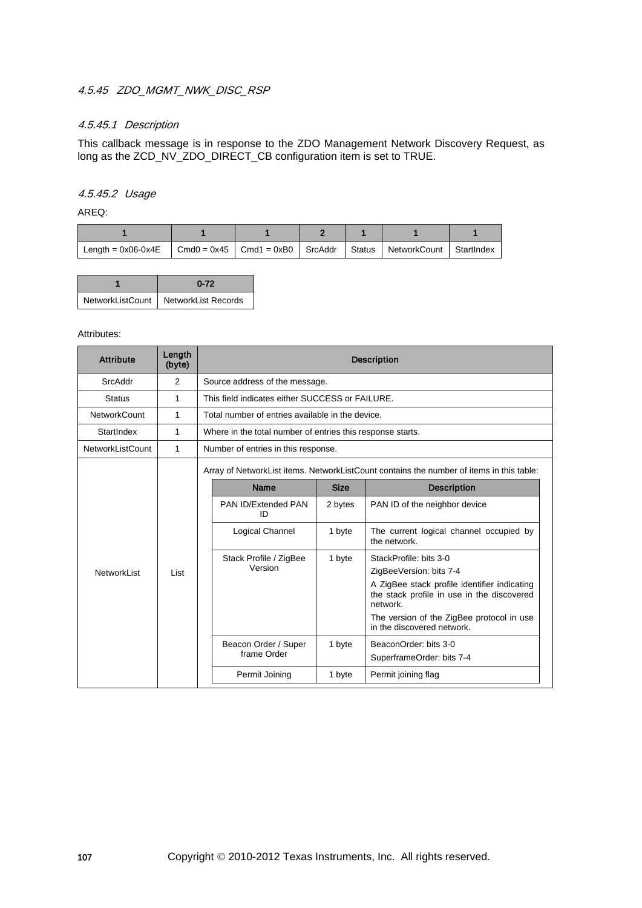#### 4.5.45 ZDO_MGMT_NWK_DISC_RSP

##### 4.5.45.1 Description

This callback message is in response to the ZDO Management Network Discovery Request, as long as the ZCD_NV_ZDO_DIRECT_CB configuration item is set to TRUE.

##### 4.5.45.2 Usage

AREQ:

| 1 | 1 | 1 | 2 | 1 | 1 | 1 |
|---|---|---|---|---|---|---|
| Length = 0x06-0x4E | Cmd0 = 0x45 | Cmd1 = 0xB0 | SrcAddr | Status | NetworkCount | StartIndex |

| 1 | 0-72 |
|---|---|
| NetworkListCount | NetworkList Records |

Attributes:

| Attribute | Length (byte) | Description |
|---|---|---|
| SrcAddr | 2 | Source address of the message. |
| Status | 1 | This field indicates either SUCCESS or FAILURE. |
| NetworkCount | 1 | Total number of entries available in the device. |
| StartIndex | 1 | Where in the total number of entries this response starts. |
| NetworkListCount | 1 | Number of entries in this response. |
| NetworkList | List | Array of NetworkList items. NetworkListCount contains the number of items in this table: |

| Name | Size | Description |
|---|---|---|
| PAN ID/Extended PAN ID | 2 bytes | PAN ID of the neighbor device |
| Logical Channel | 1 byte | The current logical channel occupied by the network. |
| Stack Profile / ZigBee Version | 1 byte | StackProfile: bits 3-0<br>ZigBeeVersion: bits 7-4<br>A ZigBee stack profile identifier indicating the stack profile in use in the discovered network.<br>The version of the ZigBee protocol in use in the discovered network. |
| Beacon Order / Super frame Order | 1 byte | BeaconOrder: bits 3-0<br>SuperframeOrder: bits 7-4 |
| Permit Joining | 1 byte | Permit joining flag |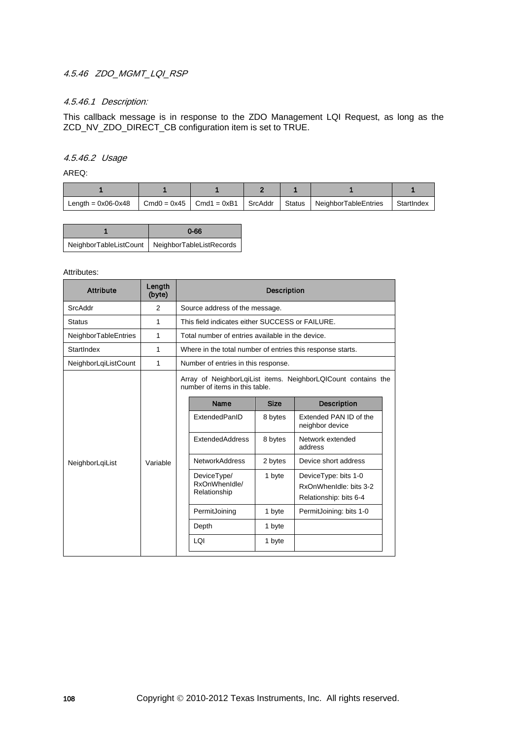#### *4.5.46 ZDO_MGMT_LQI_RSP*

##### *4.5.46.1 Description:*

This callback message is in response to the ZDO Management LQI Request, as long as the ZCD_NV_ZDO_DIRECT_CB configuration item is set to TRUE.

##### *4.5.46.2 Usage*

AREQ:

| 1 | 1 | 1 | 2 | 1 | 1 | 1 |
|---|---|---|---|---|---|---|
| Length = 0x06-0x48 | Cmd0 = 0x45 | Cmd1 = 0xB1 | SrcAddr | Status | NeighborTableEntries | StartIndex |

| 1 | 0-66 |
|---|---|
| NeighborTableListCount | NeighborTableListRecords |

Attributes:

| Attribute | Length (byte) | Description |
|---|---|---|
| SrcAddr | 2 | Source address of the message. |
| Status | 1 | This field indicates either SUCCESS or FAILURE. |
| NeighborTableEntries | 1 | Total number of entries available in the device. |
| StartIndex | 1 | Where in the total number of entries this response starts. |
| NeighborLqiListCount | 1 | Number of entries in this response. |
| NeighborLqiList | Variable | Array of NeighborLqiList items. NeighborLQICount contains the number of items in this table. (see table below) |

| Name | Size | Description |
|---|---|---|
| ExtendedPanID | 8 bytes | Extended PAN ID of the neighbor device |
| ExtendedAddress | 8 bytes | Network extended address |
| NetworkAddress | 2 bytes | Device short address |
| DeviceType/ RxOnWhenIdle/ Relationship | 1 byte | DeviceType: bits 1-0<br>RxOnWhenIdle: bits 3-2<br>Relationship: bits 6-4 |
| PermitJoining | 1 byte | PermitJoining: bits 1-0 |
| Depth | 1 byte | |
| LQI | 1 byte | |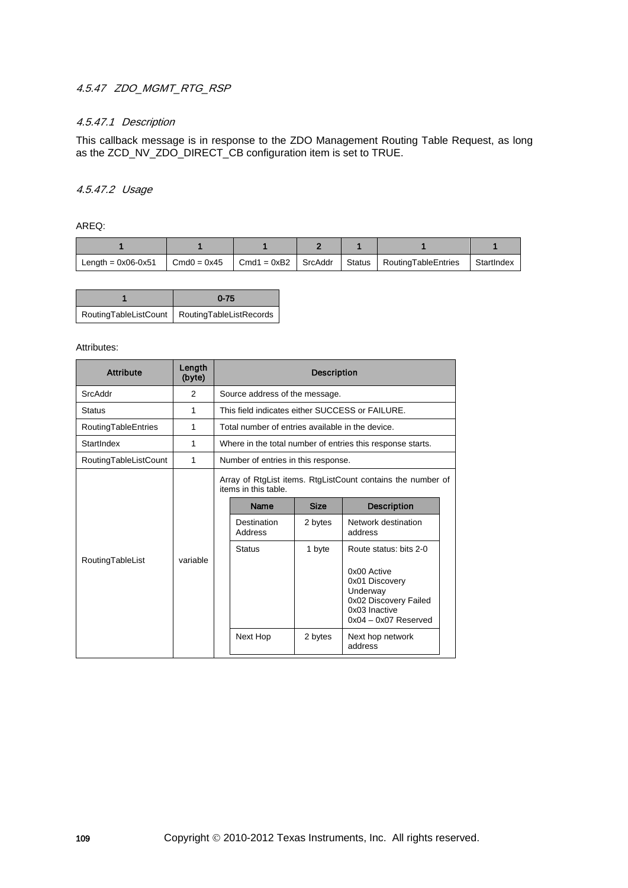### 4.5.47 ZDO_MGMT_RTG_RSP

#### 4.5.47.1 Description

This callback message is in response to the ZDO Management Routing Table Request, as long as the ZCD_NV_ZDO_DIRECT_CB configuration item is set to TRUE.

#### 4.5.47.2 Usage

AREQ:

| 1 | 1 | 1 | 2 | 1 | 1 | 1 |
|---|---|---|---|---|---|---|
| Length = 0x06-0x51 | Cmd0 = 0x45 | Cmd1 = 0xB2 | SrcAddr | Status | RoutingTableEntries | StartIndex |

| 1 | 0-75 |
|---|---|
| RoutingTableListCount | RoutingTableListRecords |

Attributes:

| Attribute | Length (byte) | Description |
|---|---|---|
| SrcAddr | 2 | Source address of the message. |
| Status | 1 | This field indicates either SUCCESS or FAILURE. |
| RoutingTableEntries | 1 | Total number of entries available in the device. |
| StartIndex | 1 | Where in the total number of entries this response starts. |
| RoutingTableListCount | 1 | Number of entries in this response. |
| RoutingTableList | variable | Array of RtgList items. RtgListCount contains the number of items in this table. |

| Name | Size | Description |
|---|---|---|
| Destination Address | 2 bytes | Network destination address |
| Status | 1 byte | Route status: bits 2-0<br><br>0x00 Active<br>0x01 Discovery Underway<br>0x02 Discovery Failed<br>0x03 Inactive<br>0x04 – 0x07 Reserved |
| Next Hop | 2 bytes | Next hop network address |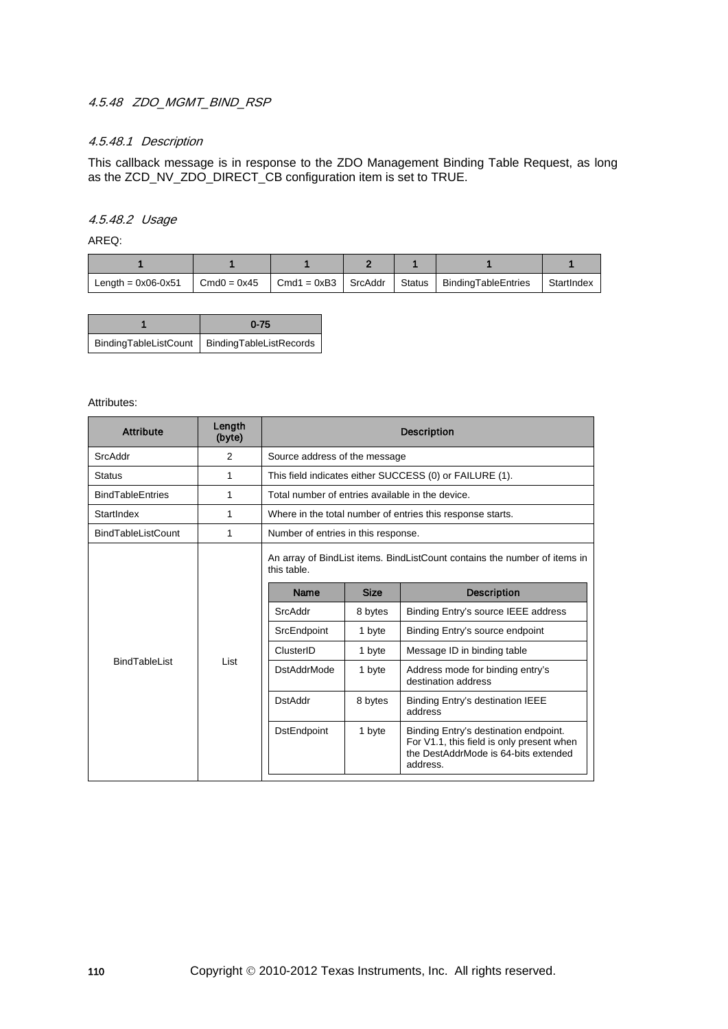#### *4.5.48 ZDO_MGMT_BIND_RSP*

##### *4.5.48.1 Description*

This callback message is in response to the ZDO Management Binding Table Request, as long as the ZCD_NV_ZDO_DIRECT_CB configuration item is set to TRUE.

##### *4.5.48.2 Usage*

AREQ:

| 1 | 1 | 1 | 2 | 1 | 1 | 1 |
|---|---|---|---|---|---|---|
| Length = 0x06-0x51 | Cmd0 = 0x45 | Cmd1 = 0xB3 | SrcAddr | Status | BindingTableEntries | StartIndex |

| 1 | 0-75 |
|---|---|
| BindingTableListCount | BindingTableListRecords |

Attributes:

| Attribute | Length (byte) | Description |
|---|---|---|
| SrcAddr | 2 | Source address of the message |
| Status | 1 | This field indicates either SUCCESS (0) or FAILURE (1). |
| BindTableEntries | 1 | Total number of entries available in the device. |
| StartIndex | 1 | Where in the total number of entries this response starts. |
| BindTableListCount | 1 | Number of entries in this response. |
| BindTableList | List | An array of BindList items. BindListCount contains the number of items in this table. |

| Name | Size | Description |
|---|---|---|
| SrcAddr | 8 bytes | Binding Entry's source IEEE address |
| SrcEndpoint | 1 byte | Binding Entry's source endpoint |
| ClusterID | 1 byte | Message ID in binding table |
| DstAddrMode | 1 byte | Address mode for binding entry's destination address |
| DstAddr | 8 bytes | Binding Entry's destination IEEE address |
| DstEndpoint | 1 byte | Binding Entry's destination endpoint. For V1.1, this field is only present when the DestAddrMode is 64-bits extended address. |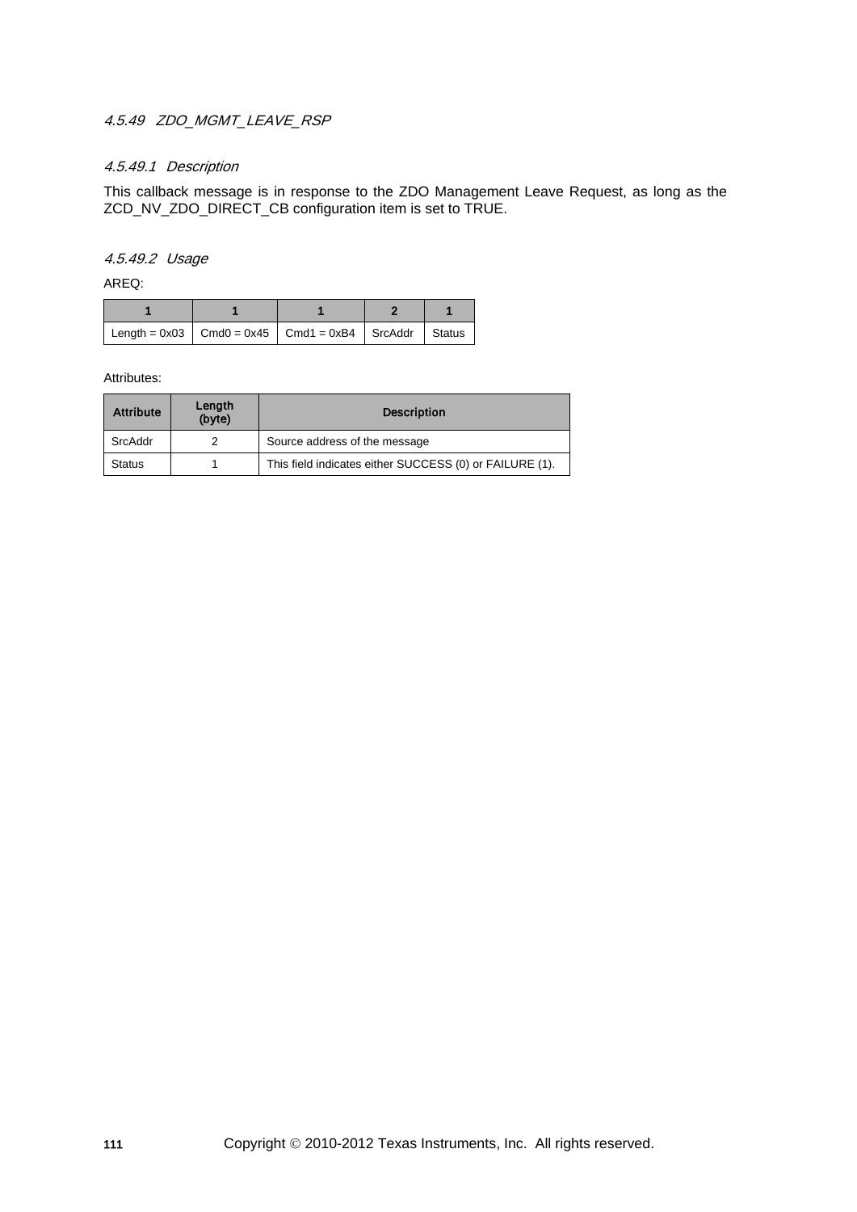### 4.5.49 ZDO_MGMT_LEAVE_RSP

#### 4.5.49.1 Description

This callback message is in response to the ZDO Management Leave Request, as long as the ZCD_NV_ZDO_DIRECT_CB configuration item is set to TRUE.

#### 4.5.49.2 Usage

AREQ:

| 1 | 1 | 1 | 2 | 1 |
|---|---|---|---|---|
| Length = 0x03 | Cmd0 = 0x45 | Cmd1 = 0xB4 | SrcAddr | Status |

Attributes:

| Attribute | Length (byte) | Description |
|---|---|---|
| SrcAddr | 2 | Source address of the message |
| Status | 1 | This field indicates either SUCCESS (0) or FAILURE (1). |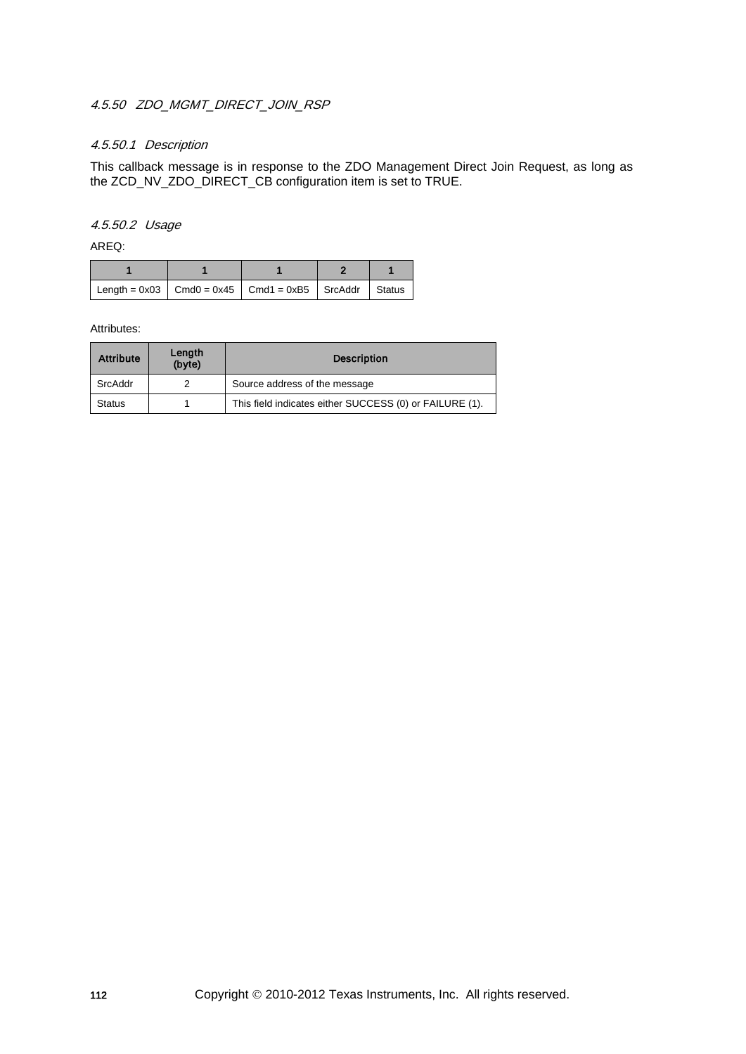### 4.5.50 ZDO_MGMT_DIRECT_JOIN_RSP

#### 4.5.50.1 Description

This callback message is in response to the ZDO Management Direct Join Request, as long as the ZCD_NV_ZDO_DIRECT_CB configuration item is set to TRUE.

#### 4.5.50.2 Usage

AREQ:

| 1 | 1 | 1 | 2 | 1 |
|---|---|---|---|---|
| Length = 0x03 | Cmd0 = 0x45 | Cmd1 = 0xB5 | SrcAddr | Status |

Attributes:

| Attribute | Length (byte) | Description |
|---|---|---|
| SrcAddr | 2 | Source address of the message |
| Status | 1 | This field indicates either SUCCESS (0) or FAILURE (1). |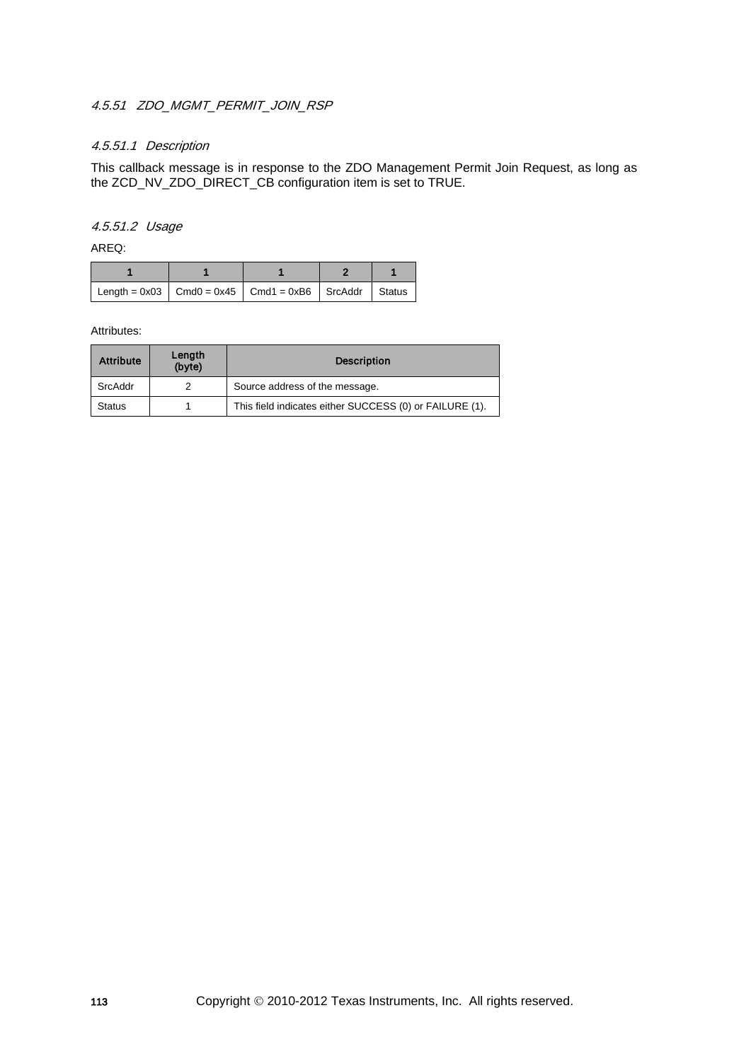### *4.5.51 ZDO_MGMT_PERMIT_JOIN_RSP*

#### *4.5.51.1 Description*

This callback message is in response to the ZDO Management Permit Join Request, as long as the ZCD_NV_ZDO_DIRECT_CB configuration item is set to TRUE.

#### *4.5.51.2 Usage*

AREQ:

| 1 | 1 | 1 | 2 | 1 |
|---|---|---|---|---|
| Length = 0x03 | Cmd0 = 0x45 | Cmd1 = 0xB6 | SrcAddr | Status |

Attributes:

| Attribute | Length (byte) | Description |
|---|---|---|
| SrcAddr | 2 | Source address of the message. |
| Status | 1 | This field indicates either SUCCESS (0) or FAILURE (1). |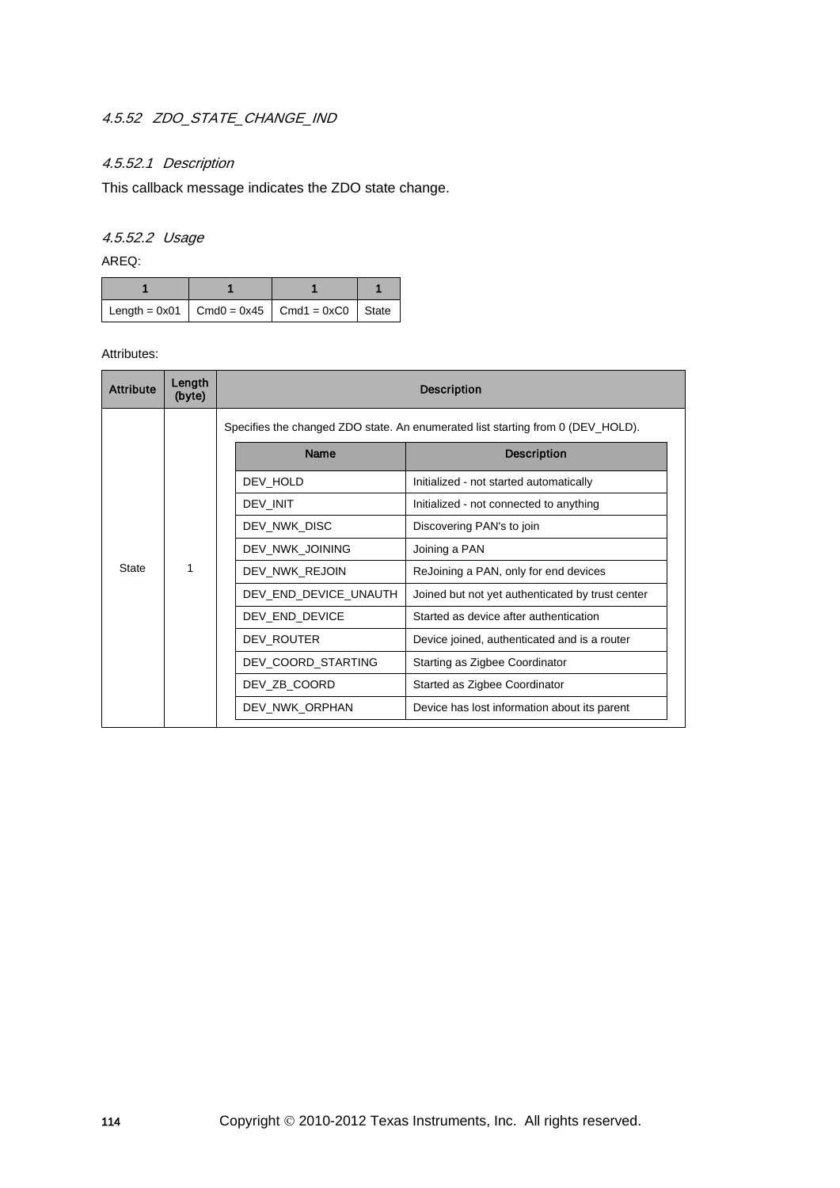### 4.5.52 ZDO_STATE_CHANGE_IND

#### 4.5.52.1 Description

This callback message indicates the ZDO state change.

#### 4.5.52.2 Usage

AREQ:

| 1 | 1 | 1 | 1 |
|---|---|---|---|
| Length = 0x01 | Cmd0 = 0x45 | Cmd1 = 0xC0 | State |

Attributes:

| Attribute | Length (byte) | Description | |
|---|---|---|---|
| State | 1 | Specifies the changed ZDO state. An enumerated list starting from 0 (DEV_HOLD). | |
| | | **Name** | **Description** |
| | | DEV_HOLD | Initialized - not started automatically |
| | | DEV_INIT | Initialized - not connected to anything |
| | | DEV_NWK_DISC | Discovering PAN's to join |
| | | DEV_NWK_JOINING | Joining a PAN |
| | | DEV_NWK_REJOIN | ReJoining a PAN, only for end devices |
| | | DEV_END_DEVICE_UNAUTH | Joined but not yet authenticated by trust center |
| | | DEV_END_DEVICE | Started as device after authentication |
| | | DEV_ROUTER | Device joined, authenticated and is a router |
| | | DEV_COORD_STARTING | Starting as Zigbee Coordinator |
| | | DEV_ZB_COORD | Started as Zigbee Coordinator |
| | | DEV_NWK_ORPHAN | Device has lost information about its parent |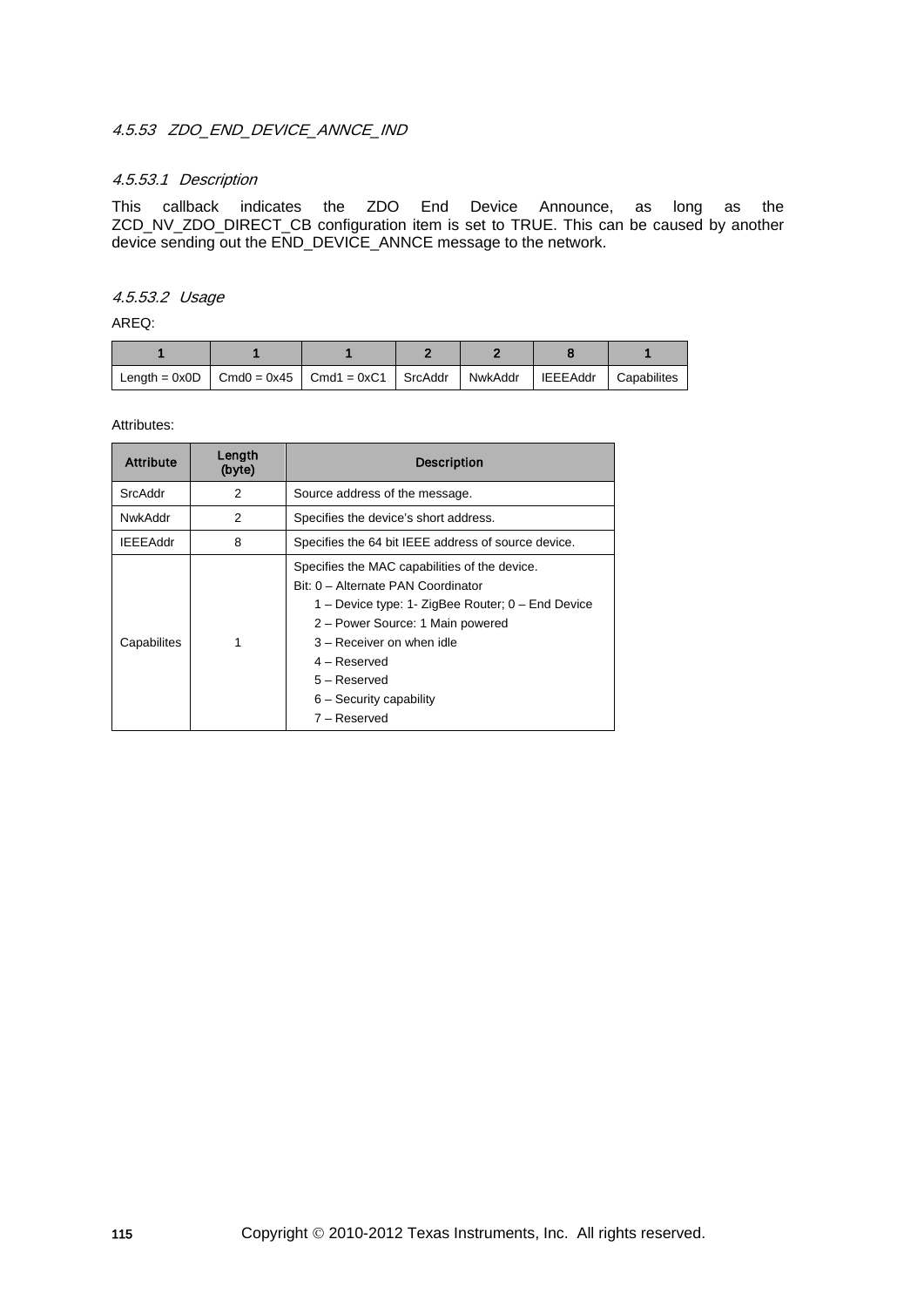### *4.5.53 ZDO_END_DEVICE_ANNCE_IND*

#### *4.5.53.1 Description*

This callback indicates the ZDO End Device Announce, as long as the ZCD_NV_ZDO_DIRECT_CB configuration item is set to TRUE. This can be caused by another device sending out the END_DEVICE_ANNCE message to the network.

#### *4.5.53.2 Usage*

AREQ:

| 1 | 1 | 1 | 2 | 2 | 8 | 1 |
|---|---|---|---|---|---|---|
| Length = 0x0D | Cmd0 = 0x45 | Cmd1 = 0xC1 | SrcAddr | NwkAddr | IEEEAddr | Capabilites |

Attributes:

| Attribute | Length (byte) | Description |
|---|---|---|
| SrcAddr | 2 | Source address of the message. |
| NwkAddr | 2 | Specifies the device's short address. |
| IEEEAddr | 8 | Specifies the 64 bit IEEE address of source device. |
| Capabilites | 1 | Specifies the MAC capabilities of the device.<br>Bit: 0 – Alternate PAN Coordinator<br>1 – Device type: 1- ZigBee Router; 0 – End Device<br>2 – Power Source: 1 Main powered<br>3 – Receiver on when idle<br>4 – Reserved<br>5 – Reserved<br>6 – Security capability<br>7 – Reserved |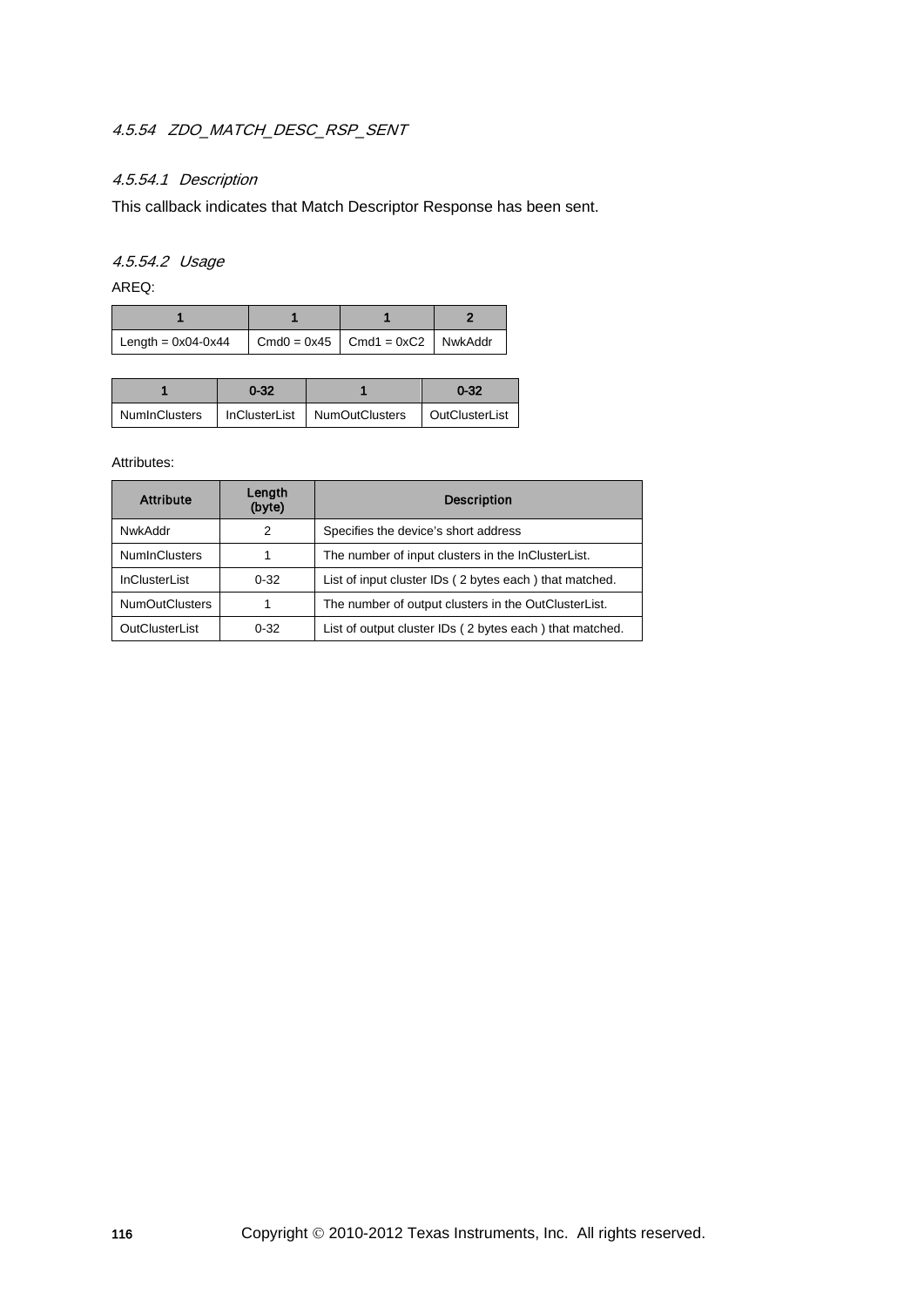### *4.5.54 ZDO_MATCH_DESC_RSP_SENT*

#### *4.5.54.1 Description*

This callback indicates that Match Descriptor Response has been sent.

#### *4.5.54.2 Usage*

AREQ:

| 1 | 1 | 1 | 2 |
|---|---|---|---|
| Length = 0x04-0x44 | Cmd0 = 0x45 | Cmd1 = 0xC2 | NwkAddr |

| 1 | 0-32 | 1 | 0-32 |
|---|---|---|---|
| NumInClusters | InClusterList | NumOutClusters | OutClusterList |

Attributes:

| Attribute | Length (byte) | Description |
|---|---|---|
| NwkAddr | 2 | Specifies the device's short address |
| NumInClusters | 1 | The number of input clusters in the InClusterList. |
| InClusterList | 0-32 | List of input cluster IDs ( 2 bytes each ) that matched. |
| NumOutClusters | 1 | The number of output clusters in the OutClusterList. |
| OutClusterList | 0-32 | List of output cluster IDs ( 2 bytes each ) that matched. |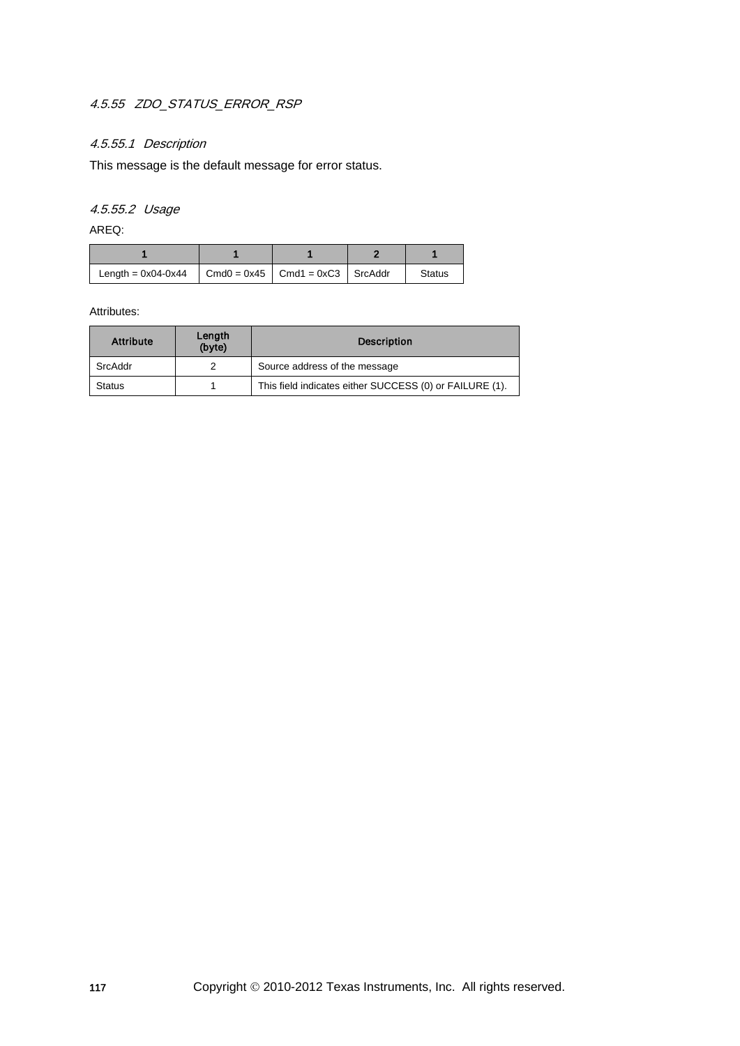#### 4.5.55 ZDO_STATUS_ERROR_RSP

##### 4.5.55.1 Description

This message is the default message for error status.

##### 4.5.55.2 Usage

AREQ:

| 1 | 1 | 1 | 2 | 1 |
|---|---|---|---|---|
| Length = 0x04-0x44 | Cmd0 = 0x45 | Cmd1 = 0xC3 | SrcAddr | Status |

Attributes:

| Attribute | Length (byte) | Description |
|---|---|---|
| SrcAddr | 2 | Source address of the message |
| Status | 1 | This field indicates either SUCCESS (0) or FAILURE (1). |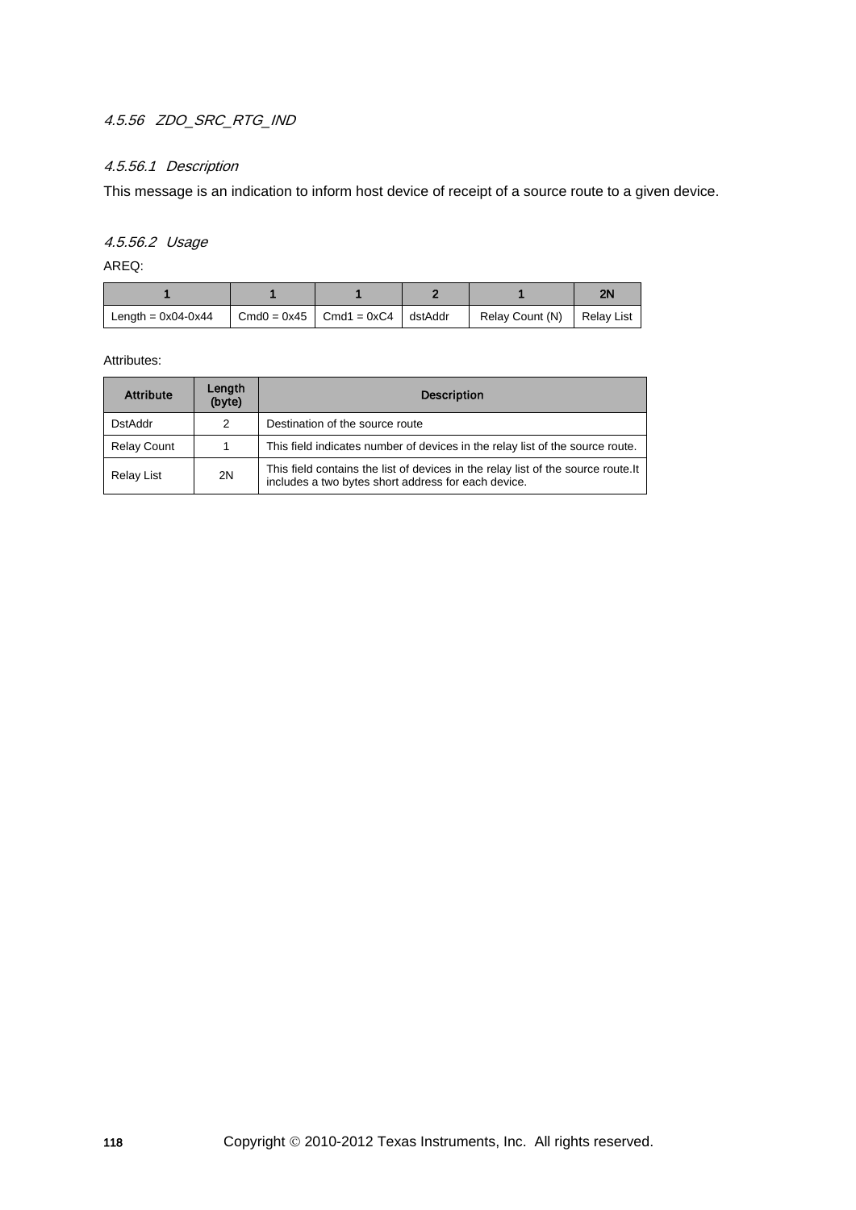### 4.5.56 ZDO_SRC_RTG_IND

#### 4.5.56.1 Description

This message is an indication to inform host device of receipt of a source route to a given device.

#### 4.5.56.2 Usage

AREQ:

| 1 | 1 | 1 | 2 | 1 | 2N |
|---|---|---|---|---|---|
| Length = 0x04-0x44 | Cmd0 = 0x45 | Cmd1 = 0xC4 | dstAddr | Relay Count (N) | Relay List |

Attributes:

| Attribute | Length (byte) | Description |
|---|---|---|
| DstAddr | 2 | Destination of the source route |
| Relay Count | 1 | This field indicates number of devices in the relay list of the source route. |
| Relay List | 2N | This field contains the list of devices in the relay list of the source route.It includes a two bytes short address for each device. |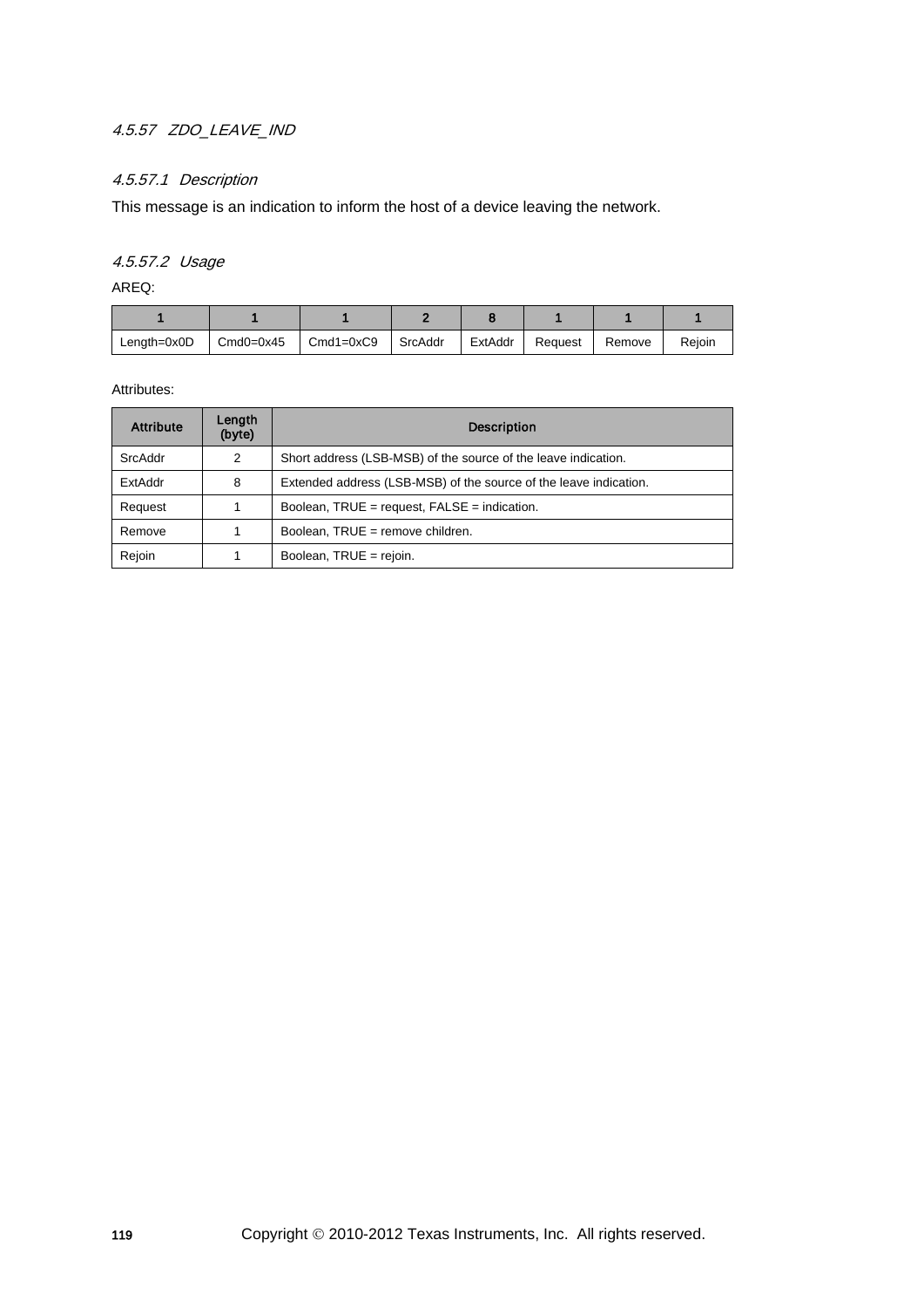### 4.5.57 ZDO_LEAVE_IND

#### 4.5.57.1 Description

This message is an indication to inform the host of a device leaving the network.

#### 4.5.57.2 Usage

AREQ:

| 1 | 1 | 1 | 2 | 8 | 1 | 1 | 1 |
|---|---|---|---|---|---|---|---|
| Length=0x0D | Cmd0=0x45 | Cmd1=0xC9 | SrcAddr | ExtAddr | Request | Remove | Rejoin |

Attributes:

| Attribute | Length (byte) | Description |
|---|---|---|
| SrcAddr | 2 | Short address (LSB-MSB) of the source of the leave indication. |
| ExtAddr | 8 | Extended address (LSB-MSB) of the source of the leave indication. |
| Request | 1 | Boolean, TRUE = request, FALSE = indication. |
| Remove | 1 | Boolean, TRUE = remove children. |
| Rejoin | 1 | Boolean, TRUE = rejoin. |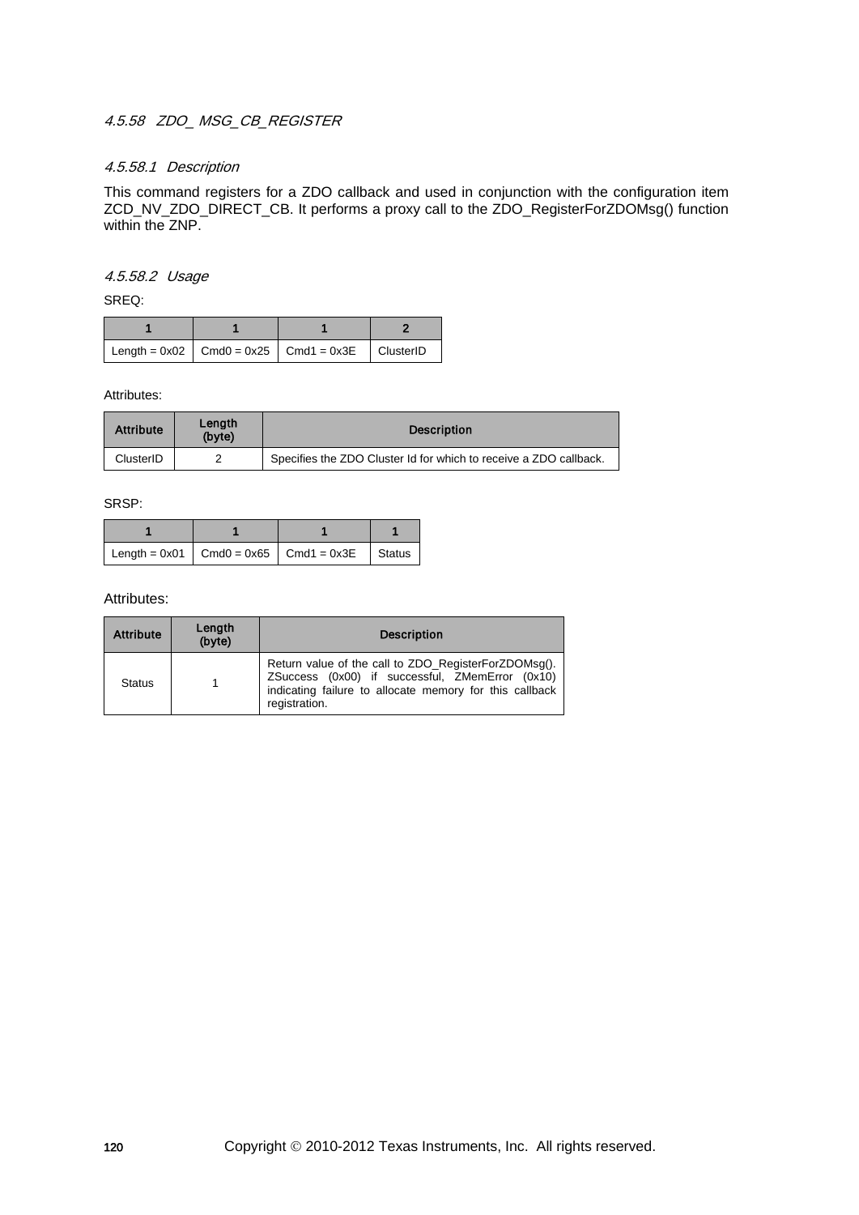#### 4.5.58 ZDO_ MSG_CB_REGISTER

##### 4.5.58.1 Description

This command registers for a ZDO callback and used in conjunction with the configuration item ZCD_NV_ZDO_DIRECT_CB. It performs a proxy call to the ZDO_RegisterForZDOMsg() function within the ZNP.

##### 4.5.58.2 Usage

SREQ:

| 1 | 1 | 1 | 2 |
|---|---|---|---|
| Length = 0x02 | Cmd0 = 0x25 | Cmd1 = 0x3E | ClusterID |

Attributes:

| Attribute | Length (byte) | Description |
|---|---|---|
| ClusterID | 2 | Specifies the ZDO Cluster Id for which to receive a ZDO callback. |

SRSP:

| 1 | 1 | 1 | 1 |
|---|---|---|---|
| Length = 0x01 | Cmd0 = 0x65 | Cmd1 = 0x3E | Status |

Attributes:

| Attribute | Length (byte) | Description |
|---|---|---|
| Status | 1 | Return value of the call to ZDO_RegisterForZDOMsg(). ZSuccess (0x00) if successful, ZMemError (0x10) indicating failure to allocate memory for this callback registration. |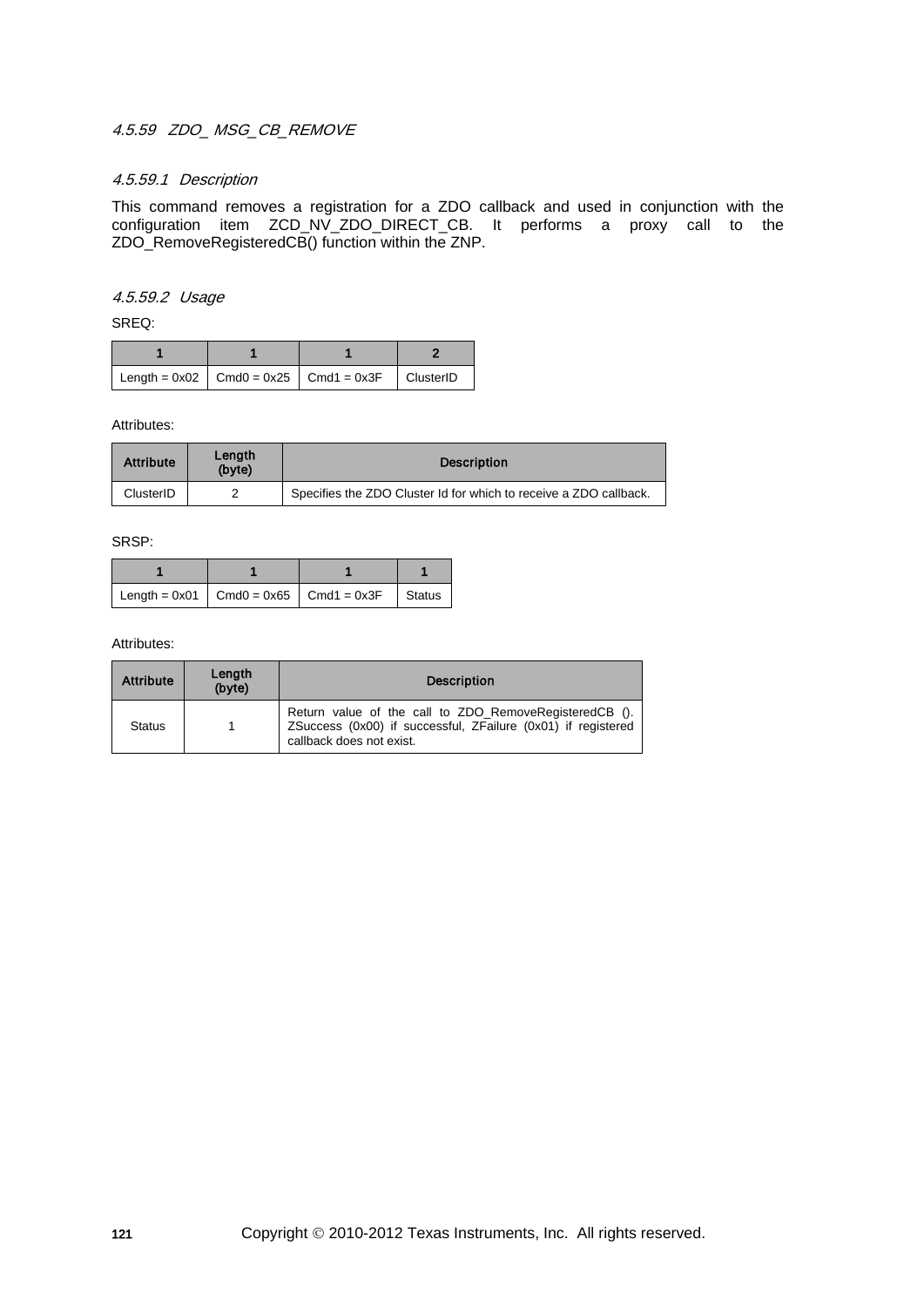#### *4.5.59 ZDO_ MSG_CB_REMOVE*

##### *4.5.59.1 Description*

This command removes a registration for a ZDO callback and used in conjunction with the configuration item ZCD_NV_ZDO_DIRECT_CB. It performs a proxy call to the ZDO_RemoveRegisteredCB() function within the ZNP.

##### *4.5.59.2 Usage*

SREQ:

| 1 | 1 | 1 | 2 |
|---|---|---|---|
| Length = 0x02 | Cmd0 = 0x25 | Cmd1 = 0x3F | ClusterID |

Attributes:

| Attribute | Length (byte) | Description |
|---|---|---|
| ClusterID | 2 | Specifies the ZDO Cluster Id for which to receive a ZDO callback. |

SRSP:

| 1 | 1 | 1 | 1 |
|---|---|---|---|
| Length = 0x01 | Cmd0 = 0x65 | Cmd1 = 0x3F | Status |

Attributes:

| Attribute | Length (byte) | Description |
|---|---|---|
| Status | 1 | Return value of the call to ZDO_RemoveRegisteredCB (). ZSuccess (0x00) if successful, ZFailure (0x01) if registered callback does not exist. |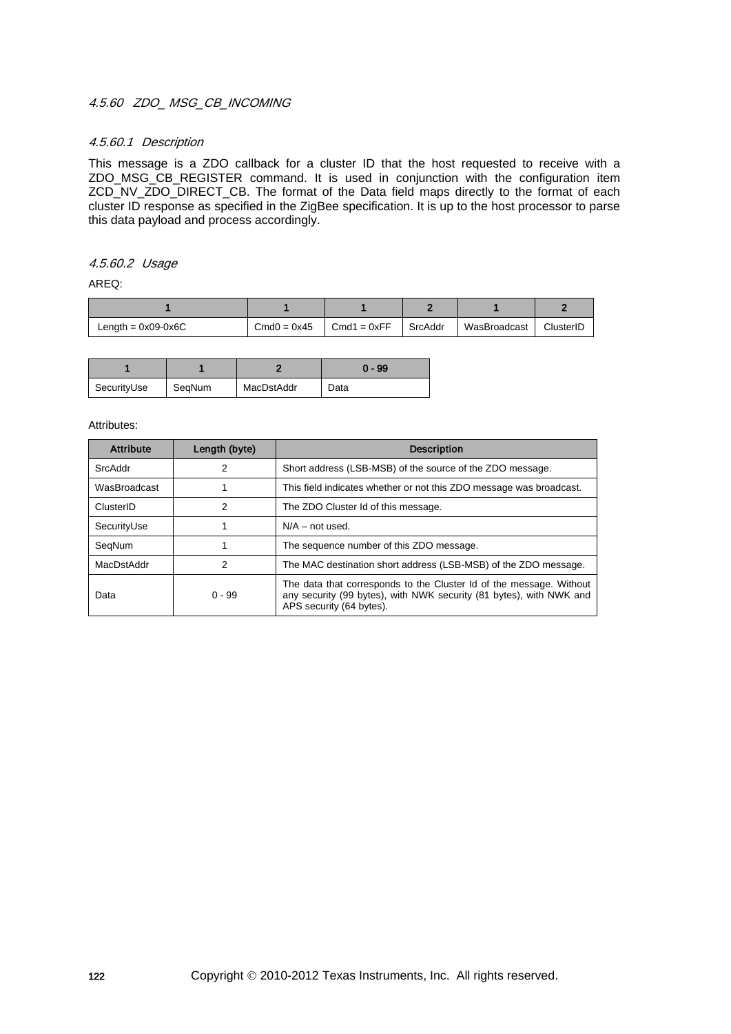### 4.5.60 ZDO_ MSG_CB_INCOMING

#### 4.5.60.1 Description

This message is a ZDO callback for a cluster ID that the host requested to receive with a ZDO_MSG_CB_REGISTER command. It is used in conjunction with the configuration item ZCD_NV_ZDO_DIRECT_CB. The format of the Data field maps directly to the format of each cluster ID response as specified in the ZigBee specification. It is up to the host processor to parse this data payload and process accordingly.

#### 4.5.60.2 Usage

AREQ:

| 1 | 1 | 1 | 2 | 1 | 2 |
|---|---|---|---|---|---|
| Length = 0x09-0x6C | Cmd0 = 0x45 | Cmd1 = 0xFF | SrcAddr | WasBroadcast | ClusterID |

| 1 | 1 | 2 | 0 - 99 |
|---|---|---|---|
| SecurityUse | SeqNum | MacDstAddr | Data |

Attributes:

| Attribute | Length (byte) | Description |
|---|---|---|
| SrcAddr | 2 | Short address (LSB-MSB) of the source of the ZDO message. |
| WasBroadcast | 1 | This field indicates whether or not this ZDO message was broadcast. |
| ClusterID | 2 | The ZDO Cluster Id of this message. |
| SecurityUse | 1 | N/A – not used. |
| SeqNum | 1 | The sequence number of this ZDO message. |
| MacDstAddr | 2 | The MAC destination short address (LSB-MSB) of the ZDO message. |
| Data | 0 - 99 | The data that corresponds to the Cluster Id of the message. Without any security (99 bytes), with NWK security (81 bytes), with NWK and APS security (64 bytes). |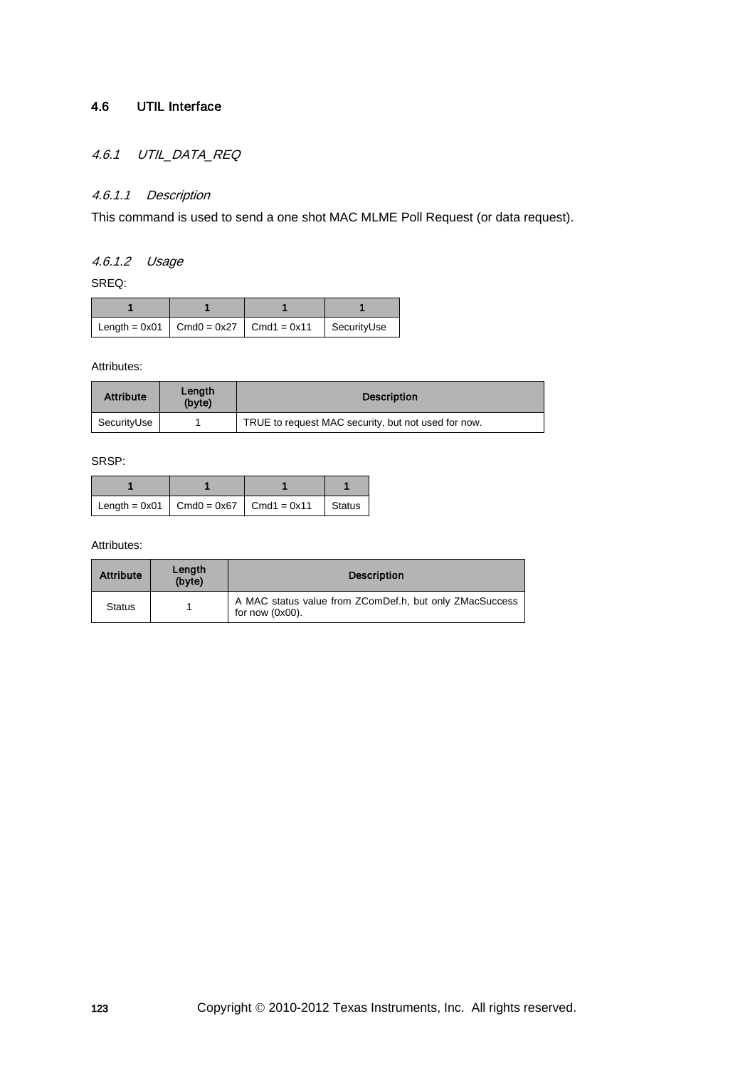## 4.6 UTIL Interface

### *4.6.1 UTIL_DATA_REQ*

#### *4.6.1.1 Description*

This command is used to send a one shot MAC MLME Poll Request (or data request).

#### *4.6.1.2 Usage*

SREQ:

| 1 | 1 | 1 | 1 |
|---|---|---|---|
| Length = 0x01 | Cmd0 = 0x27 | Cmd1 = 0x11 | SecurityUse |

Attributes:

| Attribute | Length (byte) | Description |
|---|---|---|
| SecurityUse | 1 | TRUE to request MAC security, but not used for now. |

SRSP:

| 1 | 1 | 1 | 1 |
|---|---|---|---|
| Length = 0x01 | Cmd0 = 0x67 | Cmd1 = 0x11 | Status |

Attributes:

| Attribute | Length (byte) | Description |
|---|---|---|
| Status | 1 | A MAC status value from ZComDef.h, but only ZMacSuccess for now (0x00). |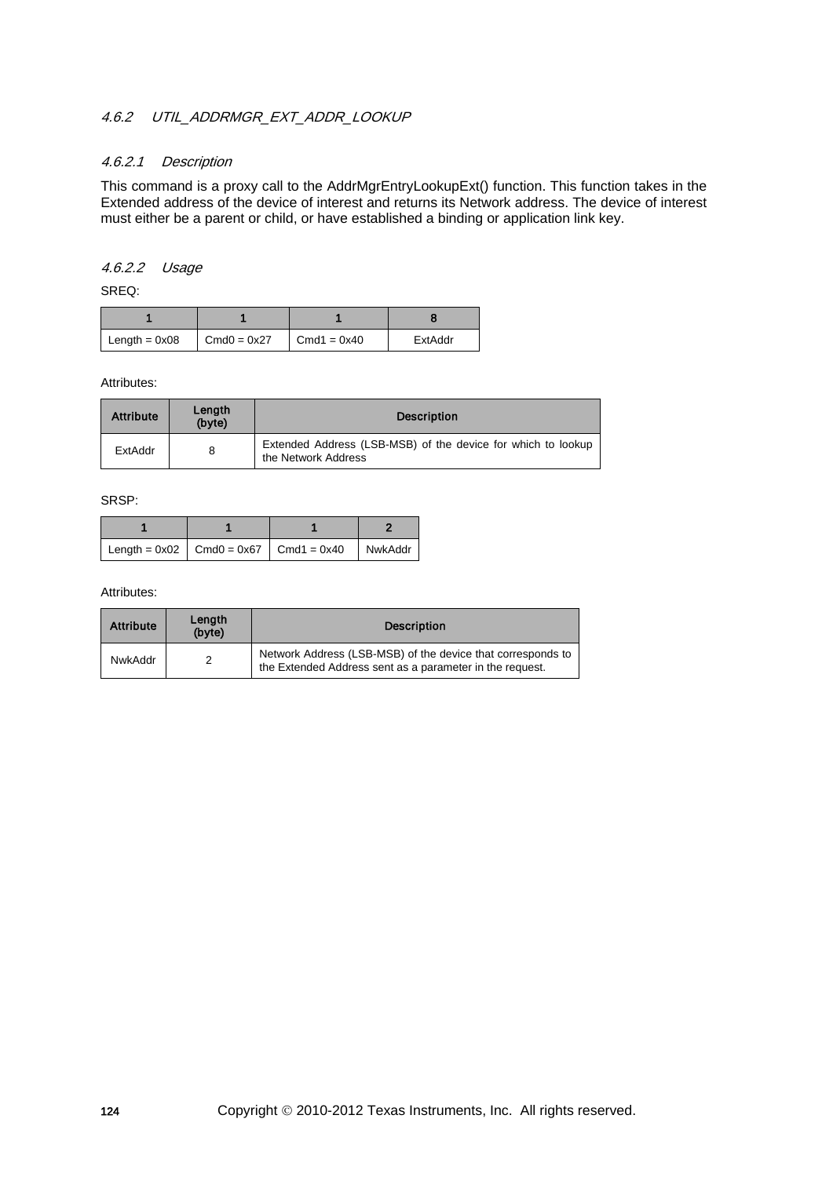#### *4.6.2 UTIL_ADDRMGR_EXT_ADDR_LOOKUP*

##### *4.6.2.1 Description*

This command is a proxy call to the AddrMgrEntryLookupExt() function. This function takes in the Extended address of the device of interest and returns its Network address. The device of interest must either be a parent or child, or have established a binding or application link key.

##### *4.6.2.2 Usage*

SREQ:

| 1 | 1 | 1 | 8 |
|---|---|---|---|
| Length = 0x08 | Cmd0 = 0x27 | Cmd1 = 0x40 | ExtAddr |

Attributes:

| Attribute | Length (byte) | Description |
|---|---|---|
| ExtAddr | 8 | Extended Address (LSB-MSB) of the device for which to lookup the Network Address |

SRSP:

| 1 | 1 | 1 | 2 |
|---|---|---|---|
| Length = 0x02 | Cmd0 = 0x67 | Cmd1 = 0x40 | NwkAddr |

Attributes:

| Attribute | Length (byte) | Description |
|---|---|---|
| NwkAddr | 2 | Network Address (LSB-MSB) of the device that corresponds to the Extended Address sent as a parameter in the request. |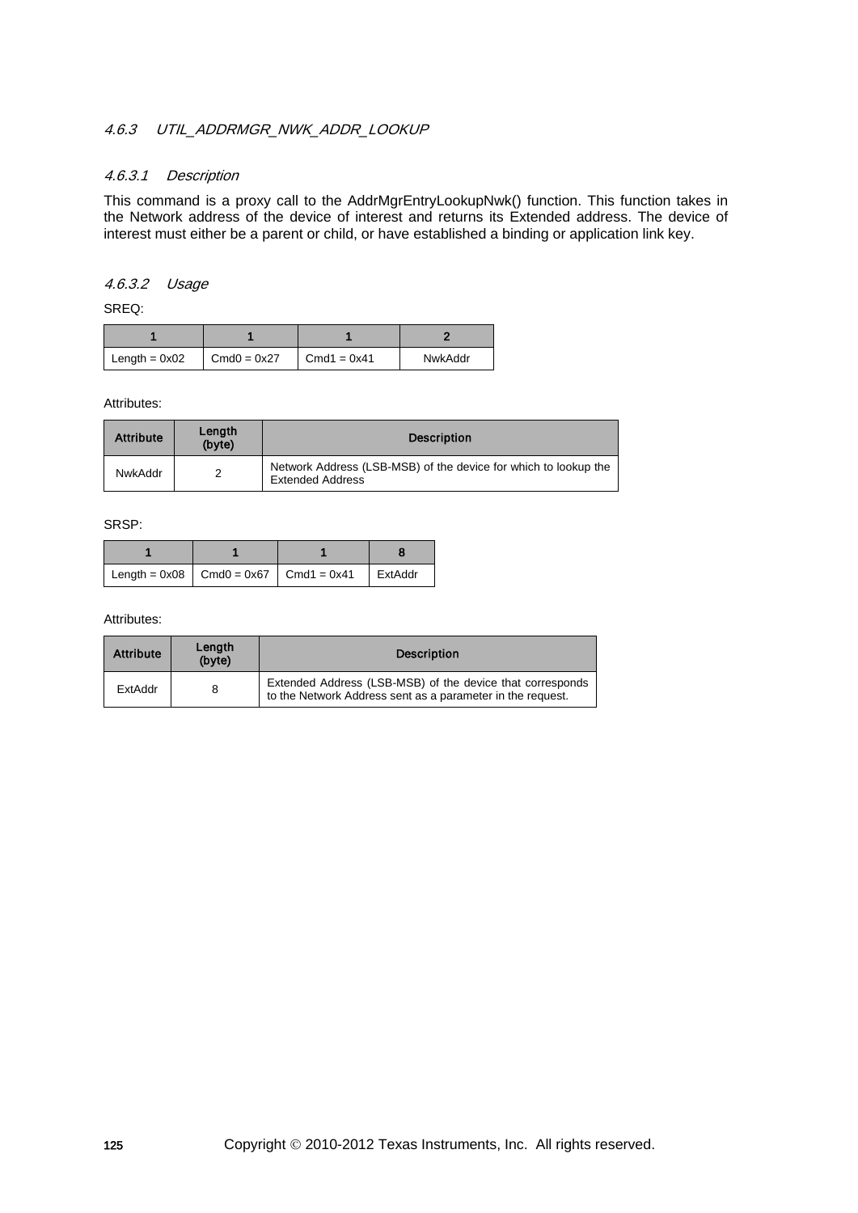### 4.6.3 UTIL_ADDRMGR_NWK_ADDR_LOOKUP

#### 4.6.3.1 Description

This command is a proxy call to the AddrMgrEntryLookupNwk() function. This function takes in the Network address of the device of interest and returns its Extended address. The device of interest must either be a parent or child, or have established a binding or application link key.

#### 4.6.3.2 Usage

SREQ:

| 1 | 1 | 1 | 2 |
|---|---|---|---|
| Length = 0x02 | Cmd0 = 0x27 | Cmd1 = 0x41 | NwkAddr |

Attributes:

| Attribute | Length (byte) | Description |
|---|---|---|
| NwkAddr | 2 | Network Address (LSB-MSB) of the device for which to lookup the Extended Address |

SRSP:

| 1 | 1 | 1 | 8 |
|---|---|---|---|
| Length = 0x08 | Cmd0 = 0x67 | Cmd1 = 0x41 | ExtAddr |

Attributes:

| Attribute | Length (byte) | Description |
|---|---|---|
| ExtAddr | 8 | Extended Address (LSB-MSB) of the device that corresponds to the Network Address sent as a parameter in the request. |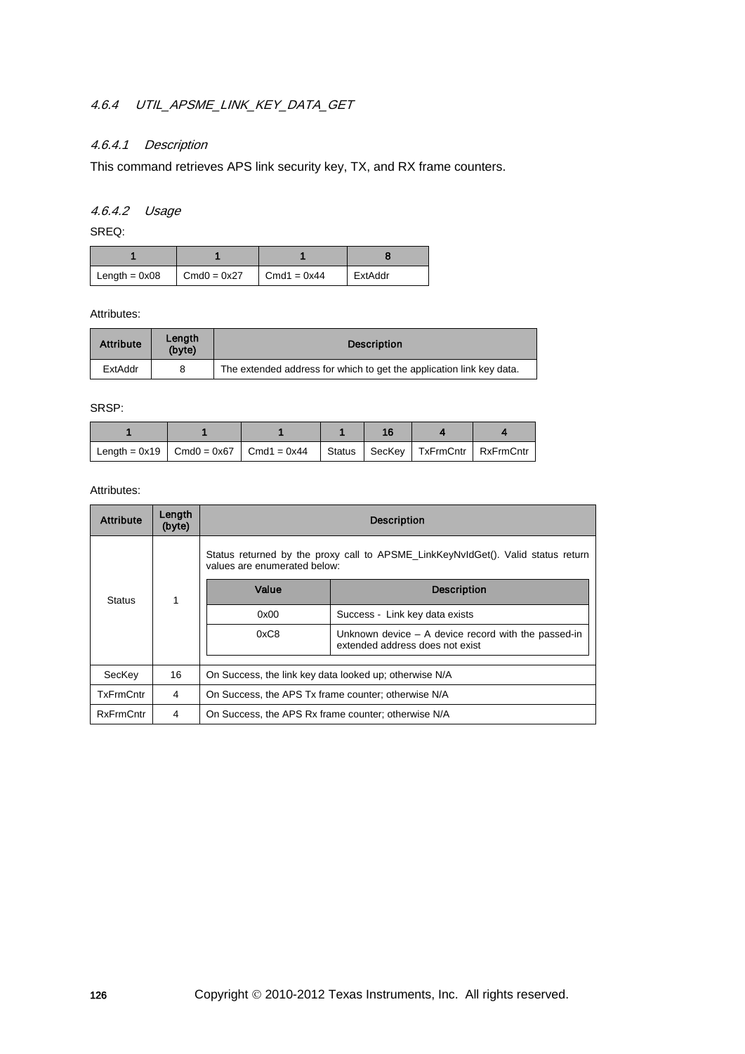### 4.6.4 UTIL_APSME_LINK_KEY_DATA_GET

#### 4.6.4.1 Description

This command retrieves APS link security key, TX, and RX frame counters.

#### 4.6.4.2 Usage

SREQ:

| 1 | 1 | 1 | 8 |
|---|---|---|---|
| Length = 0x08 | Cmd0 = 0x27 | Cmd1 = 0x44 | ExtAddr |

Attributes:

| Attribute | Length (byte) | Description |
|---|---|---|
| ExtAddr | 8 | The extended address for which to get the application link key data. |

SRSP:

| 1 | 1 | 1 | 1 | 16 | 4 | 4 |
|---|---|---|---|---|---|---|
| Length = 0x19 | Cmd0 = 0x67 | Cmd1 = 0x44 | Status | SecKey | TxFrmCntr | RxFrmCntr |

Attributes:

| Attribute | Length (byte) | Description | |
|---|---|---|---|
| Status | 1 | Status returned by the proxy call to APSME_LinkKeyNvIdGet(). Valid status return values are enumerated below: | |
| | | **Value** | **Description** |
| | | 0x00 | Success - Link key data exists |
| | | 0xC8 | Unknown device – A device record with the passed-in extended address does not exist |
| SecKey | 16 | On Success, the link key data looked up; otherwise N/A | |
| TxFrmCntr | 4 | On Success, the APS Tx frame counter; otherwise N/A | |
| RxFrmCntr | 4 | On Success, the APS Rx frame counter; otherwise N/A | |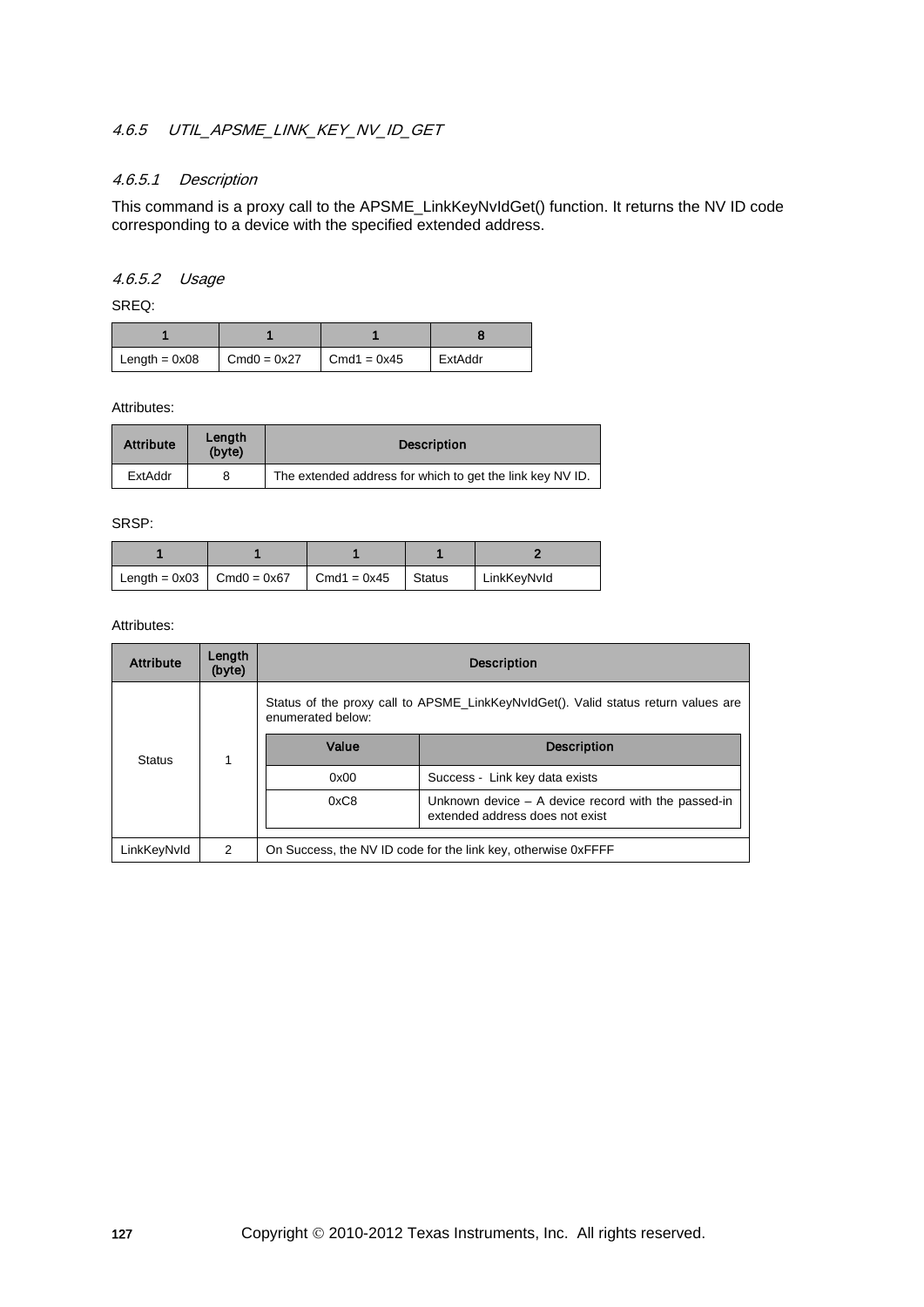### *4.6.5 UTIL_APSME_LINK_KEY_NV_ID_GET*

#### *4.6.5.1 Description*

This command is a proxy call to the APSME_LinkKeyNvIdGet() function. It returns the NV ID code corresponding to a device with the specified extended address.

#### *4.6.5.2 Usage*

SREQ:

| 1 | 1 | 1 | 8 |
|---|---|---|---|
| Length = 0x08 | Cmd0 = 0x27 | Cmd1 = 0x45 | ExtAddr |

Attributes:

| Attribute | Length (byte) | Description |
|---|---|---|
| ExtAddr | 8 | The extended address for which to get the link key NV ID. |

SRSP:

| 1 | 1 | 1 | 1 | 2 |
|---|---|---|---|---|
| Length = 0x03 | Cmd0 = 0x67 | Cmd1 = 0x45 | Status | LinkKeyNvId |

Attributes:

| Attribute | Length (byte) | Description |
|---|---|---|
| Status | 1 | Status of the proxy call to APSME_LinkKeyNvIdGet(). Valid status return values are enumerated below:<br><br>**Value** – **Description**<br>0x00 – Success - Link key data exists<br>0xC8 – Unknown device – A device record with the passed-in extended address does not exist |
| LinkKeyNvId | 2 | On Success, the NV ID code for the link key, otherwise 0xFFFF |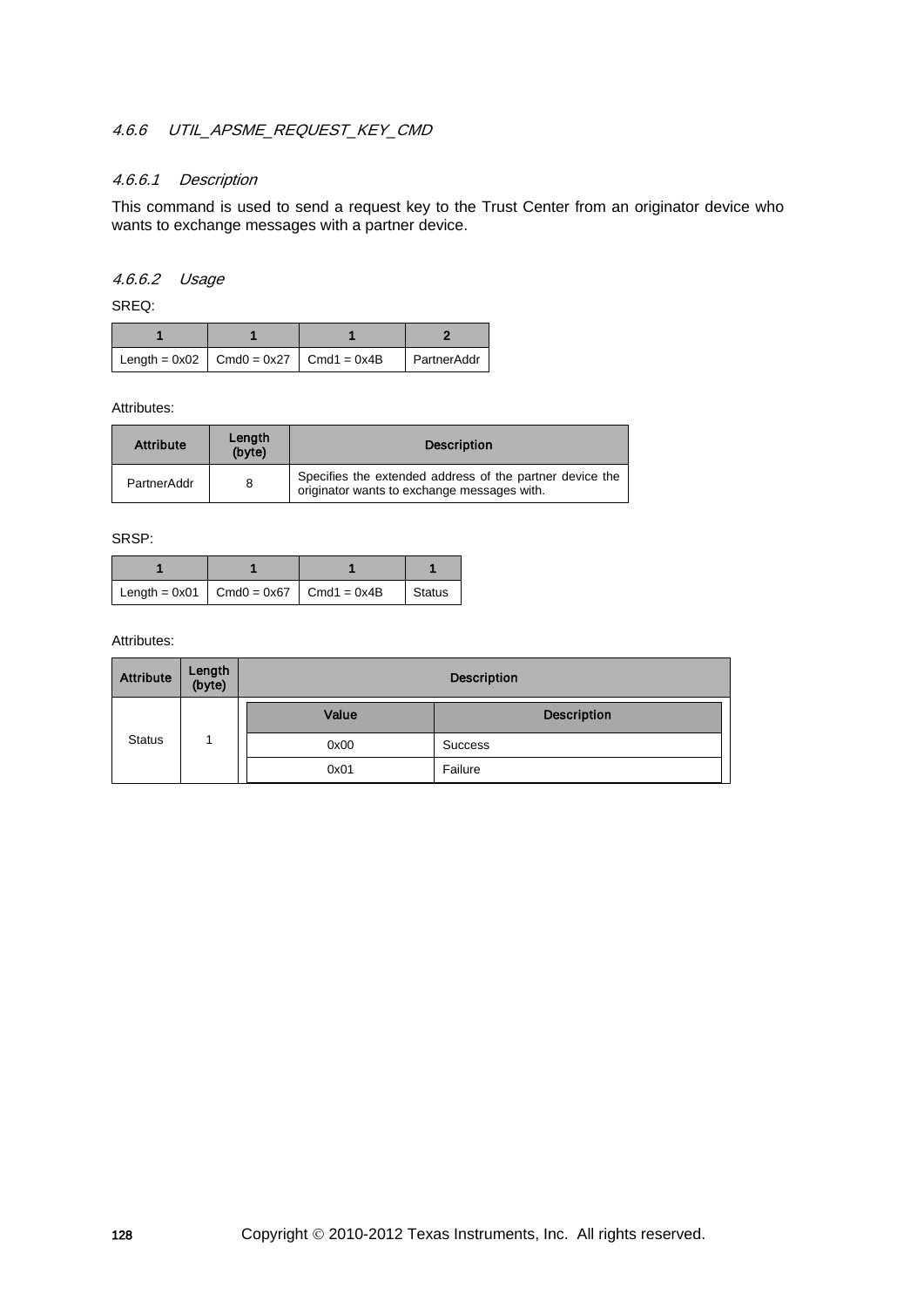#### 4.6.6 UTIL_APSME_REQUEST_KEY_CMD

##### 4.6.6.1 Description

This command is used to send a request key to the Trust Center from an originator device who wants to exchange messages with a partner device.

##### 4.6.6.2 Usage

SREQ:

| 1 | 1 | 1 | 2 |
|---|---|---|---|
| Length = 0x02 | Cmd0 = 0x27 | Cmd1 = 0x4B | PartnerAddr |

Attributes:

| Attribute | Length (byte) | Description |
|---|---|---|
| PartnerAddr | 8 | Specifies the extended address of the partner device the originator wants to exchange messages with. |

SRSP:

| 1 | 1 | 1 | 1 |
|---|---|---|---|
| Length = 0x01 | Cmd0 = 0x67 | Cmd1 = 0x4B | Status |

Attributes:

| Attribute | Length (byte) | Description | |
|---|---|---|---|
| | | **Value** | **Description** |
| Status | 1 | 0x00 | Success |
| | | 0x01 | Failure |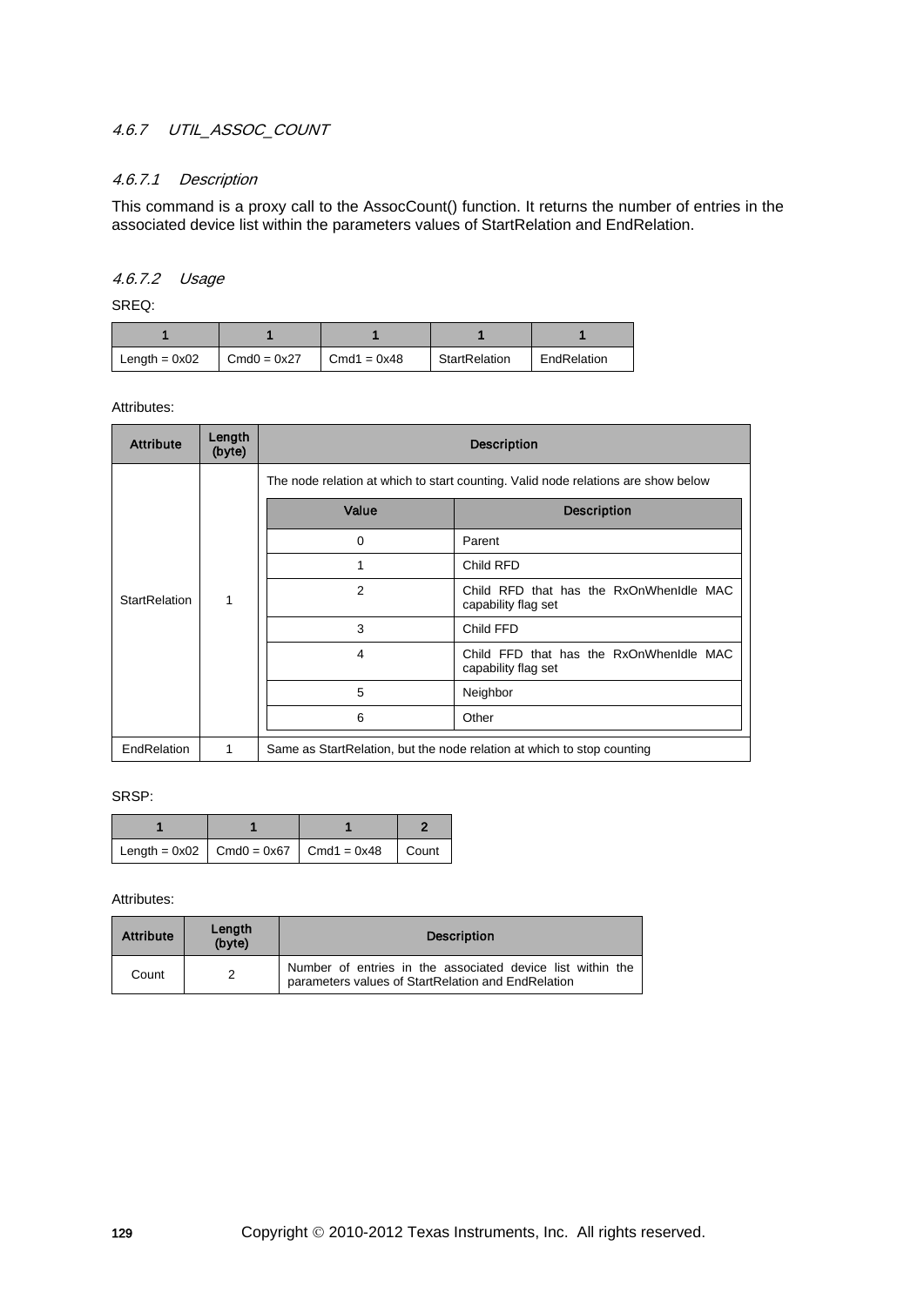#### *4.6.7 UTIL_ASSOC_COUNT*

##### *4.6.7.1 Description*

This command is a proxy call to the AssocCount() function. It returns the number of entries in the associated device list within the parameters values of StartRelation and EndRelation.

##### *4.6.7.2 Usage*

SREQ:

| 1 | 1 | 1 | 1 | 1 |
|---|---|---|---|---|
| Length = 0x02 | Cmd0 = 0x27 | Cmd1 = 0x48 | StartRelation | EndRelation |

Attributes:

| Attribute | Length (byte) | Description |
|---|---|---|
| StartRelation | 1 | The node relation at which to start counting. Valid node relations are show below<br><br>**Value** – **Description**<br>0 – Parent<br>1 – Child RFD<br>2 – Child RFD that has the RxOnWhenIdle MAC capability flag set<br>3 – Child FFD<br>4 – Child FFD that has the RxOnWhenIdle MAC capability flag set<br>5 – Neighbor<br>6 – Other |
| EndRelation | 1 | Same as StartRelation, but the node relation at which to stop counting |

SRSP:

| 1 | 1 | 1 | 2 |
|---|---|---|---|
| Length = 0x02 | Cmd0 = 0x67 | Cmd1 = 0x48 | Count |

Attributes:

| Attribute | Length (byte) | Description |
|---|---|---|
| Count | 2 | Number of entries in the associated device list within the parameters values of StartRelation and EndRelation |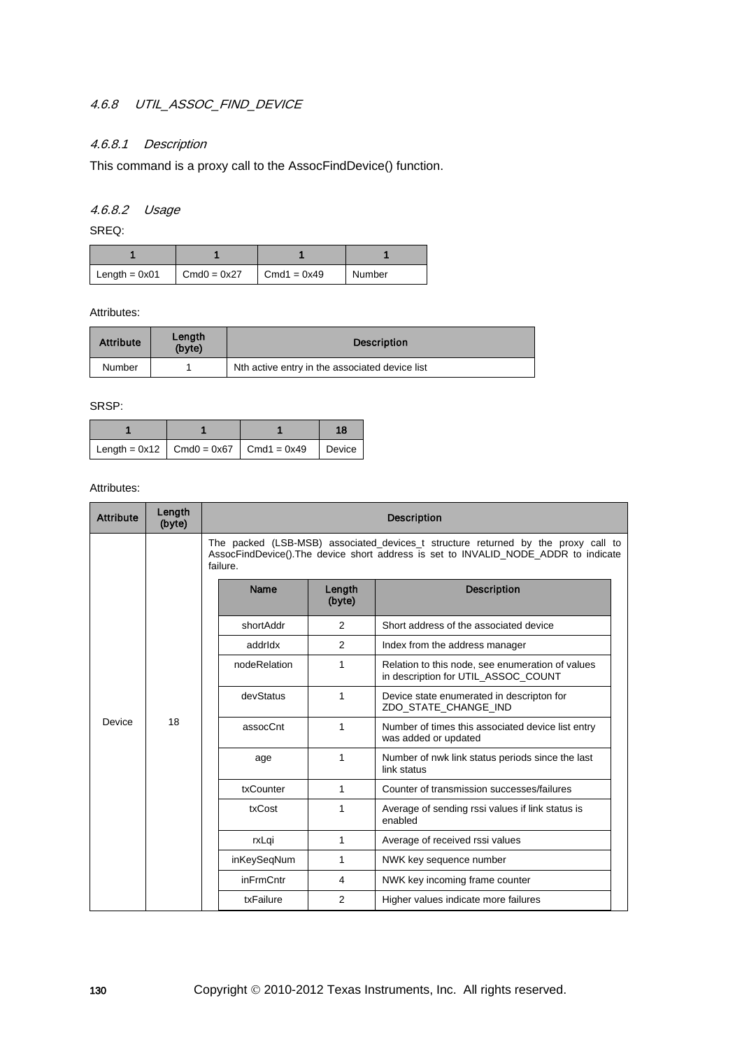#### 4.6.8 UTIL_ASSOC_FIND_DEVICE

##### 4.6.8.1 Description

This command is a proxy call to the AssocFindDevice() function.

##### 4.6.8.2 Usage

SREQ:

| 1 | 1 | 1 | 1 |
|---|---|---|---|
| Length = 0x01 | Cmd0 = 0x27 | Cmd1 = 0x49 | Number |

Attributes:

| Attribute | Length (byte) | Description |
|---|---|---|
| Number | 1 | Nth active entry in the associated device list |

SRSP:

| 1 | 1 | 1 | 18 |
|---|---|---|---|
| Length = 0x12 | Cmd0 = 0x67 | Cmd1 = 0x49 | Device |

Attributes:

| Attribute | Length (byte) | Description |
|---|---|---|
| Device | 18 | The packed (LSB-MSB) associated_devices_t structure returned by the proxy call to AssocFindDevice().The device short address is set to INVALID_NODE_ADDR to indicate failure. |

| Name | Length (byte) | Description |
|---|---|---|
| shortAddr | 2 | Short address of the associated device |
| addrIdx | 2 | Index from the address manager |
| nodeRelation | 1 | Relation to this node, see enumeration of values in description for UTIL_ASSOC_COUNT |
| devStatus | 1 | Device state enumerated in descripton for ZDO_STATE_CHANGE_IND |
| assocCnt | 1 | Number of times this associated device list entry was added or updated |
| age | 1 | Number of nwk link status periods since the last link status |
| txCounter | 1 | Counter of transmission successes/failures |
| txCost | 1 | Average of sending rssi values if link status is enabled |
| rxLqi | 1 | Average of received rssi values |
| inKeySeqNum | 1 | NWK key sequence number |
| inFrmCntr | 4 | NWK key incoming frame counter |
| txFailure | 2 | Higher values indicate more failures |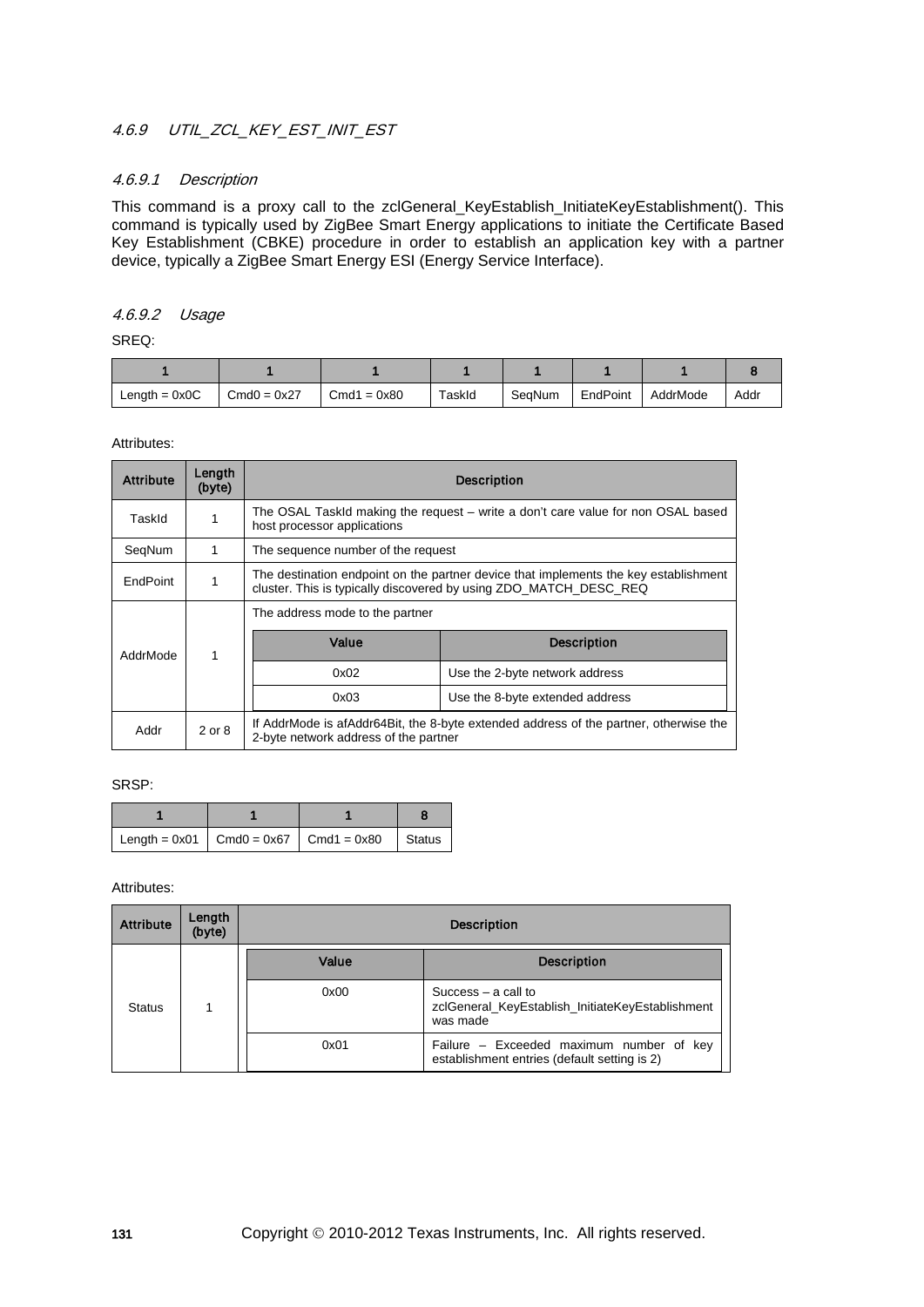### 4.6.9 UTIL_ZCL_KEY_EST_INIT_EST

#### 4.6.9.1 Description

This command is a proxy call to the zclGeneral_KeyEstablish_InitiateKeyEstablishment(). This command is typically used by ZigBee Smart Energy applications to initiate the Certificate Based Key Establishment (CBKE) procedure in order to establish an application key with a partner device, typically a ZigBee Smart Energy ESI (Energy Service Interface).

#### 4.6.9.2 Usage

SREQ:

| 1 | 1 | 1 | 1 | 1 | 1 | 1 | 8 |
|---|---|---|---|---|---|---|---|
| Length = 0x0C | Cmd0 = 0x27 | Cmd1 = 0x80 | TaskId | SeqNum | EndPoint | AddrMode | Addr |

Attributes:

| Attribute | Length (byte) | Description | |
|---|---|---|---|
| TaskId | 1 | The OSAL TaskId making the request – write a don't care value for non OSAL based host processor applications | |
| SeqNum | 1 | The sequence number of the request | |
| EndPoint | 1 | The destination endpoint on the partner device that implements the key establishment cluster. This is typically discovered by using ZDO_MATCH_DESC_REQ | |
| AddrMode | 1 | The address mode to the partner | |
| | | **Value** | **Description** |
| | | 0x02 | Use the 2-byte network address |
| | | 0x03 | Use the 8-byte extended address |
| Addr | 2 or 8 | If AddrMode is afAddr64Bit, the 8-byte extended address of the partner, otherwise the 2-byte network address of the partner | |

SRSP:

| 1 | 1 | 1 | 8 |
|---|---|---|---|
| Length = 0x01 | Cmd0 = 0x67 | Cmd1 = 0x80 | Status |

Attributes:

| Attribute | Length (byte) | Description | |
|---|---|---|---|
| | | **Value** | **Description** |
| Status | 1 | 0x00 | Success – a call to zclGeneral_KeyEstablish_InitiateKeyEstablishment was made |
| | | 0x01 | Failure – Exceeded maximum number of key establishment entries (default setting is 2) |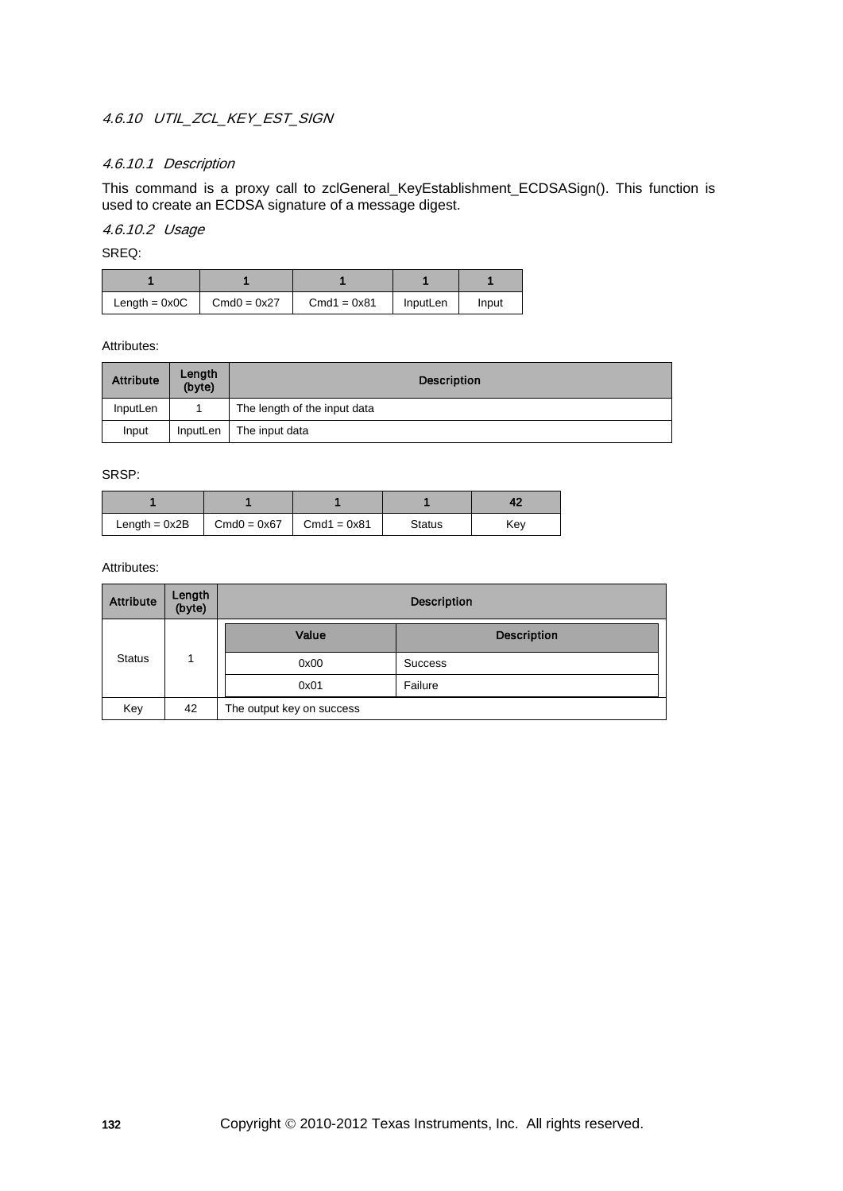### 4.6.10 UTIL_ZCL_KEY_EST_SIGN

#### 4.6.10.1 Description

This command is a proxy call to zclGeneral_KeyEstablishment_ECDSASign(). This function is used to create an ECDSA signature of a message digest.

#### 4.6.10.2 Usage

SREQ:

| 1 | 1 | 1 | 1 | 1 |
|---|---|---|---|---|
| Length = 0x0C | Cmd0 = 0x27 | Cmd1 = 0x81 | InputLen | Input |

Attributes:

| Attribute | Length (byte) | Description |
|---|---|---|
| InputLen | 1 | The length of the input data |
| Input | InputLen | The input data |

SRSP:

| 1 | 1 | 1 | 1 | 42 |
|---|---|---|---|---|
| Length = 0x2B | Cmd0 = 0x67 | Cmd1 = 0x81 | Status | Key |

Attributes:

| Attribute | Length (byte) | Description | |
|---|---|---|---|
| Status | 1 | **Value** | **Description** |
| | | 0x00 | Success |
| | | 0x01 | Failure |
| Key | 42 | The output key on success | |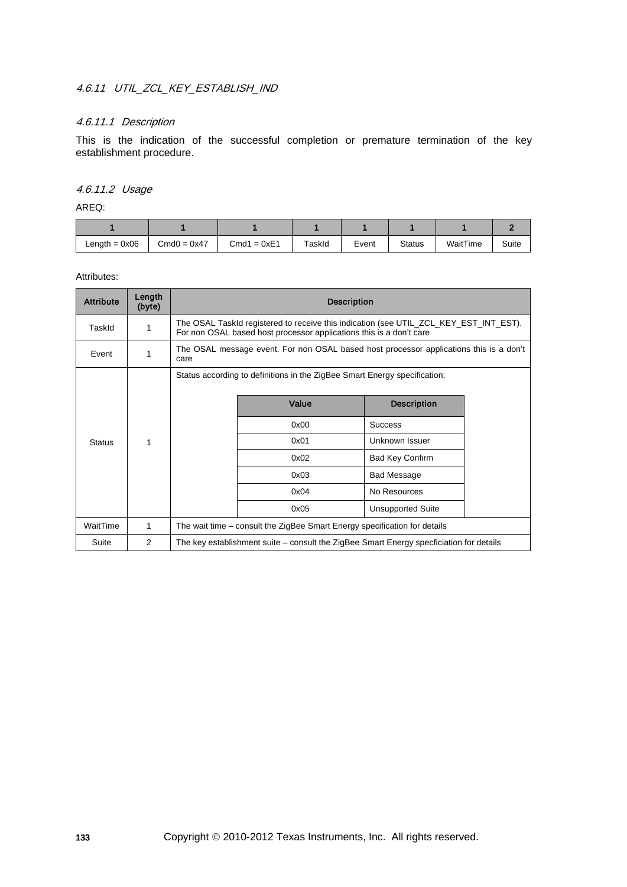#### *4.6.11 UTIL_ZCL_KEY_ESTABLISH_IND*

##### *4.6.11.1 Description*

This is the indication of the successful completion or premature termination of the key establishment procedure.

##### *4.6.11.2 Usage*

AREQ:

| 1 | 1 | 1 | 1 | 1 | 1 | 1 | 2 |
|---|---|---|---|---|---|---|---|
| Length = 0x06 | Cmd0 = 0x47 | Cmd1 = 0xE1 | TaskId | Event | Status | WaitTime | Suite |

Attributes:

| Attribute | Length (byte) | Description |
|---|---|---|
| TaskId | 1 | The OSAL TaskId registered to receive this indication (see UTIL_ZCL_KEY_EST_INT_EST). For non OSAL based host processor applications this is a don't care |
| Event | 1 | The OSAL message event. For non OSAL based host processor applications this is a don't care |
| Status | 1 | Status according to definitions in the ZigBee Smart Energy specification:<br><br>**Value** – **Description**<br>0x00 – Success<br>0x01 – Unknown Issuer<br>0x02 – Bad Key Confirm<br>0x03 – Bad Message<br>0x04 – No Resources<br>0x05 – Unsupported Suite |
| WaitTime | 1 | The wait time – consult the ZigBee Smart Energy specification for details |
| Suite | 2 | The key establishment suite – consult the ZigBee Smart Energy specficiation for details |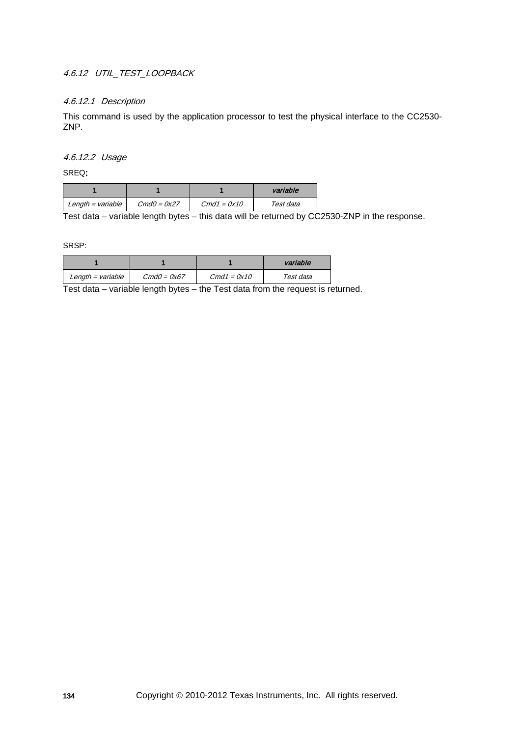### *4.6.12 UTIL_TEST_LOOPBACK*

#### *4.6.12.1 Description*

This command is used by the application processor to test the physical interface to the CC2530-ZNP.

#### *4.6.12.2 Usage*

SREQ**:**

| 1 | 1 | 1 | *variable* |
|---|---|---|---|
| *Length = variable* | *Cmd0 = 0x27* | *Cmd1 = 0x10* | *Test data* |

Test data – variable length bytes – this data will be returned by CC2530-ZNP in the response.

SRSP:

| 1 | 1 | 1 | *variable* |
|---|---|---|---|
| *Length = variable* | *Cmd0 = 0x67* | *Cmd1 = 0x10* | *Test data* |

Test data – variable length bytes – the Test data from the request is returned.

Copyright © 2010-2012 Texas Instruments, Inc. All rights reserved.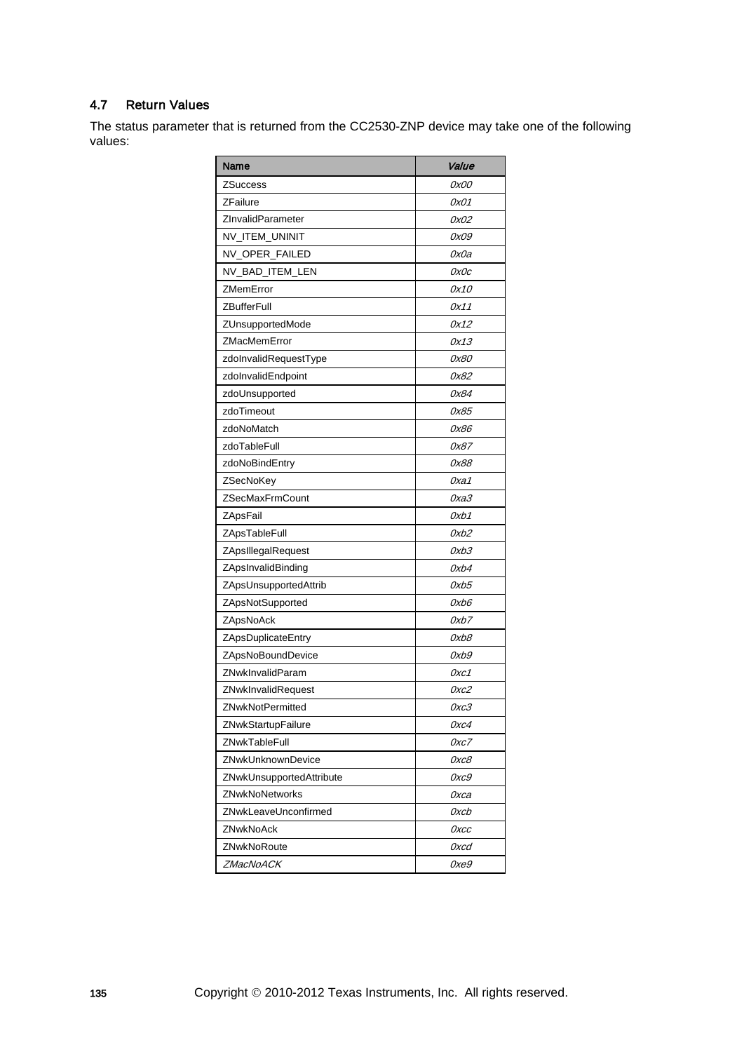### 4.7 Return Values

The status parameter that is returned from the CC2530-ZNP device may take one of the following values:

| Name | *Value* |
|---|---|
| ZSuccess | *0x00* |
| ZFailure | *0x01* |
| ZInvalidParameter | *0x02* |
| NV_ITEM_UNINIT | *0x09* |
| NV_OPER_FAILED | *0x0a* |
| NV_BAD_ITEM_LEN | *0x0c* |
| ZMemError | *0x10* |
| ZBufferFull | *0x11* |
| ZUnsupportedMode | *0x12* |
| ZMacMemError | *0x13* |
| zdoInvalidRequestType | *0x80* |
| zdoInvalidEndpoint | *0x82* |
| zdoUnsupported | *0x84* |
| zdoTimeout | *0x85* |
| zdoNoMatch | *0x86* |
| zdoTableFull | *0x87* |
| zdoNoBindEntry | *0x88* |
| ZSecNoKey | *0xa1* |
| ZSecMaxFrmCount | *0xa3* |
| ZApsFail | *0xb1* |
| ZApsTableFull | *0xb2* |
| ZApsIllegalRequest | *0xb3* |
| ZApsInvalidBinding | *0xb4* |
| ZApsUnsupportedAttrib | *0xb5* |
| ZApsNotSupported | *0xb6* |
| ZApsNoAck | *0xb7* |
| ZApsDuplicateEntry | *0xb8* |
| ZApsNoBoundDevice | *0xb9* |
| ZNwkInvalidParam | *0xc1* |
| ZNwkInvalidRequest | *0xc2* |
| ZNwkNotPermitted | *0xc3* |
| ZNwkStartupFailure | *0xc4* |
| ZNwkTableFull | *0xc7* |
| ZNwkUnknownDevice | *0xc8* |
| ZNwkUnsupportedAttribute | *0xc9* |
| ZNwkNoNetworks | *0xca* |
| ZNwkLeaveUnconfirmed | *0xcb* |
| ZNwkNoAck | *0xcc* |
| ZNwkNoRoute | *0xcd* |
| *ZMacNoACK* | *0xe9* |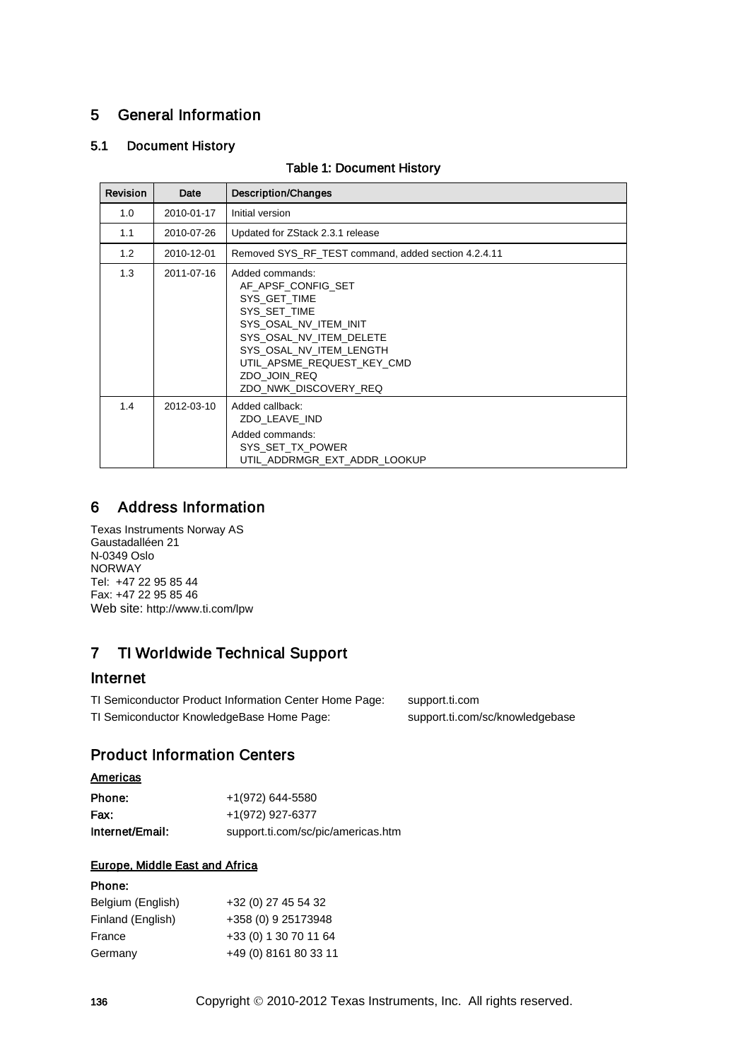# 5 General Information

## 5.1 Document History

Table 1: Document History

| Revision | Date | Description/Changes |
|---|---|---|
| 1.0 | 2010-01-17 | Initial version |
| 1.1 | 2010-07-26 | Updated for ZStack 2.3.1 release |
| 1.2 | 2010-12-01 | Removed SYS_RF_TEST command, added section 4.2.4.11 |
| 1.3 | 2011-07-16 | Added commands:<br>AF_APSF_CONFIG_SET<br>SYS_GET_TIME<br>SYS_SET_TIME<br>SYS_OSAL_NV_ITEM_INIT<br>SYS_OSAL_NV_ITEM_DELETE<br>SYS_OSAL_NV_ITEM_LENGTH<br>UTIL_APSME_REQUEST_KEY_CMD<br>ZDO_JOIN_REQ<br>ZDO_NWK_DISCOVERY_REQ |
| 1.4 | 2012-03-10 | Added callback:<br>ZDO_LEAVE_IND<br>Added commands:<br>SYS_SET_TX_POWER<br>UTIL_ADDRMGR_EXT_ADDR_LOOKUP |

# 6 Address Information

Texas Instruments Norway AS
Gaustadalléen 21
N-0349 Oslo
NORWAY
Tel: +47 22 95 85 44
Fax: +47 22 95 85 46
Web site: http://www.ti.com/lpw

# 7 TI Worldwide Technical Support

## Internet

| | |
|---|---|
| TI Semiconductor Product Information Center Home Page: | support.ti.com |
| TI Semiconductor KnowledgeBase Home Page: | support.ti.com/sc/knowledgebase |

## Product Information Centers

### Americas

| | |
|---|---|
| **Phone:** | +1(972) 644-5580 |
| **Fax:** | +1(972) 927-6377 |
| **Internet/Email:** | support.ti.com/sc/pic/americas.htm |

### Europe, Middle East and Africa

**Phone:**

| | |
|---|---|
| Belgium (English) | +32 (0) 27 45 54 32 |
| Finland (English) | +358 (0) 9 25173948 |
| France | +33 (0) 1 30 70 11 64 |
| Germany | +49 (0) 8161 80 33 11 |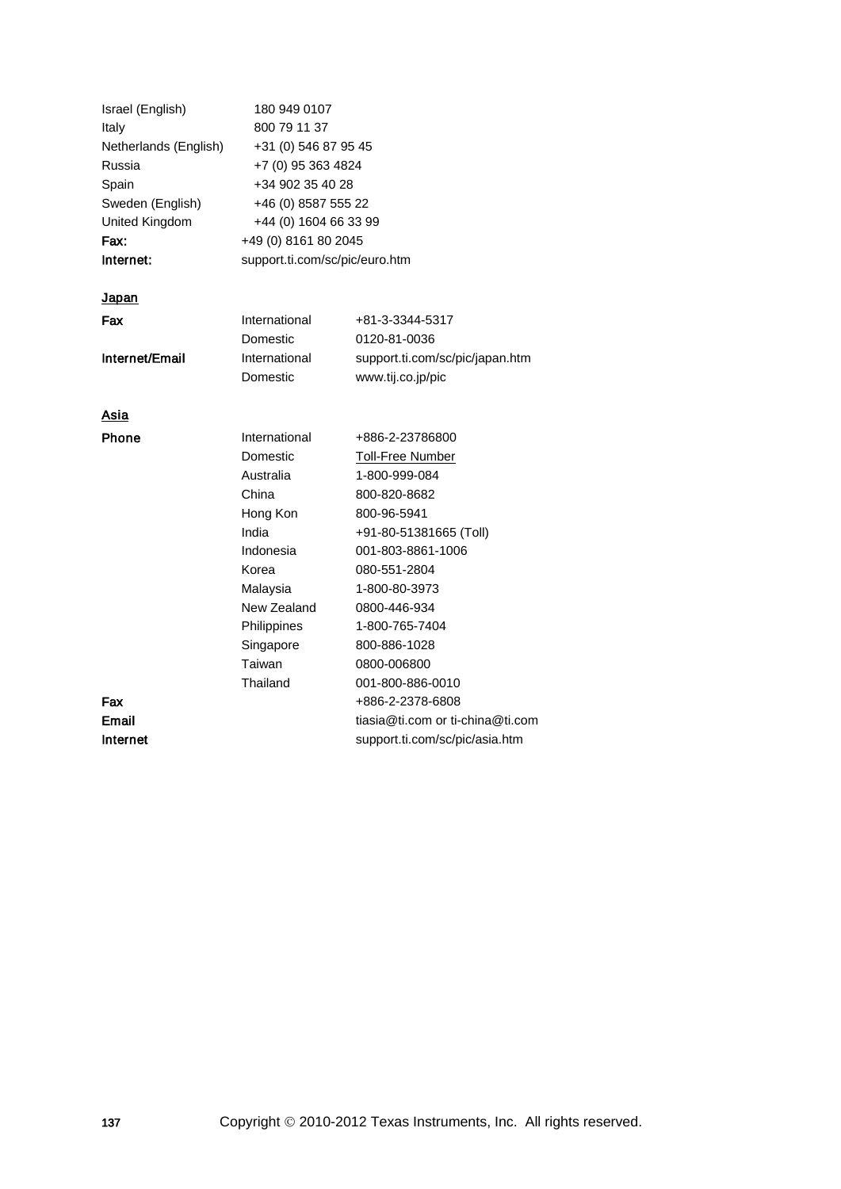| | |
|---|---|
| Israel (English) | 180 949 0107 |
| Italy | 800 79 11 37 |
| Netherlands (English) | +31 (0) 546 87 95 45 |
| Russia | +7 (0) 95 363 4824 |
| Spain | +34 902 35 40 28 |
| Sweden (English) | +46 (0) 8587 555 22 |
| United Kingdom | +44 (0) 1604 66 33 99 |
| **Fax:** | +49 (0) 8161 80 2045 |
| **Internet:** | support.ti.com/sc/pic/euro.htm |

**Japan**

| | | |
|---|---|---|
| **Fax** | International | +81-3-3344-5317 |
| | Domestic | 0120-81-0036 |
| **Internet/Email** | International | support.ti.com/sc/pic/japan.htm |
| | Domestic | www.tij.co.jp/pic |

**Asia**

| | | |
|---|---|---|
| **Phone** | International | +886-2-23786800 |
| | Domestic | Toll-Free Number |
| | Australia | 1-800-999-084 |
| | China | 800-820-8682 |
| | Hong Kon | 800-96-5941 |
| | India | +91-80-51381665 (Toll) |
| | Indonesia | 001-803-8861-1006 |
| | Korea | 080-551-2804 |
| | Malaysia | 1-800-80-3973 |
| | New Zealand | 0800-446-934 |
| | Philippines | 1-800-765-7404 |
| | Singapore | 800-886-1028 |
| | Taiwan | 0800-006800 |
| | Thailand | 001-800-886-0010 |
| **Fax** | | +886-2-2378-6808 |
| **Email** | | tiasia@ti.com or ti-china@ti.com |
| **Internet** | | support.ti.com/sc/pic/asia.htm |

Copyright © 2010-2012 Texas Instruments, Inc. All rights reserved.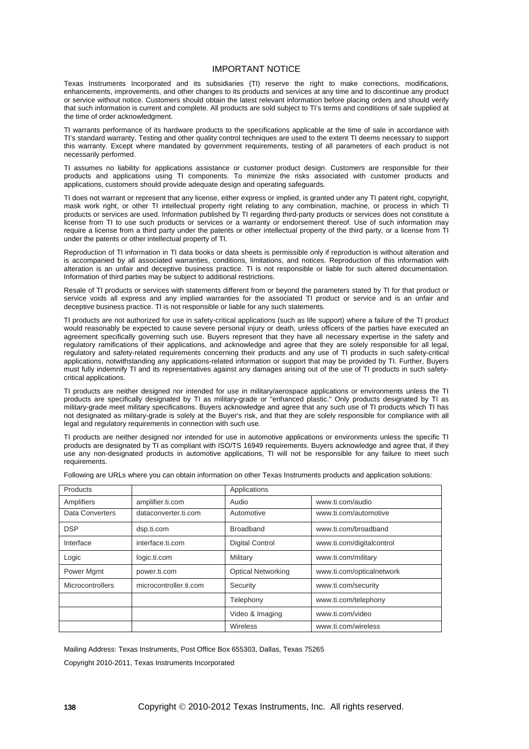# IMPORTANT NOTICE

Texas Instruments Incorporated and its subsidiaries (TI) reserve the right to make corrections, modifications, enhancements, improvements, and other changes to its products and services at any time and to discontinue any product or service without notice. Customers should obtain the latest relevant information before placing orders and should verify that such information is current and complete. All products are sold subject to TI's terms and conditions of sale supplied at the time of order acknowledgment.

TI warrants performance of its hardware products to the specifications applicable at the time of sale in accordance with TI's standard warranty. Testing and other quality control techniques are used to the extent TI deems necessary to support this warranty. Except where mandated by government requirements, testing of all parameters of each product is not necessarily performed.

TI assumes no liability for applications assistance or customer product design. Customers are responsible for their products and applications using TI components. To minimize the risks associated with customer products and applications, customers should provide adequate design and operating safeguards.

TI does not warrant or represent that any license, either express or implied, is granted under any TI patent right, copyright, mask work right, or other TI intellectual property right relating to any combination, machine, or process in which TI products or services are used. Information published by TI regarding third-party products or services does not constitute a license from TI to use such products or services or a warranty or endorsement thereof. Use of such information may require a license from a third party under the patents or other intellectual property of the third party, or a license from TI under the patents or other intellectual property of TI.

Reproduction of TI information in TI data books or data sheets is permissible only if reproduction is without alteration and is accompanied by all associated warranties, conditions, limitations, and notices. Reproduction of this information with alteration is an unfair and deceptive business practice. TI is not responsible or liable for such altered documentation. Information of third parties may be subject to additional restrictions.

Resale of TI products or services with statements different from or beyond the parameters stated by TI for that product or service voids all express and any implied warranties for the associated TI product or service and is an unfair and deceptive business practice. TI is not responsible or liable for any such statements.

TI products are not authorized for use in safety-critical applications (such as life support) where a failure of the TI product would reasonably be expected to cause severe personal injury or death, unless officers of the parties have executed an agreement specifically governing such use. Buyers represent that they have all necessary expertise in the safety and regulatory ramifications of their applications, and acknowledge and agree that they are solely responsible for all legal, regulatory and safety-related requirements concerning their products and any use of TI products in such safety-critical applications, notwithstanding any applications-related information or support that may be provided by TI. Further, Buyers must fully indemnify TI and its representatives against any damages arising out of the use of TI products in such safety-critical applications.

TI products are neither designed nor intended for use in military/aerospace applications or environments unless the TI products are specifically designated by TI as military-grade or "enhanced plastic." Only products designated by TI as military-grade meet military specifications. Buyers acknowledge and agree that any such use of TI products which TI has not designated as military-grade is solely at the Buyer's risk, and that they are solely responsible for compliance with all legal and regulatory requirements in connection with such use.

TI products are neither designed nor intended for use in automotive applications or environments unless the specific TI products are designated by TI as compliant with ISO/TS 16949 requirements. Buyers acknowledge and agree that, if they use any non-designated products in automotive applications, TI will not be responsible for any failure to meet such requirements.

Following are URLs where you can obtain information on other Texas Instruments products and application solutions:

| Products | | Applications | |
|---|---|---|---|
| Amplifiers | amplifier.ti.com | Audio | www.ti.com/audio |
| Data Converters | dataconverter.ti.com | Automotive | www.ti.com/automotive |
| DSP | dsp.ti.com | Broadband | www.ti.com/broadband |
| Interface | interface.ti.com | Digital Control | www.ti.com/digitalcontrol |
| Logic | logic.ti.com | Military | www.ti.com/military |
| Power Mgmt | power.ti.com | Optical Networking | www.ti.com/opticalnetwork |
| Microcontrollers | microcontroller.ti.com | Security | www.ti.com/security |
| | | Telephony | www.ti.com/telephony |
| | | Video & Imaging | www.ti.com/video |
| | | Wireless | www.ti.com/wireless |

Mailing Address: Texas Instruments, Post Office Box 655303, Dallas, Texas 75265

Copyright 2010-2011, Texas Instruments Incorporated